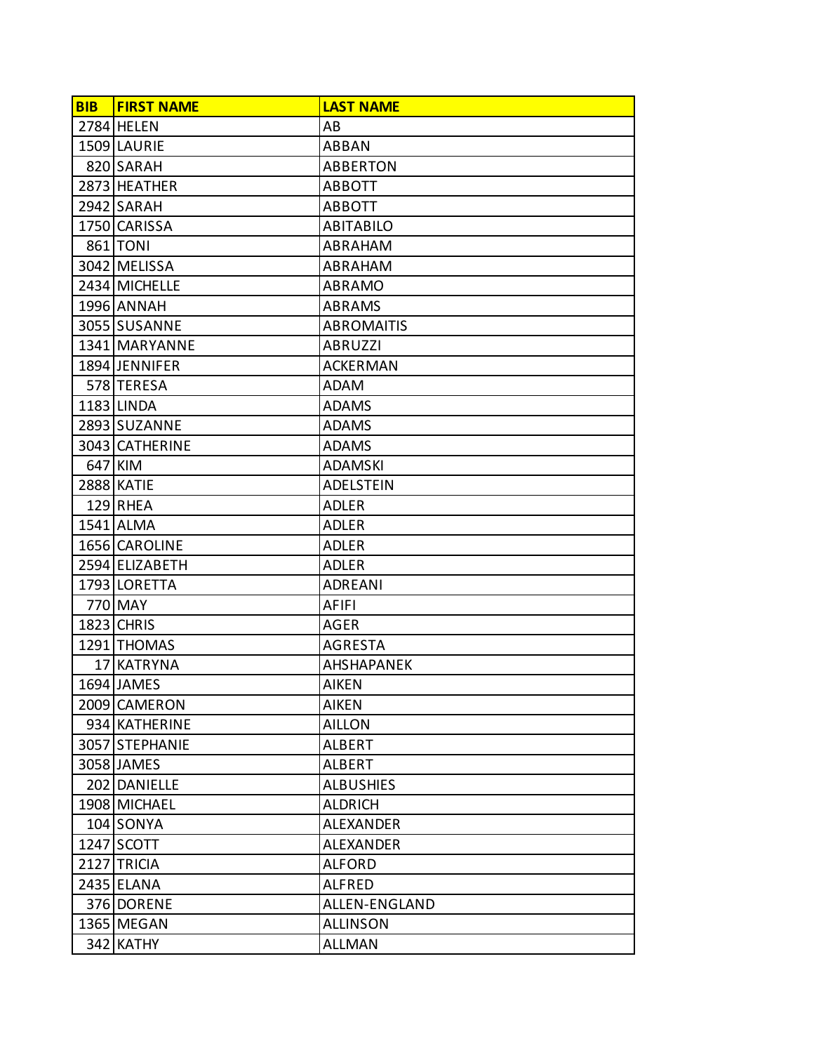| BIB | FIRST NAME | LAST NAME |
| --- | --- | --- |
| 2784 | HELEN | AB |
| 1509 | LAURIE | ABBAN |
| 820 | SARAH | ABBERTON |
| 2873 | HEATHER | ABBOTT |
| 2942 | SARAH | ABBOTT |
| 1750 | CARISSA | ABITABILO |
| 861 | TONI | ABRAHAM |
| 3042 | MELISSA | ABRAHAM |
| 2434 | MICHELLE | ABRAMO |
| 1996 | ANNAH | ABRAMS |
| 3055 | SUSANNE | ABROMAITIS |
| 1341 | MARYANNE | ABRUZZI |
| 1894 | JENNIFER | ACKERMAN |
| 578 | TERESA | ADAM |
| 1183 | LINDA | ADAMS |
| 2893 | SUZANNE | ADAMS |
| 3043 | CATHERINE | ADAMS |
| 647 | KIM | ADAMSKI |
| 2888 | KATIE | ADELSTEIN |
| 129 | RHEA | ADLER |
| 1541 | ALMA | ADLER |
| 1656 | CAROLINE | ADLER |
| 2594 | ELIZABETH | ADLER |
| 1793 | LORETTA | ADREANI |
| 770 | MAY | AFIFI |
| 1823 | CHRIS | AGER |
| 1291 | THOMAS | AGRESTA |
| 17 | KATRYNA | AHSHAPANEK |
| 1694 | JAMES | AIKEN |
| 2009 | CAMERON | AIKEN |
| 934 | KATHERINE | AILLON |
| 3057 | STEPHANIE | ALBERT |
| 3058 | JAMES | ALBERT |
| 202 | DANIELLE | ALBUSHIES |
| 1908 | MICHAEL | ALDRICH |
| 104 | SONYA | ALEXANDER |
| 1247 | SCOTT | ALEXANDER |
| 2127 | TRICIA | ALFORD |
| 2435 | ELANA | ALFRED |
| 376 | DORENE | ALLEN-ENGLAND |
| 1365 | MEGAN | ALLINSON |
| 342 | KATHY | ALLMAN |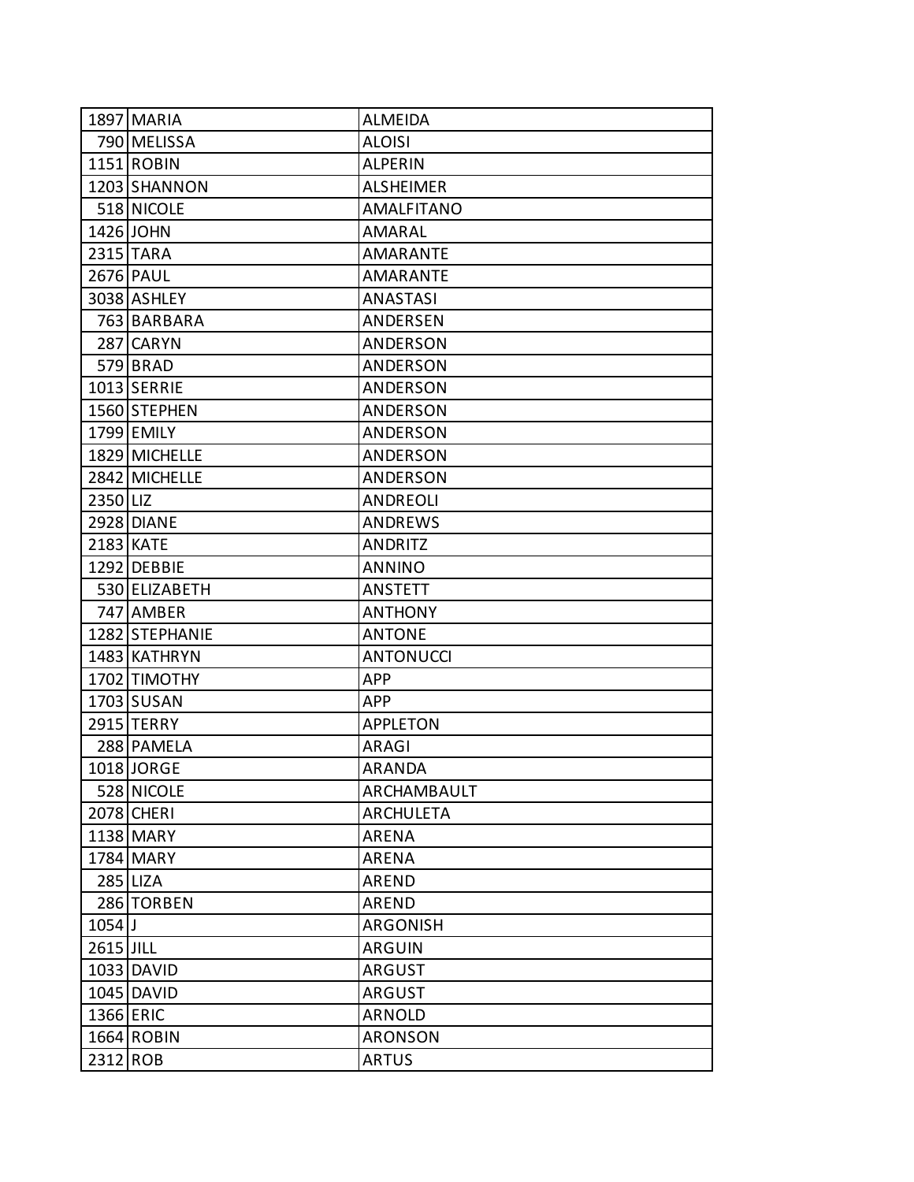| | | |
|---|---|---|
| 1897 | MARIA | ALMEIDA |
| 790 | MELISSA | ALOISI |
| 1151 | ROBIN | ALPERIN |
| 1203 | SHANNON | ALSHEIMER |
| 518 | NICOLE | AMALFITANO |
| 1426 | JOHN | AMARAL |
| 2315 | TARA | AMARANTE |
| 2676 | PAUL | AMARANTE |
| 3038 | ASHLEY | ANASTASI |
| 763 | BARBARA | ANDERSEN |
| 287 | CARYN | ANDERSON |
| 579 | BRAD | ANDERSON |
| 1013 | SERRIE | ANDERSON |
| 1560 | STEPHEN | ANDERSON |
| 1799 | EMILY | ANDERSON |
| 1829 | MICHELLE | ANDERSON |
| 2842 | MICHELLE | ANDERSON |
| 2350 | LIZ | ANDREOLI |
| 2928 | DIANE | ANDREWS |
| 2183 | KATE | ANDRITZ |
| 1292 | DEBBIE | ANNINO |
| 530 | ELIZABETH | ANSTETT |
| 747 | AMBER | ANTHONY |
| 1282 | STEPHANIE | ANTONE |
| 1483 | KATHRYN | ANTONUCCI |
| 1702 | TIMOTHY | APP |
| 1703 | SUSAN | APP |
| 2915 | TERRY | APPLETON |
| 288 | PAMELA | ARAGI |
| 1018 | JORGE | ARANDA |
| 528 | NICOLE | ARCHAMBAULT |
| 2078 | CHERI | ARCHULETA |
| 1138 | MARY | ARENA |
| 1784 | MARY | ARENA |
| 285 | LIZA | AREND |
| 286 | TORBEN | AREND |
| 1054 | J | ARGONISH |
| 2615 | JILL | ARGUIN |
| 1033 | DAVID | ARGUST |
| 1045 | DAVID | ARGUST |
| 1366 | ERIC | ARNOLD |
| 1664 | ROBIN | ARONSON |
| 2312 | ROB | ARTUS |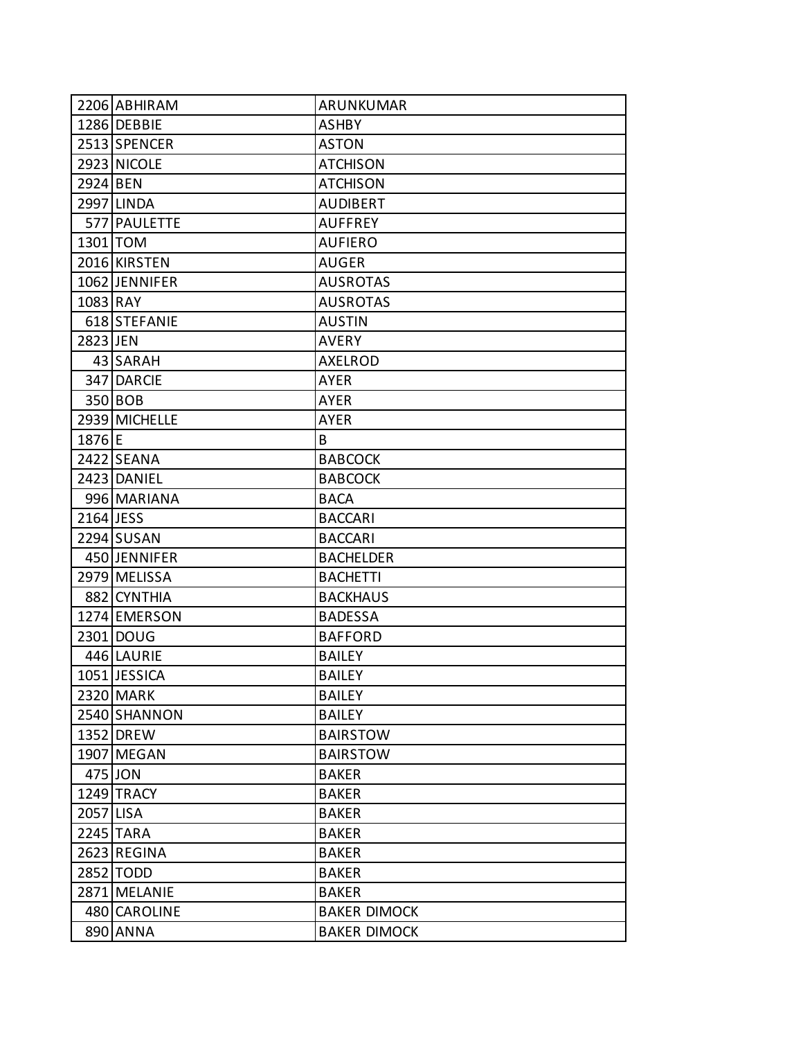| | | |
|---|---|---|
| 2206 | ABHIRAM | ARUNKUMAR |
| 1286 | DEBBIE | ASHBY |
| 2513 | SPENCER | ASTON |
| 2923 | NICOLE | ATCHISON |
| 2924 | BEN | ATCHISON |
| 2997 | LINDA | AUDIBERT |
| 577 | PAULETTE | AUFFREY |
| 1301 | TOM | AUFIERO |
| 2016 | KIRSTEN | AUGER |
| 1062 | JENNIFER | AUSROTAS |
| 1083 | RAY | AUSROTAS |
| 618 | STEFANIE | AUSTIN |
| 2823 | JEN | AVERY |
| 43 | SARAH | AXELROD |
| 347 | DARCIE | AYER |
| 350 | BOB | AYER |
| 2939 | MICHELLE | AYER |
| 1876 | E | B |
| 2422 | SEANA | BABCOCK |
| 2423 | DANIEL | BABCOCK |
| 996 | MARIANA | BACA |
| 2164 | JESS | BACCARI |
| 2294 | SUSAN | BACCARI |
| 450 | JENNIFER | BACHELDER |
| 2979 | MELISSA | BACHETTI |
| 882 | CYNTHIA | BACKHAUS |
| 1274 | EMERSON | BADESSA |
| 2301 | DOUG | BAFFORD |
| 446 | LAURIE | BAILEY |
| 1051 | JESSICA | BAILEY |
| 2320 | MARK | BAILEY |
| 2540 | SHANNON | BAILEY |
| 1352 | DREW | BAIRSTOW |
| 1907 | MEGAN | BAIRSTOW |
| 475 | JON | BAKER |
| 1249 | TRACY | BAKER |
| 2057 | LISA | BAKER |
| 2245 | TARA | BAKER |
| 2623 | REGINA | BAKER |
| 2852 | TODD | BAKER |
| 2871 | MELANIE | BAKER |
| 480 | CAROLINE | BAKER DIMOCK |
| 890 | ANNA | BAKER DIMOCK |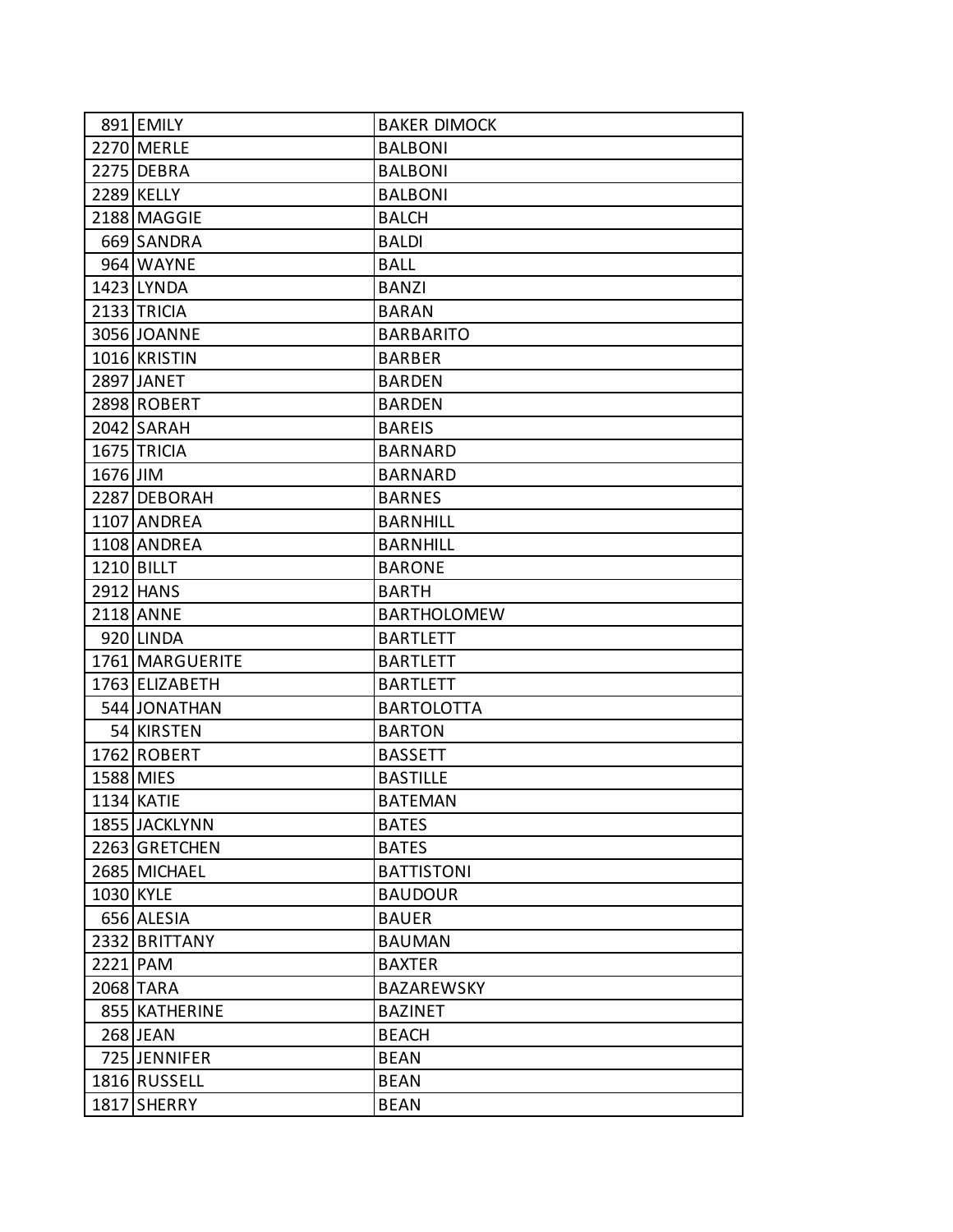| | | |
|---|---|---|
| 891 | EMILY | BAKER DIMOCK |
| 2270 | MERLE | BALBONI |
| 2275 | DEBRA | BALBONI |
| 2289 | KELLY | BALBONI |
| 2188 | MAGGIE | BALCH |
| 669 | SANDRA | BALDI |
| 964 | WAYNE | BALL |
| 1423 | LYNDA | BANZI |
| 2133 | TRICIA | BARAN |
| 3056 | JOANNE | BARBARITO |
| 1016 | KRISTIN | BARBER |
| 2897 | JANET | BARDEN |
| 2898 | ROBERT | BARDEN |
| 2042 | SARAH | BAREIS |
| 1675 | TRICIA | BARNARD |
| 1676 | JIM | BARNARD |
| 2287 | DEBORAH | BARNES |
| 1107 | ANDREA | BARNHILL |
| 1108 | ANDREA | BARNHILL |
| 1210 | BILLT | BARONE |
| 2912 | HANS | BARTH |
| 2118 | ANNE | BARTHOLOMEW |
| 920 | LINDA | BARTLETT |
| 1761 | MARGUERITE | BARTLETT |
| 1763 | ELIZABETH | BARTLETT |
| 544 | JONATHAN | BARTOLOTTA |
| 54 | KIRSTEN | BARTON |
| 1762 | ROBERT | BASSETT |
| 1588 | MIES | BASTILLE |
| 1134 | KATIE | BATEMAN |
| 1855 | JACKLYNN | BATES |
| 2263 | GRETCHEN | BATES |
| 2685 | MICHAEL | BATTISTONI |
| 1030 | KYLE | BAUDOUR |
| 656 | ALESIA | BAUER |
| 2332 | BRITTANY | BAUMAN |
| 2221 | PAM | BAXTER |
| 2068 | TARA | BAZAREWSKY |
| 855 | KATHERINE | BAZINET |
| 268 | JEAN | BEACH |
| 725 | JENNIFER | BEAN |
| 1816 | RUSSELL | BEAN |
| 1817 | SHERRY | BEAN |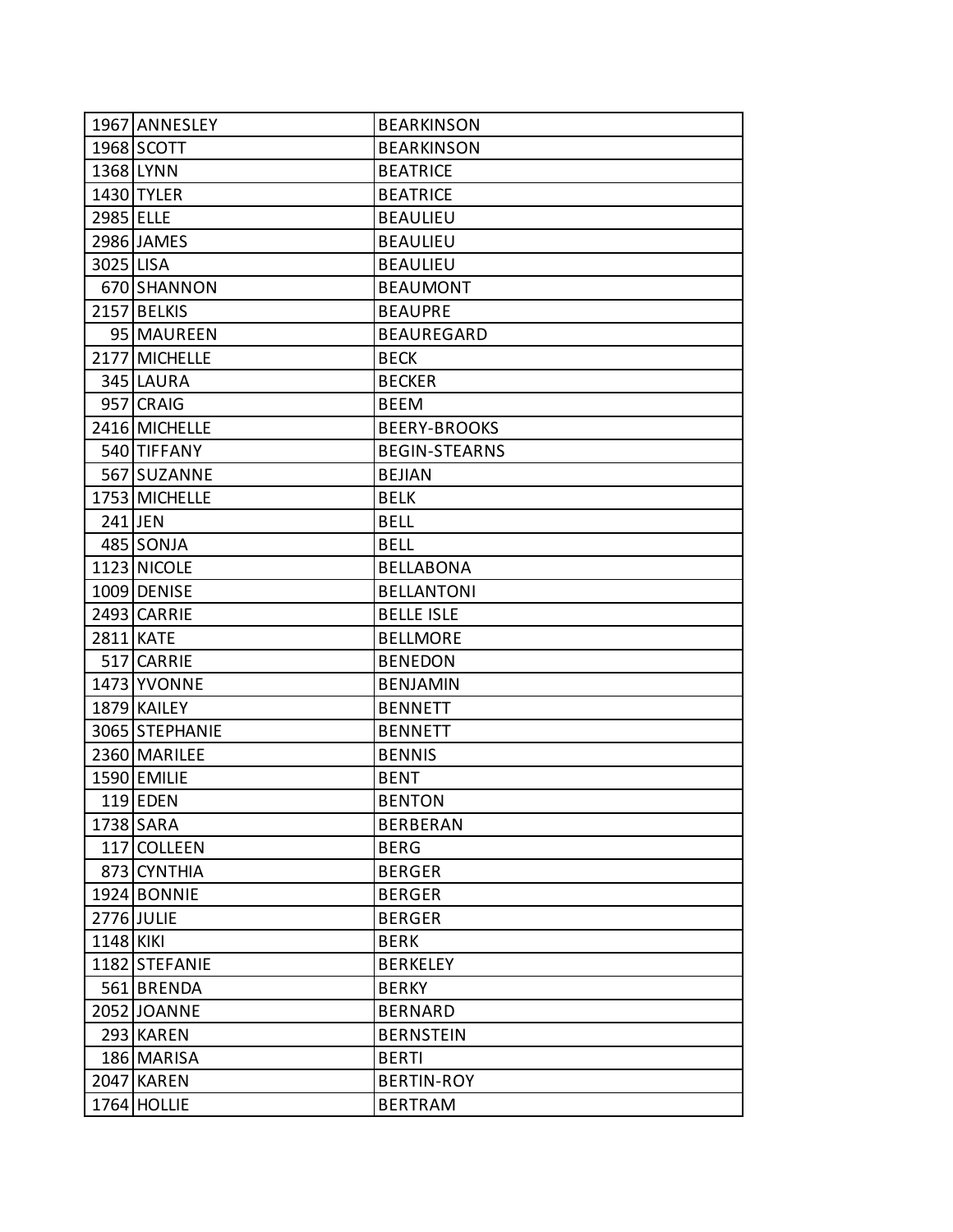| | | |
|---|---|---|
| 1967 | ANNESLEY | BEARKINSON |
| 1968 | SCOTT | BEARKINSON |
| 1368 | LYNN | BEATRICE |
| 1430 | TYLER | BEATRICE |
| 2985 | ELLE | BEAULIEU |
| 2986 | JAMES | BEAULIEU |
| 3025 | LISA | BEAULIEU |
| 670 | SHANNON | BEAUMONT |
| 2157 | BELKIS | BEAUPRE |
| 95 | MAUREEN | BEAUREGARD |
| 2177 | MICHELLE | BECK |
| 345 | LAURA | BECKER |
| 957 | CRAIG | BEEM |
| 2416 | MICHELLE | BEERY-BROOKS |
| 540 | TIFFANY | BEGIN-STEARNS |
| 567 | SUZANNE | BEJIAN |
| 1753 | MICHELLE | BELK |
| 241 | JEN | BELL |
| 485 | SONJA | BELL |
| 1123 | NICOLE | BELLABONA |
| 1009 | DENISE | BELLANTONI |
| 2493 | CARRIE | BELLE ISLE |
| 2811 | KATE | BELLMORE |
| 517 | CARRIE | BENEDON |
| 1473 | YVONNE | BENJAMIN |
| 1879 | KAILEY | BENNETT |
| 3065 | STEPHANIE | BENNETT |
| 2360 | MARILEE | BENNIS |
| 1590 | EMILIE | BENT |
| 119 | EDEN | BENTON |
| 1738 | SARA | BERBERAN |
| 117 | COLLEEN | BERG |
| 873 | CYNTHIA | BERGER |
| 1924 | BONNIE | BERGER |
| 2776 | JULIE | BERGER |
| 1148 | KIKI | BERK |
| 1182 | STEFANIE | BERKELEY |
| 561 | BRENDA | BERKY |
| 2052 | JOANNE | BERNARD |
| 293 | KAREN | BERNSTEIN |
| 186 | MARISA | BERTI |
| 2047 | KAREN | BERTIN-ROY |
| 1764 | HOLLIE | BERTRAM |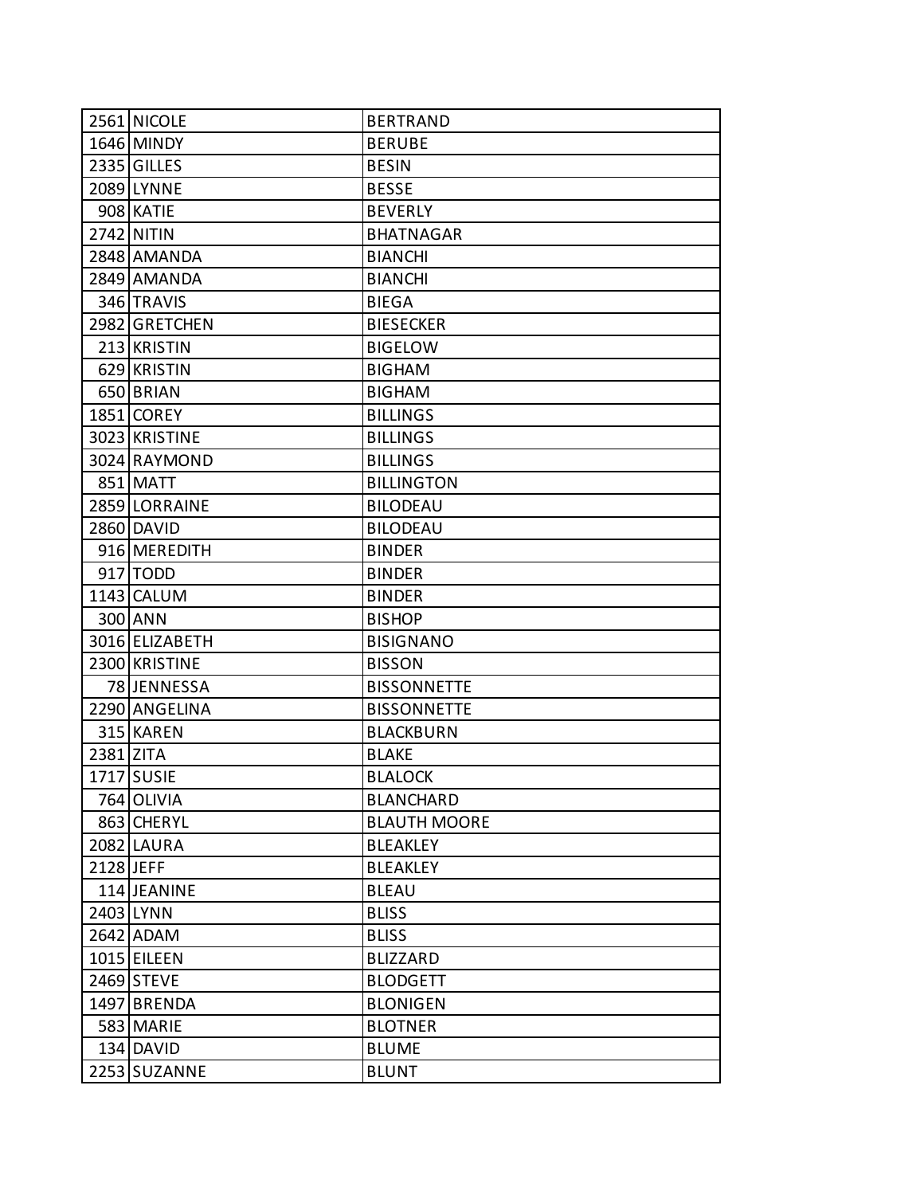| | | |
|---|---|---|
| 2561 | NICOLE | BERTRAND |
| 1646 | MINDY | BERUBE |
| 2335 | GILLES | BESIN |
| 2089 | LYNNE | BESSE |
| 908 | KATIE | BEVERLY |
| 2742 | NITIN | BHATNAGAR |
| 2848 | AMANDA | BIANCHI |
| 2849 | AMANDA | BIANCHI |
| 346 | TRAVIS | BIEGA |
| 2982 | GRETCHEN | BIESECKER |
| 213 | KRISTIN | BIGELOW |
| 629 | KRISTIN | BIGHAM |
| 650 | BRIAN | BIGHAM |
| 1851 | COREY | BILLINGS |
| 3023 | KRISTINE | BILLINGS |
| 3024 | RAYMOND | BILLINGS |
| 851 | MATT | BILLINGTON |
| 2859 | LORRAINE | BILODEAU |
| 2860 | DAVID | BILODEAU |
| 916 | MEREDITH | BINDER |
| 917 | TODD | BINDER |
| 1143 | CALUM | BINDER |
| 300 | ANN | BISHOP |
| 3016 | ELIZABETH | BISIGNANO |
| 2300 | KRISTINE | BISSON |
| 78 | JENNESSA | BISSONNETTE |
| 2290 | ANGELINA | BISSONNETTE |
| 315 | KAREN | BLACKBURN |
| 2381 | ZITA | BLAKE |
| 1717 | SUSIE | BLALOCK |
| 764 | OLIVIA | BLANCHARD |
| 863 | CHERYL | BLAUTH MOORE |
| 2082 | LAURA | BLEAKLEY |
| 2128 | JEFF | BLEAKLEY |
| 114 | JEANINE | BLEAU |
| 2403 | LYNN | BLISS |
| 2642 | ADAM | BLISS |
| 1015 | EILEEN | BLIZZARD |
| 2469 | STEVE | BLODGETT |
| 1497 | BRENDA | BLONIGEN |
| 583 | MARIE | BLOTNER |
| 134 | DAVID | BLUME |
| 2253 | SUZANNE | BLUNT |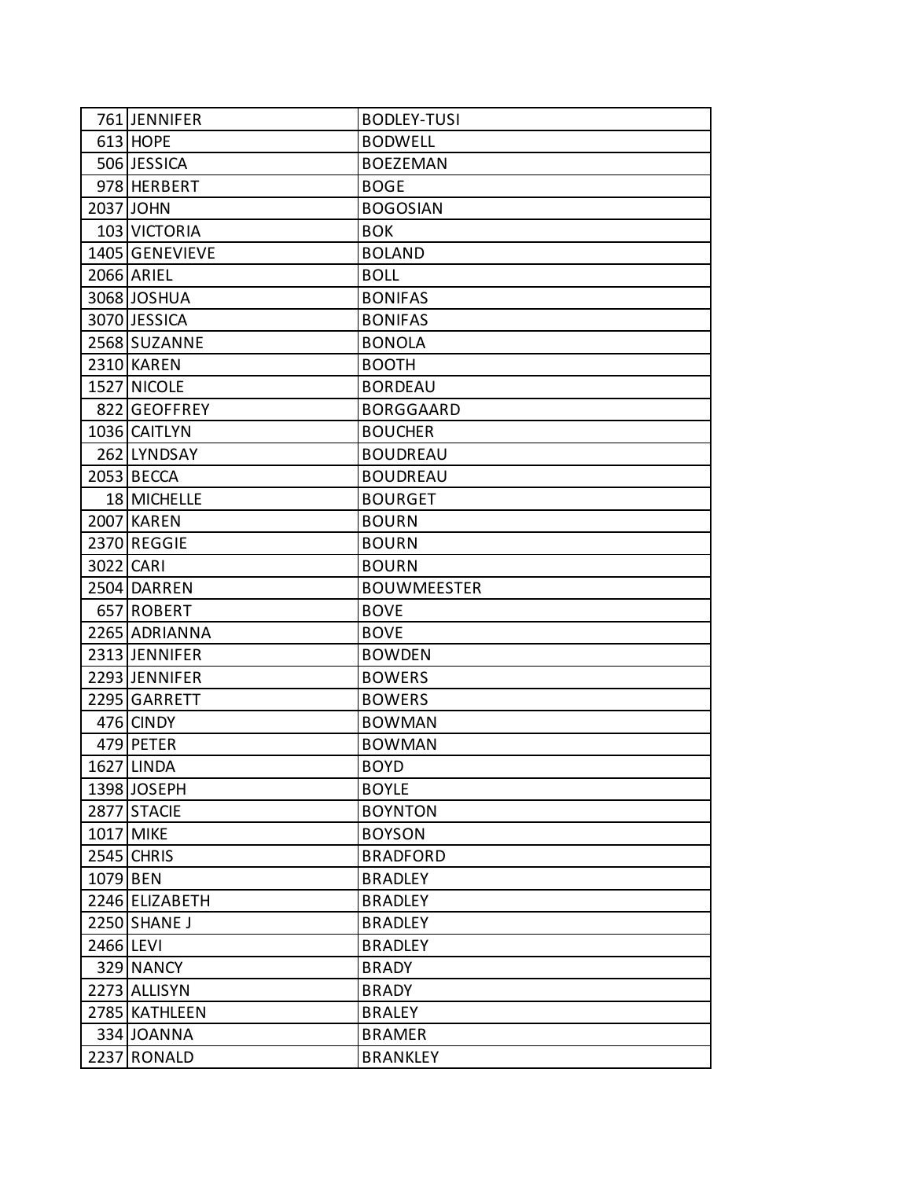| | | |
|---|---|---|
| 761 | JENNIFER | BODLEY-TUSI |
| 613 | HOPE | BODWELL |
| 506 | JESSICA | BOEZEMAN |
| 978 | HERBERT | BOGE |
| 2037 | JOHN | BOGOSIAN |
| 103 | VICTORIA | BOK |
| 1405 | GENEVIEVE | BOLAND |
| 2066 | ARIEL | BOLL |
| 3068 | JOSHUA | BONIFAS |
| 3070 | JESSICA | BONIFAS |
| 2568 | SUZANNE | BONOLA |
| 2310 | KAREN | BOOTH |
| 1527 | NICOLE | BORDEAU |
| 822 | GEOFFREY | BORGGAARD |
| 1036 | CAITLYN | BOUCHER |
| 262 | LYNDSAY | BOUDREAU |
| 2053 | BECCA | BOUDREAU |
| 18 | MICHELLE | BOURGET |
| 2007 | KAREN | BOURN |
| 2370 | REGGIE | BOURN |
| 3022 | CARI | BOURN |
| 2504 | DARREN | BOUWMEESTER |
| 657 | ROBERT | BOVE |
| 2265 | ADRIANNA | BOVE |
| 2313 | JENNIFER | BOWDEN |
| 2293 | JENNIFER | BOWERS |
| 2295 | GARRETT | BOWERS |
| 476 | CINDY | BOWMAN |
| 479 | PETER | BOWMAN |
| 1627 | LINDA | BOYD |
| 1398 | JOSEPH | BOYLE |
| 2877 | STACIE | BOYNTON |
| 1017 | MIKE | BOYSON |
| 2545 | CHRIS | BRADFORD |
| 1079 | BEN | BRADLEY |
| 2246 | ELIZABETH | BRADLEY |
| 2250 | SHANE J | BRADLEY |
| 2466 | LEVI | BRADLEY |
| 329 | NANCY | BRADY |
| 2273 | ALLISYN | BRADY |
| 2785 | KATHLEEN | BRALEY |
| 334 | JOANNA | BRAMER |
| 2237 | RONALD | BRANKLEY |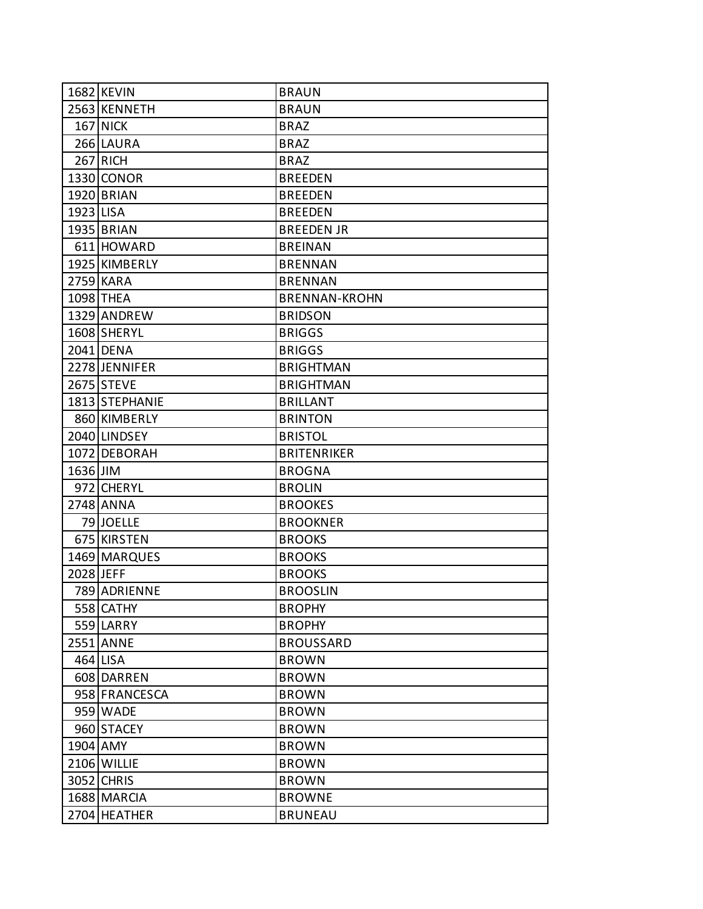| | | |
|---|---|---|
| 1682 | KEVIN | BRAUN |
| 2563 | KENNETH | BRAUN |
| 167 | NICK | BRAZ |
| 266 | LAURA | BRAZ |
| 267 | RICH | BRAZ |
| 1330 | CONOR | BREEDEN |
| 1920 | BRIAN | BREEDEN |
| 1923 | LISA | BREEDEN |
| 1935 | BRIAN | BREEDEN JR |
| 611 | HOWARD | BREINAN |
| 1925 | KIMBERLY | BRENNAN |
| 2759 | KARA | BRENNAN |
| 1098 | THEA | BRENNAN-KROHN |
| 1329 | ANDREW | BRIDSON |
| 1608 | SHERYL | BRIGGS |
| 2041 | DENA | BRIGGS |
| 2278 | JENNIFER | BRIGHTMAN |
| 2675 | STEVE | BRIGHTMAN |
| 1813 | STEPHANIE | BRILLANT |
| 860 | KIMBERLY | BRINTON |
| 2040 | LINDSEY | BRISTOL |
| 1072 | DEBORAH | BRITENRIKER |
| 1636 | JIM | BROGNA |
| 972 | CHERYL | BROLIN |
| 2748 | ANNA | BROOKES |
| 79 | JOELLE | BROOKNER |
| 675 | KIRSTEN | BROOKS |
| 1469 | MARQUES | BROOKS |
| 2028 | JEFF | BROOKS |
| 789 | ADRIENNE | BROOSLIN |
| 558 | CATHY | BROPHY |
| 559 | LARRY | BROPHY |
| 2551 | ANNE | BROUSSARD |
| 464 | LISA | BROWN |
| 608 | DARREN | BROWN |
| 958 | FRANCESCA | BROWN |
| 959 | WADE | BROWN |
| 960 | STACEY | BROWN |
| 1904 | AMY | BROWN |
| 2106 | WILLIE | BROWN |
| 3052 | CHRIS | BROWN |
| 1688 | MARCIA | BROWNE |
| 2704 | HEATHER | BRUNEAU |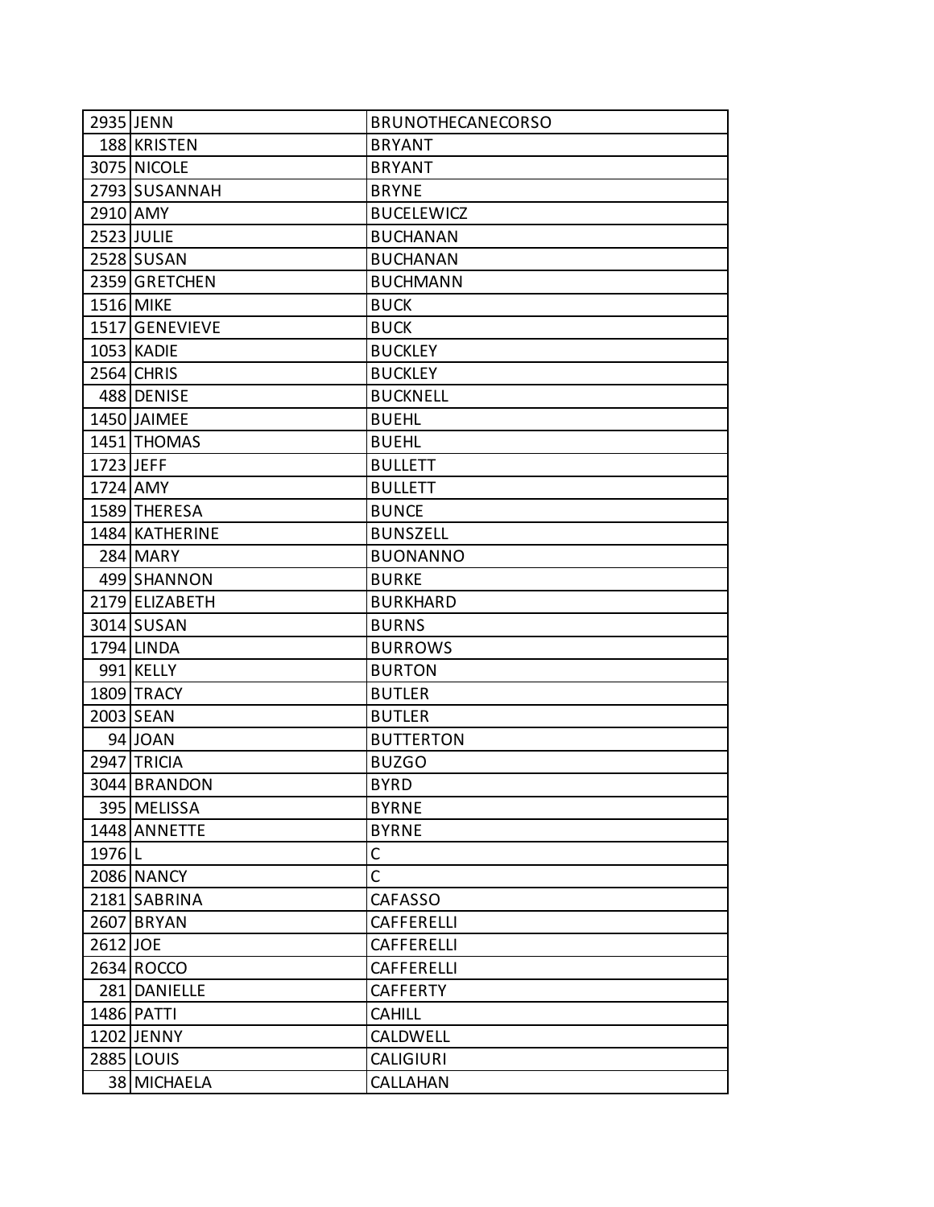| 2935 | JENN | BRUNOTHECANECORSO |
|---|---|---|
| 188 | KRISTEN | BRYANT |
| 3075 | NICOLE | BRYANT |
| 2793 | SUSANNAH | BRYNE |
| 2910 | AMY | BUCELEWICZ |
| 2523 | JULIE | BUCHANAN |
| 2528 | SUSAN | BUCHANAN |
| 2359 | GRETCHEN | BUCHMANN |
| 1516 | MIKE | BUCK |
| 1517 | GENEVIEVE | BUCK |
| 1053 | KADIE | BUCKLEY |
| 2564 | CHRIS | BUCKLEY |
| 488 | DENISE | BUCKNELL |
| 1450 | JAIMEE | BUEHL |
| 1451 | THOMAS | BUEHL |
| 1723 | JEFF | BULLETT |
| 1724 | AMY | BULLETT |
| 1589 | THERESA | BUNCE |
| 1484 | KATHERINE | BUNSZELL |
| 284 | MARY | BUONANNO |
| 499 | SHANNON | BURKE |
| 2179 | ELIZABETH | BURKHARD |
| 3014 | SUSAN | BURNS |
| 1794 | LINDA | BURROWS |
| 991 | KELLY | BURTON |
| 1809 | TRACY | BUTLER |
| 2003 | SEAN | BUTLER |
| 94 | JOAN | BUTTERTON |
| 2947 | TRICIA | BUZGO |
| 3044 | BRANDON | BYRD |
| 395 | MELISSA | BYRNE |
| 1448 | ANNETTE | BYRNE |
| 1976 | L | C |
| 2086 | NANCY | C |
| 2181 | SABRINA | CAFASSO |
| 2607 | BRYAN | CAFFERELLI |
| 2612 | JOE | CAFFERELLI |
| 2634 | ROCCO | CAFFERELLI |
| 281 | DANIELLE | CAFFERTY |
| 1486 | PATTI | CAHILL |
| 1202 | JENNY | CALDWELL |
| 2885 | LOUIS | CALIGIURI |
| 38 | MICHAELA | CALLAHAN |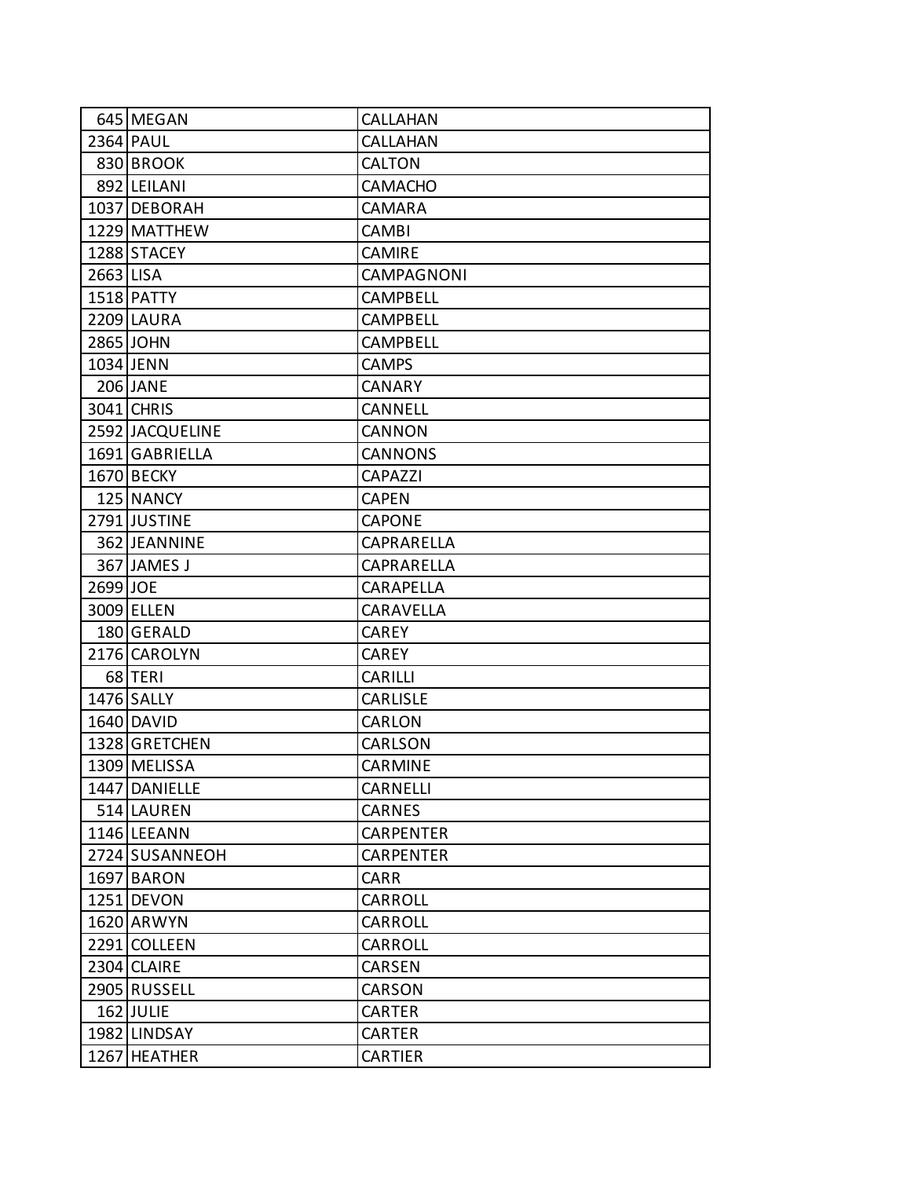| | | |
|---|---|---|
| 645 | MEGAN | CALLAHAN |
| 2364 | PAUL | CALLAHAN |
| 830 | BROOK | CALTON |
| 892 | LEILANI | CAMACHO |
| 1037 | DEBORAH | CAMARA |
| 1229 | MATTHEW | CAMBI |
| 1288 | STACEY | CAMIRE |
| 2663 | LISA | CAMPAGNONI |
| 1518 | PATTY | CAMPBELL |
| 2209 | LAURA | CAMPBELL |
| 2865 | JOHN | CAMPBELL |
| 1034 | JENN | CAMPS |
| 206 | JANE | CANARY |
| 3041 | CHRIS | CANNELL |
| 2592 | JACQUELINE | CANNON |
| 1691 | GABRIELLA | CANNONS |
| 1670 | BECKY | CAPAZZI |
| 125 | NANCY | CAPEN |
| 2791 | JUSTINE | CAPONE |
| 362 | JEANNINE | CAPRARELLA |
| 367 | JAMES J | CAPRARELLA |
| 2699 | JOE | CARAPELLA |
| 3009 | ELLEN | CARAVELLA |
| 180 | GERALD | CAREY |
| 2176 | CAROLYN | CAREY |
| 68 | TERI | CARILLI |
| 1476 | SALLY | CARLISLE |
| 1640 | DAVID | CARLON |
| 1328 | GRETCHEN | CARLSON |
| 1309 | MELISSA | CARMINE |
| 1447 | DANIELLE | CARNELLI |
| 514 | LAUREN | CARNES |
| 1146 | LEEANN | CARPENTER |
| 2724 | SUSANNEOH | CARPENTER |
| 1697 | BARON | CARR |
| 1251 | DEVON | CARROLL |
| 1620 | ARWYN | CARROLL |
| 2291 | COLLEEN | CARROLL |
| 2304 | CLAIRE | CARSEN |
| 2905 | RUSSELL | CARSON |
| 162 | JULIE | CARTER |
| 1982 | LINDSAY | CARTER |
| 1267 | HEATHER | CARTIER |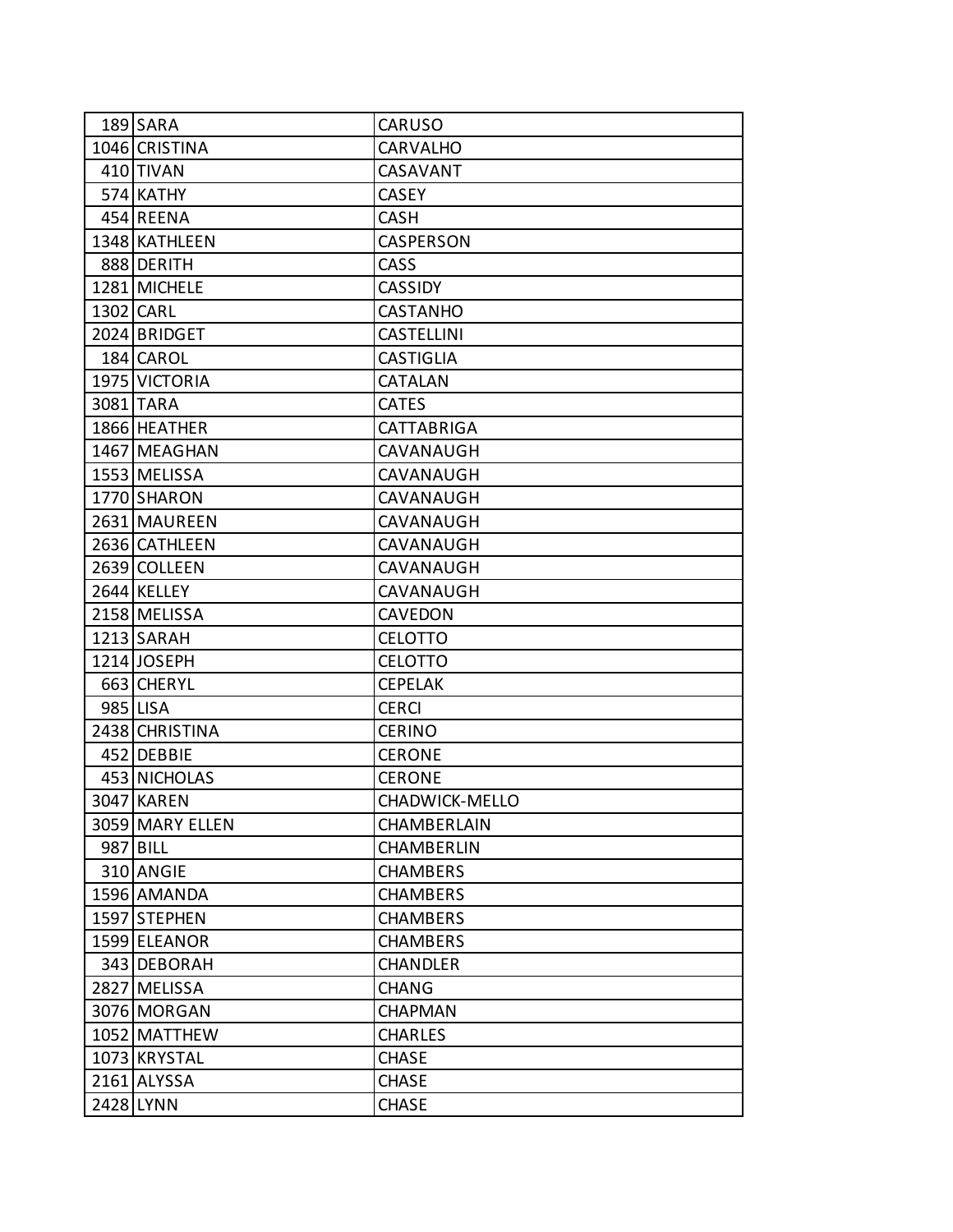| | | |
|---|---|---|
| 189 | SARA | CARUSO |
| 1046 | CRISTINA | CARVALHO |
| 410 | TIVAN | CASAVANT |
| 574 | KATHY | CASEY |
| 454 | REENA | CASH |
| 1348 | KATHLEEN | CASPERSON |
| 888 | DERITH | CASS |
| 1281 | MICHELE | CASSIDY |
| 1302 | CARL | CASTANHO |
| 2024 | BRIDGET | CASTELLINI |
| 184 | CAROL | CASTIGLIA |
| 1975 | VICTORIA | CATALAN |
| 3081 | TARA | CATES |
| 1866 | HEATHER | CATTABRIGA |
| 1467 | MEAGHAN | CAVANAUGH |
| 1553 | MELISSA | CAVANAUGH |
| 1770 | SHARON | CAVANAUGH |
| 2631 | MAUREEN | CAVANAUGH |
| 2636 | CATHLEEN | CAVANAUGH |
| 2639 | COLLEEN | CAVANAUGH |
| 2644 | KELLEY | CAVANAUGH |
| 2158 | MELISSA | CAVEDON |
| 1213 | SARAH | CELOTTO |
| 1214 | JOSEPH | CELOTTO |
| 663 | CHERYL | CEPELAK |
| 985 | LISA | CERCI |
| 2438 | CHRISTINA | CERINO |
| 452 | DEBBIE | CERONE |
| 453 | NICHOLAS | CERONE |
| 3047 | KAREN | CHADWICK-MELLO |
| 3059 | MARY ELLEN | CHAMBERLAIN |
| 987 | BILL | CHAMBERLIN |
| 310 | ANGIE | CHAMBERS |
| 1596 | AMANDA | CHAMBERS |
| 1597 | STEPHEN | CHAMBERS |
| 1599 | ELEANOR | CHAMBERS |
| 343 | DEBORAH | CHANDLER |
| 2827 | MELISSA | CHANG |
| 3076 | MORGAN | CHAPMAN |
| 1052 | MATTHEW | CHARLES |
| 1073 | KRYSTAL | CHASE |
| 2161 | ALYSSA | CHASE |
| 2428 | LYNN | CHASE |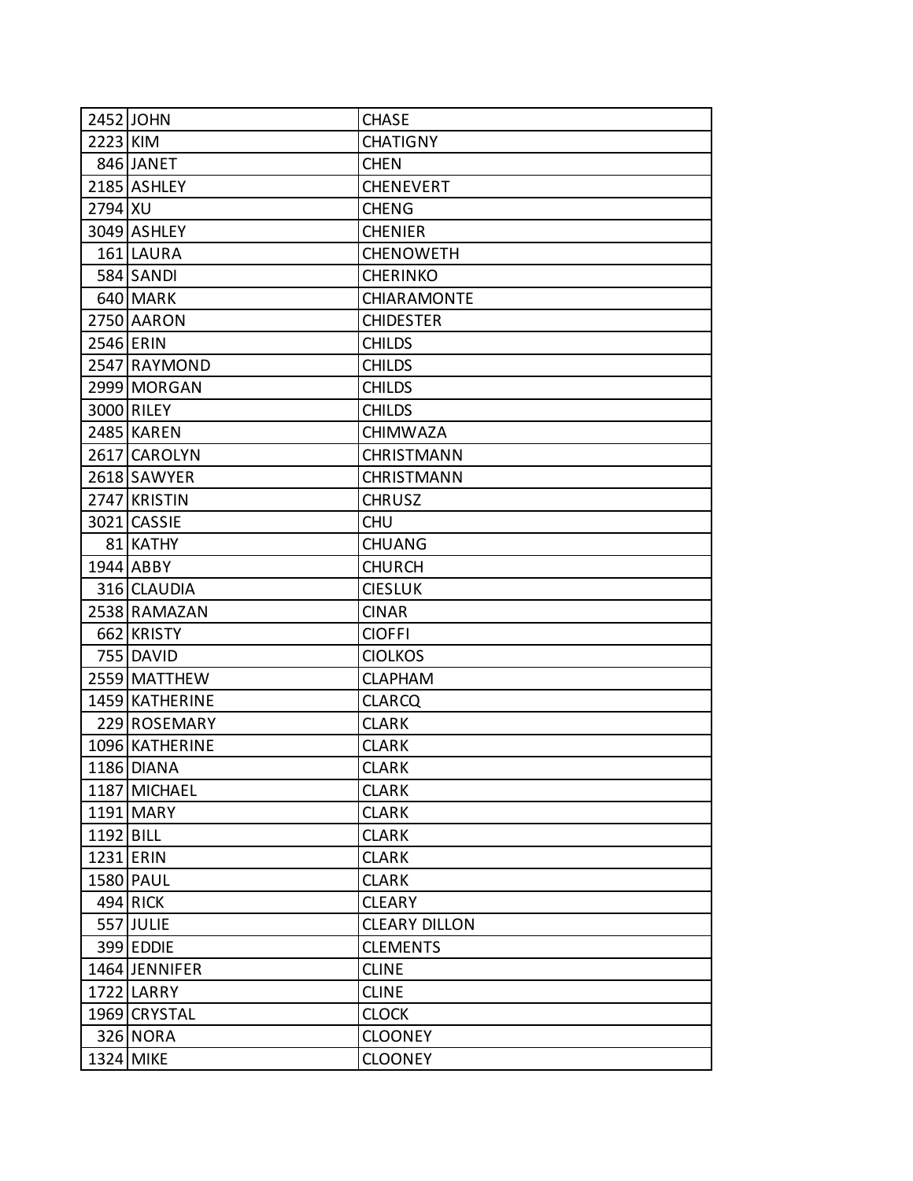| | | |
|---|---|---|
| 2452 | JOHN | CHASE |
| 2223 | KIM | CHATIGNY |
| 846 | JANET | CHEN |
| 2185 | ASHLEY | CHENEVERT |
| 2794 | XU | CHENG |
| 3049 | ASHLEY | CHENIER |
| 161 | LAURA | CHENOWETH |
| 584 | SANDI | CHERINKO |
| 640 | MARK | CHIARAMONTE |
| 2750 | AARON | CHIDESTER |
| 2546 | ERIN | CHILDS |
| 2547 | RAYMOND | CHILDS |
| 2999 | MORGAN | CHILDS |
| 3000 | RILEY | CHILDS |
| 2485 | KAREN | CHIMWAZA |
| 2617 | CAROLYN | CHRISTMANN |
| 2618 | SAWYER | CHRISTMANN |
| 2747 | KRISTIN | CHRUSZ |
| 3021 | CASSIE | CHU |
| 81 | KATHY | CHUANG |
| 1944 | ABBY | CHURCH |
| 316 | CLAUDIA | CIESLUK |
| 2538 | RAMAZAN | CINAR |
| 662 | KRISTY | CIOFFI |
| 755 | DAVID | CIOLKOS |
| 2559 | MATTHEW | CLAPHAM |
| 1459 | KATHERINE | CLARCQ |
| 229 | ROSEMARY | CLARK |
| 1096 | KATHERINE | CLARK |
| 1186 | DIANA | CLARK |
| 1187 | MICHAEL | CLARK |
| 1191 | MARY | CLARK |
| 1192 | BILL | CLARK |
| 1231 | ERIN | CLARK |
| 1580 | PAUL | CLARK |
| 494 | RICK | CLEARY |
| 557 | JULIE | CLEARY DILLON |
| 399 | EDDIE | CLEMENTS |
| 1464 | JENNIFER | CLINE |
| 1722 | LARRY | CLINE |
| 1969 | CRYSTAL | CLOCK |
| 326 | NORA | CLOONEY |
| 1324 | MIKE | CLOONEY |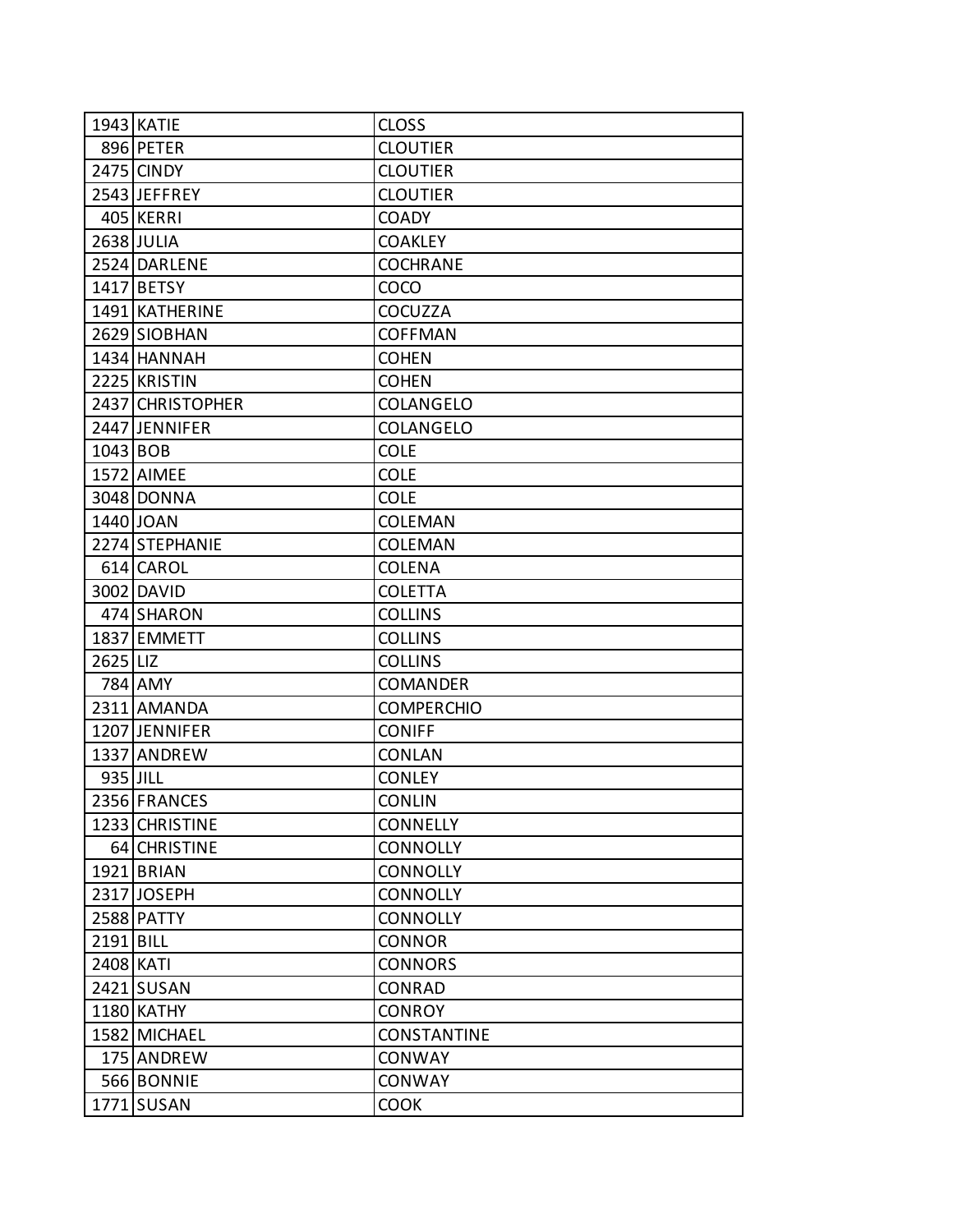| | | |
|---|---|---|
| 1943 | KATIE | CLOSS |
| 896 | PETER | CLOUTIER |
| 2475 | CINDY | CLOUTIER |
| 2543 | JEFFREY | CLOUTIER |
| 405 | KERRI | COADY |
| 2638 | JULIA | COAKLEY |
| 2524 | DARLENE | COCHRANE |
| 1417 | BETSY | COCO |
| 1491 | KATHERINE | COCUZZA |
| 2629 | SIOBHAN | COFFMAN |
| 1434 | HANNAH | COHEN |
| 2225 | KRISTIN | COHEN |
| 2437 | CHRISTOPHER | COLANGELO |
| 2447 | JENNIFER | COLANGELO |
| 1043 | BOB | COLE |
| 1572 | AIMEE | COLE |
| 3048 | DONNA | COLE |
| 1440 | JOAN | COLEMAN |
| 2274 | STEPHANIE | COLEMAN |
| 614 | CAROL | COLENA |
| 3002 | DAVID | COLETTA |
| 474 | SHARON | COLLINS |
| 1837 | EMMETT | COLLINS |
| 2625 | LIZ | COLLINS |
| 784 | AMY | COMANDER |
| 2311 | AMANDA | COMPERCHIO |
| 1207 | JENNIFER | CONIFF |
| 1337 | ANDREW | CONLAN |
| 935 | JILL | CONLEY |
| 2356 | FRANCES | CONLIN |
| 1233 | CHRISTINE | CONNELLY |
| 64 | CHRISTINE | CONNOLLY |
| 1921 | BRIAN | CONNOLLY |
| 2317 | JOSEPH | CONNOLLY |
| 2588 | PATTY | CONNOLLY |
| 2191 | BILL | CONNOR |
| 2408 | KATI | CONNORS |
| 2421 | SUSAN | CONRAD |
| 1180 | KATHY | CONROY |
| 1582 | MICHAEL | CONSTANTINE |
| 175 | ANDREW | CONWAY |
| 566 | BONNIE | CONWAY |
| 1771 | SUSAN | COOK |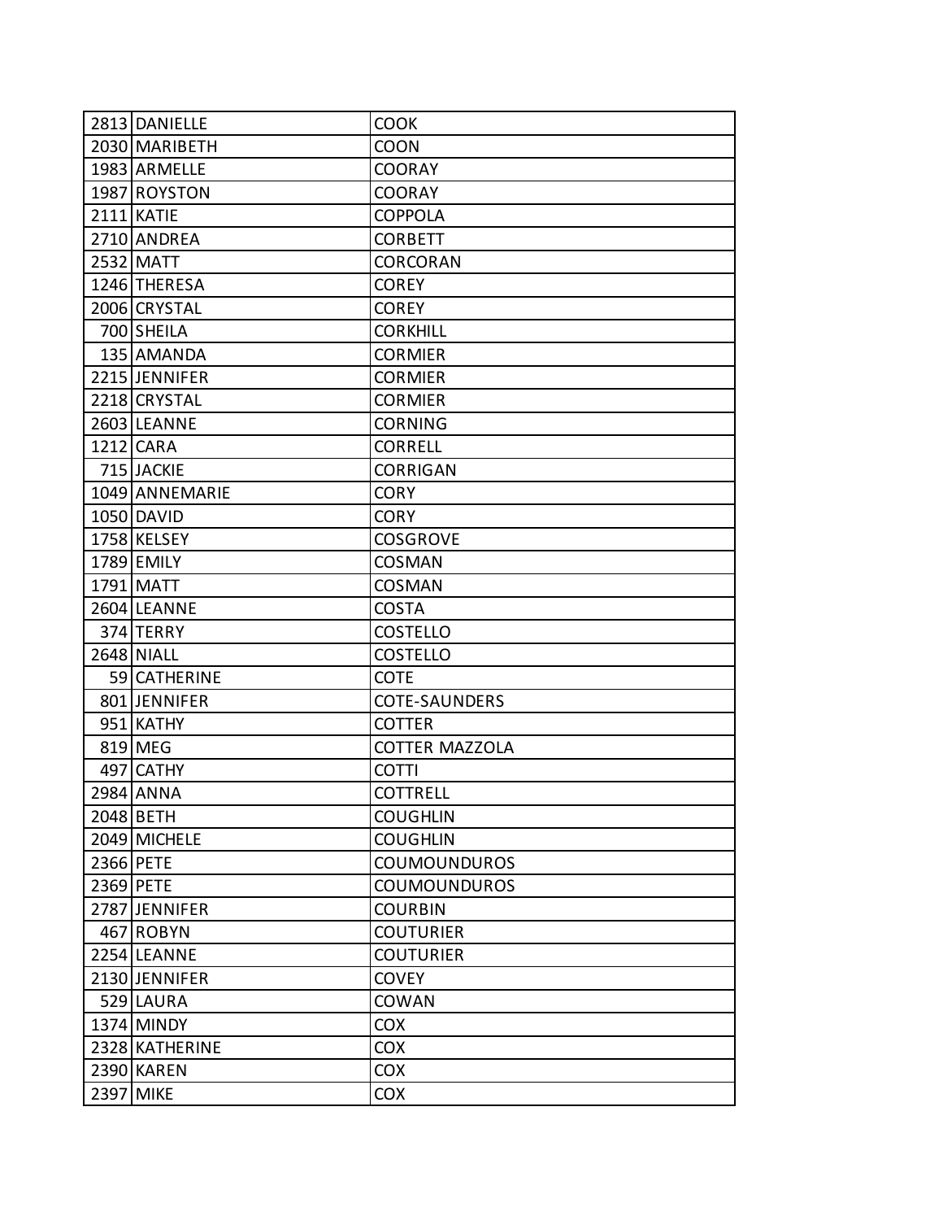| | | |
|---|---|---|
| 2813 | DANIELLE | COOK |
| 2030 | MARIBETH | COON |
| 1983 | ARMELLE | COORAY |
| 1987 | ROYSTON | COORAY |
| 2111 | KATIE | COPPOLA |
| 2710 | ANDREA | CORBETT |
| 2532 | MATT | CORCORAN |
| 1246 | THERESA | COREY |
| 2006 | CRYSTAL | COREY |
| 700 | SHEILA | CORKHILL |
| 135 | AMANDA | CORMIER |
| 2215 | JENNIFER | CORMIER |
| 2218 | CRYSTAL | CORMIER |
| 2603 | LEANNE | CORNING |
| 1212 | CARA | CORRELL |
| 715 | JACKIE | CORRIGAN |
| 1049 | ANNEMARIE | CORY |
| 1050 | DAVID | CORY |
| 1758 | KELSEY | COSGROVE |
| 1789 | EMILY | COSMAN |
| 1791 | MATT | COSMAN |
| 2604 | LEANNE | COSTA |
| 374 | TERRY | COSTELLO |
| 2648 | NIALL | COSTELLO |
| 59 | CATHERINE | COTE |
| 801 | JENNIFER | COTE-SAUNDERS |
| 951 | KATHY | COTTER |
| 819 | MEG | COTTER MAZZOLA |
| 497 | CATHY | COTTI |
| 2984 | ANNA | COTTRELL |
| 2048 | BETH | COUGHLIN |
| 2049 | MICHELE | COUGHLIN |
| 2366 | PETE | COUMOUNDUROS |
| 2369 | PETE | COUMOUNDUROS |
| 2787 | JENNIFER | COURBIN |
| 467 | ROBYN | COUTURIER |
| 2254 | LEANNE | COUTURIER |
| 2130 | JENNIFER | COVEY |
| 529 | LAURA | COWAN |
| 1374 | MINDY | COX |
| 2328 | KATHERINE | COX |
| 2390 | KAREN | COX |
| 2397 | MIKE | COX |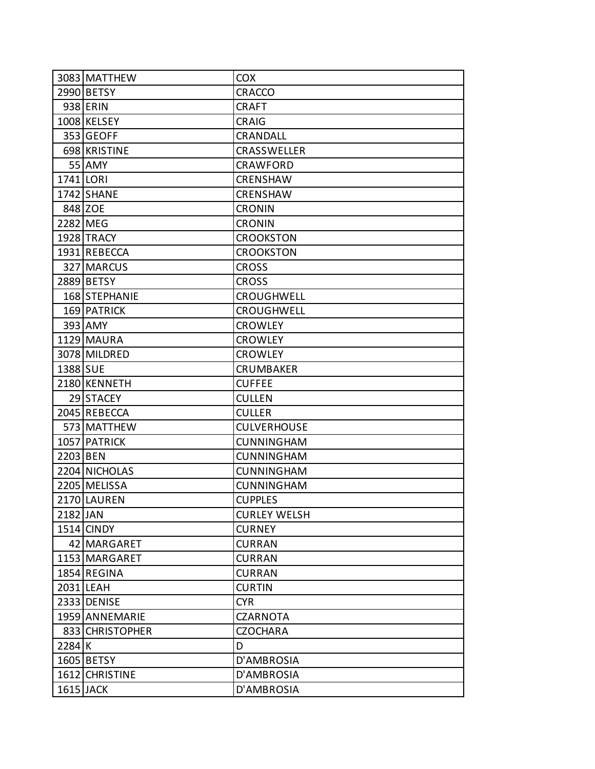| | | |
|---|---|---|
| 3083 | MATTHEW | COX |
| 2990 | BETSY | CRACCO |
| 938 | ERIN | CRAFT |
| 1008 | KELSEY | CRAIG |
| 353 | GEOFF | CRANDALL |
| 698 | KRISTINE | CRASSWELLER |
| 55 | AMY | CRAWFORD |
| 1741 | LORI | CRENSHAW |
| 1742 | SHANE | CRENSHAW |
| 848 | ZOE | CRONIN |
| 2282 | MEG | CRONIN |
| 1928 | TRACY | CROOKSTON |
| 1931 | REBECCA | CROOKSTON |
| 327 | MARCUS | CROSS |
| 2889 | BETSY | CROSS |
| 168 | STEPHANIE | CROUGHWELL |
| 169 | PATRICK | CROUGHWELL |
| 393 | AMY | CROWLEY |
| 1129 | MAURA | CROWLEY |
| 3078 | MILDRED | CROWLEY |
| 1388 | SUE | CRUMBAKER |
| 2180 | KENNETH | CUFFEE |
| 29 | STACEY | CULLEN |
| 2045 | REBECCA | CULLER |
| 573 | MATTHEW | CULVERHOUSE |
| 1057 | PATRICK | CUNNINGHAM |
| 2203 | BEN | CUNNINGHAM |
| 2204 | NICHOLAS | CUNNINGHAM |
| 2205 | MELISSA | CUNNINGHAM |
| 2170 | LAUREN | CUPPLES |
| 2182 | JAN | CURLEY WELSH |
| 1514 | CINDY | CURNEY |
| 42 | MARGARET | CURRAN |
| 1153 | MARGARET | CURRAN |
| 1854 | REGINA | CURRAN |
| 2031 | LEAH | CURTIN |
| 2333 | DENISE | CYR |
| 1959 | ANNEMARIE | CZARNOTA |
| 833 | CHRISTOPHER | CZOCHARA |
| 2284 | K | D |
| 1605 | BETSY | D'AMBROSIA |
| 1612 | CHRISTINE | D'AMBROSIA |
| 1615 | JACK | D'AMBROSIA |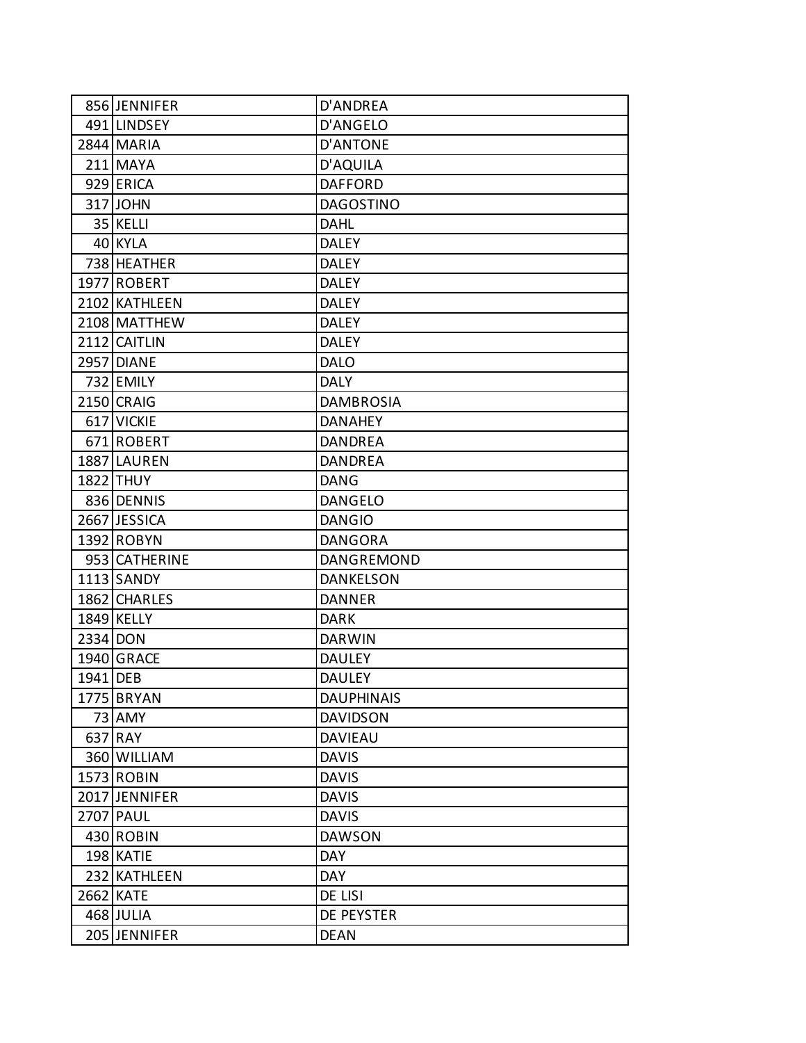| | | |
|---|---|---|
| 856 | JENNIFER | D'ANDREA |
| 491 | LINDSEY | D'ANGELO |
| 2844 | MARIA | D'ANTONE |
| 211 | MAYA | D'AQUILA |
| 929 | ERICA | DAFFORD |
| 317 | JOHN | DAGOSTINO |
| 35 | KELLI | DAHL |
| 40 | KYLA | DALEY |
| 738 | HEATHER | DALEY |
| 1977 | ROBERT | DALEY |
| 2102 | KATHLEEN | DALEY |
| 2108 | MATTHEW | DALEY |
| 2112 | CAITLIN | DALEY |
| 2957 | DIANE | DALO |
| 732 | EMILY | DALY |
| 2150 | CRAIG | DAMBROSIA |
| 617 | VICKIE | DANAHEY |
| 671 | ROBERT | DANDREA |
| 1887 | LAUREN | DANDREA |
| 1822 | THUY | DANG |
| 836 | DENNIS | DANGELO |
| 2667 | JESSICA | DANGIO |
| 1392 | ROBYN | DANGORA |
| 953 | CATHERINE | DANGREMOND |
| 1113 | SANDY | DANKELSON |
| 1862 | CHARLES | DANNER |
| 1849 | KELLY | DARK |
| 2334 | DON | DARWIN |
| 1940 | GRACE | DAULEY |
| 1941 | DEB | DAULEY |
| 1775 | BRYAN | DAUPHINAIS |
| 73 | AMY | DAVIDSON |
| 637 | RAY | DAVIEAU |
| 360 | WILLIAM | DAVIS |
| 1573 | ROBIN | DAVIS |
| 2017 | JENNIFER | DAVIS |
| 2707 | PAUL | DAVIS |
| 430 | ROBIN | DAWSON |
| 198 | KATIE | DAY |
| 232 | KATHLEEN | DAY |
| 2662 | KATE | DE LISI |
| 468 | JULIA | DE PEYSTER |
| 205 | JENNIFER | DEAN |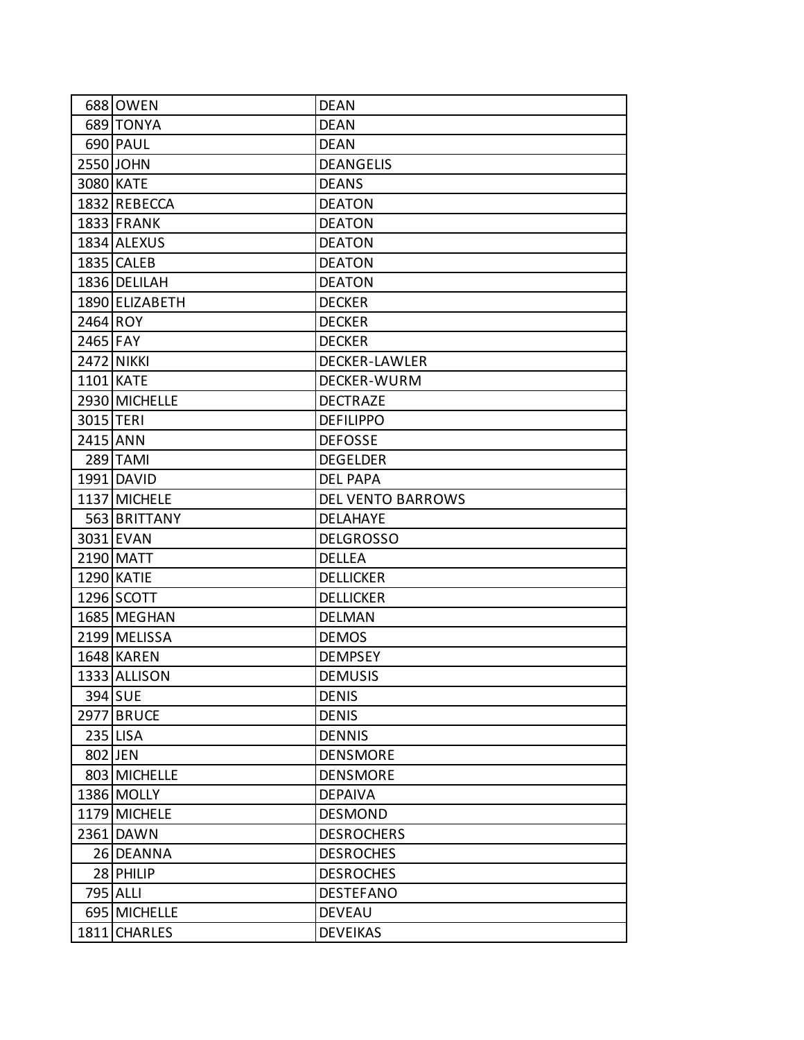| 688 | OWEN | DEAN |
|---|---|---|
| 689 | TONYA | DEAN |
| 690 | PAUL | DEAN |
| 2550 | JOHN | DEANGELIS |
| 3080 | KATE | DEANS |
| 1832 | REBECCA | DEATON |
| 1833 | FRANK | DEATON |
| 1834 | ALEXUS | DEATON |
| 1835 | CALEB | DEATON |
| 1836 | DELILAH | DEATON |
| 1890 | ELIZABETH | DECKER |
| 2464 | ROY | DECKER |
| 2465 | FAY | DECKER |
| 2472 | NIKKI | DECKER-LAWLER |
| 1101 | KATE | DECKER-WURM |
| 2930 | MICHELLE | DECTRAZE |
| 3015 | TERI | DEFILIPPO |
| 2415 | ANN | DEFOSSE |
| 289 | TAMI | DEGELDER |
| 1991 | DAVID | DEL PAPA |
| 1137 | MICHELE | DEL VENTO BARROWS |
| 563 | BRITTANY | DELAHAYE |
| 3031 | EVAN | DELGROSSO |
| 2190 | MATT | DELLEA |
| 1290 | KATIE | DELLICKER |
| 1296 | SCOTT | DELLICKER |
| 1685 | MEGHAN | DELMAN |
| 2199 | MELISSA | DEMOS |
| 1648 | KAREN | DEMPSEY |
| 1333 | ALLISON | DEMUSIS |
| 394 | SUE | DENIS |
| 2977 | BRUCE | DENIS |
| 235 | LISA | DENNIS |
| 802 | JEN | DENSMORE |
| 803 | MICHELLE | DENSMORE |
| 1386 | MOLLY | DEPAIVA |
| 1179 | MICHELE | DESMOND |
| 2361 | DAWN | DESROCHERS |
| 26 | DEANNA | DESROCHES |
| 28 | PHILIP | DESROCHES |
| 795 | ALLI | DESTEFANO |
| 695 | MICHELLE | DEVEAU |
| 1811 | CHARLES | DEVEIKAS |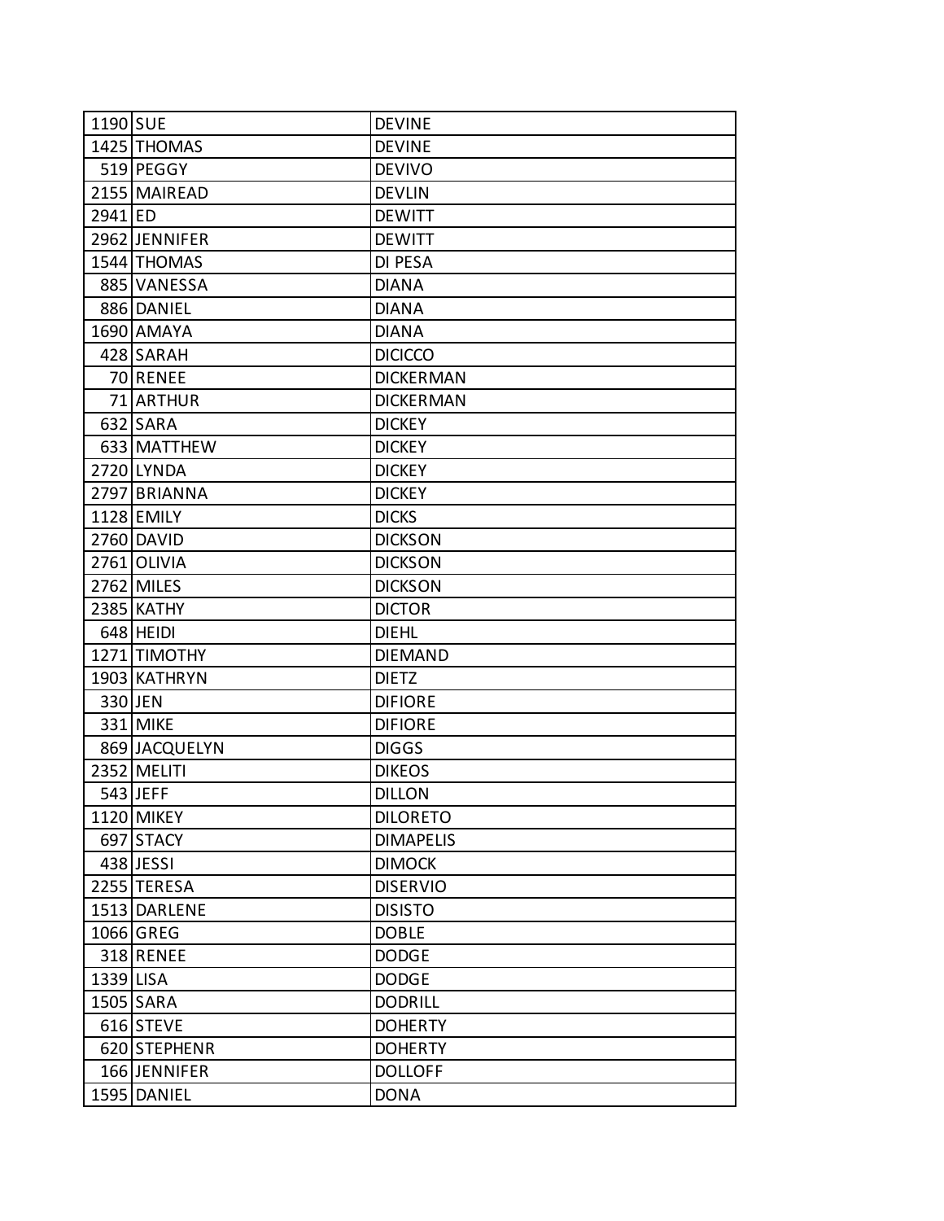| | | |
|---|---|---|
| 1190 | SUE | DEVINE |
| 1425 | THOMAS | DEVINE |
| 519 | PEGGY | DEVIVO |
| 2155 | MAIREAD | DEVLIN |
| 2941 | ED | DEWITT |
| 2962 | JENNIFER | DEWITT |
| 1544 | THOMAS | DI PESA |
| 885 | VANESSA | DIANA |
| 886 | DANIEL | DIANA |
| 1690 | AMAYA | DIANA |
| 428 | SARAH | DICICCO |
| 70 | RENEE | DICKERMAN |
| 71 | ARTHUR | DICKERMAN |
| 632 | SARA | DICKEY |
| 633 | MATTHEW | DICKEY |
| 2720 | LYNDA | DICKEY |
| 2797 | BRIANNA | DICKEY |
| 1128 | EMILY | DICKS |
| 2760 | DAVID | DICKSON |
| 2761 | OLIVIA | DICKSON |
| 2762 | MILES | DICKSON |
| 2385 | KATHY | DICTOR |
| 648 | HEIDI | DIEHL |
| 1271 | TIMOTHY | DIEMAND |
| 1903 | KATHRYN | DIETZ |
| 330 | JEN | DIFIORE |
| 331 | MIKE | DIFIORE |
| 869 | JACQUELYN | DIGGS |
| 2352 | MELITI | DIKEOS |
| 543 | JEFF | DILLON |
| 1120 | MIKEY | DILORETO |
| 697 | STACY | DIMAPELIS |
| 438 | JESSI | DIMOCK |
| 2255 | TERESA | DISERVIO |
| 1513 | DARLENE | DISISTO |
| 1066 | GREG | DOBLE |
| 318 | RENEE | DODGE |
| 1339 | LISA | DODGE |
| 1505 | SARA | DODRILL |
| 616 | STEVE | DOHERTY |
| 620 | STEPHENR | DOHERTY |
| 166 | JENNIFER | DOLLOFF |
| 1595 | DANIEL | DONA |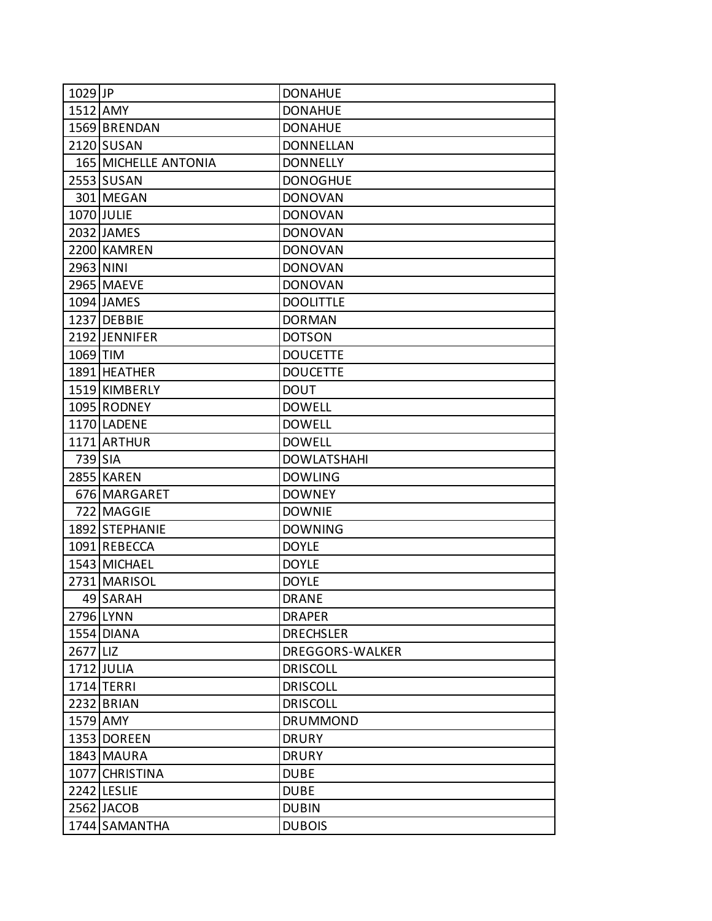| | | |
|---|---|---|
| 1029 | JP | DONAHUE |
| 1512 | AMY | DONAHUE |
| 1569 | BRENDAN | DONAHUE |
| 2120 | SUSAN | DONNELLAN |
| 165 | MICHELLE ANTONIA | DONNELLY |
| 2553 | SUSAN | DONOGHUE |
| 301 | MEGAN | DONOVAN |
| 1070 | JULIE | DONOVAN |
| 2032 | JAMES | DONOVAN |
| 2200 | KAMREN | DONOVAN |
| 2963 | NINI | DONOVAN |
| 2965 | MAEVE | DONOVAN |
| 1094 | JAMES | DOOLITTLE |
| 1237 | DEBBIE | DORMAN |
| 2192 | JENNIFER | DOTSON |
| 1069 | TIM | DOUCETTE |
| 1891 | HEATHER | DOUCETTE |
| 1519 | KIMBERLY | DOUT |
| 1095 | RODNEY | DOWELL |
| 1170 | LADENE | DOWELL |
| 1171 | ARTHUR | DOWELL |
| 739 | SIA | DOWLATSHAHI |
| 2855 | KAREN | DOWLING |
| 676 | MARGARET | DOWNEY |
| 722 | MAGGIE | DOWNIE |
| 1892 | STEPHANIE | DOWNING |
| 1091 | REBECCA | DOYLE |
| 1543 | MICHAEL | DOYLE |
| 2731 | MARISOL | DOYLE |
| 49 | SARAH | DRANE |
| 2796 | LYNN | DRAPER |
| 1554 | DIANA | DRECHSLER |
| 2677 | LIZ | DREGGORS-WALKER |
| 1712 | JULIA | DRISCOLL |
| 1714 | TERRI | DRISCOLL |
| 2232 | BRIAN | DRISCOLL |
| 1579 | AMY | DRUMMOND |
| 1353 | DOREEN | DRURY |
| 1843 | MAURA | DRURY |
| 1077 | CHRISTINA | DUBE |
| 2242 | LESLIE | DUBE |
| 2562 | JACOB | DUBIN |
| 1744 | SAMANTHA | DUBOIS |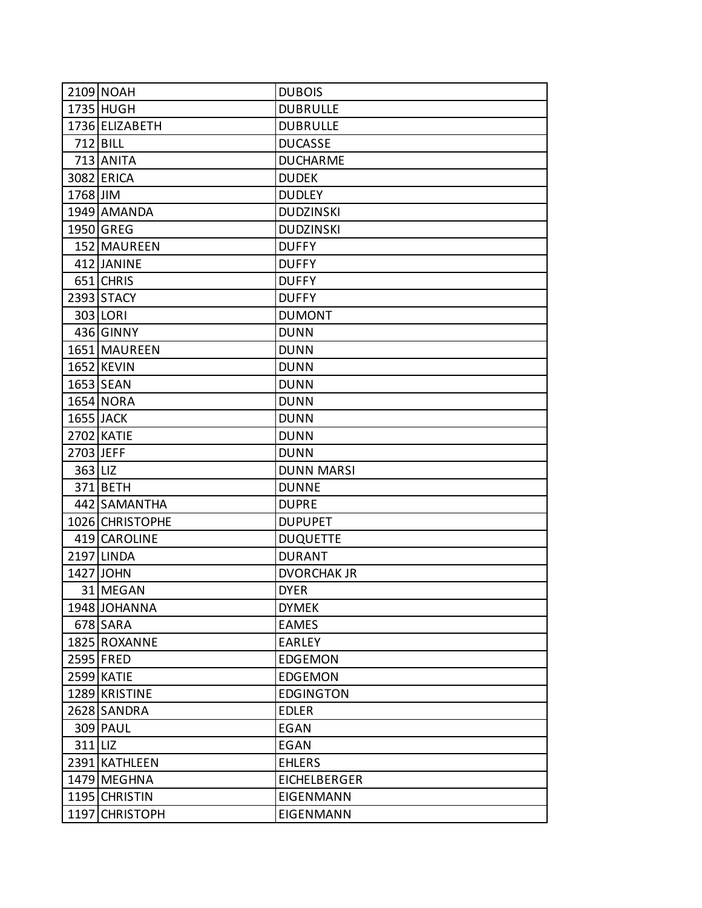| | | |
|---|---|---|
| 2109 | NOAH | DUBOIS |
| 1735 | HUGH | DUBRULLE |
| 1736 | ELIZABETH | DUBRULLE |
| 712 | BILL | DUCASSE |
| 713 | ANITA | DUCHARME |
| 3082 | ERICA | DUDEK |
| 1768 | JIM | DUDLEY |
| 1949 | AMANDA | DUDZINSKI |
| 1950 | GREG | DUDZINSKI |
| 152 | MAUREEN | DUFFY |
| 412 | JANINE | DUFFY |
| 651 | CHRIS | DUFFY |
| 2393 | STACY | DUFFY |
| 303 | LORI | DUMONT |
| 436 | GINNY | DUNN |
| 1651 | MAUREEN | DUNN |
| 1652 | KEVIN | DUNN |
| 1653 | SEAN | DUNN |
| 1654 | NORA | DUNN |
| 1655 | JACK | DUNN |
| 2702 | KATIE | DUNN |
| 2703 | JEFF | DUNN |
| 363 | LIZ | DUNN MARSI |
| 371 | BETH | DUNNE |
| 442 | SAMANTHA | DUPRE |
| 1026 | CHRISTOPHE | DUPUPET |
| 419 | CAROLINE | DUQUETTE |
| 2197 | LINDA | DURANT |
| 1427 | JOHN | DVORCHAK JR |
| 31 | MEGAN | DYER |
| 1948 | JOHANNA | DYMEK |
| 678 | SARA | EAMES |
| 1825 | ROXANNE | EARLEY |
| 2595 | FRED | EDGEMON |
| 2599 | KATIE | EDGEMON |
| 1289 | KRISTINE | EDGINGTON |
| 2628 | SANDRA | EDLER |
| 309 | PAUL | EGAN |
| 311 | LIZ | EGAN |
| 2391 | KATHLEEN | EHLERS |
| 1479 | MEGHNA | EICHELBERGER |
| 1195 | CHRISTIN | EIGENMANN |
| 1197 | CHRISTOPH | EIGENMANN |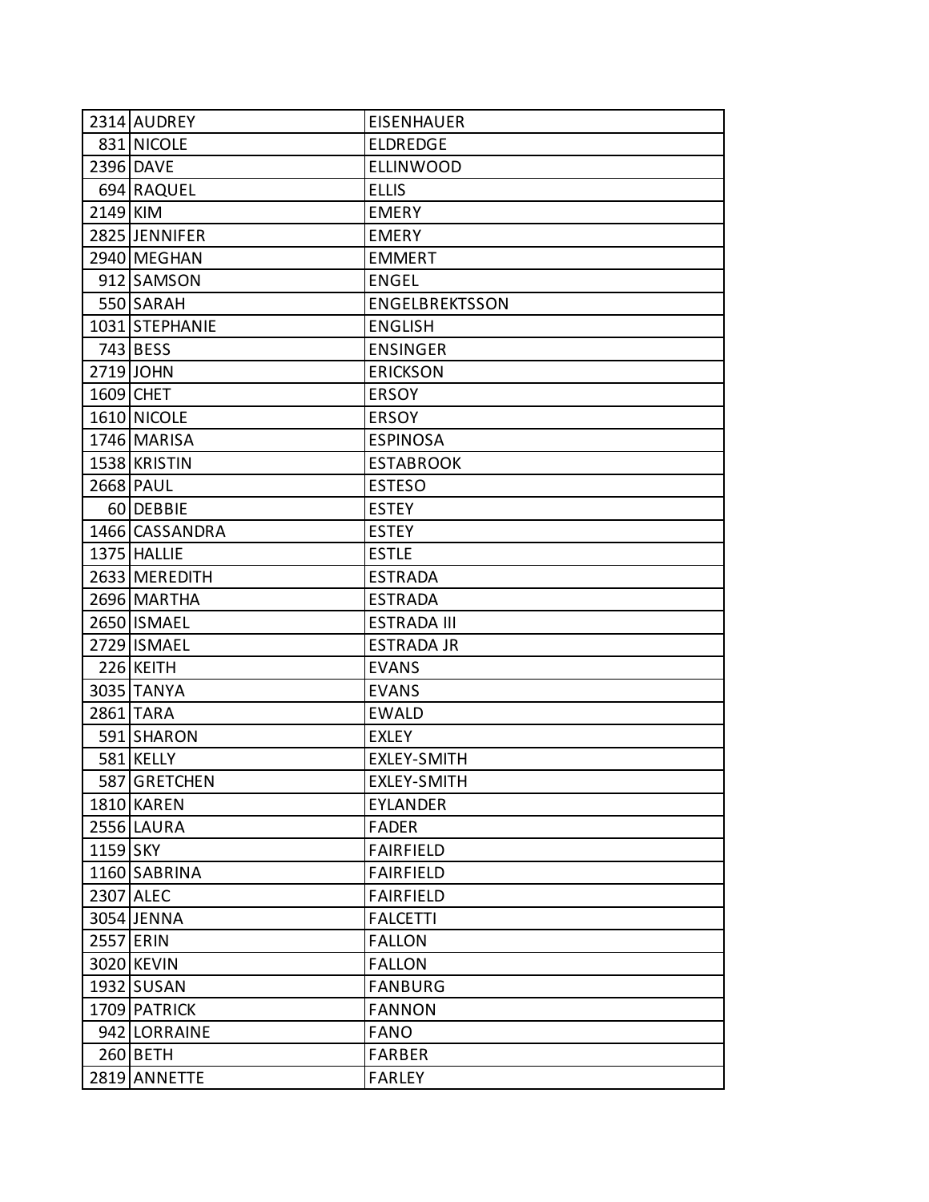| | | |
|---|---|---|
| 2314 | AUDREY | EISENHAUER |
| 831 | NICOLE | ELDREDGE |
| 2396 | DAVE | ELLINWOOD |
| 694 | RAQUEL | ELLIS |
| 2149 | KIM | EMERY |
| 2825 | JENNIFER | EMERY |
| 2940 | MEGHAN | EMMERT |
| 912 | SAMSON | ENGEL |
| 550 | SARAH | ENGELBREKTSSON |
| 1031 | STEPHANIE | ENGLISH |
| 743 | BESS | ENSINGER |
| 2719 | JOHN | ERICKSON |
| 1609 | CHET | ERSOY |
| 1610 | NICOLE | ERSOY |
| 1746 | MARISA | ESPINOSA |
| 1538 | KRISTIN | ESTABROOK |
| 2668 | PAUL | ESTESO |
| 60 | DEBBIE | ESTEY |
| 1466 | CASSANDRA | ESTEY |
| 1375 | HALLIE | ESTLE |
| 2633 | MEREDITH | ESTRADA |
| 2696 | MARTHA | ESTRADA |
| 2650 | ISMAEL | ESTRADA III |
| 2729 | ISMAEL | ESTRADA JR |
| 226 | KEITH | EVANS |
| 3035 | TANYA | EVANS |
| 2861 | TARA | EWALD |
| 591 | SHARON | EXLEY |
| 581 | KELLY | EXLEY-SMITH |
| 587 | GRETCHEN | EXLEY-SMITH |
| 1810 | KAREN | EYLANDER |
| 2556 | LAURA | FADER |
| 1159 | SKY | FAIRFIELD |
| 1160 | SABRINA | FAIRFIELD |
| 2307 | ALEC | FAIRFIELD |
| 3054 | JENNA | FALCETTI |
| 2557 | ERIN | FALLON |
| 3020 | KEVIN | FALLON |
| 1932 | SUSAN | FANBURG |
| 1709 | PATRICK | FANNON |
| 942 | LORRAINE | FANO |
| 260 | BETH | FARBER |
| 2819 | ANNETTE | FARLEY |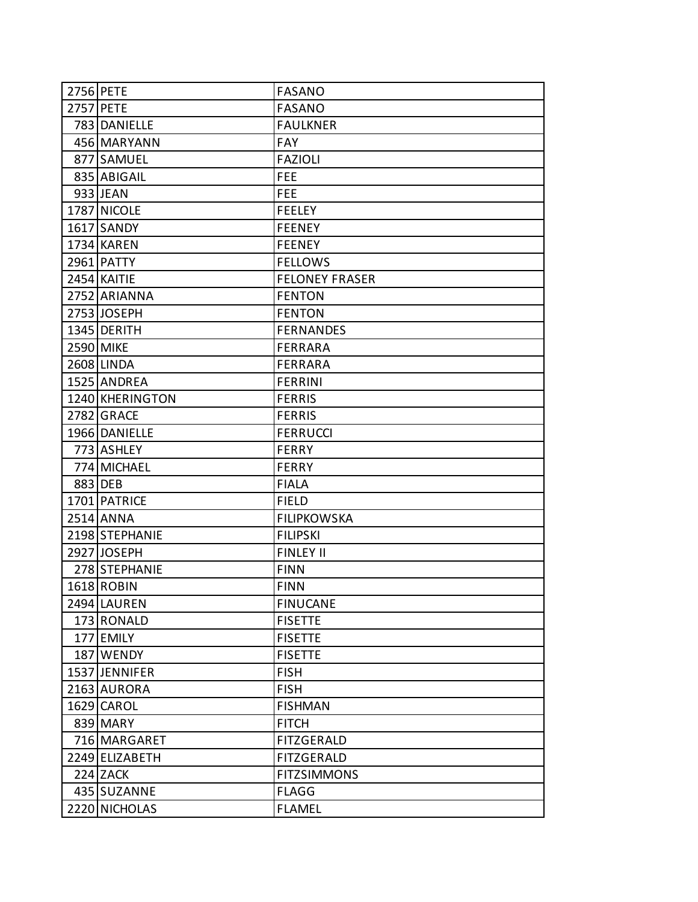| | | |
|---|---|---|
| 2756 | PETE | FASANO |
| 2757 | PETE | FASANO |
| 783 | DANIELLE | FAULKNER |
| 456 | MARYANN | FAY |
| 877 | SAMUEL | FAZIOLI |
| 835 | ABIGAIL | FEE |
| 933 | JEAN | FEE |
| 1787 | NICOLE | FEELEY |
| 1617 | SANDY | FEENEY |
| 1734 | KAREN | FEENEY |
| 2961 | PATTY | FELLOWS |
| 2454 | KAITIE | FELONEY FRASER |
| 2752 | ARIANNA | FENTON |
| 2753 | JOSEPH | FENTON |
| 1345 | DERITH | FERNANDES |
| 2590 | MIKE | FERRARA |
| 2608 | LINDA | FERRARA |
| 1525 | ANDREA | FERRINI |
| 1240 | KHERINGTON | FERRIS |
| 2782 | GRACE | FERRIS |
| 1966 | DANIELLE | FERRUCCI |
| 773 | ASHLEY | FERRY |
| 774 | MICHAEL | FERRY |
| 883 | DEB | FIALA |
| 1701 | PATRICE | FIELD |
| 2514 | ANNA | FILIPKOWSKA |
| 2198 | STEPHANIE | FILIPSKI |
| 2927 | JOSEPH | FINLEY II |
| 278 | STEPHANIE | FINN |
| 1618 | ROBIN | FINN |
| 2494 | LAUREN | FINUCANE |
| 173 | RONALD | FISETTE |
| 177 | EMILY | FISETTE |
| 187 | WENDY | FISETTE |
| 1537 | JENNIFER | FISH |
| 2163 | AURORA | FISH |
| 1629 | CAROL | FISHMAN |
| 839 | MARY | FITCH |
| 716 | MARGARET | FITZGERALD |
| 2249 | ELIZABETH | FITZGERALD |
| 224 | ZACK | FITZSIMMONS |
| 435 | SUZANNE | FLAGG |
| 2220 | NICHOLAS | FLAMEL |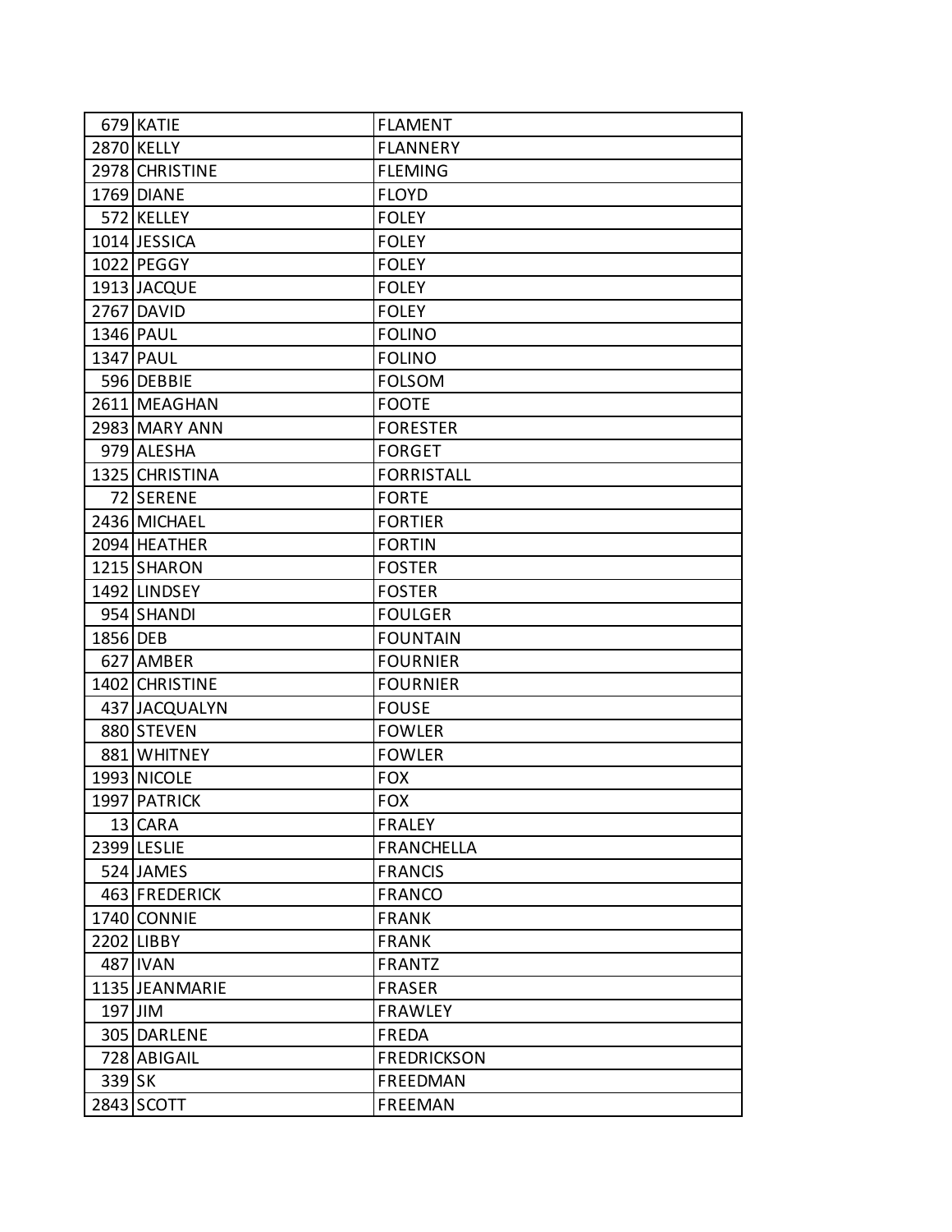| | | |
|---|---|---|
| 679 | KATIE | FLAMENT |
| 2870 | KELLY | FLANNERY |
| 2978 | CHRISTINE | FLEMING |
| 1769 | DIANE | FLOYD |
| 572 | KELLEY | FOLEY |
| 1014 | JESSICA | FOLEY |
| 1022 | PEGGY | FOLEY |
| 1913 | JACQUE | FOLEY |
| 2767 | DAVID | FOLEY |
| 1346 | PAUL | FOLINO |
| 1347 | PAUL | FOLINO |
| 596 | DEBBIE | FOLSOM |
| 2611 | MEAGHAN | FOOTE |
| 2983 | MARY ANN | FORESTER |
| 979 | ALESHA | FORGET |
| 1325 | CHRISTINA | FORRISTALL |
| 72 | SERENE | FORTE |
| 2436 | MICHAEL | FORTIER |
| 2094 | HEATHER | FORTIN |
| 1215 | SHARON | FOSTER |
| 1492 | LINDSEY | FOSTER |
| 954 | SHANDI | FOULGER |
| 1856 | DEB | FOUNTAIN |
| 627 | AMBER | FOURNIER |
| 1402 | CHRISTINE | FOURNIER |
| 437 | JACQUALYN | FOUSE |
| 880 | STEVEN | FOWLER |
| 881 | WHITNEY | FOWLER |
| 1993 | NICOLE | FOX |
| 1997 | PATRICK | FOX |
| 13 | CARA | FRALEY |
| 2399 | LESLIE | FRANCHELLA |
| 524 | JAMES | FRANCIS |
| 463 | FREDERICK | FRANCO |
| 1740 | CONNIE | FRANK |
| 2202 | LIBBY | FRANK |
| 487 | IVAN | FRANTZ |
| 1135 | JEANMARIE | FRASER |
| 197 | JIM | FRAWLEY |
| 305 | DARLENE | FREDA |
| 728 | ABIGAIL | FREDRICKSON |
| 339 | SK | FREEDMAN |
| 2843 | SCOTT | FREEMAN |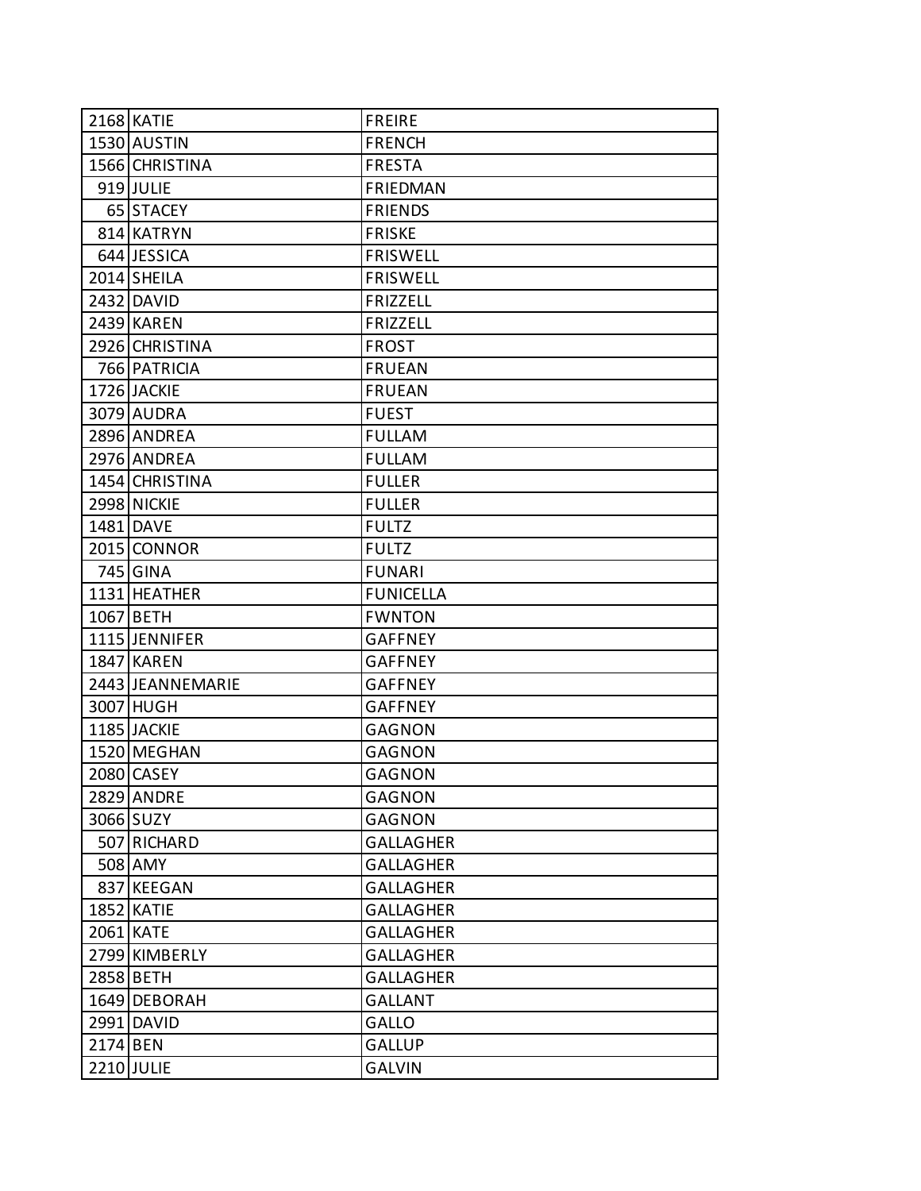| | | |
|---|---|---|
| 2168 | KATIE | FREIRE |
| 1530 | AUSTIN | FRENCH |
| 1566 | CHRISTINA | FRESTA |
| 919 | JULIE | FRIEDMAN |
| 65 | STACEY | FRIENDS |
| 814 | KATRYN | FRISKE |
| 644 | JESSICA | FRISWELL |
| 2014 | SHEILA | FRISWELL |
| 2432 | DAVID | FRIZZELL |
| 2439 | KAREN | FRIZZELL |
| 2926 | CHRISTINA | FROST |
| 766 | PATRICIA | FRUEAN |
| 1726 | JACKIE | FRUEAN |
| 3079 | AUDRA | FUEST |
| 2896 | ANDREA | FULLAM |
| 2976 | ANDREA | FULLAM |
| 1454 | CHRISTINA | FULLER |
| 2998 | NICKIE | FULLER |
| 1481 | DAVE | FULTZ |
| 2015 | CONNOR | FULTZ |
| 745 | GINA | FUNARI |
| 1131 | HEATHER | FUNICELLA |
| 1067 | BETH | FWNTON |
| 1115 | JENNIFER | GAFFNEY |
| 1847 | KAREN | GAFFNEY |
| 2443 | JEANNEMARIE | GAFFNEY |
| 3007 | HUGH | GAFFNEY |
| 1185 | JACKIE | GAGNON |
| 1520 | MEGHAN | GAGNON |
| 2080 | CASEY | GAGNON |
| 2829 | ANDRE | GAGNON |
| 3066 | SUZY | GAGNON |
| 507 | RICHARD | GALLAGHER |
| 508 | AMY | GALLAGHER |
| 837 | KEEGAN | GALLAGHER |
| 1852 | KATIE | GALLAGHER |
| 2061 | KATE | GALLAGHER |
| 2799 | KIMBERLY | GALLAGHER |
| 2858 | BETH | GALLAGHER |
| 1649 | DEBORAH | GALLANT |
| 2991 | DAVID | GALLO |
| 2174 | BEN | GALLUP |
| 2210 | JULIE | GALVIN |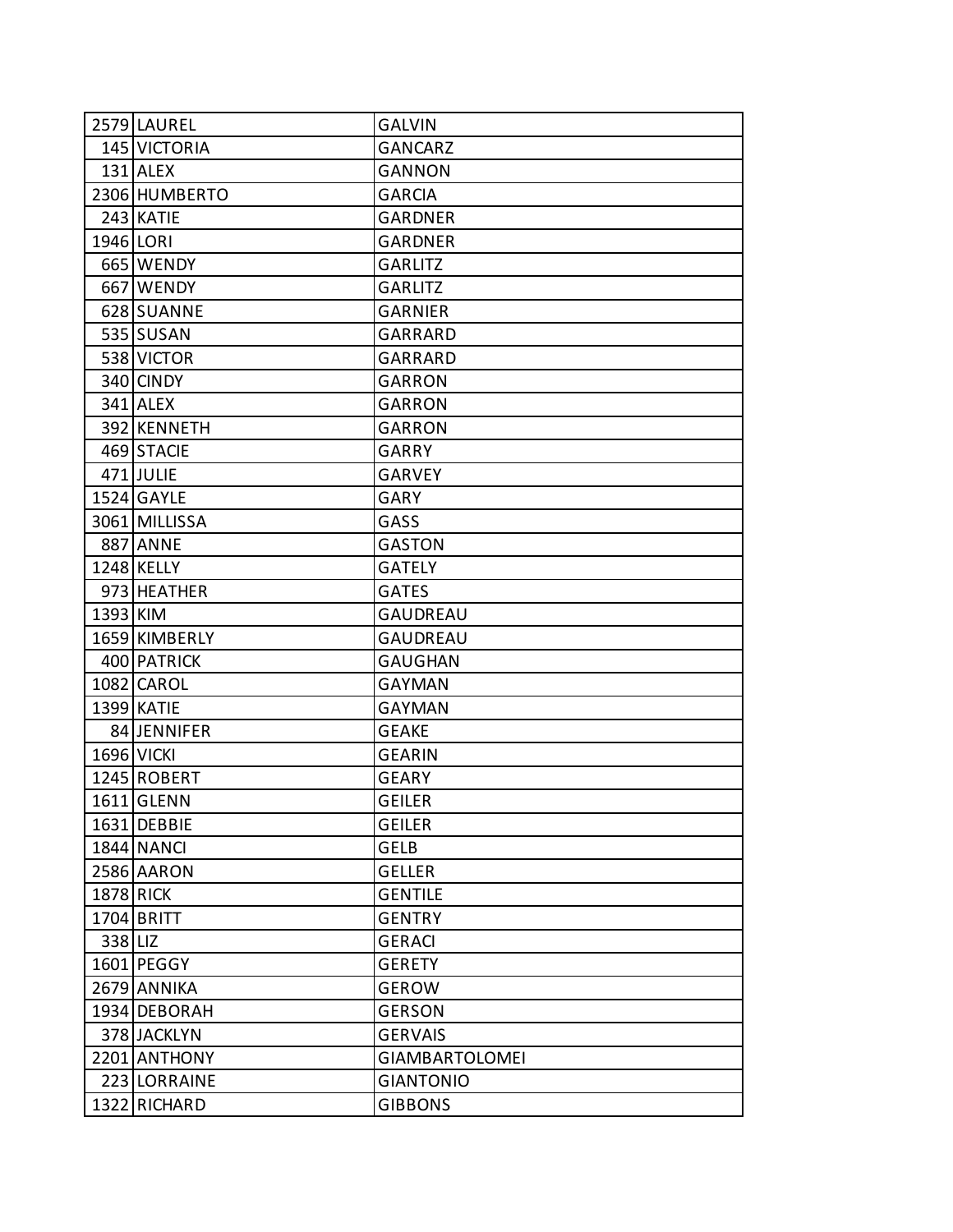| | | |
|---|---|---|
| 2579 | LAUREL | GALVIN |
| 145 | VICTORIA | GANCARZ |
| 131 | ALEX | GANNON |
| 2306 | HUMBERTO | GARCIA |
| 243 | KATIE | GARDNER |
| 1946 | LORI | GARDNER |
| 665 | WENDY | GARLITZ |
| 667 | WENDY | GARLITZ |
| 628 | SUANNE | GARNIER |
| 535 | SUSAN | GARRARD |
| 538 | VICTOR | GARRARD |
| 340 | CINDY | GARRON |
| 341 | ALEX | GARRON |
| 392 | KENNETH | GARRON |
| 469 | STACIE | GARRY |
| 471 | JULIE | GARVEY |
| 1524 | GAYLE | GARY |
| 3061 | MILLISSA | GASS |
| 887 | ANNE | GASTON |
| 1248 | KELLY | GATELY |
| 973 | HEATHER | GATES |
| 1393 | KIM | GAUDREAU |
| 1659 | KIMBERLY | GAUDREAU |
| 400 | PATRICK | GAUGHAN |
| 1082 | CAROL | GAYMAN |
| 1399 | KATIE | GAYMAN |
| 84 | JENNIFER | GEAKE |
| 1696 | VICKI | GEARIN |
| 1245 | ROBERT | GEARY |
| 1611 | GLENN | GEILER |
| 1631 | DEBBIE | GEILER |
| 1844 | NANCI | GELB |
| 2586 | AARON | GELLER |
| 1878 | RICK | GENTILE |
| 1704 | BRITT | GENTRY |
| 338 | LIZ | GERACI |
| 1601 | PEGGY | GERETY |
| 2679 | ANNIKA | GEROW |
| 1934 | DEBORAH | GERSON |
| 378 | JACKLYN | GERVAIS |
| 2201 | ANTHONY | GIAMBARTOLOMEI |
| 223 | LORRAINE | GIANTONIO |
| 1322 | RICHARD | GIBBONS |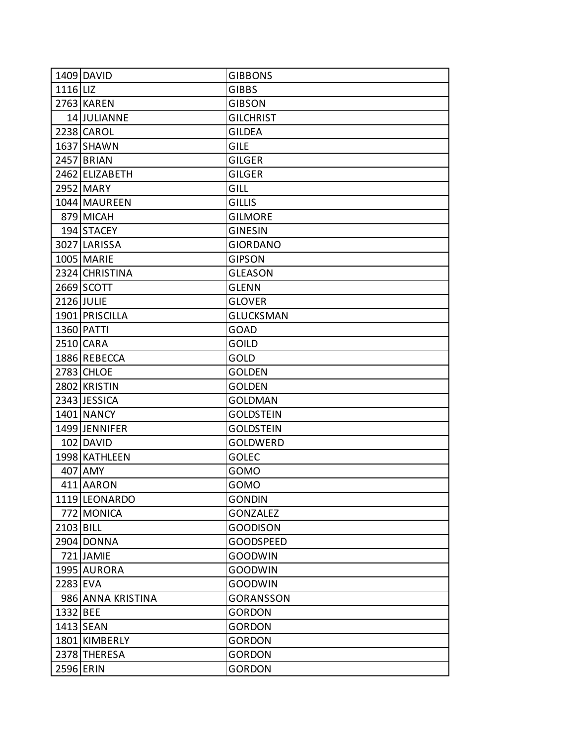| | | |
|---|---|---|
| 1409 | DAVID | GIBBONS |
| 1116 | LIZ | GIBBS |
| 2763 | KAREN | GIBSON |
| 14 | JULIANNE | GILCHRIST |
| 2238 | CAROL | GILDEA |
| 1637 | SHAWN | GILE |
| 2457 | BRIAN | GILGER |
| 2462 | ELIZABETH | GILGER |
| 2952 | MARY | GILL |
| 1044 | MAUREEN | GILLIS |
| 879 | MICAH | GILMORE |
| 194 | STACEY | GINESIN |
| 3027 | LARISSA | GIORDANO |
| 1005 | MARIE | GIPSON |
| 2324 | CHRISTINA | GLEASON |
| 2669 | SCOTT | GLENN |
| 2126 | JULIE | GLOVER |
| 1901 | PRISCILLA | GLUCKSMAN |
| 1360 | PATTI | GOAD |
| 2510 | CARA | GOILD |
| 1886 | REBECCA | GOLD |
| 2783 | CHLOE | GOLDEN |
| 2802 | KRISTIN | GOLDEN |
| 2343 | JESSICA | GOLDMAN |
| 1401 | NANCY | GOLDSTEIN |
| 1499 | JENNIFER | GOLDSTEIN |
| 102 | DAVID | GOLDWERD |
| 1998 | KATHLEEN | GOLEC |
| 407 | AMY | GOMO |
| 411 | AARON | GOMO |
| 1119 | LEONARDO | GONDIN |
| 772 | MONICA | GONZALEZ |
| 2103 | BILL | GOODISON |
| 2904 | DONNA | GOODSPEED |
| 721 | JAMIE | GOODWIN |
| 1995 | AURORA | GOODWIN |
| 2283 | EVA | GOODWIN |
| 986 | ANNA KRISTINA | GORANSSON |
| 1332 | BEE | GORDON |
| 1413 | SEAN | GORDON |
| 1801 | KIMBERLY | GORDON |
| 2378 | THERESA | GORDON |
| 2596 | ERIN | GORDON |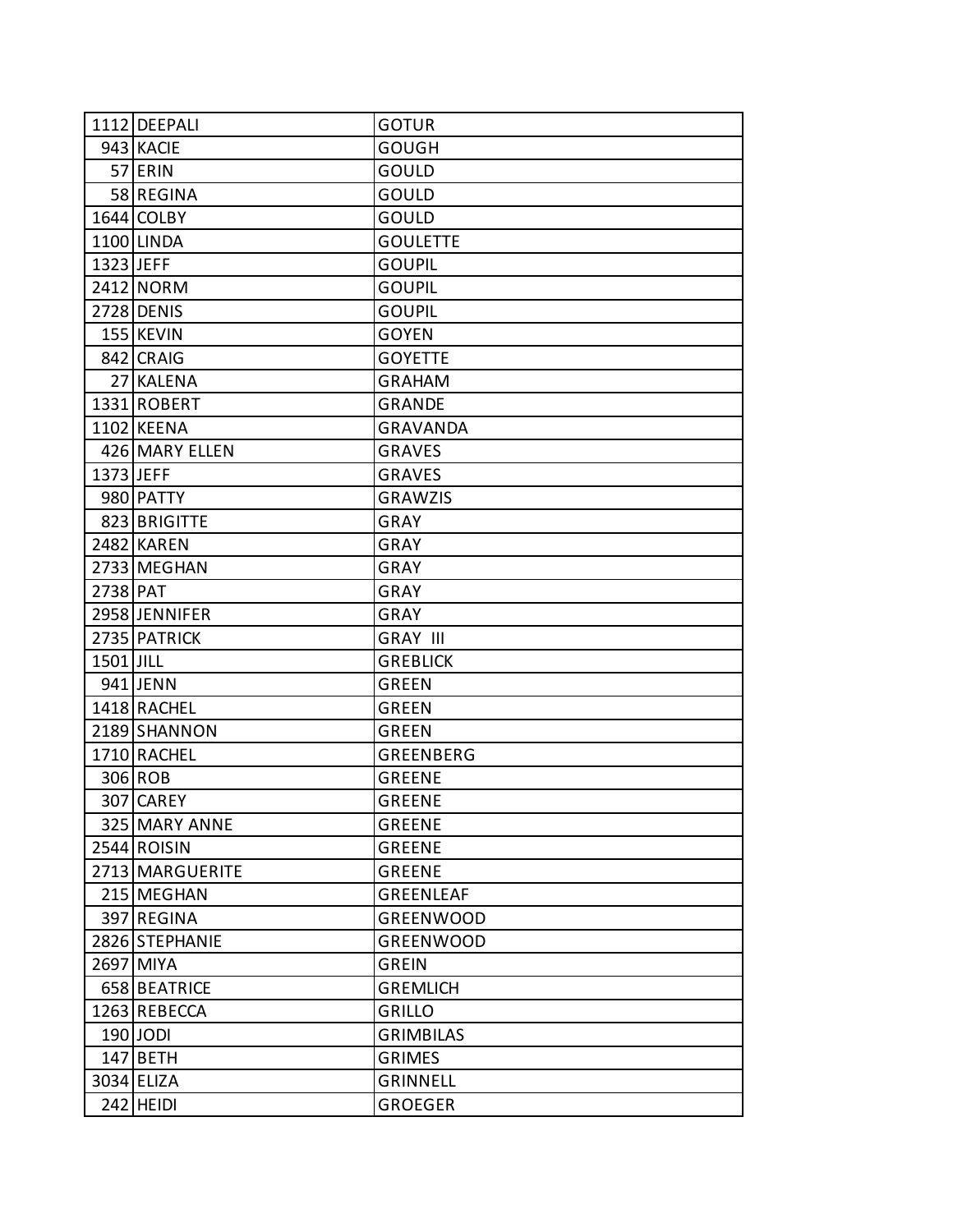| | | |
|---|---|---|
| 1112 | DEEPALI | GOTUR |
| 943 | KACIE | GOUGH |
| 57 | ERIN | GOULD |
| 58 | REGINA | GOULD |
| 1644 | COLBY | GOULD |
| 1100 | LINDA | GOULETTE |
| 1323 | JEFF | GOUPIL |
| 2412 | NORM | GOUPIL |
| 2728 | DENIS | GOUPIL |
| 155 | KEVIN | GOYEN |
| 842 | CRAIG | GOYETTE |
| 27 | KALENA | GRAHAM |
| 1331 | ROBERT | GRANDE |
| 1102 | KEENA | GRAVANDA |
| 426 | MARY ELLEN | GRAVES |
| 1373 | JEFF | GRAVES |
| 980 | PATTY | GRAWZIS |
| 823 | BRIGITTE | GRAY |
| 2482 | KAREN | GRAY |
| 2733 | MEGHAN | GRAY |
| 2738 | PAT | GRAY |
| 2958 | JENNIFER | GRAY |
| 2735 | PATRICK | GRAY III |
| 1501 | JILL | GREBLICK |
| 941 | JENN | GREEN |
| 1418 | RACHEL | GREEN |
| 2189 | SHANNON | GREEN |
| 1710 | RACHEL | GREENBERG |
| 306 | ROB | GREENE |
| 307 | CAREY | GREENE |
| 325 | MARY ANNE | GREENE |
| 2544 | ROISIN | GREENE |
| 2713 | MARGUERITE | GREENE |
| 215 | MEGHAN | GREENLEAF |
| 397 | REGINA | GREENWOOD |
| 2826 | STEPHANIE | GREENWOOD |
| 2697 | MIYA | GREIN |
| 658 | BEATRICE | GREMLICH |
| 1263 | REBECCA | GRILLO |
| 190 | JODI | GRIMBILAS |
| 147 | BETH | GRIMES |
| 3034 | ELIZA | GRINNELL |
| 242 | HEIDI | GROEGER |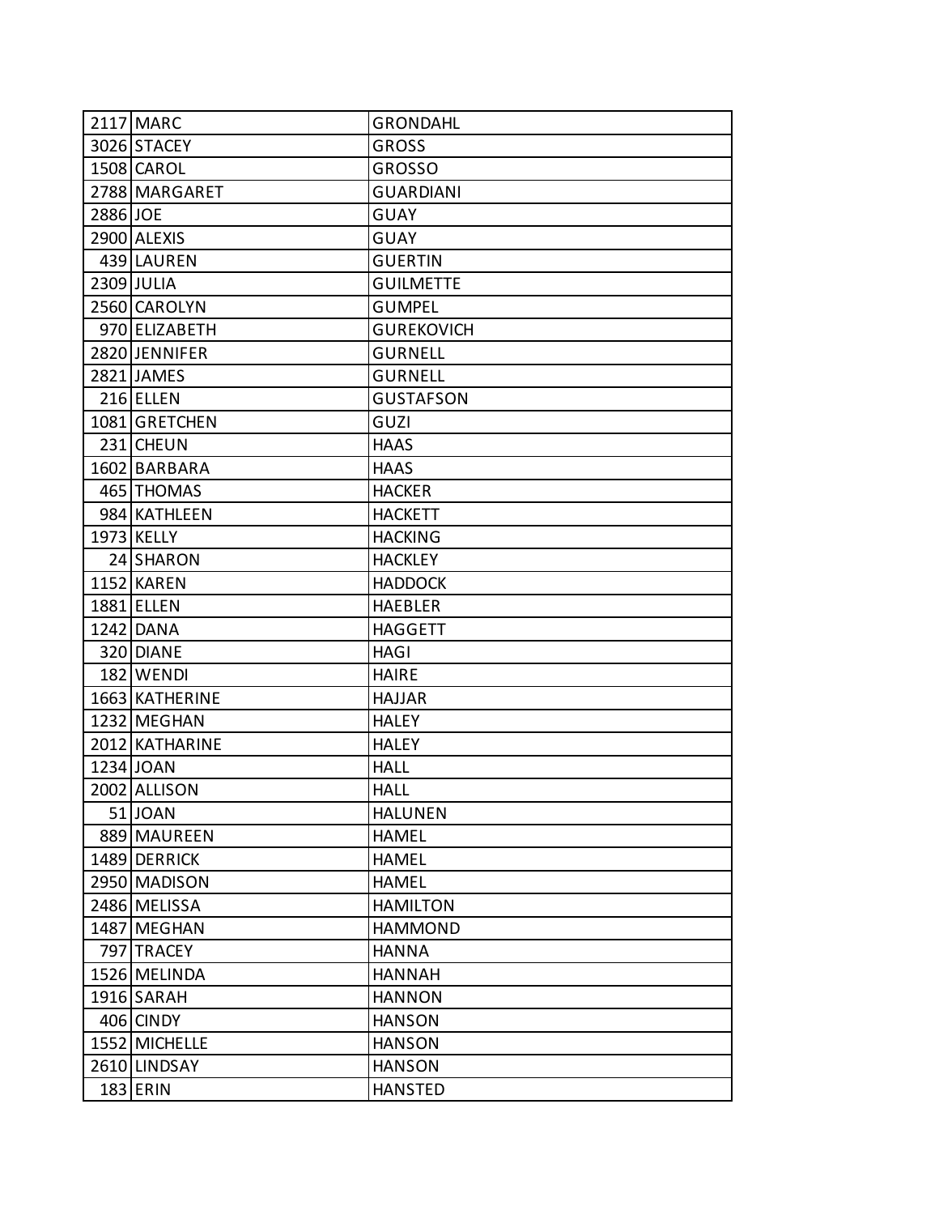| | | |
|---|---|---|
| 2117 | MARC | GRONDAHL |
| 3026 | STACEY | GROSS |
| 1508 | CAROL | GROSSO |
| 2788 | MARGARET | GUARDIANI |
| 2886 | JOE | GUAY |
| 2900 | ALEXIS | GUAY |
| 439 | LAUREN | GUERTIN |
| 2309 | JULIA | GUILMETTE |
| 2560 | CAROLYN | GUMPEL |
| 970 | ELIZABETH | GUREKOVICH |
| 2820 | JENNIFER | GURNELL |
| 2821 | JAMES | GURNELL |
| 216 | ELLEN | GUSTAFSON |
| 1081 | GRETCHEN | GUZI |
| 231 | CHEUN | HAAS |
| 1602 | BARBARA | HAAS |
| 465 | THOMAS | HACKER |
| 984 | KATHLEEN | HACKETT |
| 1973 | KELLY | HACKING |
| 24 | SHARON | HACKLEY |
| 1152 | KAREN | HADDOCK |
| 1881 | ELLEN | HAEBLER |
| 1242 | DANA | HAGGETT |
| 320 | DIANE | HAGI |
| 182 | WENDI | HAIRE |
| 1663 | KATHERINE | HAJJAR |
| 1232 | MEGHAN | HALEY |
| 2012 | KATHARINE | HALEY |
| 1234 | JOAN | HALL |
| 2002 | ALLISON | HALL |
| 51 | JOAN | HALUNEN |
| 889 | MAUREEN | HAMEL |
| 1489 | DERRICK | HAMEL |
| 2950 | MADISON | HAMEL |
| 2486 | MELISSA | HAMILTON |
| 1487 | MEGHAN | HAMMOND |
| 797 | TRACEY | HANNA |
| 1526 | MELINDA | HANNAH |
| 1916 | SARAH | HANNON |
| 406 | CINDY | HANSON |
| 1552 | MICHELLE | HANSON |
| 2610 | LINDSAY | HANSON |
| 183 | ERIN | HANSTED |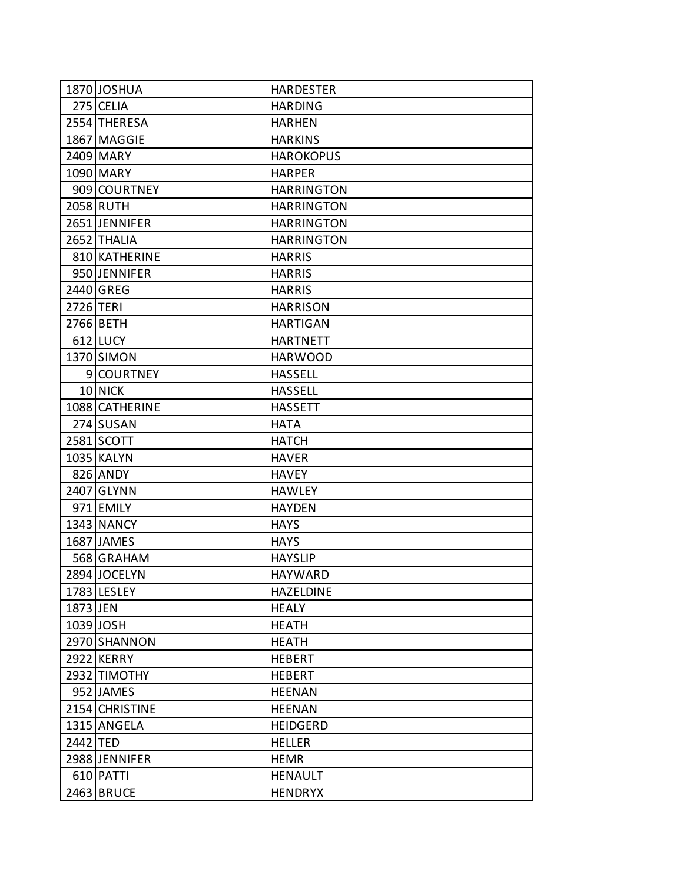| | | |
|---|---|---|
| 1870 | JOSHUA | HARDESTER |
| 275 | CELIA | HARDING |
| 2554 | THERESA | HARHEN |
| 1867 | MAGGIE | HARKINS |
| 2409 | MARY | HAROKOPUS |
| 1090 | MARY | HARPER |
| 909 | COURTNEY | HARRINGTON |
| 2058 | RUTH | HARRINGTON |
| 2651 | JENNIFER | HARRINGTON |
| 2652 | THALIA | HARRINGTON |
| 810 | KATHERINE | HARRIS |
| 950 | JENNIFER | HARRIS |
| 2440 | GREG | HARRIS |
| 2726 | TERI | HARRISON |
| 2766 | BETH | HARTIGAN |
| 612 | LUCY | HARTNETT |
| 1370 | SIMON | HARWOOD |
| 9 | COURTNEY | HASSELL |
| 10 | NICK | HASSELL |
| 1088 | CATHERINE | HASSETT |
| 274 | SUSAN | HATA |
| 2581 | SCOTT | HATCH |
| 1035 | KALYN | HAVER |
| 826 | ANDY | HAVEY |
| 2407 | GLYNN | HAWLEY |
| 971 | EMILY | HAYDEN |
| 1343 | NANCY | HAYS |
| 1687 | JAMES | HAYS |
| 568 | GRAHAM | HAYSLIP |
| 2894 | JOCELYN | HAYWARD |
| 1783 | LESLEY | HAZELDINE |
| 1873 | JEN | HEALY |
| 1039 | JOSH | HEATH |
| 2970 | SHANNON | HEATH |
| 2922 | KERRY | HEBERT |
| 2932 | TIMOTHY | HEBERT |
| 952 | JAMES | HEENAN |
| 2154 | CHRISTINE | HEENAN |
| 1315 | ANGELA | HEIDGERD |
| 2442 | TED | HELLER |
| 2988 | JENNIFER | HEMR |
| 610 | PATTI | HENAULT |
| 2463 | BRUCE | HENDRYX |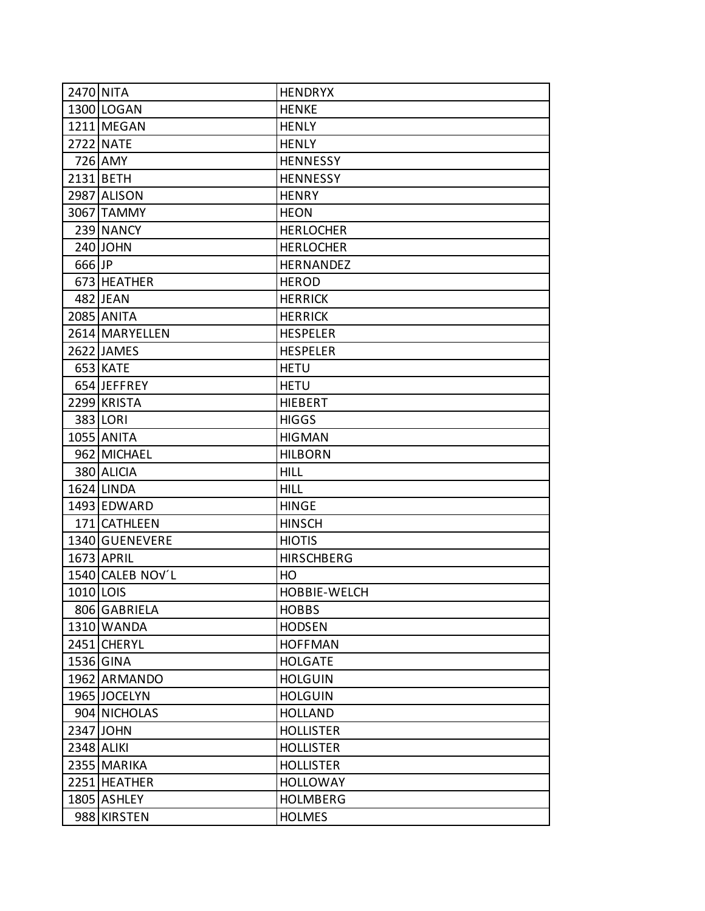| | | |
|---|---|---|
| 2470 | NITA | HENDRYX |
| 1300 | LOGAN | HENKE |
| 1211 | MEGAN | HENLY |
| 2722 | NATE | HENLY |
| 726 | AMY | HENNESSY |
| 2131 | BETH | HENNESSY |
| 2987 | ALISON | HENRY |
| 3067 | TAMMY | HEON |
| 239 | NANCY | HERLOCHER |
| 240 | JOHN | HERLOCHER |
| 666 | JP | HERNANDEZ |
| 673 | HEATHER | HEROD |
| 482 | JEAN | HERRICK |
| 2085 | ANITA | HERRICK |
| 2614 | MARYELLEN | HESPELER |
| 2622 | JAMES | HESPELER |
| 653 | KATE | HETU |
| 654 | JEFFREY | HETU |
| 2299 | KRISTA | HIEBERT |
| 383 | LORI | HIGGS |
| 1055 | ANITA | HIGMAN |
| 962 | MICHAEL | HILBORN |
| 380 | ALICIA | HILL |
| 1624 | LINDA | HILL |
| 1493 | EDWARD | HINGE |
| 171 | CATHLEEN | HINSCH |
| 1340 | GUENEVERE | HIOTIS |
| 1673 | APRIL | HIRSCHBERG |
| 1540 | CALEB NOv´L | HO |
| 1010 | LOIS | HOBBIE-WELCH |
| 806 | GABRIELA | HOBBS |
| 1310 | WANDA | HODSEN |
| 2451 | CHERYL | HOFFMAN |
| 1536 | GINA | HOLGATE |
| 1962 | ARMANDO | HOLGUIN |
| 1965 | JOCELYN | HOLGUIN |
| 904 | NICHOLAS | HOLLAND |
| 2347 | JOHN | HOLLISTER |
| 2348 | ALIKI | HOLLISTER |
| 2355 | MARIKA | HOLLISTER |
| 2251 | HEATHER | HOLLOWAY |
| 1805 | ASHLEY | HOLMBERG |
| 988 | KIRSTEN | HOLMES |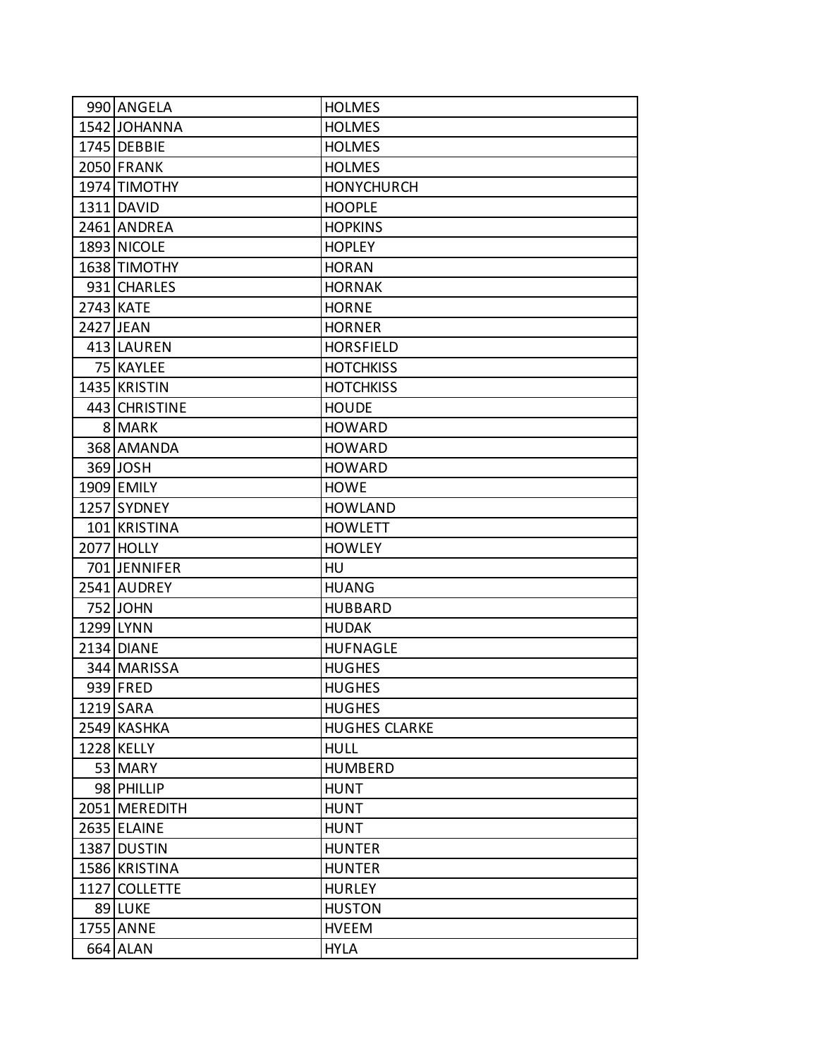| | | |
|---|---|---|
| 990 | ANGELA | HOLMES |
| 1542 | JOHANNA | HOLMES |
| 1745 | DEBBIE | HOLMES |
| 2050 | FRANK | HOLMES |
| 1974 | TIMOTHY | HONYCHURCH |
| 1311 | DAVID | HOOPLE |
| 2461 | ANDREA | HOPKINS |
| 1893 | NICOLE | HOPLEY |
| 1638 | TIMOTHY | HORAN |
| 931 | CHARLES | HORNAK |
| 2743 | KATE | HORNE |
| 2427 | JEAN | HORNER |
| 413 | LAUREN | HORSFIELD |
| 75 | KAYLEE | HOTCHKISS |
| 1435 | KRISTIN | HOTCHKISS |
| 443 | CHRISTINE | HOUDE |
| 8 | MARK | HOWARD |
| 368 | AMANDA | HOWARD |
| 369 | JOSH | HOWARD |
| 1909 | EMILY | HOWE |
| 1257 | SYDNEY | HOWLAND |
| 101 | KRISTINA | HOWLETT |
| 2077 | HOLLY | HOWLEY |
| 701 | JENNIFER | HU |
| 2541 | AUDREY | HUANG |
| 752 | JOHN | HUBBARD |
| 1299 | LYNN | HUDAK |
| 2134 | DIANE | HUFNAGLE |
| 344 | MARISSA | HUGHES |
| 939 | FRED | HUGHES |
| 1219 | SARA | HUGHES |
| 2549 | KASHKA | HUGHES CLARKE |
| 1228 | KELLY | HULL |
| 53 | MARY | HUMBERD |
| 98 | PHILLIP | HUNT |
| 2051 | MEREDITH | HUNT |
| 2635 | ELAINE | HUNT |
| 1387 | DUSTIN | HUNTER |
| 1586 | KRISTINA | HUNTER |
| 1127 | COLLETTE | HURLEY |
| 89 | LUKE | HUSTON |
| 1755 | ANNE | HVEEM |
| 664 | ALAN | HYLA |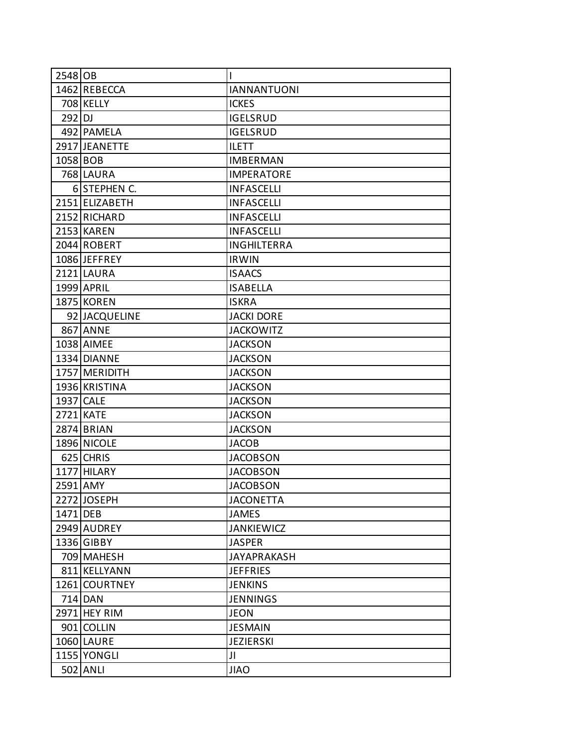| | | |
|---|---|---|
| 2548 | OB | I |
| 1462 | REBECCA | IANNANTUONI |
| 708 | KELLY | ICKES |
| 292 | DJ | IGELSRUD |
| 492 | PAMELA | IGELSRUD |
| 2917 | JEANETTE | ILETT |
| 1058 | BOB | IMBERMAN |
| 768 | LAURA | IMPERATORE |
| 6 | STEPHEN C. | INFASCELLI |
| 2151 | ELIZABETH | INFASCELLI |
| 2152 | RICHARD | INFASCELLI |
| 2153 | KAREN | INFASCELLI |
| 2044 | ROBERT | INGHILTERRA |
| 1086 | JEFFREY | IRWIN |
| 2121 | LAURA | ISAACS |
| 1999 | APRIL | ISABELLA |
| 1875 | KOREN | ISKRA |
| 92 | JACQUELINE | JACKI DORE |
| 867 | ANNE | JACKOWITZ |
| 1038 | AIMEE | JACKSON |
| 1334 | DIANNE | JACKSON |
| 1757 | MERIDITH | JACKSON |
| 1936 | KRISTINA | JACKSON |
| 1937 | CALE | JACKSON |
| 2721 | KATE | JACKSON |
| 2874 | BRIAN | JACKSON |
| 1896 | NICOLE | JACOB |
| 625 | CHRIS | JACOBSON |
| 1177 | HILARY | JACOBSON |
| 2591 | AMY | JACOBSON |
| 2272 | JOSEPH | JACONETTA |
| 1471 | DEB | JAMES |
| 2949 | AUDREY | JANKIEWICZ |
| 1336 | GIBBY | JASPER |
| 709 | MAHESH | JAYAPRAKASH |
| 811 | KELLYANN | JEFFRIES |
| 1261 | COURTNEY | JENKINS |
| 714 | DAN | JENNINGS |
| 2971 | HEY RIM | JEON |
| 901 | COLLIN | JESMAIN |
| 1060 | LAURE | JEZIERSKI |
| 1155 | YONGLI | JI |
| 502 | ANLI | JIAO |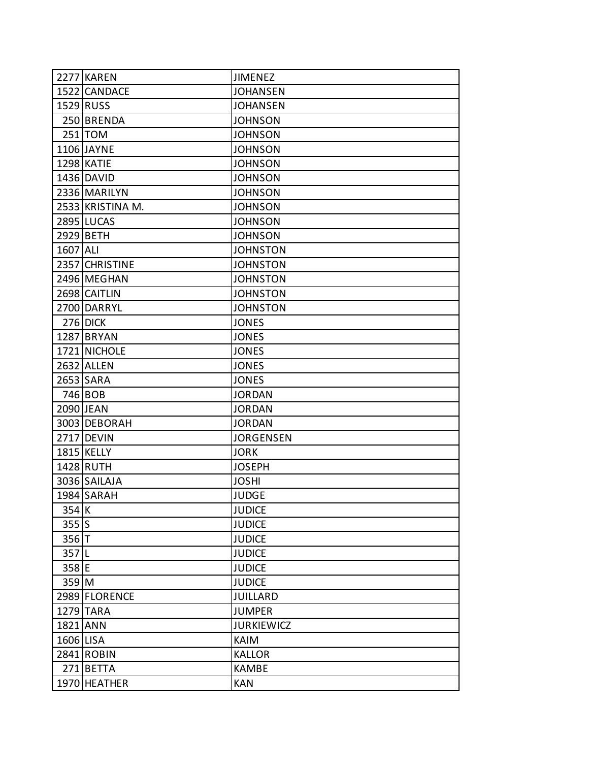| | | |
|---|---|---|
| 2277 | KAREN | JIMENEZ |
| 1522 | CANDACE | JOHANSEN |
| 1529 | RUSS | JOHANSEN |
| 250 | BRENDA | JOHNSON |
| 251 | TOM | JOHNSON |
| 1106 | JAYNE | JOHNSON |
| 1298 | KATIE | JOHNSON |
| 1436 | DAVID | JOHNSON |
| 2336 | MARILYN | JOHNSON |
| 2533 | KRISTINA M. | JOHNSON |
| 2895 | LUCAS | JOHNSON |
| 2929 | BETH | JOHNSON |
| 1607 | ALI | JOHNSTON |
| 2357 | CHRISTINE | JOHNSTON |
| 2496 | MEGHAN | JOHNSTON |
| 2698 | CAITLIN | JOHNSTON |
| 2700 | DARRYL | JOHNSTON |
| 276 | DICK | JONES |
| 1287 | BRYAN | JONES |
| 1721 | NICHOLE | JONES |
| 2632 | ALLEN | JONES |
| 2653 | SARA | JONES |
| 746 | BOB | JORDAN |
| 2090 | JEAN | JORDAN |
| 3003 | DEBORAH | JORDAN |
| 2717 | DEVIN | JORGENSEN |
| 1815 | KELLY | JORK |
| 1428 | RUTH | JOSEPH |
| 3036 | SAILAJA | JOSHI |
| 1984 | SARAH | JUDGE |
| 354 | K | JUDICE |
| 355 | S | JUDICE |
| 356 | T | JUDICE |
| 357 | L | JUDICE |
| 358 | E | JUDICE |
| 359 | M | JUDICE |
| 2989 | FLORENCE | JUILLARD |
| 1279 | TARA | JUMPER |
| 1821 | ANN | JURKIEWICZ |
| 1606 | LISA | KAIM |
| 2841 | ROBIN | KALLOR |
| 271 | BETTA | KAMBE |
| 1970 | HEATHER | KAN |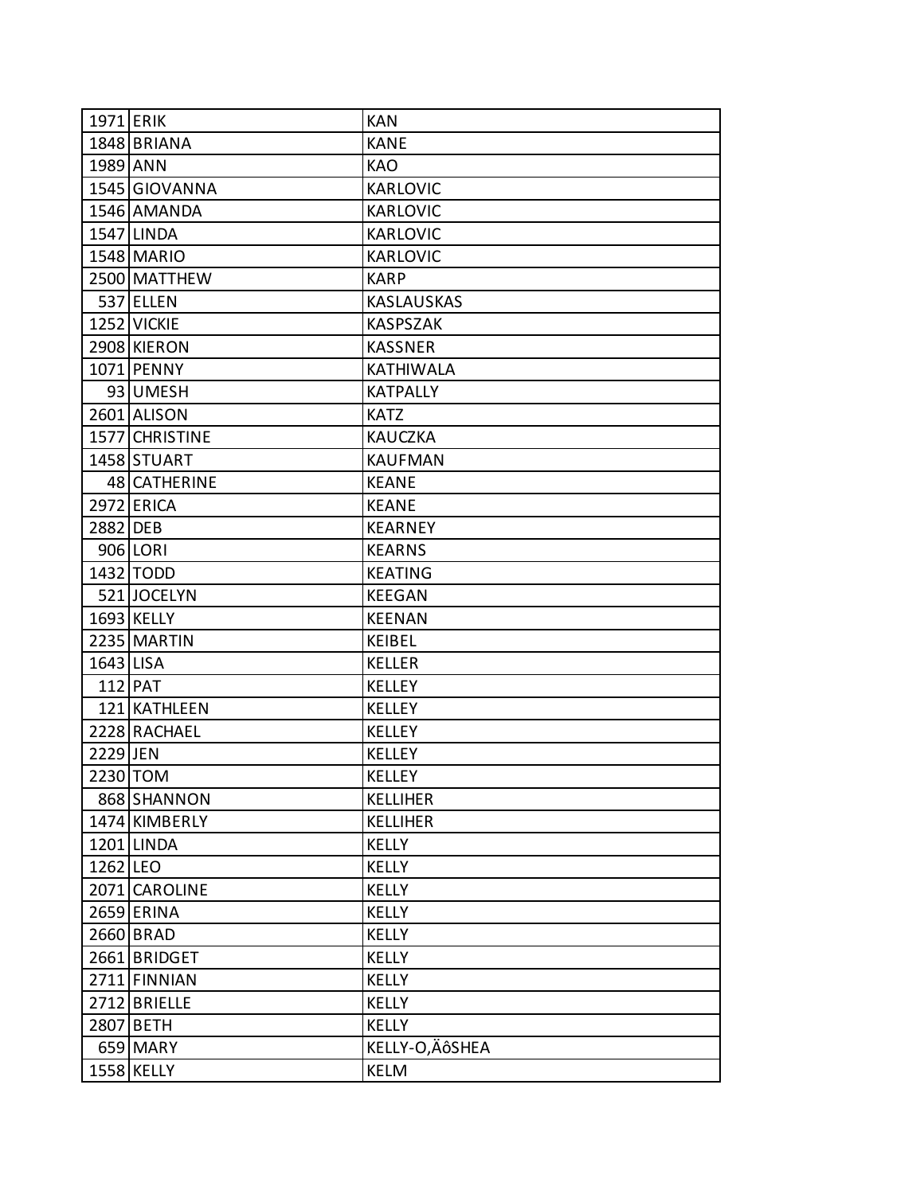| | | |
|---|---|---|
| 1971 | ERIK | KAN |
| 1848 | BRIANA | KANE |
| 1989 | ANN | KAO |
| 1545 | GIOVANNA | KARLOVIC |
| 1546 | AMANDA | KARLOVIC |
| 1547 | LINDA | KARLOVIC |
| 1548 | MARIO | KARLOVIC |
| 2500 | MATTHEW | KARP |
| 537 | ELLEN | KASLAUSKAS |
| 1252 | VICKIE | KASPSZAK |
| 2908 | KIERON | KASSNER |
| 1071 | PENNY | KATHIWALA |
| 93 | UMESH | KATPALLY |
| 2601 | ALISON | KATZ |
| 1577 | CHRISTINE | KAUCZKA |
| 1458 | STUART | KAUFMAN |
| 48 | CATHERINE | KEANE |
| 2972 | ERICA | KEANE |
| 2882 | DEB | KEARNEY |
| 906 | LORI | KEARNS |
| 1432 | TODD | KEATING |
| 521 | JOCELYN | KEEGAN |
| 1693 | KELLY | KEENAN |
| 2235 | MARTIN | KEIBEL |
| 1643 | LISA | KELLER |
| 112 | PAT | KELLEY |
| 121 | KATHLEEN | KELLEY |
| 2228 | RACHAEL | KELLEY |
| 2229 | JEN | KELLEY |
| 2230 | TOM | KELLEY |
| 868 | SHANNON | KELLIHER |
| 1474 | KIMBERLY | KELLIHER |
| 1201 | LINDA | KELLY |
| 1262 | LEO | KELLY |
| 2071 | CAROLINE | KELLY |
| 2659 | ERINA | KELLY |
| 2660 | BRAD | KELLY |
| 2661 | BRIDGET | KELLY |
| 2711 | FINNIAN | KELLY |
| 2712 | BRIELLE | KELLY |
| 2807 | BETH | KELLY |
| 659 | MARY | KELLY-O‚ÄôSHEA |
| 1558 | KELLY | KELM |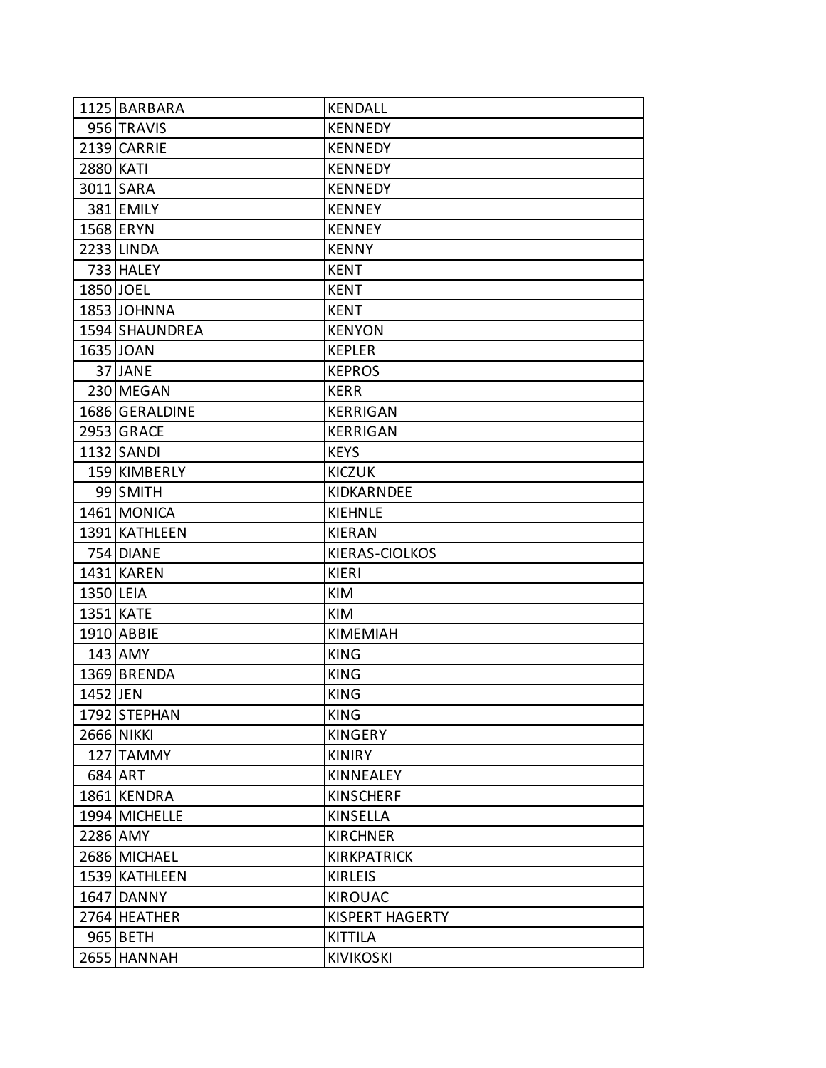| | | |
|---|---|---|
| 1125 | BARBARA | KENDALL |
| 956 | TRAVIS | KENNEDY |
| 2139 | CARRIE | KENNEDY |
| 2880 | KATI | KENNEDY |
| 3011 | SARA | KENNEDY |
| 381 | EMILY | KENNEY |
| 1568 | ERYN | KENNEY |
| 2233 | LINDA | KENNY |
| 733 | HALEY | KENT |
| 1850 | JOEL | KENT |
| 1853 | JOHNNA | KENT |
| 1594 | SHAUNDREA | KENYON |
| 1635 | JOAN | KEPLER |
| 37 | JANE | KEPROS |
| 230 | MEGAN | KERR |
| 1686 | GERALDINE | KERRIGAN |
| 2953 | GRACE | KERRIGAN |
| 1132 | SANDI | KEYS |
| 159 | KIMBERLY | KICZUK |
| 99 | SMITH | KIDKARNDEE |
| 1461 | MONICA | KIEHNLE |
| 1391 | KATHLEEN | KIERAN |
| 754 | DIANE | KIERAS-CIOLKOS |
| 1431 | KAREN | KIERI |
| 1350 | LEIA | KIM |
| 1351 | KATE | KIM |
| 1910 | ABBIE | KIMEMIAH |
| 143 | AMY | KING |
| 1369 | BRENDA | KING |
| 1452 | JEN | KING |
| 1792 | STEPHAN | KING |
| 2666 | NIKKI | KINGERY |
| 127 | TAMMY | KINIRY |
| 684 | ART | KINNEALEY |
| 1861 | KENDRA | KINSCHERF |
| 1994 | MICHELLE | KINSELLA |
| 2286 | AMY | KIRCHNER |
| 2686 | MICHAEL | KIRKPATRICK |
| 1539 | KATHLEEN | KIRLEIS |
| 1647 | DANNY | KIROUAC |
| 2764 | HEATHER | KISPERT HAGERTY |
| 965 | BETH | KITTILA |
| 2655 | HANNAH | KIVIKOSKI |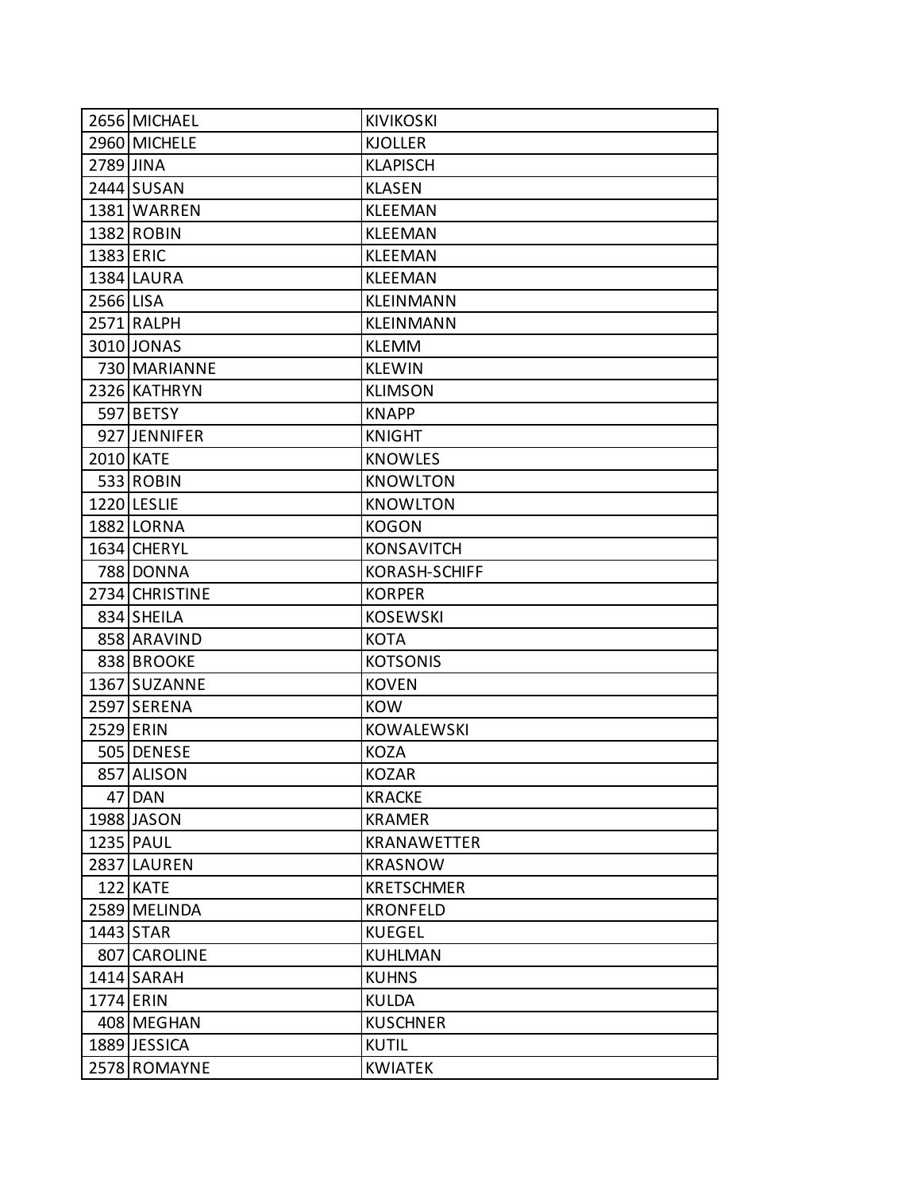| | | |
|---|---|---|
| 2656 | MICHAEL | KIVIKOSKI |
| 2960 | MICHELE | KJOLLER |
| 2789 | JINA | KLAPISCH |
| 2444 | SUSAN | KLASEN |
| 1381 | WARREN | KLEEMAN |
| 1382 | ROBIN | KLEEMAN |
| 1383 | ERIC | KLEEMAN |
| 1384 | LAURA | KLEEMAN |
| 2566 | LISA | KLEINMANN |
| 2571 | RALPH | KLEINMANN |
| 3010 | JONAS | KLEMM |
| 730 | MARIANNE | KLEWIN |
| 2326 | KATHRYN | KLIMSON |
| 597 | BETSY | KNAPP |
| 927 | JENNIFER | KNIGHT |
| 2010 | KATE | KNOWLES |
| 533 | ROBIN | KNOWLTON |
| 1220 | LESLIE | KNOWLTON |
| 1882 | LORNA | KOGON |
| 1634 | CHERYL | KONSAVITCH |
| 788 | DONNA | KORASH-SCHIFF |
| 2734 | CHRISTINE | KORPER |
| 834 | SHEILA | KOSEWSKI |
| 858 | ARAVIND | KOTA |
| 838 | BROOKE | KOTSONIS |
| 1367 | SUZANNE | KOVEN |
| 2597 | SERENA | KOW |
| 2529 | ERIN | KOWALEWSKI |
| 505 | DENESE | KOZA |
| 857 | ALISON | KOZAR |
| 47 | DAN | KRACKE |
| 1988 | JASON | KRAMER |
| 1235 | PAUL | KRANAWETTER |
| 2837 | LAUREN | KRASNOW |
| 122 | KATE | KRETSCHMER |
| 2589 | MELINDA | KRONFELD |
| 1443 | STAR | KUEGEL |
| 807 | CAROLINE | KUHLMAN |
| 1414 | SARAH | KUHNS |
| 1774 | ERIN | KULDA |
| 408 | MEGHAN | KUSCHNER |
| 1889 | JESSICA | KUTIL |
| 2578 | ROMAYNE | KWIATEK |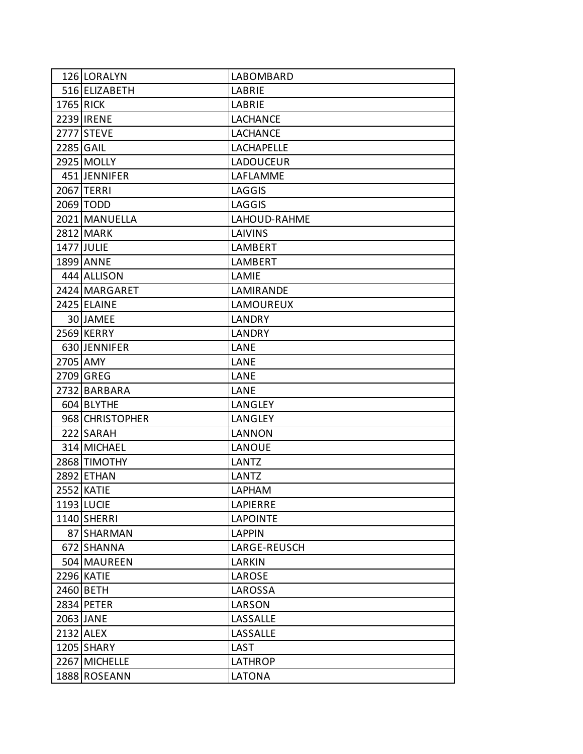| | | |
|---|---|---|
| 126 | LORALYN | LABOMBARD |
| 516 | ELIZABETH | LABRIE |
| 1765 | RICK | LABRIE |
| 2239 | IRENE | LACHANCE |
| 2777 | STEVE | LACHANCE |
| 2285 | GAIL | LACHAPELLE |
| 2925 | MOLLY | LADOUCEUR |
| 451 | JENNIFER | LAFLAMME |
| 2067 | TERRI | LAGGIS |
| 2069 | TODD | LAGGIS |
| 2021 | MANUELLA | LAHOUD-RAHME |
| 2812 | MARK | LAIVINS |
| 1477 | JULIE | LAMBERT |
| 1899 | ANNE | LAMBERT |
| 444 | ALLISON | LAMIE |
| 2424 | MARGARET | LAMIRANDE |
| 2425 | ELAINE | LAMOUREUX |
| 30 | JAMEE | LANDRY |
| 2569 | KERRY | LANDRY |
| 630 | JENNIFER | LANE |
| 2705 | AMY | LANE |
| 2709 | GREG | LANE |
| 2732 | BARBARA | LANE |
| 604 | BLYTHE | LANGLEY |
| 968 | CHRISTOPHER | LANGLEY |
| 222 | SARAH | LANNON |
| 314 | MICHAEL | LANOUE |
| 2868 | TIMOTHY | LANTZ |
| 2892 | ETHAN | LANTZ |
| 2552 | KATIE | LAPHAM |
| 1193 | LUCIE | LAPIERRE |
| 1140 | SHERRI | LAPOINTE |
| 87 | SHARMAN | LAPPIN |
| 672 | SHANNA | LARGE-REUSCH |
| 504 | MAUREEN | LARKIN |
| 2296 | KATIE | LAROSE |
| 2460 | BETH | LAROSSA |
| 2834 | PETER | LARSON |
| 2063 | JANE | LASSALLE |
| 2132 | ALEX | LASSALLE |
| 1205 | SHARY | LAST |
| 2267 | MICHELLE | LATHROP |
| 1888 | ROSEANN | LATONA |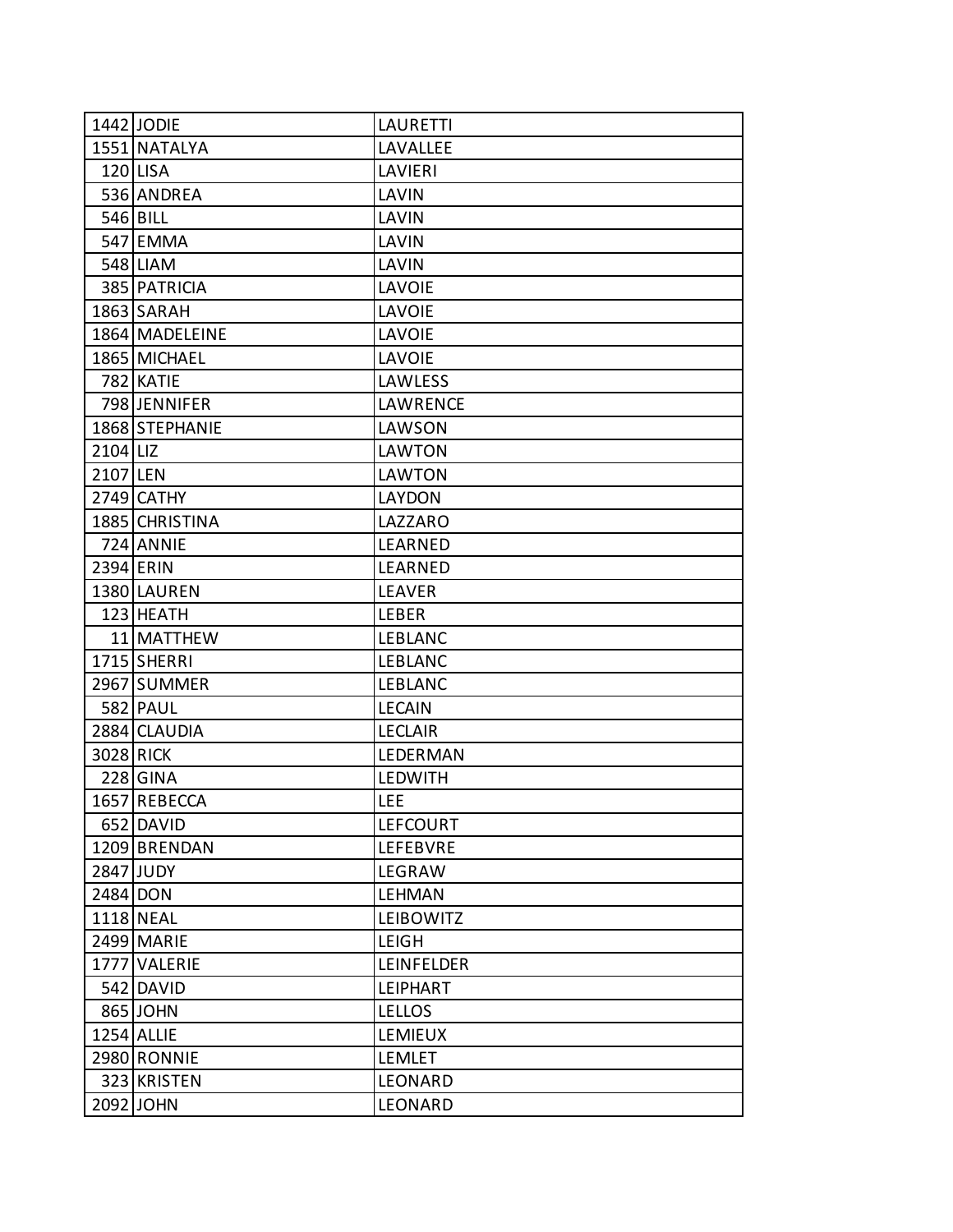| | | |
|---|---|---|
| 1442 | JODIE | LAURETTI |
| 1551 | NATALYA | LAVALLEE |
| 120 | LISA | LAVIERI |
| 536 | ANDREA | LAVIN |
| 546 | BILL | LAVIN |
| 547 | EMMA | LAVIN |
| 548 | LIAM | LAVIN |
| 385 | PATRICIA | LAVOIE |
| 1863 | SARAH | LAVOIE |
| 1864 | MADELEINE | LAVOIE |
| 1865 | MICHAEL | LAVOIE |
| 782 | KATIE | LAWLESS |
| 798 | JENNIFER | LAWRENCE |
| 1868 | STEPHANIE | LAWSON |
| 2104 | LIZ | LAWTON |
| 2107 | LEN | LAWTON |
| 2749 | CATHY | LAYDON |
| 1885 | CHRISTINA | LAZZARO |
| 724 | ANNIE | LEARNED |
| 2394 | ERIN | LEARNED |
| 1380 | LAUREN | LEAVER |
| 123 | HEATH | LEBER |
| 11 | MATTHEW | LEBLANC |
| 1715 | SHERRI | LEBLANC |
| 2967 | SUMMER | LEBLANC |
| 582 | PAUL | LECAIN |
| 2884 | CLAUDIA | LECLAIR |
| 3028 | RICK | LEDERMAN |
| 228 | GINA | LEDWITH |
| 1657 | REBECCA | LEE |
| 652 | DAVID | LEFCOURT |
| 1209 | BRENDAN | LEFEBVRE |
| 2847 | JUDY | LEGRAW |
| 2484 | DON | LEHMAN |
| 1118 | NEAL | LEIBOWITZ |
| 2499 | MARIE | LEIGH |
| 1777 | VALERIE | LEINFELDER |
| 542 | DAVID | LEIPHART |
| 865 | JOHN | LELLOS |
| 1254 | ALLIE | LEMIEUX |
| 2980 | RONNIE | LEMLET |
| 323 | KRISTEN | LEONARD |
| 2092 | JOHN | LEONARD |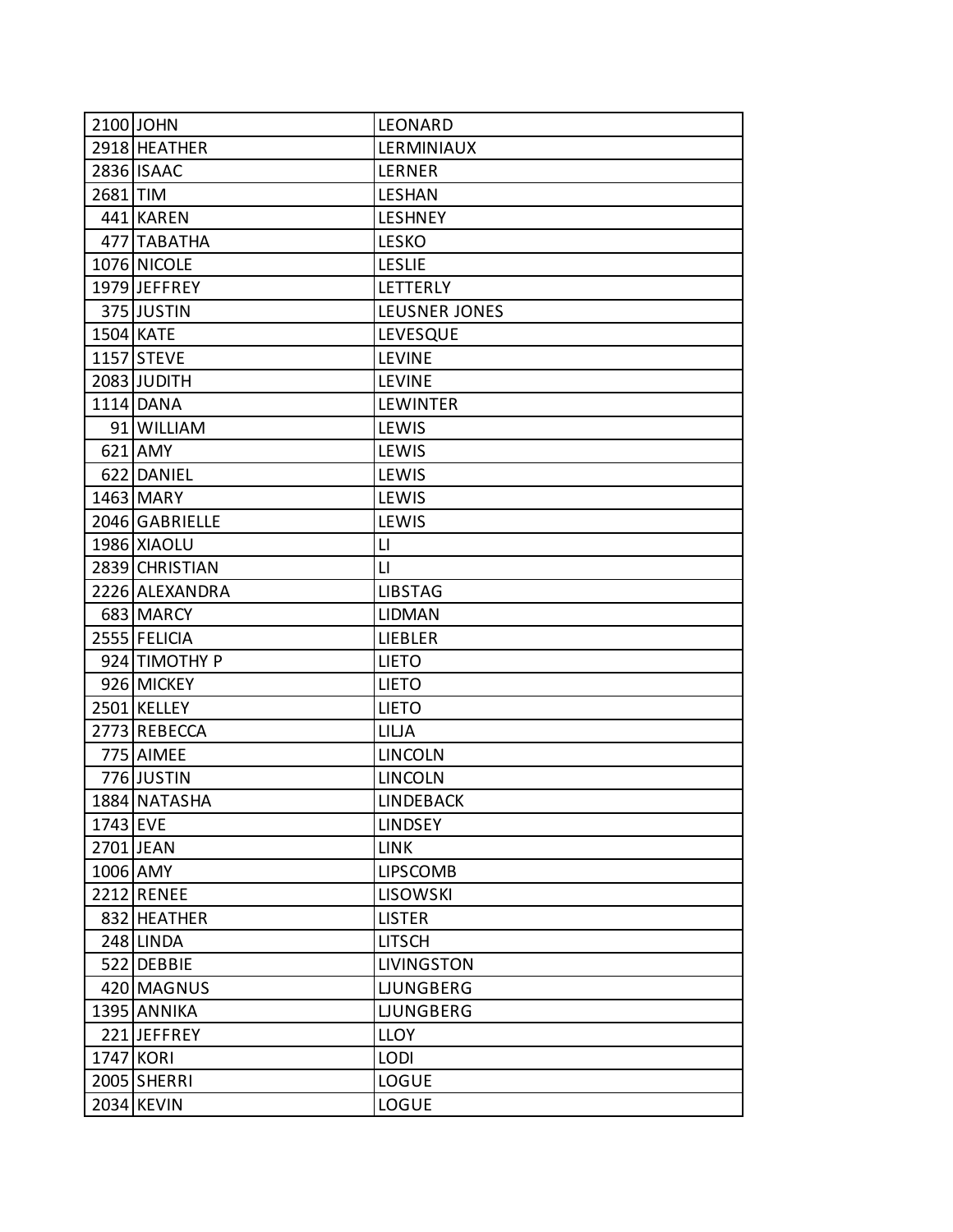| | | |
|---|---|---|
| 2100 | JOHN | LEONARD |
| 2918 | HEATHER | LERMINIAUX |
| 2836 | ISAAC | LERNER |
| 2681 | TIM | LESHAN |
| 441 | KAREN | LESHNEY |
| 477 | TABATHA | LESKO |
| 1076 | NICOLE | LESLIE |
| 1979 | JEFFREY | LETTERLY |
| 375 | JUSTIN | LEUSNER JONES |
| 1504 | KATE | LEVESQUE |
| 1157 | STEVE | LEVINE |
| 2083 | JUDITH | LEVINE |
| 1114 | DANA | LEWINTER |
| 91 | WILLIAM | LEWIS |
| 621 | AMY | LEWIS |
| 622 | DANIEL | LEWIS |
| 1463 | MARY | LEWIS |
| 2046 | GABRIELLE | LEWIS |
| 1986 | XIAOLU | LI |
| 2839 | CHRISTIAN | LI |
| 2226 | ALEXANDRA | LIBSTAG |
| 683 | MARCY | LIDMAN |
| 2555 | FELICIA | LIEBLER |
| 924 | TIMOTHY P | LIETO |
| 926 | MICKEY | LIETO |
| 2501 | KELLEY | LIETO |
| 2773 | REBECCA | LILJA |
| 775 | AIMEE | LINCOLN |
| 776 | JUSTIN | LINCOLN |
| 1884 | NATASHA | LINDEBACK |
| 1743 | EVE | LINDSEY |
| 2701 | JEAN | LINK |
| 1006 | AMY | LIPSCOMB |
| 2212 | RENEE | LISOWSKI |
| 832 | HEATHER | LISTER |
| 248 | LINDA | LITSCH |
| 522 | DEBBIE | LIVINGSTON |
| 420 | MAGNUS | LJUNGBERG |
| 1395 | ANNIKA | LJUNGBERG |
| 221 | JEFFREY | LLOY |
| 1747 | KORI | LODI |
| 2005 | SHERRI | LOGUE |
| 2034 | KEVIN | LOGUE |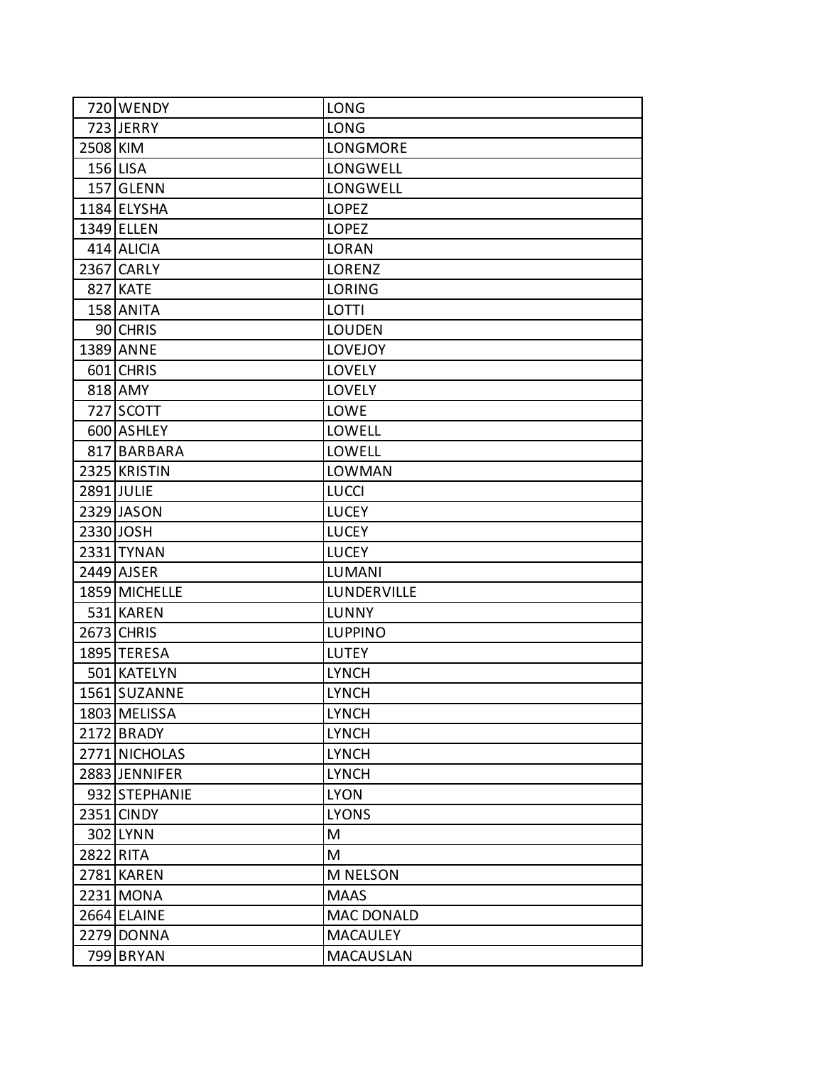| | | |
|---|---|---|
| 720 | WENDY | LONG |
| 723 | JERRY | LONG |
| 2508 | KIM | LONGMORE |
| 156 | LISA | LONGWELL |
| 157 | GLENN | LONGWELL |
| 1184 | ELYSHA | LOPEZ |
| 1349 | ELLEN | LOPEZ |
| 414 | ALICIA | LORAN |
| 2367 | CARLY | LORENZ |
| 827 | KATE | LORING |
| 158 | ANITA | LOTTI |
| 90 | CHRIS | LOUDEN |
| 1389 | ANNE | LOVEJOY |
| 601 | CHRIS | LOVELY |
| 818 | AMY | LOVELY |
| 727 | SCOTT | LOWE |
| 600 | ASHLEY | LOWELL |
| 817 | BARBARA | LOWELL |
| 2325 | KRISTIN | LOWMAN |
| 2891 | JULIE | LUCCI |
| 2329 | JASON | LUCEY |
| 2330 | JOSH | LUCEY |
| 2331 | TYNAN | LUCEY |
| 2449 | AJSER | LUMANI |
| 1859 | MICHELLE | LUNDERVILLE |
| 531 | KAREN | LUNNY |
| 2673 | CHRIS | LUPPINO |
| 1895 | TERESA | LUTEY |
| 501 | KATELYN | LYNCH |
| 1561 | SUZANNE | LYNCH |
| 1803 | MELISSA | LYNCH |
| 2172 | BRADY | LYNCH |
| 2771 | NICHOLAS | LYNCH |
| 2883 | JENNIFER | LYNCH |
| 932 | STEPHANIE | LYON |
| 2351 | CINDY | LYONS |
| 302 | LYNN | M |
| 2822 | RITA | M |
| 2781 | KAREN | M NELSON |
| 2231 | MONA | MAAS |
| 2664 | ELAINE | MAC DONALD |
| 2279 | DONNA | MACAULEY |
| 799 | BRYAN | MACAUSLAN |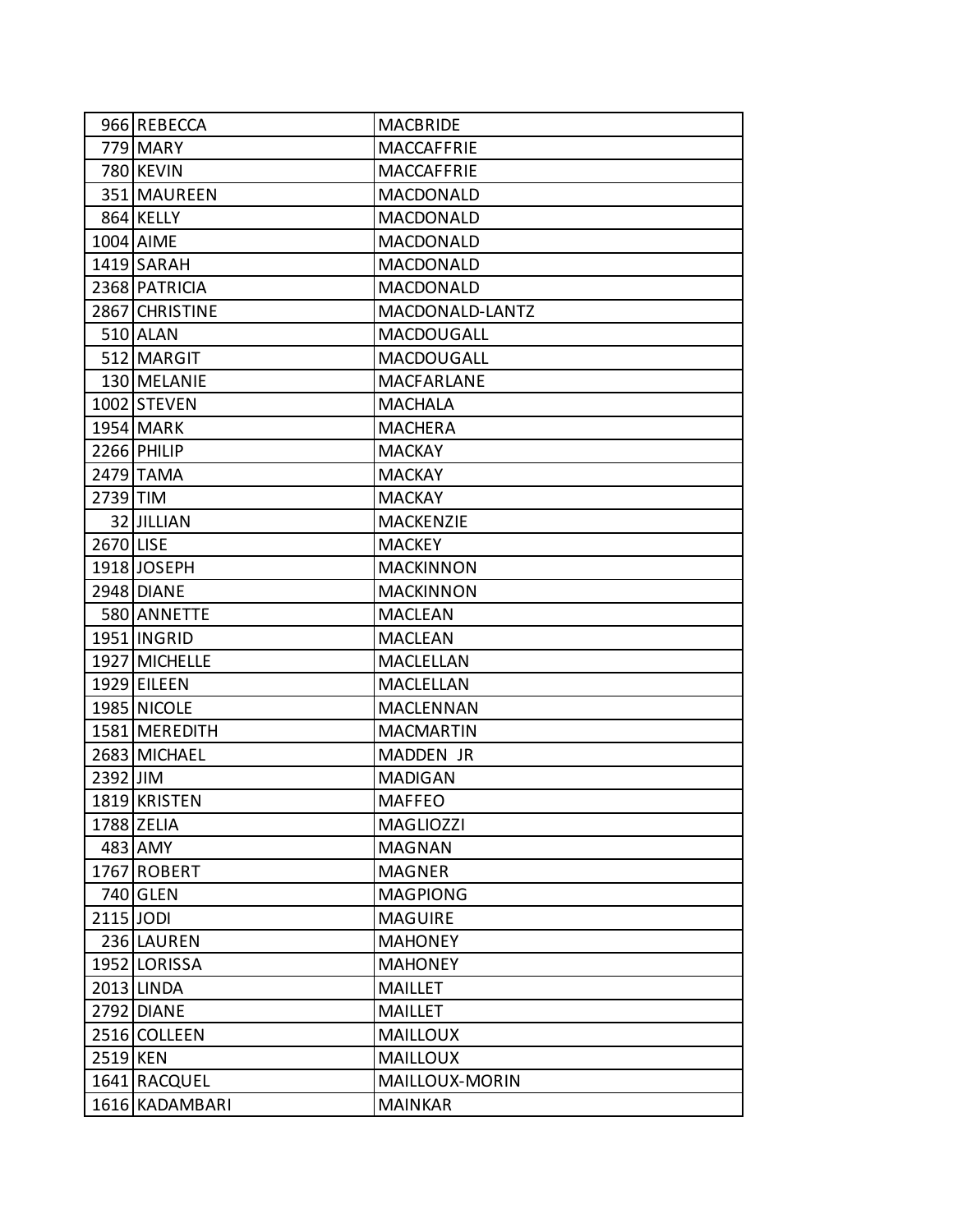| | | |
|---|---|---|
| 966 | REBECCA | MACBRIDE |
| 779 | MARY | MACCAFFRIE |
| 780 | KEVIN | MACCAFFRIE |
| 351 | MAUREEN | MACDONALD |
| 864 | KELLY | MACDONALD |
| 1004 | AIME | MACDONALD |
| 1419 | SARAH | MACDONALD |
| 2368 | PATRICIA | MACDONALD |
| 2867 | CHRISTINE | MACDONALD-LANTZ |
| 510 | ALAN | MACDOUGALL |
| 512 | MARGIT | MACDOUGALL |
| 130 | MELANIE | MACFARLANE |
| 1002 | STEVEN | MACHALA |
| 1954 | MARK | MACHERA |
| 2266 | PHILIP | MACKAY |
| 2479 | TAMA | MACKAY |
| 2739 | TIM | MACKAY |
| 32 | JILLIAN | MACKENZIE |
| 2670 | LISE | MACKEY |
| 1918 | JOSEPH | MACKINNON |
| 2948 | DIANE | MACKINNON |
| 580 | ANNETTE | MACLEAN |
| 1951 | INGRID | MACLEAN |
| 1927 | MICHELLE | MACLELLAN |
| 1929 | EILEEN | MACLELLAN |
| 1985 | NICOLE | MACLENNAN |
| 1581 | MEREDITH | MACMARTIN |
| 2683 | MICHAEL | MADDEN JR |
| 2392 | JIM | MADIGAN |
| 1819 | KRISTEN | MAFFEO |
| 1788 | ZELIA | MAGLIOZZI |
| 483 | AMY | MAGNAN |
| 1767 | ROBERT | MAGNER |
| 740 | GLEN | MAGPIONG |
| 2115 | JODI | MAGUIRE |
| 236 | LAUREN | MAHONEY |
| 1952 | LORISSA | MAHONEY |
| 2013 | LINDA | MAILLET |
| 2792 | DIANE | MAILLET |
| 2516 | COLLEEN | MAILLOUX |
| 2519 | KEN | MAILLOUX |
| 1641 | RACQUEL | MAILLOUX-MORIN |
| 1616 | KADAMBARI | MAINKAR |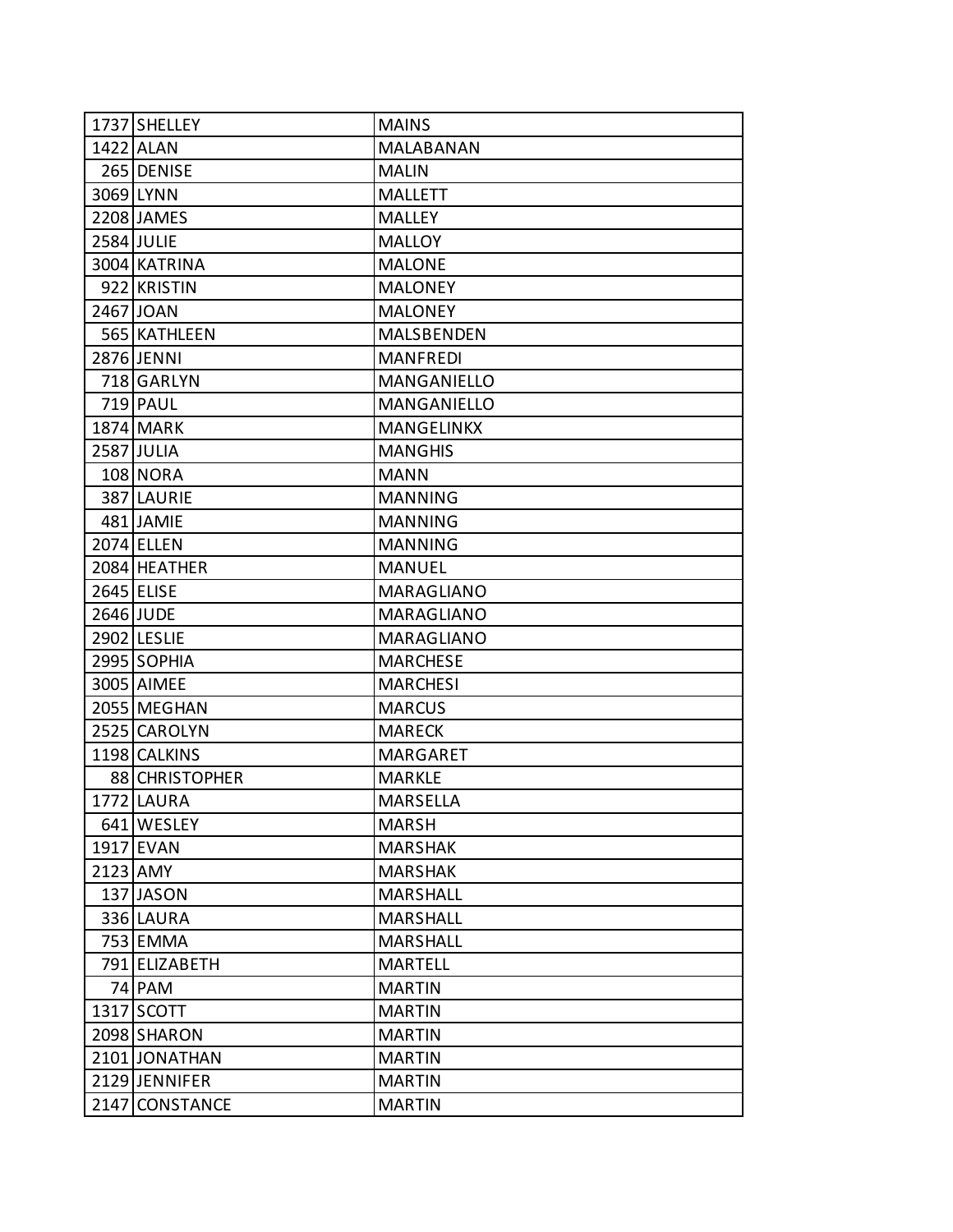| | | |
|---|---|---|
| 1737 | SHELLEY | MAINS |
| 1422 | ALAN | MALABANAN |
| 265 | DENISE | MALIN |
| 3069 | LYNN | MALLETT |
| 2208 | JAMES | MALLEY |
| 2584 | JULIE | MALLOY |
| 3004 | KATRINA | MALONE |
| 922 | KRISTIN | MALONEY |
| 2467 | JOAN | MALONEY |
| 565 | KATHLEEN | MALSBENDEN |
| 2876 | JENNI | MANFREDI |
| 718 | GARLYN | MANGANIELLO |
| 719 | PAUL | MANGANIELLO |
| 1874 | MARK | MANGELINKX |
| 2587 | JULIA | MANGHIS |
| 108 | NORA | MANN |
| 387 | LAURIE | MANNING |
| 481 | JAMIE | MANNING |
| 2074 | ELLEN | MANNING |
| 2084 | HEATHER | MANUEL |
| 2645 | ELISE | MARAGLIANO |
| 2646 | JUDE | MARAGLIANO |
| 2902 | LESLIE | MARAGLIANO |
| 2995 | SOPHIA | MARCHESE |
| 3005 | AIMEE | MARCHESI |
| 2055 | MEGHAN | MARCUS |
| 2525 | CAROLYN | MARECK |
| 1198 | CALKINS | MARGARET |
| 88 | CHRISTOPHER | MARKLE |
| 1772 | LAURA | MARSELLA |
| 641 | WESLEY | MARSH |
| 1917 | EVAN | MARSHAK |
| 2123 | AMY | MARSHAK |
| 137 | JASON | MARSHALL |
| 336 | LAURA | MARSHALL |
| 753 | EMMA | MARSHALL |
| 791 | ELIZABETH | MARTELL |
| 74 | PAM | MARTIN |
| 1317 | SCOTT | MARTIN |
| 2098 | SHARON | MARTIN |
| 2101 | JONATHAN | MARTIN |
| 2129 | JENNIFER | MARTIN |
| 2147 | CONSTANCE | MARTIN |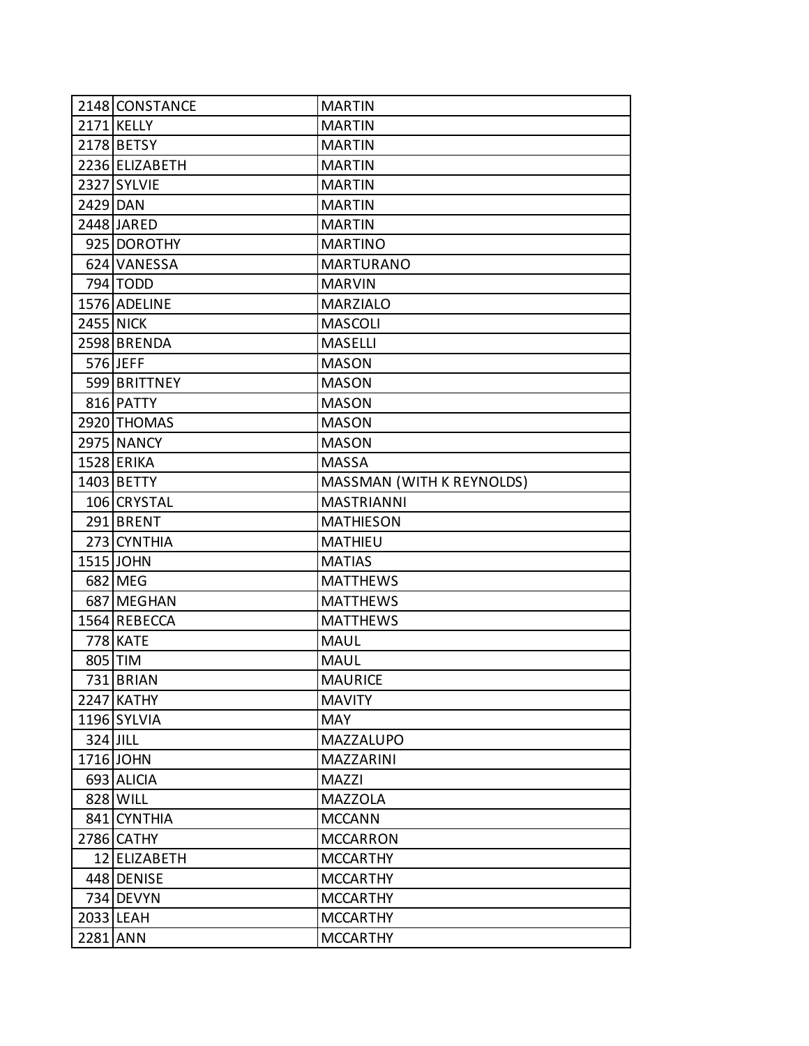| | | |
|---|---|---|
| 2148 | CONSTANCE | MARTIN |
| 2171 | KELLY | MARTIN |
| 2178 | BETSY | MARTIN |
| 2236 | ELIZABETH | MARTIN |
| 2327 | SYLVIE | MARTIN |
| 2429 | DAN | MARTIN |
| 2448 | JARED | MARTIN |
| 925 | DOROTHY | MARTINO |
| 624 | VANESSA | MARTURANO |
| 794 | TODD | MARVIN |
| 1576 | ADELINE | MARZIALO |
| 2455 | NICK | MASCOLI |
| 2598 | BRENDA | MASELLI |
| 576 | JEFF | MASON |
| 599 | BRITTNEY | MASON |
| 816 | PATTY | MASON |
| 2920 | THOMAS | MASON |
| 2975 | NANCY | MASON |
| 1528 | ERIKA | MASSA |
| 1403 | BETTY | MASSMAN (WITH K REYNOLDS) |
| 106 | CRYSTAL | MASTRIANNI |
| 291 | BRENT | MATHIESON |
| 273 | CYNTHIA | MATHIEU |
| 1515 | JOHN | MATIAS |
| 682 | MEG | MATTHEWS |
| 687 | MEGHAN | MATTHEWS |
| 1564 | REBECCA | MATTHEWS |
| 778 | KATE | MAUL |
| 805 | TIM | MAUL |
| 731 | BRIAN | MAURICE |
| 2247 | KATHY | MAVITY |
| 1196 | SYLVIA | MAY |
| 324 | JILL | MAZZALUPO |
| 1716 | JOHN | MAZZARINI |
| 693 | ALICIA | MAZZI |
| 828 | WILL | MAZZOLA |
| 841 | CYNTHIA | MCCANN |
| 2786 | CATHY | MCCARRON |
| 12 | ELIZABETH | MCCARTHY |
| 448 | DENISE | MCCARTHY |
| 734 | DEVYN | MCCARTHY |
| 2033 | LEAH | MCCARTHY |
| 2281 | ANN | MCCARTHY |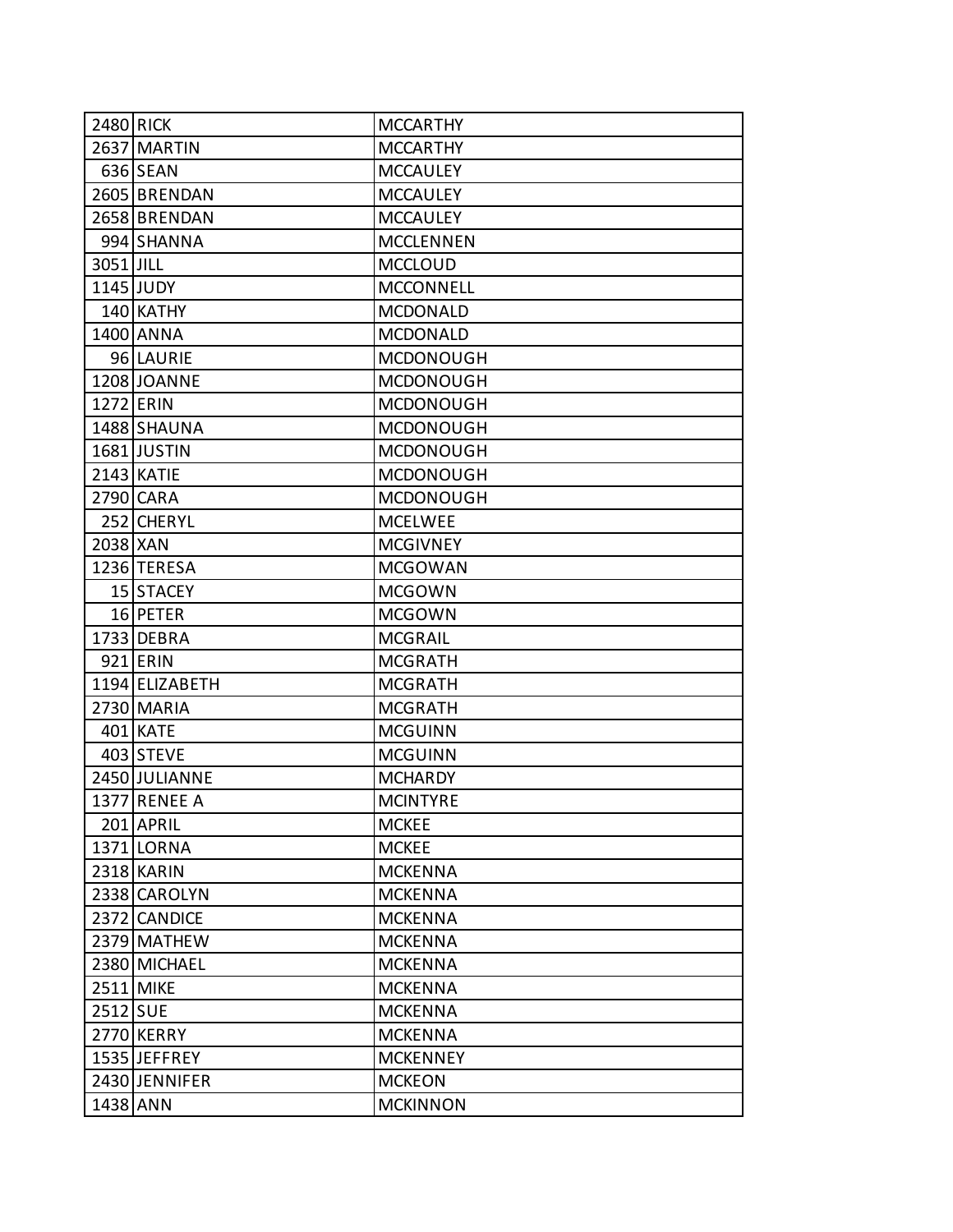| | | |
|---|---|---|
| 2480 | RICK | MCCARTHY |
| 2637 | MARTIN | MCCARTHY |
| 636 | SEAN | MCCAULEY |
| 2605 | BRENDAN | MCCAULEY |
| 2658 | BRENDAN | MCCAULEY |
| 994 | SHANNA | MCCLENNEN |
| 3051 | JILL | MCCLOUD |
| 1145 | JUDY | MCCONNELL |
| 140 | KATHY | MCDONALD |
| 1400 | ANNA | MCDONALD |
| 96 | LAURIE | MCDONOUGH |
| 1208 | JOANNE | MCDONOUGH |
| 1272 | ERIN | MCDONOUGH |
| 1488 | SHAUNA | MCDONOUGH |
| 1681 | JUSTIN | MCDONOUGH |
| 2143 | KATIE | MCDONOUGH |
| 2790 | CARA | MCDONOUGH |
| 252 | CHERYL | MCELWEE |
| 2038 | XAN | MCGIVNEY |
| 1236 | TERESA | MCGOWAN |
| 15 | STACEY | MCGOWN |
| 16 | PETER | MCGOWN |
| 1733 | DEBRA | MCGRAIL |
| 921 | ERIN | MCGRATH |
| 1194 | ELIZABETH | MCGRATH |
| 2730 | MARIA | MCGRATH |
| 401 | KATE | MCGUINN |
| 403 | STEVE | MCGUINN |
| 2450 | JULIANNE | MCHARDY |
| 1377 | RENEE A | MCINTYRE |
| 201 | APRIL | MCKEE |
| 1371 | LORNA | MCKEE |
| 2318 | KARIN | MCKENNA |
| 2338 | CAROLYN | MCKENNA |
| 2372 | CANDICE | MCKENNA |
| 2379 | MATHEW | MCKENNA |
| 2380 | MICHAEL | MCKENNA |
| 2511 | MIKE | MCKENNA |
| 2512 | SUE | MCKENNA |
| 2770 | KERRY | MCKENNA |
| 1535 | JEFFREY | MCKENNEY |
| 2430 | JENNIFER | MCKEON |
| 1438 | ANN | MCKINNON |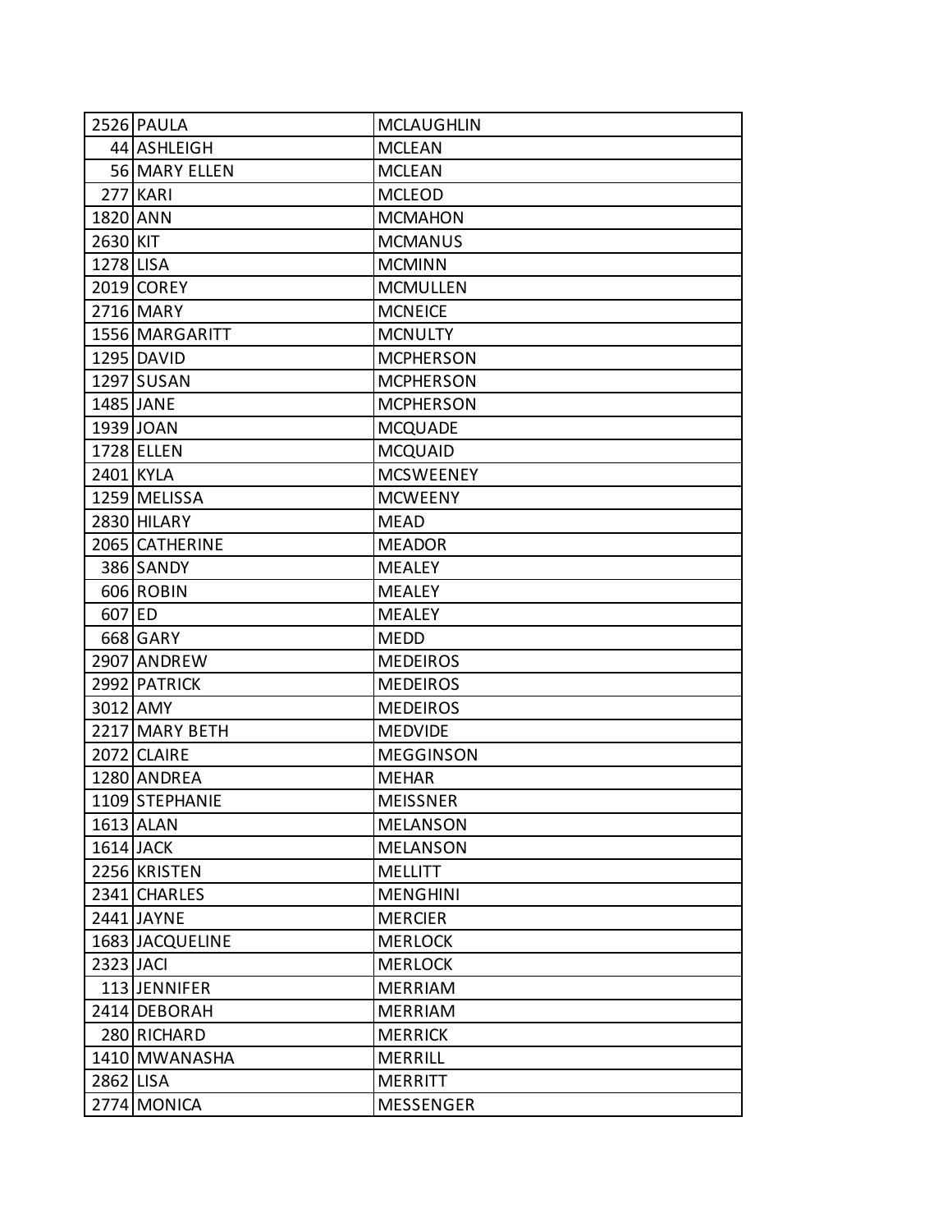| | | |
|---|---|---|
| 2526 | PAULA | MCLAUGHLIN |
| 44 | ASHLEIGH | MCLEAN |
| 56 | MARY ELLEN | MCLEAN |
| 277 | KARI | MCLEOD |
| 1820 | ANN | MCMAHON |
| 2630 | KIT | MCMANUS |
| 1278 | LISA | MCMINN |
| 2019 | COREY | MCMULLEN |
| 2716 | MARY | MCNEICE |
| 1556 | MARGARITT | MCNULTY |
| 1295 | DAVID | MCPHERSON |
| 1297 | SUSAN | MCPHERSON |
| 1485 | JANE | MCPHERSON |
| 1939 | JOAN | MCQUADE |
| 1728 | ELLEN | MCQUAID |
| 2401 | KYLA | MCSWEENEY |
| 1259 | MELISSA | MCWEENY |
| 2830 | HILARY | MEAD |
| 2065 | CATHERINE | MEADOR |
| 386 | SANDY | MEALEY |
| 606 | ROBIN | MEALEY |
| 607 | ED | MEALEY |
| 668 | GARY | MEDD |
| 2907 | ANDREW | MEDEIROS |
| 2992 | PATRICK | MEDEIROS |
| 3012 | AMY | MEDEIROS |
| 2217 | MARY BETH | MEDVIDE |
| 2072 | CLAIRE | MEGGINSON |
| 1280 | ANDREA | MEHAR |
| 1109 | STEPHANIE | MEISSNER |
| 1613 | ALAN | MELANSON |
| 1614 | JACK | MELANSON |
| 2256 | KRISTEN | MELLITT |
| 2341 | CHARLES | MENGHINI |
| 2441 | JAYNE | MERCIER |
| 1683 | JACQUELINE | MERLOCK |
| 2323 | JACI | MERLOCK |
| 113 | JENNIFER | MERRIAM |
| 2414 | DEBORAH | MERRIAM |
| 280 | RICHARD | MERRICK |
| 1410 | MWANASHA | MERRILL |
| 2862 | LISA | MERRITT |
| 2774 | MONICA | MESSENGER |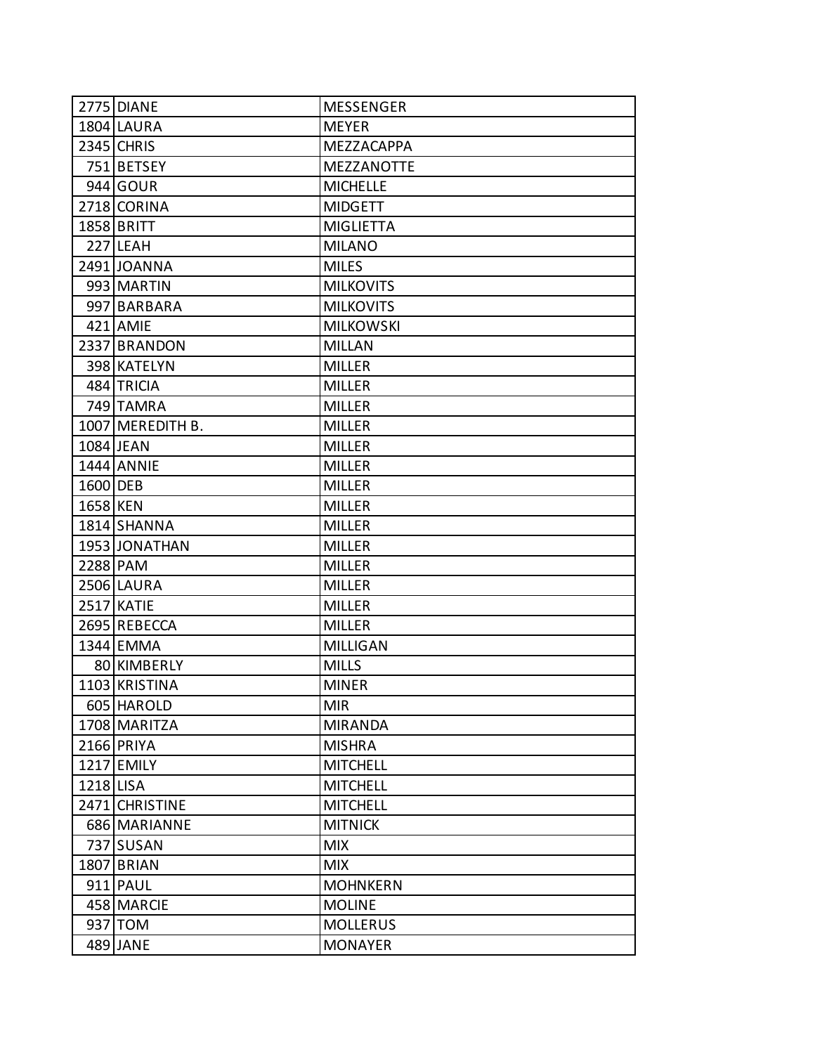| | | |
|---|---|---|
| 2775 | DIANE | MESSENGER |
| 1804 | LAURA | MEYER |
| 2345 | CHRIS | MEZZACAPPA |
| 751 | BETSEY | MEZZANOTTE |
| 944 | GOUR | MICHELLE |
| 2718 | CORINA | MIDGETT |
| 1858 | BRITT | MIGLIETTA |
| 227 | LEAH | MILANO |
| 2491 | JOANNA | MILES |
| 993 | MARTIN | MILKOVITS |
| 997 | BARBARA | MILKOVITS |
| 421 | AMIE | MILKOWSKI |
| 2337 | BRANDON | MILLAN |
| 398 | KATELYN | MILLER |
| 484 | TRICIA | MILLER |
| 749 | TAMRA | MILLER |
| 1007 | MEREDITH B. | MILLER |
| 1084 | JEAN | MILLER |
| 1444 | ANNIE | MILLER |
| 1600 | DEB | MILLER |
| 1658 | KEN | MILLER |
| 1814 | SHANNA | MILLER |
| 1953 | JONATHAN | MILLER |
| 2288 | PAM | MILLER |
| 2506 | LAURA | MILLER |
| 2517 | KATIE | MILLER |
| 2695 | REBECCA | MILLER |
| 1344 | EMMA | MILLIGAN |
| 80 | KIMBERLY | MILLS |
| 1103 | KRISTINA | MINER |
| 605 | HAROLD | MIR |
| 1708 | MARITZA | MIRANDA |
| 2166 | PRIYA | MISHRA |
| 1217 | EMILY | MITCHELL |
| 1218 | LISA | MITCHELL |
| 2471 | CHRISTINE | MITCHELL |
| 686 | MARIANNE | MITNICK |
| 737 | SUSAN | MIX |
| 1807 | BRIAN | MIX |
| 911 | PAUL | MOHNKERN |
| 458 | MARCIE | MOLINE |
| 937 | TOM | MOLLERUS |
| 489 | JANE | MONAYER |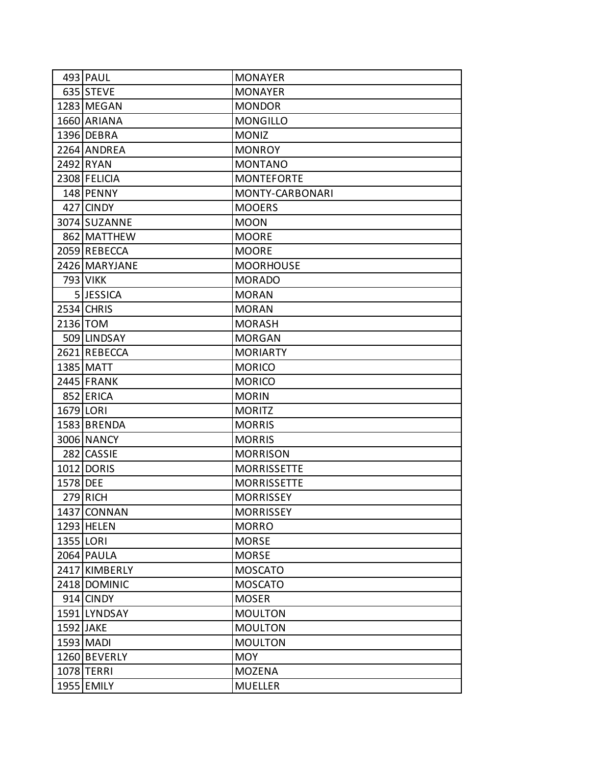| | | |
|---|---|---|
| 493 | PAUL | MONAYER |
| 635 | STEVE | MONAYER |
| 1283 | MEGAN | MONDOR |
| 1660 | ARIANA | MONGILLO |
| 1396 | DEBRA | MONIZ |
| 2264 | ANDREA | MONROY |
| 2492 | RYAN | MONTANO |
| 2308 | FELICIA | MONTEFORTE |
| 148 | PENNY | MONTY-CARBONARI |
| 427 | CINDY | MOOERS |
| 3074 | SUZANNE | MOON |
| 862 | MATTHEW | MOORE |
| 2059 | REBECCA | MOORE |
| 2426 | MARYJANE | MOORHOUSE |
| 793 | VIKK | MORADO |
| 5 | JESSICA | MORAN |
| 2534 | CHRIS | MORAN |
| 2136 | TOM | MORASH |
| 509 | LINDSAY | MORGAN |
| 2621 | REBECCA | MORIARTY |
| 1385 | MATT | MORICO |
| 2445 | FRANK | MORICO |
| 852 | ERICA | MORIN |
| 1679 | LORI | MORITZ |
| 1583 | BRENDA | MORRIS |
| 3006 | NANCY | MORRIS |
| 282 | CASSIE | MORRISON |
| 1012 | DORIS | MORRISSETTE |
| 1578 | DEE | MORRISSETTE |
| 279 | RICH | MORRISSEY |
| 1437 | CONNAN | MORRISSEY |
| 1293 | HELEN | MORRO |
| 1355 | LORI | MORSE |
| 2064 | PAULA | MORSE |
| 2417 | KIMBERLY | MOSCATO |
| 2418 | DOMINIC | MOSCATO |
| 914 | CINDY | MOSER |
| 1591 | LYNDSAY | MOULTON |
| 1592 | JAKE | MOULTON |
| 1593 | MADI | MOULTON |
| 1260 | BEVERLY | MOY |
| 1078 | TERRI | MOZENA |
| 1955 | EMILY | MUELLER |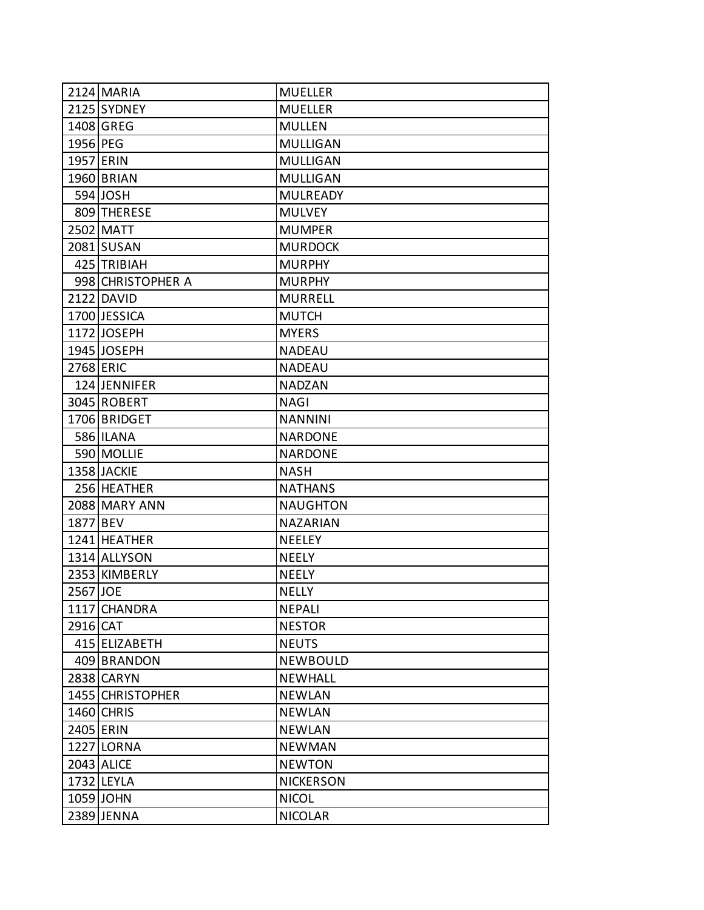| | | |
|---|---|---|
| 2124 | MARIA | MUELLER |
| 2125 | SYDNEY | MUELLER |
| 1408 | GREG | MULLEN |
| 1956 | PEG | MULLIGAN |
| 1957 | ERIN | MULLIGAN |
| 1960 | BRIAN | MULLIGAN |
| 594 | JOSH | MULREADY |
| 809 | THERESE | MULVEY |
| 2502 | MATT | MUMPER |
| 2081 | SUSAN | MURDOCK |
| 425 | TRIBIAH | MURPHY |
| 998 | CHRISTOPHER A | MURPHY |
| 2122 | DAVID | MURRELL |
| 1700 | JESSICA | MUTCH |
| 1172 | JOSEPH | MYERS |
| 1945 | JOSEPH | NADEAU |
| 2768 | ERIC | NADEAU |
| 124 | JENNIFER | NADZAN |
| 3045 | ROBERT | NAGI |
| 1706 | BRIDGET | NANNINI |
| 586 | ILANA | NARDONE |
| 590 | MOLLIE | NARDONE |
| 1358 | JACKIE | NASH |
| 256 | HEATHER | NATHANS |
| 2088 | MARY ANN | NAUGHTON |
| 1877 | BEV | NAZARIAN |
| 1241 | HEATHER | NEELEY |
| 1314 | ALLYSON | NEELY |
| 2353 | KIMBERLY | NEELY |
| 2567 | JOE | NELLY |
| 1117 | CHANDRA | NEPALI |
| 2916 | CAT | NESTOR |
| 415 | ELIZABETH | NEUTS |
| 409 | BRANDON | NEWBOULD |
| 2838 | CARYN | NEWHALL |
| 1455 | CHRISTOPHER | NEWLAN |
| 1460 | CHRIS | NEWLAN |
| 2405 | ERIN | NEWLAN |
| 1227 | LORNA | NEWMAN |
| 2043 | ALICE | NEWTON |
| 1732 | LEYLA | NICKERSON |
| 1059 | JOHN | NICOL |
| 2389 | JENNA | NICOLAR |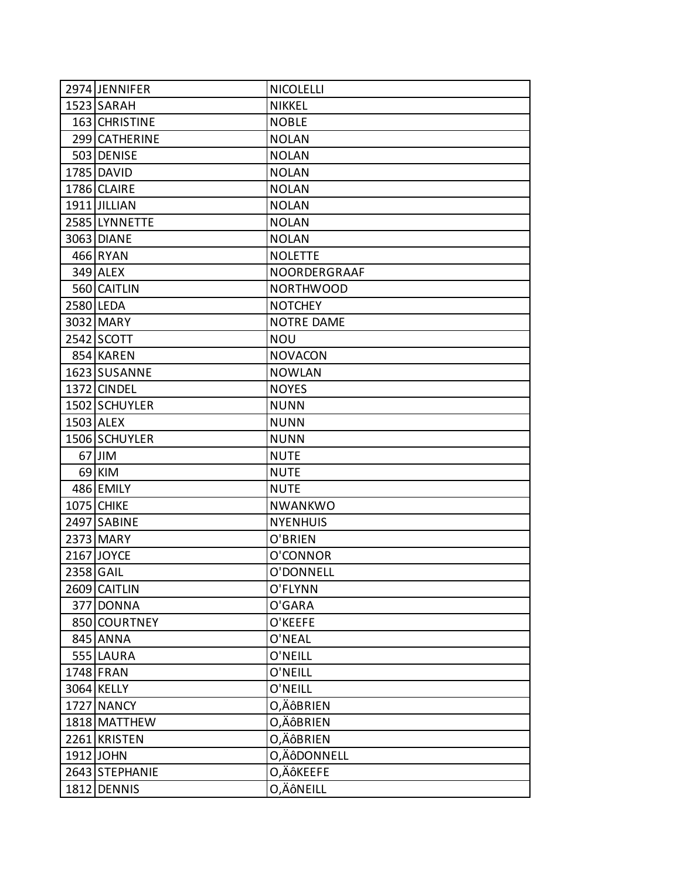| | | |
|---|---|---|
| 2974 | JENNIFER | NICOLELLI |
| 1523 | SARAH | NIKKEL |
| 163 | CHRISTINE | NOBLE |
| 299 | CATHERINE | NOLAN |
| 503 | DENISE | NOLAN |
| 1785 | DAVID | NOLAN |
| 1786 | CLAIRE | NOLAN |
| 1911 | JILLIAN | NOLAN |
| 2585 | LYNNETTE | NOLAN |
| 3063 | DIANE | NOLAN |
| 466 | RYAN | NOLETTE |
| 349 | ALEX | NOORDERGRAAF |
| 560 | CAITLIN | NORTHWOOD |
| 2580 | LEDA | NOTCHEY |
| 3032 | MARY | NOTRE DAME |
| 2542 | SCOTT | NOU |
| 854 | KAREN | NOVACON |
| 1623 | SUSANNE | NOWLAN |
| 1372 | CINDEL | NOYES |
| 1502 | SCHUYLER | NUNN |
| 1503 | ALEX | NUNN |
| 1506 | SCHUYLER | NUNN |
| 67 | JIM | NUTE |
| 69 | KIM | NUTE |
| 486 | EMILY | NUTE |
| 1075 | CHIKE | NWANKWO |
| 2497 | SABINE | NYENHUIS |
| 2373 | MARY | O'BRIEN |
| 2167 | JOYCE | O'CONNOR |
| 2358 | GAIL | O'DONNELL |
| 2609 | CAITLIN | O'FLYNN |
| 377 | DONNA | O'GARA |
| 850 | COURTNEY | O'KEEFE |
| 845 | ANNA | O'NEAL |
| 555 | LAURA | O'NEILL |
| 1748 | FRAN | O'NEILL |
| 3064 | KELLY | O'NEILL |
| 1727 | NANCY | O‚ÄôBRIEN |
| 1818 | MATTHEW | O‚ÄôBRIEN |
| 2261 | KRISTEN | O‚ÄôBRIEN |
| 1912 | JOHN | O‚ÄôDONNELL |
| 2643 | STEPHANIE | O‚ÄôKEEFE |
| 1812 | DENNIS | O‚ÄôNEILL |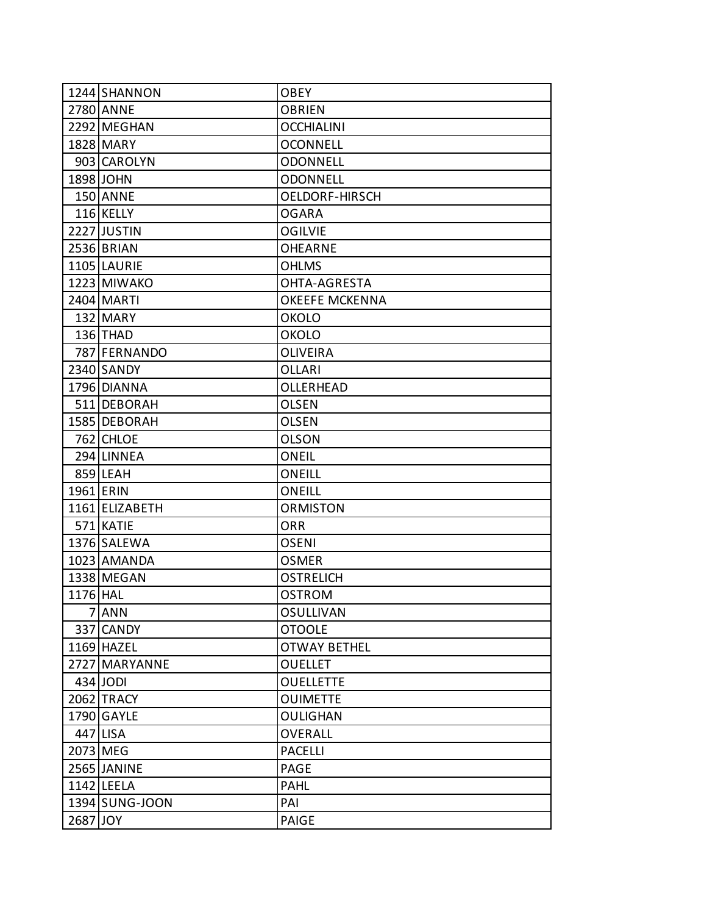| | | |
|---|---|---|
| 1244 | SHANNON | OBEY |
| 2780 | ANNE | OBRIEN |
| 2292 | MEGHAN | OCCHIALINI |
| 1828 | MARY | OCONNELL |
| 903 | CAROLYN | ODONNELL |
| 1898 | JOHN | ODONNELL |
| 150 | ANNE | OELDORF-HIRSCH |
| 116 | KELLY | OGARA |
| 2227 | JUSTIN | OGILVIE |
| 2536 | BRIAN | OHEARNE |
| 1105 | LAURIE | OHLMS |
| 1223 | MIWAKO | OHTA-AGRESTA |
| 2404 | MARTI | OKEEFE MCKENNA |
| 132 | MARY | OKOLO |
| 136 | THAD | OKOLO |
| 787 | FERNANDO | OLIVEIRA |
| 2340 | SANDY | OLLARI |
| 1796 | DIANNA | OLLERHEAD |
| 511 | DEBORAH | OLSEN |
| 1585 | DEBORAH | OLSEN |
| 762 | CHLOE | OLSON |
| 294 | LINNEA | ONEIL |
| 859 | LEAH | ONEILL |
| 1961 | ERIN | ONEILL |
| 1161 | ELIZABETH | ORMISTON |
| 571 | KATIE | ORR |
| 1376 | SALEWA | OSENI |
| 1023 | AMANDA | OSMER |
| 1338 | MEGAN | OSTRELICH |
| 1176 | HAL | OSTROM |
| 7 | ANN | OSULLIVAN |
| 337 | CANDY | OTOOLE |
| 1169 | HAZEL | OTWAY BETHEL |
| 2727 | MARYANNE | OUELLET |
| 434 | JODI | OUELLETTE |
| 2062 | TRACY | OUIMETTE |
| 1790 | GAYLE | OULIGHAN |
| 447 | LISA | OVERALL |
| 2073 | MEG | PACELLI |
| 2565 | JANINE | PAGE |
| 1142 | LEELA | PAHL |
| 1394 | SUNG-JOON | PAI |
| 2687 | JOY | PAIGE |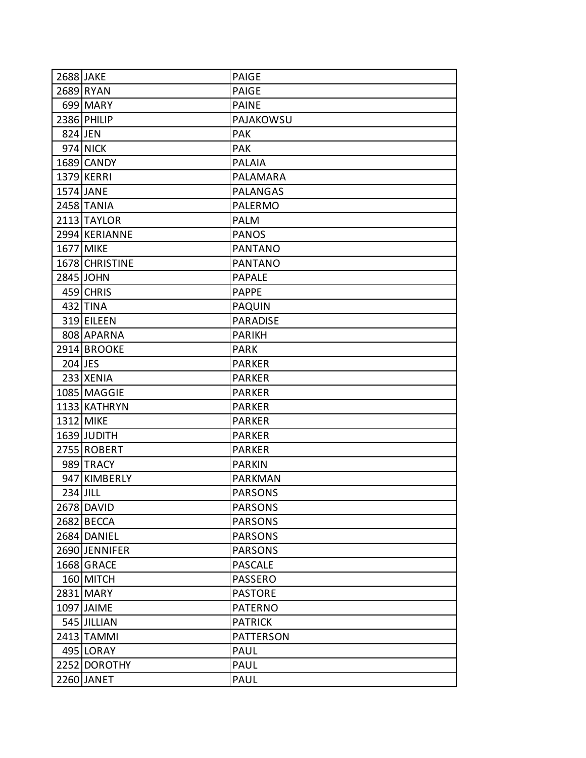| | | |
|---|---|---|
| 2688 | JAKE | PAIGE |
| 2689 | RYAN | PAIGE |
| 699 | MARY | PAINE |
| 2386 | PHILIP | PAJAKOWSU |
| 824 | JEN | PAK |
| 974 | NICK | PAK |
| 1689 | CANDY | PALAIA |
| 1379 | KERRI | PALAMARA |
| 1574 | JANE | PALANGAS |
| 2458 | TANIA | PALERMO |
| 2113 | TAYLOR | PALM |
| 2994 | KERIANNE | PANOS |
| 1677 | MIKE | PANTANO |
| 1678 | CHRISTINE | PANTANO |
| 2845 | JOHN | PAPALE |
| 459 | CHRIS | PAPPE |
| 432 | TINA | PAQUIN |
| 319 | EILEEN | PARADISE |
| 808 | APARNA | PARIKH |
| 2914 | BROOKE | PARK |
| 204 | JES | PARKER |
| 233 | XENIA | PARKER |
| 1085 | MAGGIE | PARKER |
| 1133 | KATHRYN | PARKER |
| 1312 | MIKE | PARKER |
| 1639 | JUDITH | PARKER |
| 2755 | ROBERT | PARKER |
| 989 | TRACY | PARKIN |
| 947 | KIMBERLY | PARKMAN |
| 234 | JILL | PARSONS |
| 2678 | DAVID | PARSONS |
| 2682 | BECCA | PARSONS |
| 2684 | DANIEL | PARSONS |
| 2690 | JENNIFER | PARSONS |
| 1668 | GRACE | PASCALE |
| 160 | MITCH | PASSERO |
| 2831 | MARY | PASTORE |
| 1097 | JAIME | PATERNO |
| 545 | JILLIAN | PATRICK |
| 2413 | TAMMI | PATTERSON |
| 495 | LORAY | PAUL |
| 2252 | DOROTHY | PAUL |
| 2260 | JANET | PAUL |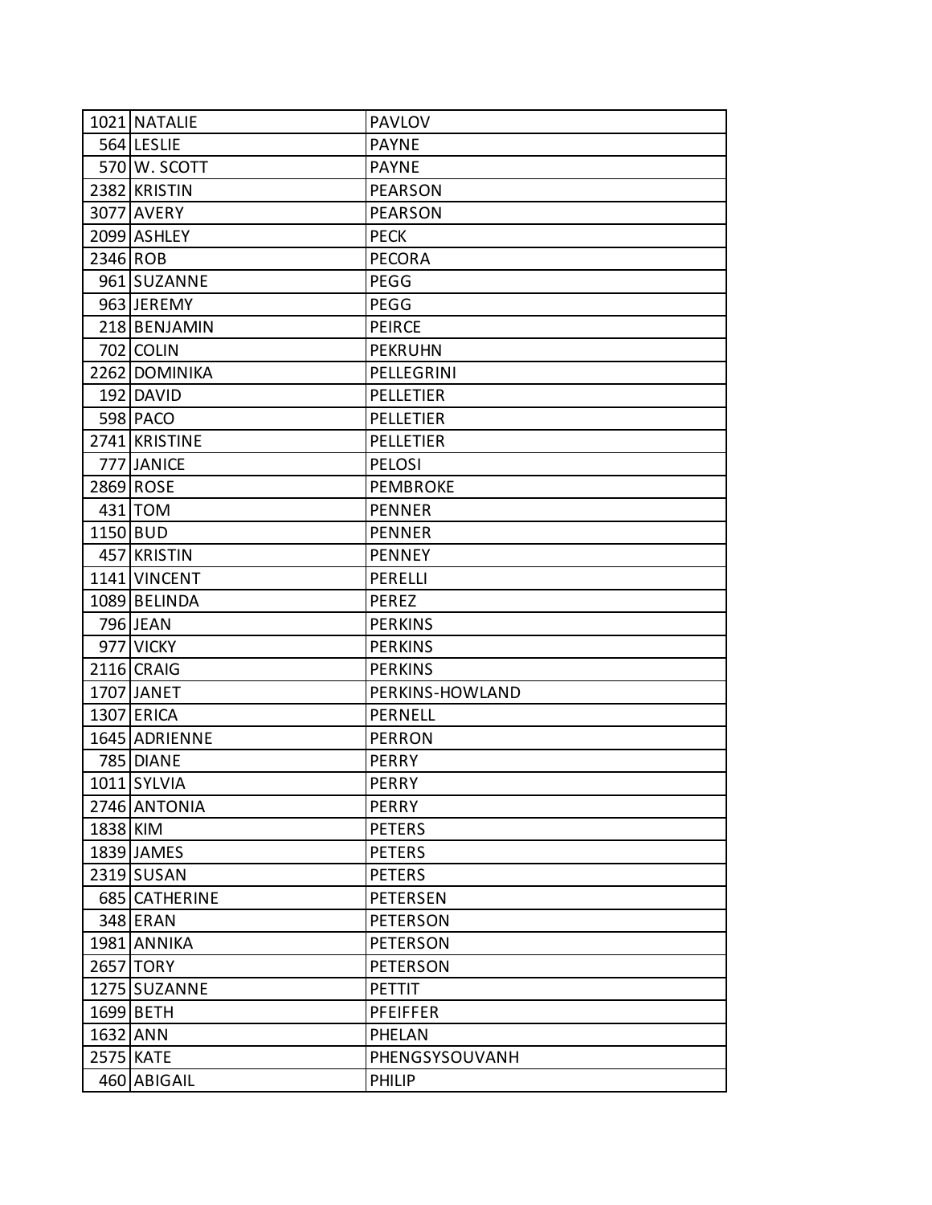| | | |
|---|---|---|
| 1021 | NATALIE | PAVLOV |
| 564 | LESLIE | PAYNE |
| 570 | W. SCOTT | PAYNE |
| 2382 | KRISTIN | PEARSON |
| 3077 | AVERY | PEARSON |
| 2099 | ASHLEY | PECK |
| 2346 | ROB | PECORA |
| 961 | SUZANNE | PEGG |
| 963 | JEREMY | PEGG |
| 218 | BENJAMIN | PEIRCE |
| 702 | COLIN | PEKRUHN |
| 2262 | DOMINIKA | PELLEGRINI |
| 192 | DAVID | PELLETIER |
| 598 | PACO | PELLETIER |
| 2741 | KRISTINE | PELLETIER |
| 777 | JANICE | PELOSI |
| 2869 | ROSE | PEMBROKE |
| 431 | TOM | PENNER |
| 1150 | BUD | PENNER |
| 457 | KRISTIN | PENNEY |
| 1141 | VINCENT | PERELLI |
| 1089 | BELINDA | PEREZ |
| 796 | JEAN | PERKINS |
| 977 | VICKY | PERKINS |
| 2116 | CRAIG | PERKINS |
| 1707 | JANET | PERKINS-HOWLAND |
| 1307 | ERICA | PERNELL |
| 1645 | ADRIENNE | PERRON |
| 785 | DIANE | PERRY |
| 1011 | SYLVIA | PERRY |
| 2746 | ANTONIA | PERRY |
| 1838 | KIM | PETERS |
| 1839 | JAMES | PETERS |
| 2319 | SUSAN | PETERS |
| 685 | CATHERINE | PETERSEN |
| 348 | ERAN | PETERSON |
| 1981 | ANNIKA | PETERSON |
| 2657 | TORY | PETERSON |
| 1275 | SUZANNE | PETTIT |
| 1699 | BETH | PFEIFFER |
| 1632 | ANN | PHELAN |
| 2575 | KATE | PHENGSYSOUVANH |
| 460 | ABIGAIL | PHILIP |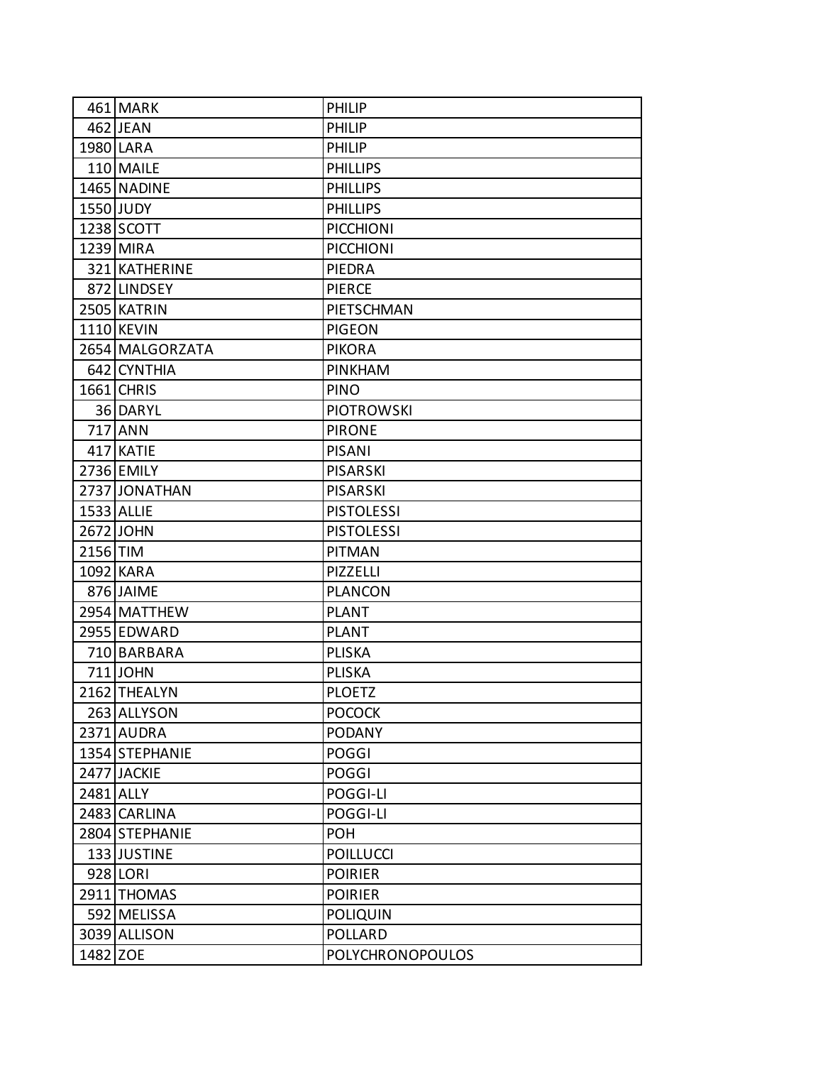| | | |
|---|---|---|
| 461 | MARK | PHILIP |
| 462 | JEAN | PHILIP |
| 1980 | LARA | PHILIP |
| 110 | MAILE | PHILLIPS |
| 1465 | NADINE | PHILLIPS |
| 1550 | JUDY | PHILLIPS |
| 1238 | SCOTT | PICCHIONI |
| 1239 | MIRA | PICCHIONI |
| 321 | KATHERINE | PIEDRA |
| 872 | LINDSEY | PIERCE |
| 2505 | KATRIN | PIETSCHMAN |
| 1110 | KEVIN | PIGEON |
| 2654 | MALGORZATA | PIKORA |
| 642 | CYNTHIA | PINKHAM |
| 1661 | CHRIS | PINO |
| 36 | DARYL | PIOTROWSKI |
| 717 | ANN | PIRONE |
| 417 | KATIE | PISANI |
| 2736 | EMILY | PISARSKI |
| 2737 | JONATHAN | PISARSKI |
| 1533 | ALLIE | PISTOLESSI |
| 2672 | JOHN | PISTOLESSI |
| 2156 | TIM | PITMAN |
| 1092 | KARA | PIZZELLI |
| 876 | JAIME | PLANCON |
| 2954 | MATTHEW | PLANT |
| 2955 | EDWARD | PLANT |
| 710 | BARBARA | PLISKA |
| 711 | JOHN | PLISKA |
| 2162 | THEALYN | PLOETZ |
| 263 | ALLYSON | POCOCK |
| 2371 | AUDRA | PODANY |
| 1354 | STEPHANIE | POGGI |
| 2477 | JACKIE | POGGI |
| 2481 | ALLY | POGGI-LI |
| 2483 | CARLINA | POGGI-LI |
| 2804 | STEPHANIE | POH |
| 133 | JUSTINE | POILLUCCI |
| 928 | LORI | POIRIER |
| 2911 | THOMAS | POIRIER |
| 592 | MELISSA | POLIQUIN |
| 3039 | ALLISON | POLLARD |
| 1482 | ZOE | POLYCHRONOPOULOS |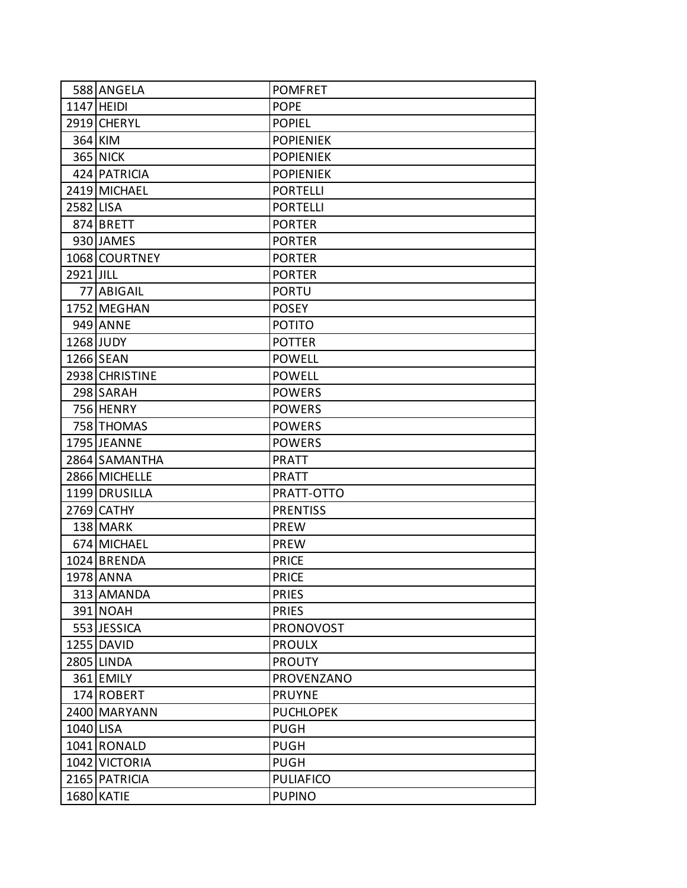| | | |
|---|---|---|
| 588 | ANGELA | POMFRET |
| 1147 | HEIDI | POPE |
| 2919 | CHERYL | POPIEL |
| 364 | KIM | POPIENIEK |
| 365 | NICK | POPIENIEK |
| 424 | PATRICIA | POPIENIEK |
| 2419 | MICHAEL | PORTELLI |
| 2582 | LISA | PORTELLI |
| 874 | BRETT | PORTER |
| 930 | JAMES | PORTER |
| 1068 | COURTNEY | PORTER |
| 2921 | JILL | PORTER |
| 77 | ABIGAIL | PORTU |
| 1752 | MEGHAN | POSEY |
| 949 | ANNE | POTITO |
| 1268 | JUDY | POTTER |
| 1266 | SEAN | POWELL |
| 2938 | CHRISTINE | POWELL |
| 298 | SARAH | POWERS |
| 756 | HENRY | POWERS |
| 758 | THOMAS | POWERS |
| 1795 | JEANNE | POWERS |
| 2864 | SAMANTHA | PRATT |
| 2866 | MICHELLE | PRATT |
| 1199 | DRUSILLA | PRATT-OTTO |
| 2769 | CATHY | PRENTISS |
| 138 | MARK | PREW |
| 674 | MICHAEL | PREW |
| 1024 | BRENDA | PRICE |
| 1978 | ANNA | PRICE |
| 313 | AMANDA | PRIES |
| 391 | NOAH | PRIES |
| 553 | JESSICA | PRONOVOST |
| 1255 | DAVID | PROULX |
| 2805 | LINDA | PROUTY |
| 361 | EMILY | PROVENZANO |
| 174 | ROBERT | PRUYNE |
| 2400 | MARYANN | PUCHLOPEK |
| 1040 | LISA | PUGH |
| 1041 | RONALD | PUGH |
| 1042 | VICTORIA | PUGH |
| 2165 | PATRICIA | PULIAFICO |
| 1680 | KATIE | PUPINO |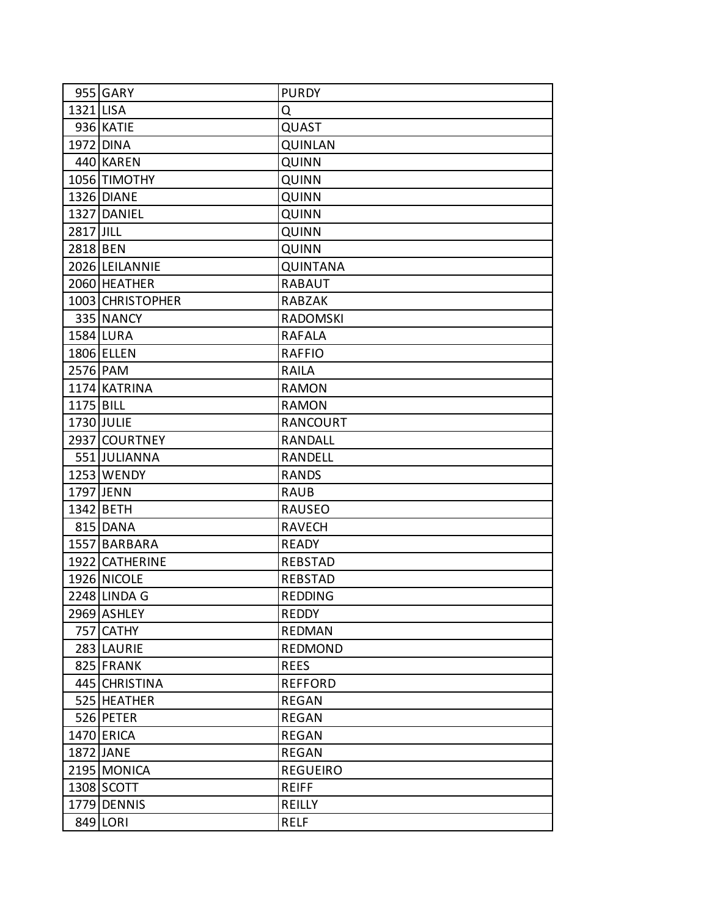| | | |
|---|---|---|
| 955 | GARY | PURDY |
| 1321 | LISA | Q |
| 936 | KATIE | QUAST |
| 1972 | DINA | QUINLAN |
| 440 | KAREN | QUINN |
| 1056 | TIMOTHY | QUINN |
| 1326 | DIANE | QUINN |
| 1327 | DANIEL | QUINN |
| 2817 | JILL | QUINN |
| 2818 | BEN | QUINN |
| 2026 | LEILANNIE | QUINTANA |
| 2060 | HEATHER | RABAUT |
| 1003 | CHRISTOPHER | RABZAK |
| 335 | NANCY | RADOMSKI |
| 1584 | LURA | RAFALA |
| 1806 | ELLEN | RAFFIO |
| 2576 | PAM | RAILA |
| 1174 | KATRINA | RAMON |
| 1175 | BILL | RAMON |
| 1730 | JULIE | RANCOURT |
| 2937 | COURTNEY | RANDALL |
| 551 | JULIANNA | RANDELL |
| 1253 | WENDY | RANDS |
| 1797 | JENN | RAUB |
| 1342 | BETH | RAUSEO |
| 815 | DANA | RAVECH |
| 1557 | BARBARA | READY |
| 1922 | CATHERINE | REBSTAD |
| 1926 | NICOLE | REBSTAD |
| 2248 | LINDA G | REDDING |
| 2969 | ASHLEY | REDDY |
| 757 | CATHY | REDMAN |
| 283 | LAURIE | REDMOND |
| 825 | FRANK | REES |
| 445 | CHRISTINA | REFFORD |
| 525 | HEATHER | REGAN |
| 526 | PETER | REGAN |
| 1470 | ERICA | REGAN |
| 1872 | JANE | REGAN |
| 2195 | MONICA | REGUEIRO |
| 1308 | SCOTT | REIFF |
| 1779 | DENNIS | REILLY |
| 849 | LORI | RELF |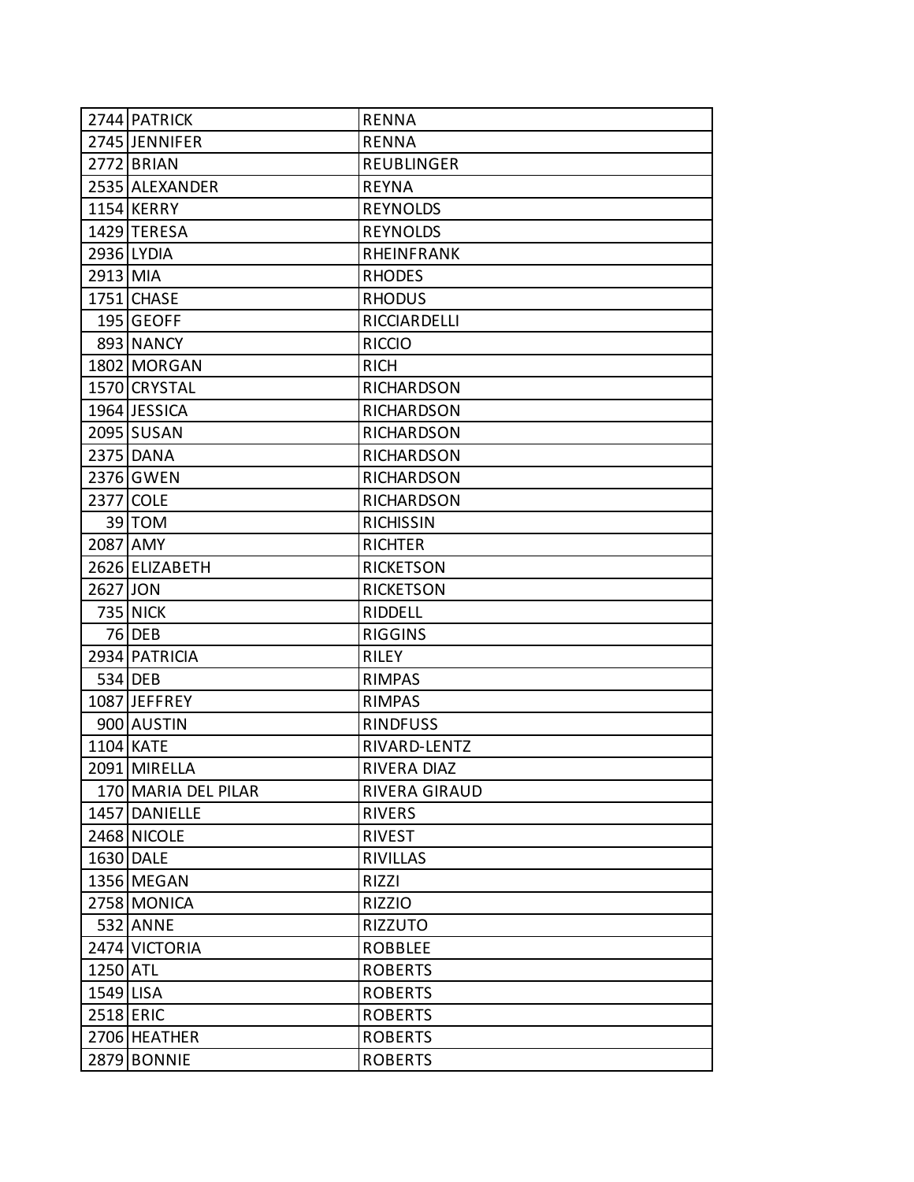| | | |
|---|---|---|
| 2744 | PATRICK | RENNA |
| 2745 | JENNIFER | RENNA |
| 2772 | BRIAN | REUBLINGER |
| 2535 | ALEXANDER | REYNA |
| 1154 | KERRY | REYNOLDS |
| 1429 | TERESA | REYNOLDS |
| 2936 | LYDIA | RHEINFRANK |
| 2913 | MIA | RHODES |
| 1751 | CHASE | RHODUS |
| 195 | GEOFF | RICCIARDELLI |
| 893 | NANCY | RICCIO |
| 1802 | MORGAN | RICH |
| 1570 | CRYSTAL | RICHARDSON |
| 1964 | JESSICA | RICHARDSON |
| 2095 | SUSAN | RICHARDSON |
| 2375 | DANA | RICHARDSON |
| 2376 | GWEN | RICHARDSON |
| 2377 | COLE | RICHARDSON |
| 39 | TOM | RICHISSIN |
| 2087 | AMY | RICHTER |
| 2626 | ELIZABETH | RICKETSON |
| 2627 | JON | RICKETSON |
| 735 | NICK | RIDDELL |
| 76 | DEB | RIGGINS |
| 2934 | PATRICIA | RILEY |
| 534 | DEB | RIMPAS |
| 1087 | JEFFREY | RIMPAS |
| 900 | AUSTIN | RINDFUSS |
| 1104 | KATE | RIVARD-LENTZ |
| 2091 | MIRELLA | RIVERA DIAZ |
| 170 | MARIA DEL PILAR | RIVERA GIRAUD |
| 1457 | DANIELLE | RIVERS |
| 2468 | NICOLE | RIVEST |
| 1630 | DALE | RIVILLAS |
| 1356 | MEGAN | RIZZI |
| 2758 | MONICA | RIZZIO |
| 532 | ANNE | RIZZUTO |
| 2474 | VICTORIA | ROBBLEE |
| 1250 | ATL | ROBERTS |
| 1549 | LISA | ROBERTS |
| 2518 | ERIC | ROBERTS |
| 2706 | HEATHER | ROBERTS |
| 2879 | BONNIE | ROBERTS |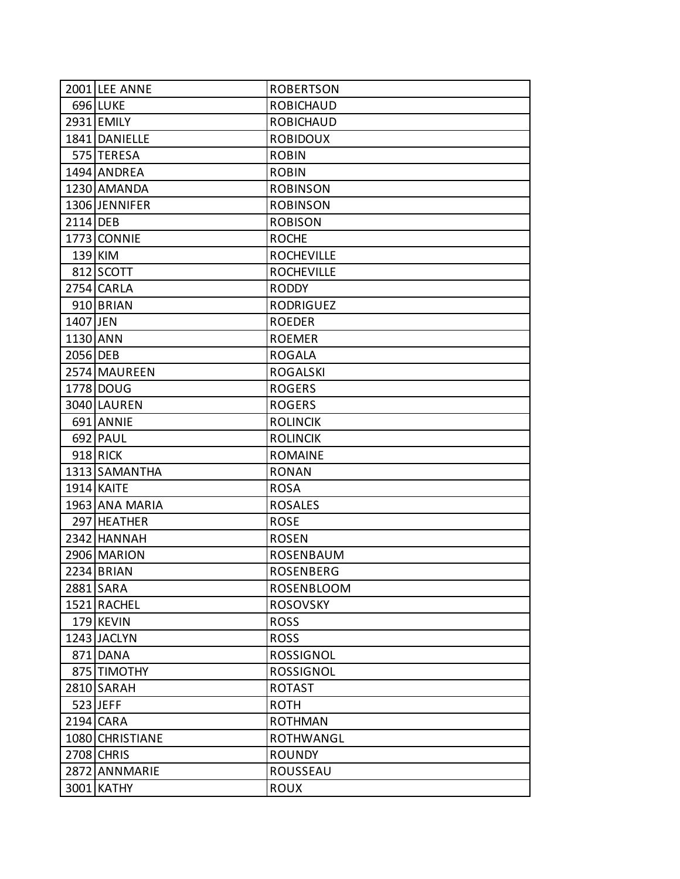| | | |
|---|---|---|
| 2001 | LEE ANNE | ROBERTSON |
| 696 | LUKE | ROBICHAUD |
| 2931 | EMILY | ROBICHAUD |
| 1841 | DANIELLE | ROBIDOUX |
| 575 | TERESA | ROBIN |
| 1494 | ANDREA | ROBIN |
| 1230 | AMANDA | ROBINSON |
| 1306 | JENNIFER | ROBINSON |
| 2114 | DEB | ROBISON |
| 1773 | CONNIE | ROCHE |
| 139 | KIM | ROCHEVILLE |
| 812 | SCOTT | ROCHEVILLE |
| 2754 | CARLA | RODDY |
| 910 | BRIAN | RODRIGUEZ |
| 1407 | JEN | ROEDER |
| 1130 | ANN | ROEMER |
| 2056 | DEB | ROGALA |
| 2574 | MAUREEN | ROGALSKI |
| 1778 | DOUG | ROGERS |
| 3040 | LAUREN | ROGERS |
| 691 | ANNIE | ROLINCIK |
| 692 | PAUL | ROLINCIK |
| 918 | RICK | ROMAINE |
| 1313 | SAMANTHA | RONAN |
| 1914 | KAITE | ROSA |
| 1963 | ANA MARIA | ROSALES |
| 297 | HEATHER | ROSE |
| 2342 | HANNAH | ROSEN |
| 2906 | MARION | ROSENBAUM |
| 2234 | BRIAN | ROSENBERG |
| 2881 | SARA | ROSENBLOOM |
| 1521 | RACHEL | ROSOVSKY |
| 179 | KEVIN | ROSS |
| 1243 | JACLYN | ROSS |
| 871 | DANA | ROSSIGNOL |
| 875 | TIMOTHY | ROSSIGNOL |
| 2810 | SARAH | ROTAST |
| 523 | JEFF | ROTH |
| 2194 | CARA | ROTHMAN |
| 1080 | CHRISTIANE | ROTHWANGL |
| 2708 | CHRIS | ROUNDY |
| 2872 | ANNMARIE | ROUSSEAU |
| 3001 | KATHY | ROUX |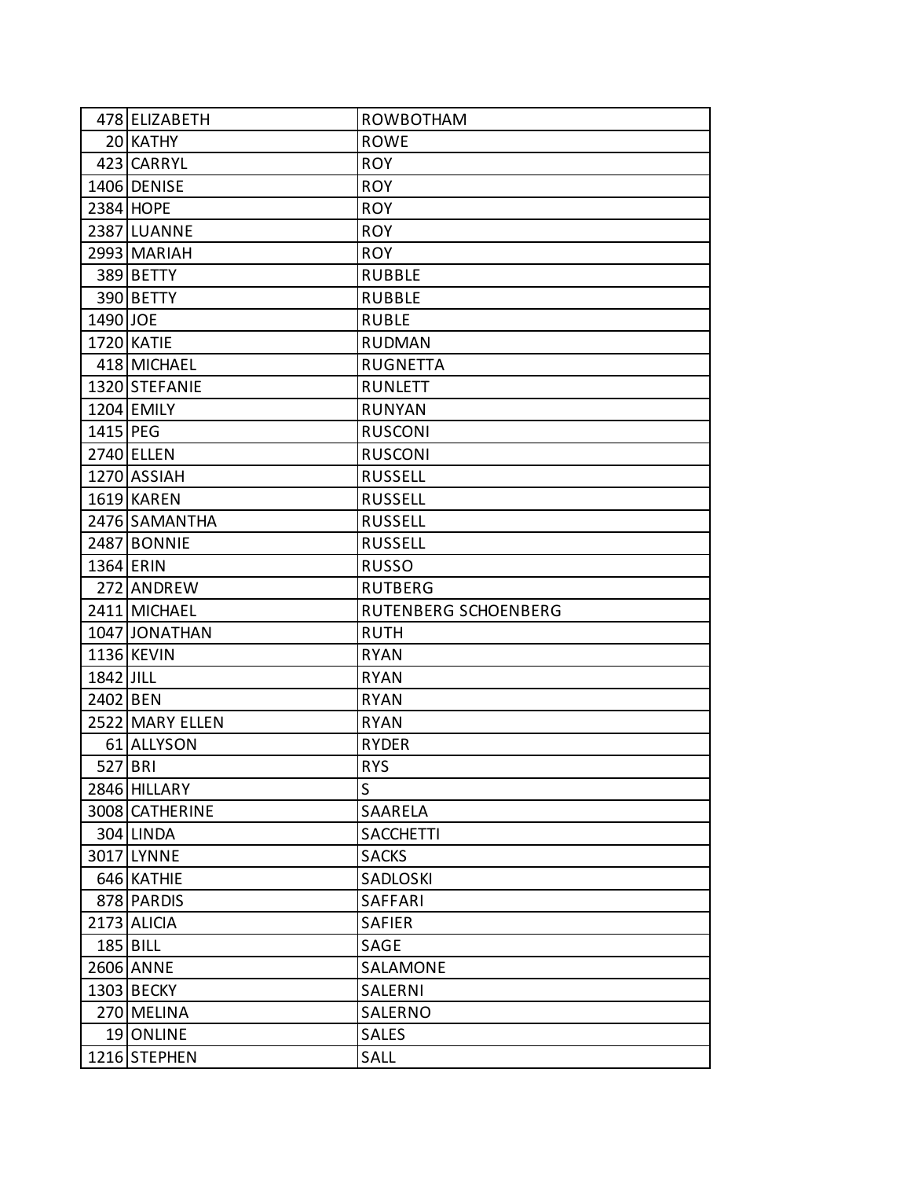| | | |
|---|---|---|
| 478 | ELIZABETH | ROWBOTHAM |
| 20 | KATHY | ROWE |
| 423 | CARRYL | ROY |
| 1406 | DENISE | ROY |
| 2384 | HOPE | ROY |
| 2387 | LUANNE | ROY |
| 2993 | MARIAH | ROY |
| 389 | BETTY | RUBBLE |
| 390 | BETTY | RUBBLE |
| 1490 | JOE | RUBLE |
| 1720 | KATIE | RUDMAN |
| 418 | MICHAEL | RUGNETTA |
| 1320 | STEFANIE | RUNLETT |
| 1204 | EMILY | RUNYAN |
| 1415 | PEG | RUSCONI |
| 2740 | ELLEN | RUSCONI |
| 1270 | ASSIAH | RUSSELL |
| 1619 | KAREN | RUSSELL |
| 2476 | SAMANTHA | RUSSELL |
| 2487 | BONNIE | RUSSELL |
| 1364 | ERIN | RUSSO |
| 272 | ANDREW | RUTBERG |
| 2411 | MICHAEL | RUTENBERG SCHOENBERG |
| 1047 | JONATHAN | RUTH |
| 1136 | KEVIN | RYAN |
| 1842 | JILL | RYAN |
| 2402 | BEN | RYAN |
| 2522 | MARY ELLEN | RYAN |
| 61 | ALLYSON | RYDER |
| 527 | BRI | RYS |
| 2846 | HILLARY | S |
| 3008 | CATHERINE | SAARELA |
| 304 | LINDA | SACCHETTI |
| 3017 | LYNNE | SACKS |
| 646 | KATHIE | SADLOSKI |
| 878 | PARDIS | SAFFARI |
| 2173 | ALICIA | SAFIER |
| 185 | BILL | SAGE |
| 2606 | ANNE | SALAMONE |
| 1303 | BECKY | SALERNI |
| 270 | MELINA | SALERNO |
| 19 | ONLINE | SALES |
| 1216 | STEPHEN | SALL |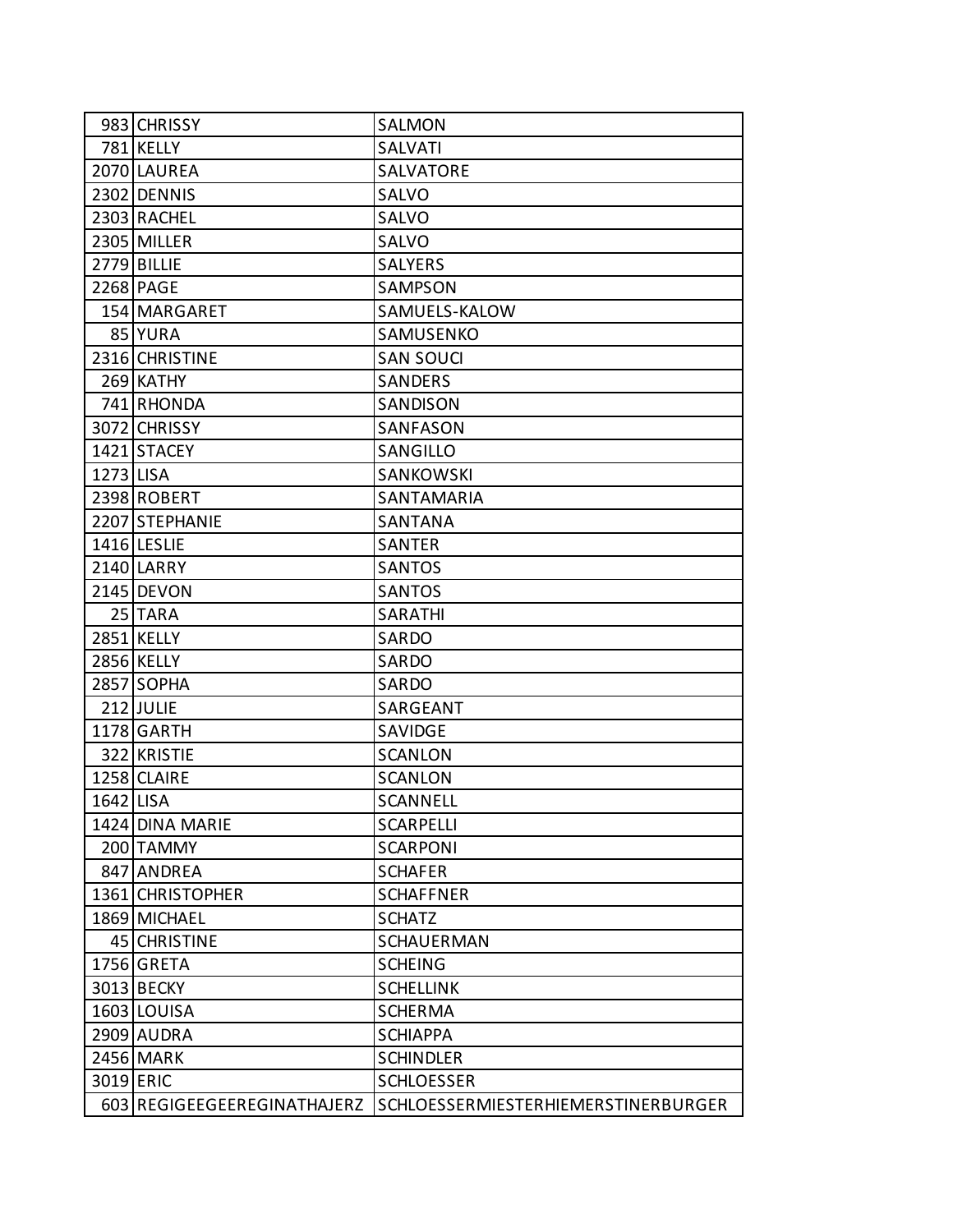| | | |
|---|---|---|
| 983 | CHRISSY | SALMON |
| 781 | KELLY | SALVATI |
| 2070 | LAUREA | SALVATORE |
| 2302 | DENNIS | SALVO |
| 2303 | RACHEL | SALVO |
| 2305 | MILLER | SALVO |
| 2779 | BILLIE | SALYERS |
| 2268 | PAGE | SAMPSON |
| 154 | MARGARET | SAMUELS-KALOW |
| 85 | YURA | SAMUSENKO |
| 2316 | CHRISTINE | SAN SOUCI |
| 269 | KATHY | SANDERS |
| 741 | RHONDA | SANDISON |
| 3072 | CHRISSY | SANFASON |
| 1421 | STACEY | SANGILLO |
| 1273 | LISA | SANKOWSKI |
| 2398 | ROBERT | SANTAMARIA |
| 2207 | STEPHANIE | SANTANA |
| 1416 | LESLIE | SANTER |
| 2140 | LARRY | SANTOS |
| 2145 | DEVON | SANTOS |
| 25 | TARA | SARATHI |
| 2851 | KELLY | SARDO |
| 2856 | KELLY | SARDO |
| 2857 | SOPHA | SARDO |
| 212 | JULIE | SARGEANT |
| 1178 | GARTH | SAVIDGE |
| 322 | KRISTIE | SCANLON |
| 1258 | CLAIRE | SCANLON |
| 1642 | LISA | SCANNELL |
| 1424 | DINA MARIE | SCARPELLI |
| 200 | TAMMY | SCARPONI |
| 847 | ANDREA | SCHAFER |
| 1361 | CHRISTOPHER | SCHAFFNER |
| 1869 | MICHAEL | SCHATZ |
| 45 | CHRISTINE | SCHAUERMAN |
| 1756 | GRETA | SCHEING |
| 3013 | BECKY | SCHELLINK |
| 1603 | LOUISA | SCHERMA |
| 2909 | AUDRA | SCHIAPPA |
| 2456 | MARK | SCHINDLER |
| 3019 | ERIC | SCHLOESSER |
| 603 | REGIGEEGEEREGINATHAJERZ | SCHLOESSERMIESTERHIEMERSTINERBURGER |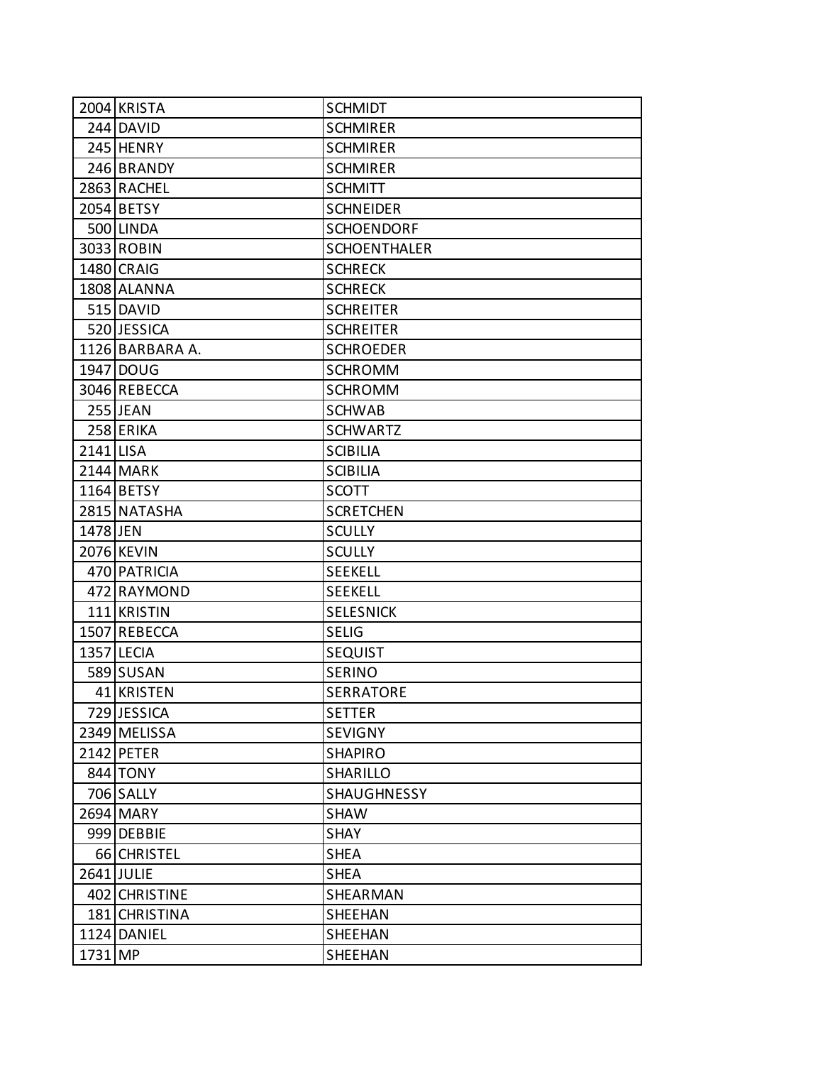| | | |
|---|---|---|
| 2004 | KRISTA | SCHMIDT |
| 244 | DAVID | SCHMIRER |
| 245 | HENRY | SCHMIRER |
| 246 | BRANDY | SCHMIRER |
| 2863 | RACHEL | SCHMITT |
| 2054 | BETSY | SCHNEIDER |
| 500 | LINDA | SCHOENDORF |
| 3033 | ROBIN | SCHOENTHALER |
| 1480 | CRAIG | SCHRECK |
| 1808 | ALANNA | SCHRECK |
| 515 | DAVID | SCHREITER |
| 520 | JESSICA | SCHREITER |
| 1126 | BARBARA A. | SCHROEDER |
| 1947 | DOUG | SCHROMM |
| 3046 | REBECCA | SCHROMM |
| 255 | JEAN | SCHWAB |
| 258 | ERIKA | SCHWARTZ |
| 2141 | LISA | SCIBILIA |
| 2144 | MARK | SCIBILIA |
| 1164 | BETSY | SCOTT |
| 2815 | NATASHA | SCRETCHEN |
| 1478 | JEN | SCULLY |
| 2076 | KEVIN | SCULLY |
| 470 | PATRICIA | SEEKELL |
| 472 | RAYMOND | SEEKELL |
| 111 | KRISTIN | SELESNICK |
| 1507 | REBECCA | SELIG |
| 1357 | LECIA | SEQUIST |
| 589 | SUSAN | SERINO |
| 41 | KRISTEN | SERRATORE |
| 729 | JESSICA | SETTER |
| 2349 | MELISSA | SEVIGNY |
| 2142 | PETER | SHAPIRO |
| 844 | TONY | SHARILLO |
| 706 | SALLY | SHAUGHNESSY |
| 2694 | MARY | SHAW |
| 999 | DEBBIE | SHAY |
| 66 | CHRISTEL | SHEA |
| 2641 | JULIE | SHEA |
| 402 | CHRISTINE | SHEARMAN |
| 181 | CHRISTINA | SHEEHAN |
| 1124 | DANIEL | SHEEHAN |
| 1731 | MP | SHEEHAN |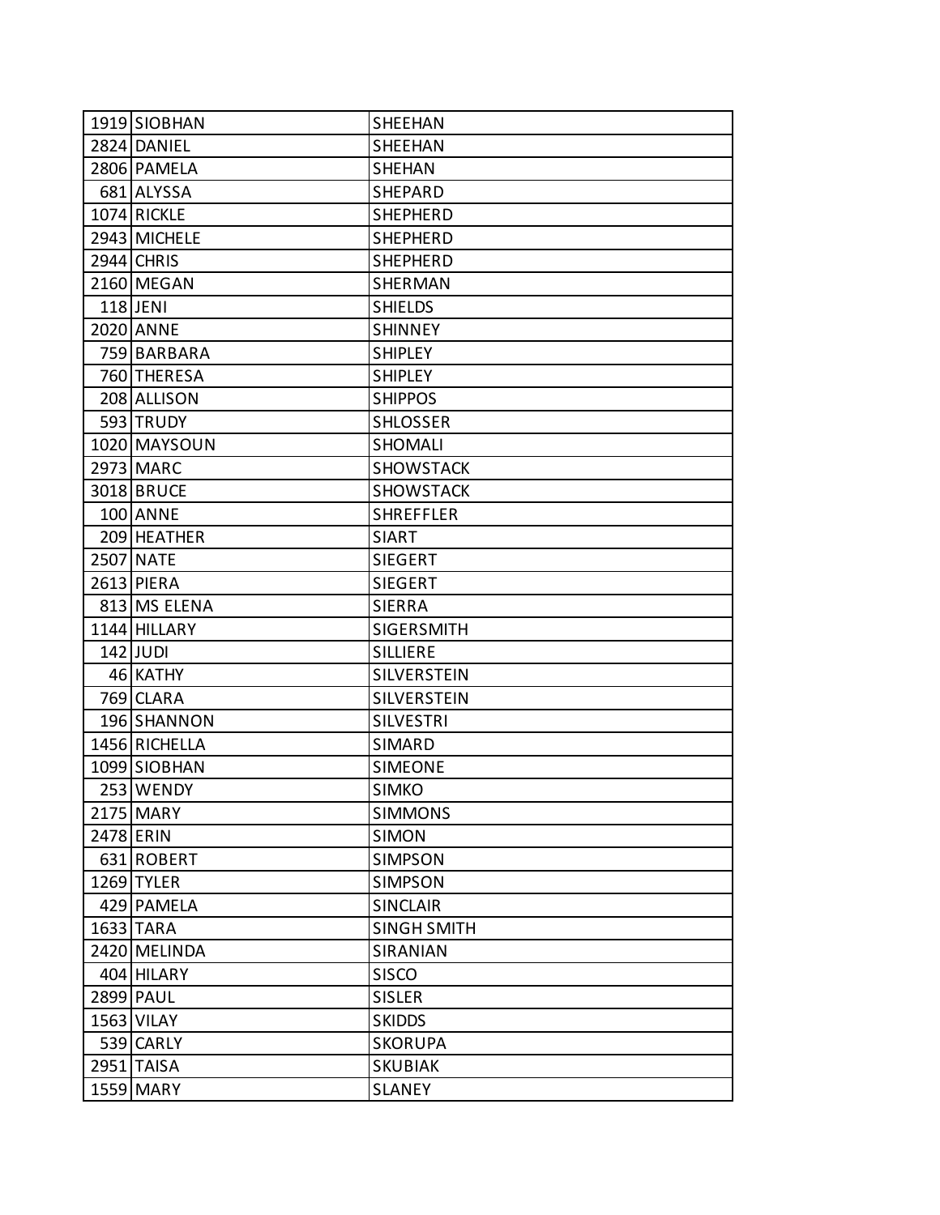| | | |
|---|---|---|
| 1919 | SIOBHAN | SHEEHAN |
| 2824 | DANIEL | SHEEHAN |
| 2806 | PAMELA | SHEHAN |
| 681 | ALYSSA | SHEPARD |
| 1074 | RICKLE | SHEPHERD |
| 2943 | MICHELE | SHEPHERD |
| 2944 | CHRIS | SHEPHERD |
| 2160 | MEGAN | SHERMAN |
| 118 | JENI | SHIELDS |
| 2020 | ANNE | SHINNEY |
| 759 | BARBARA | SHIPLEY |
| 760 | THERESA | SHIPLEY |
| 208 | ALLISON | SHIPPOS |
| 593 | TRUDY | SHLOSSER |
| 1020 | MAYSOUN | SHOMALI |
| 2973 | MARC | SHOWSTACK |
| 3018 | BRUCE | SHOWSTACK |
| 100 | ANNE | SHREFFLER |
| 209 | HEATHER | SIART |
| 2507 | NATE | SIEGERT |
| 2613 | PIERA | SIEGERT |
| 813 | MS ELENA | SIERRA |
| 1144 | HILLARY | SIGERSMITH |
| 142 | JUDI | SILLIERE |
| 46 | KATHY | SILVERSTEIN |
| 769 | CLARA | SILVERSTEIN |
| 196 | SHANNON | SILVESTRI |
| 1456 | RICHELLA | SIMARD |
| 1099 | SIOBHAN | SIMEONE |
| 253 | WENDY | SIMKO |
| 2175 | MARY | SIMMONS |
| 2478 | ERIN | SIMON |
| 631 | ROBERT | SIMPSON |
| 1269 | TYLER | SIMPSON |
| 429 | PAMELA | SINCLAIR |
| 1633 | TARA | SINGH SMITH |
| 2420 | MELINDA | SIRANIAN |
| 404 | HILARY | SISCO |
| 2899 | PAUL | SISLER |
| 1563 | VILAY | SKIDDS |
| 539 | CARLY | SKORUPA |
| 2951 | TAISA | SKUBIAK |
| 1559 | MARY | SLANEY |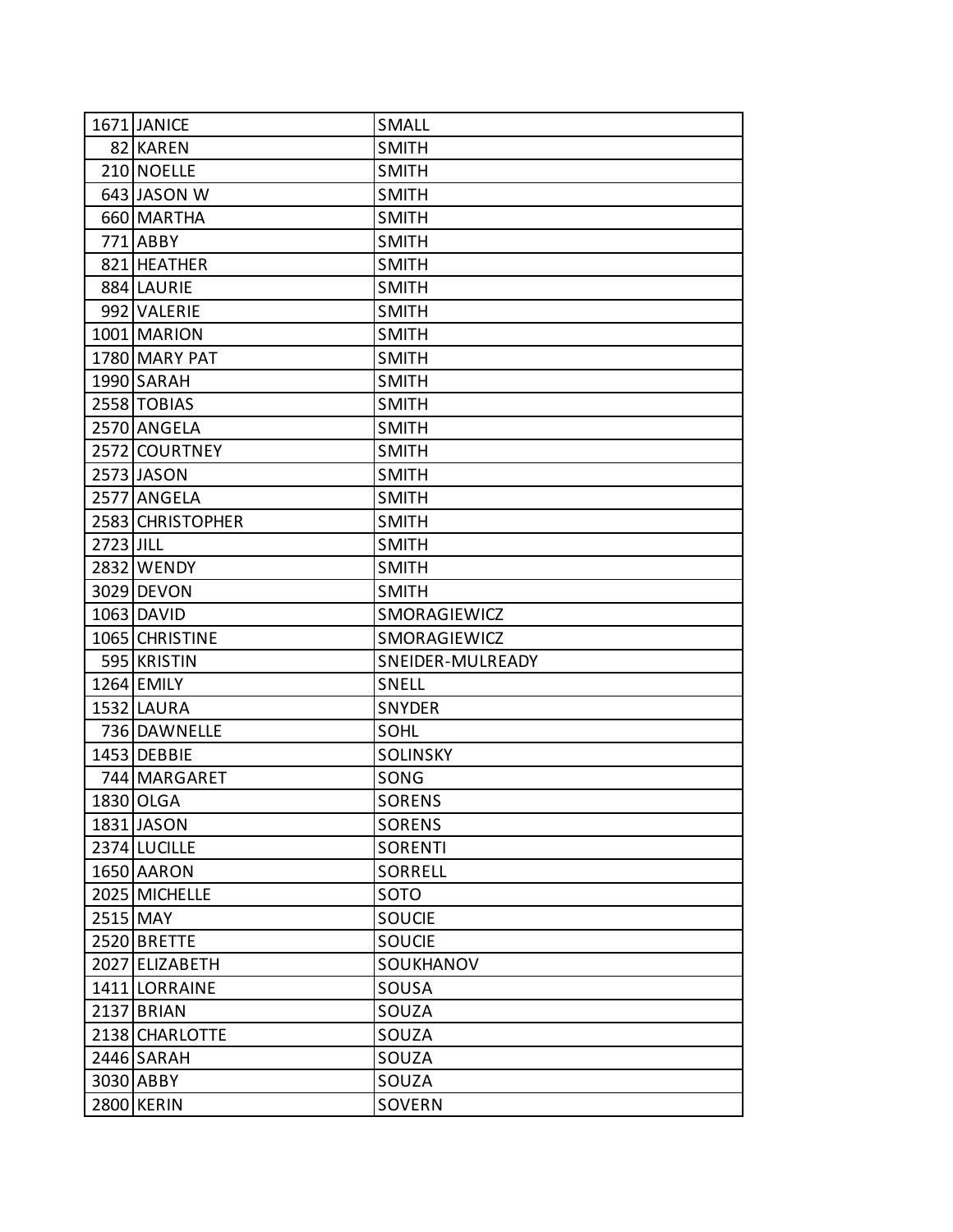| | | |
|---|---|---|
| 1671 | JANICE | SMALL |
| 82 | KAREN | SMITH |
| 210 | NOELLE | SMITH |
| 643 | JASON W | SMITH |
| 660 | MARTHA | SMITH |
| 771 | ABBY | SMITH |
| 821 | HEATHER | SMITH |
| 884 | LAURIE | SMITH |
| 992 | VALERIE | SMITH |
| 1001 | MARION | SMITH |
| 1780 | MARY PAT | SMITH |
| 1990 | SARAH | SMITH |
| 2558 | TOBIAS | SMITH |
| 2570 | ANGELA | SMITH |
| 2572 | COURTNEY | SMITH |
| 2573 | JASON | SMITH |
| 2577 | ANGELA | SMITH |
| 2583 | CHRISTOPHER | SMITH |
| 2723 | JILL | SMITH |
| 2832 | WENDY | SMITH |
| 3029 | DEVON | SMITH |
| 1063 | DAVID | SMORAGIEWICZ |
| 1065 | CHRISTINE | SMORAGIEWICZ |
| 595 | KRISTIN | SNEIDER-MULREADY |
| 1264 | EMILY | SNELL |
| 1532 | LAURA | SNYDER |
| 736 | DAWNELLE | SOHL |
| 1453 | DEBBIE | SOLINSKY |
| 744 | MARGARET | SONG |
| 1830 | OLGA | SORENS |
| 1831 | JASON | SORENS |
| 2374 | LUCILLE | SORENTI |
| 1650 | AARON | SORRELL |
| 2025 | MICHELLE | SOTO |
| 2515 | MAY | SOUCIE |
| 2520 | BRETTE | SOUCIE |
| 2027 | ELIZABETH | SOUKHANOV |
| 1411 | LORRAINE | SOUSA |
| 2137 | BRIAN | SOUZA |
| 2138 | CHARLOTTE | SOUZA |
| 2446 | SARAH | SOUZA |
| 3030 | ABBY | SOUZA |
| 2800 | KERIN | SOVERN |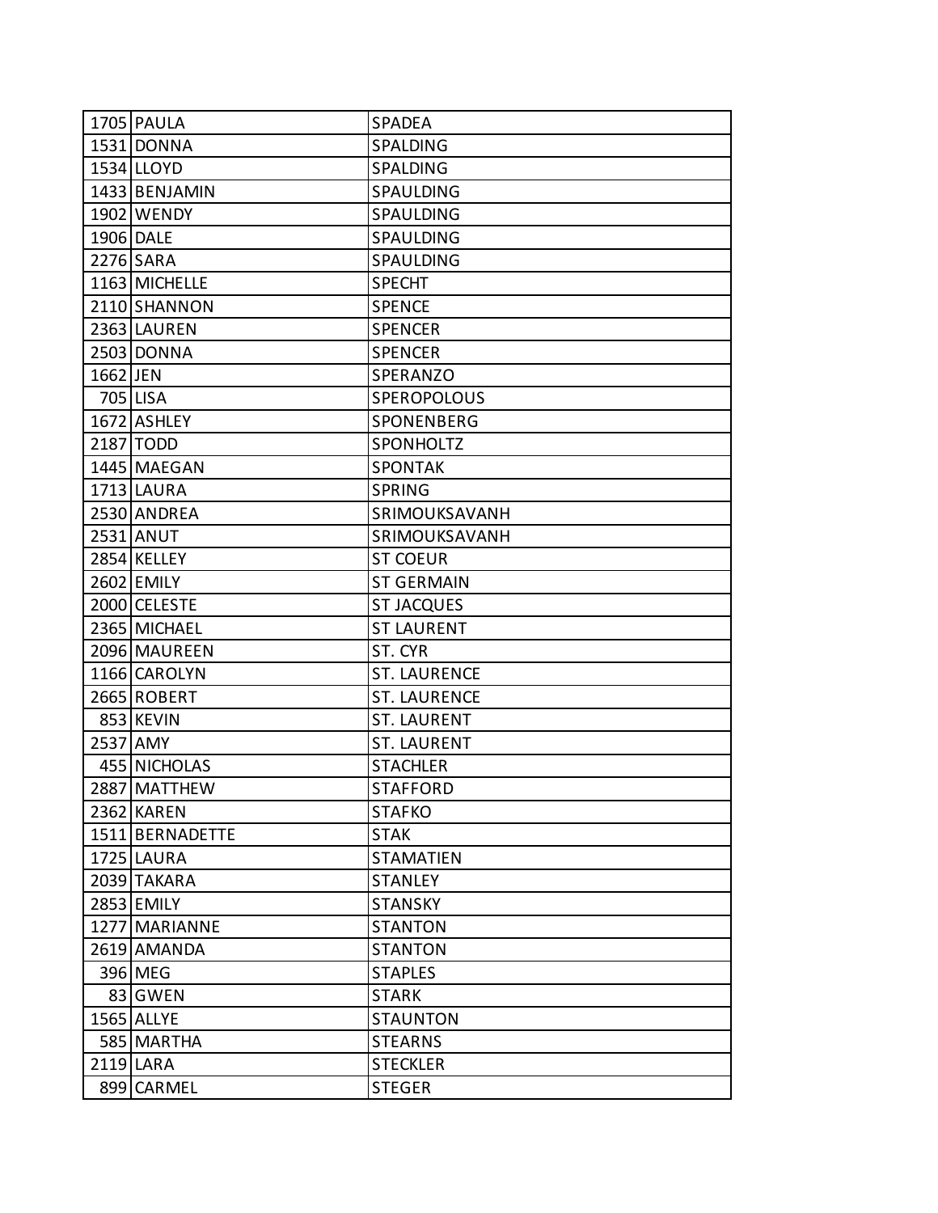| | | |
|---|---|---|
| 1705 | PAULA | SPADEA |
| 1531 | DONNA | SPALDING |
| 1534 | LLOYD | SPALDING |
| 1433 | BENJAMIN | SPAULDING |
| 1902 | WENDY | SPAULDING |
| 1906 | DALE | SPAULDING |
| 2276 | SARA | SPAULDING |
| 1163 | MICHELLE | SPECHT |
| 2110 | SHANNON | SPENCE |
| 2363 | LAUREN | SPENCER |
| 2503 | DONNA | SPENCER |
| 1662 | JEN | SPERANZO |
| 705 | LISA | SPEROPOLOUS |
| 1672 | ASHLEY | SPONENBERG |
| 2187 | TODD | SPONHOLTZ |
| 1445 | MAEGAN | SPONTAK |
| 1713 | LAURA | SPRING |
| 2530 | ANDREA | SRIMOUKSAVANH |
| 2531 | ANUT | SRIMOUKSAVANH |
| 2854 | KELLEY | ST COEUR |
| 2602 | EMILY | ST GERMAIN |
| 2000 | CELESTE | ST JACQUES |
| 2365 | MICHAEL | ST LAURENT |
| 2096 | MAUREEN | ST. CYR |
| 1166 | CAROLYN | ST. LAURENCE |
| 2665 | ROBERT | ST. LAURENCE |
| 853 | KEVIN | ST. LAURENT |
| 2537 | AMY | ST. LAURENT |
| 455 | NICHOLAS | STACHLER |
| 2887 | MATTHEW | STAFFORD |
| 2362 | KAREN | STAFKO |
| 1511 | BERNADETTE | STAK |
| 1725 | LAURA | STAMATIEN |
| 2039 | TAKARA | STANLEY |
| 2853 | EMILY | STANSKY |
| 1277 | MARIANNE | STANTON |
| 2619 | AMANDA | STANTON |
| 396 | MEG | STAPLES |
| 83 | GWEN | STARK |
| 1565 | ALLYE | STAUNTON |
| 585 | MARTHA | STEARNS |
| 2119 | LARA | STECKLER |
| 899 | CARMEL | STEGER |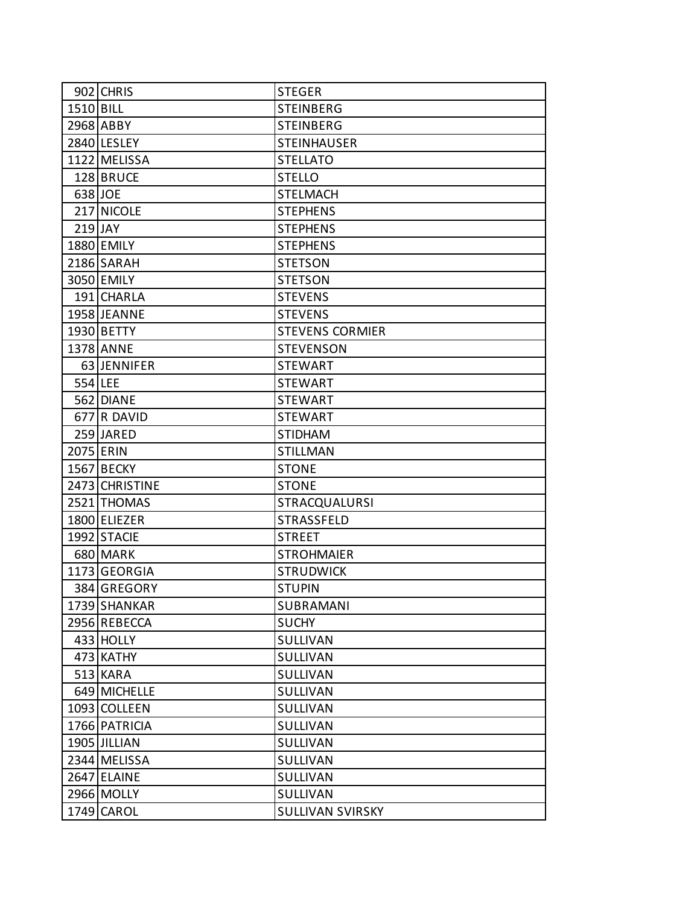| | | |
|---|---|---|
| 902 | CHRIS | STEGER |
| 1510 | BILL | STEINBERG |
| 2968 | ABBY | STEINBERG |
| 2840 | LESLEY | STEINHAUSER |
| 1122 | MELISSA | STELLATO |
| 128 | BRUCE | STELLO |
| 638 | JOE | STELMACH |
| 217 | NICOLE | STEPHENS |
| 219 | JAY | STEPHENS |
| 1880 | EMILY | STEPHENS |
| 2186 | SARAH | STETSON |
| 3050 | EMILY | STETSON |
| 191 | CHARLA | STEVENS |
| 1958 | JEANNE | STEVENS |
| 1930 | BETTY | STEVENS CORMIER |
| 1378 | ANNE | STEVENSON |
| 63 | JENNIFER | STEWART |
| 554 | LEE | STEWART |
| 562 | DIANE | STEWART |
| 677 | R DAVID | STEWART |
| 259 | JARED | STIDHAM |
| 2075 | ERIN | STILLMAN |
| 1567 | BECKY | STONE |
| 2473 | CHRISTINE | STONE |
| 2521 | THOMAS | STRACQUALURSI |
| 1800 | ELIEZER | STRASSFELD |
| 1992 | STACIE | STREET |
| 680 | MARK | STROHMAIER |
| 1173 | GEORGIA | STRUDWICK |
| 384 | GREGORY | STUPIN |
| 1739 | SHANKAR | SUBRAMANI |
| 2956 | REBECCA | SUCHY |
| 433 | HOLLY | SULLIVAN |
| 473 | KATHY | SULLIVAN |
| 513 | KARA | SULLIVAN |
| 649 | MICHELLE | SULLIVAN |
| 1093 | COLLEEN | SULLIVAN |
| 1766 | PATRICIA | SULLIVAN |
| 1905 | JILLIAN | SULLIVAN |
| 2344 | MELISSA | SULLIVAN |
| 2647 | ELAINE | SULLIVAN |
| 2966 | MOLLY | SULLIVAN |
| 1749 | CAROL | SULLIVAN SVIRSKY |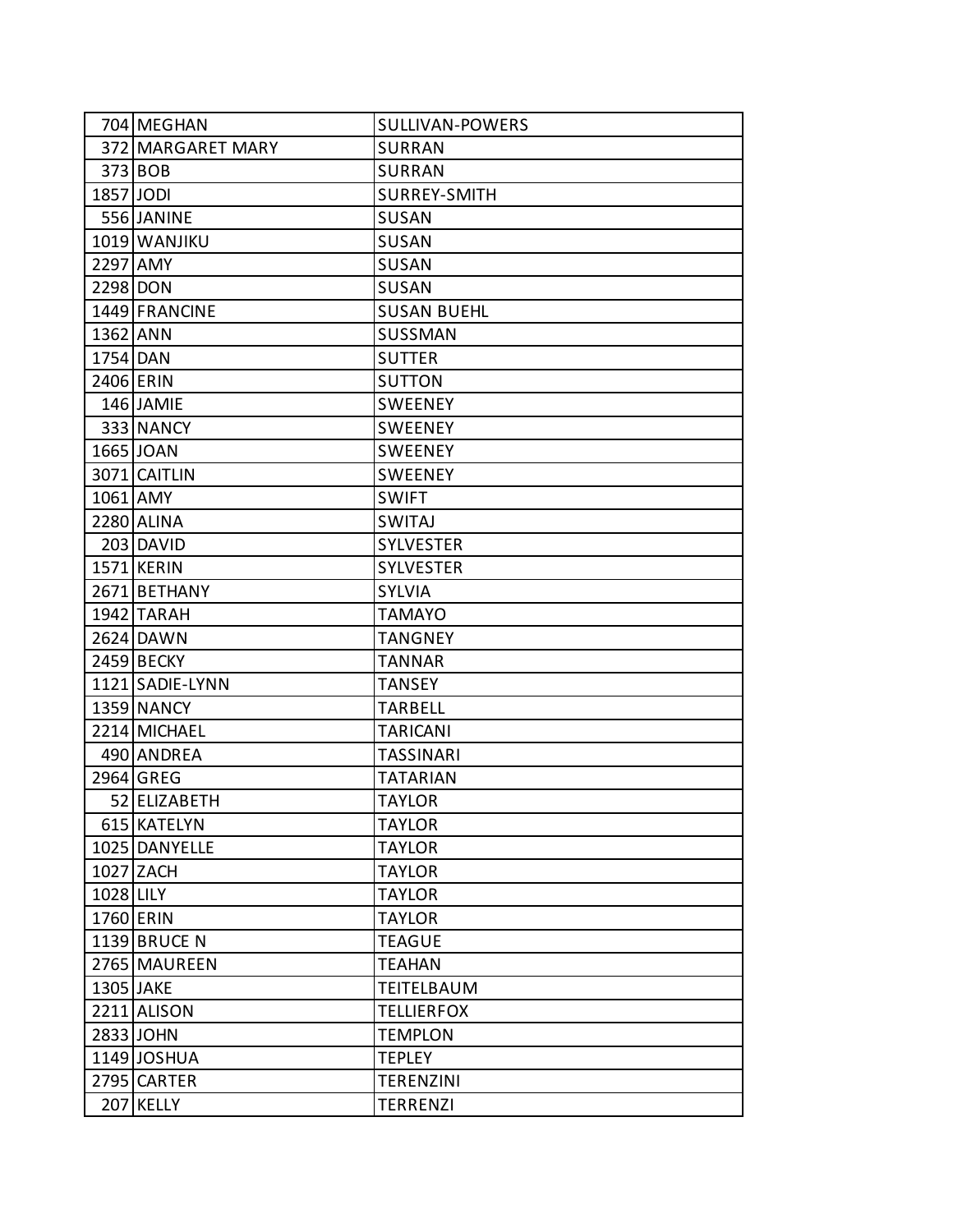| | | |
|---|---|---|
| 704 | MEGHAN | SULLIVAN-POWERS |
| 372 | MARGARET MARY | SURRAN |
| 373 | BOB | SURRAN |
| 1857 | JODI | SURREY-SMITH |
| 556 | JANINE | SUSAN |
| 1019 | WANJIKU | SUSAN |
| 2297 | AMY | SUSAN |
| 2298 | DON | SUSAN |
| 1449 | FRANCINE | SUSAN BUEHL |
| 1362 | ANN | SUSSMAN |
| 1754 | DAN | SUTTER |
| 2406 | ERIN | SUTTON |
| 146 | JAMIE | SWEENEY |
| 333 | NANCY | SWEENEY |
| 1665 | JOAN | SWEENEY |
| 3071 | CAITLIN | SWEENEY |
| 1061 | AMY | SWIFT |
| 2280 | ALINA | SWITAJ |
| 203 | DAVID | SYLVESTER |
| 1571 | KERIN | SYLVESTER |
| 2671 | BETHANY | SYLVIA |
| 1942 | TARAH | TAMAYO |
| 2624 | DAWN | TANGNEY |
| 2459 | BECKY | TANNAR |
| 1121 | SADIE-LYNN | TANSEY |
| 1359 | NANCY | TARBELL |
| 2214 | MICHAEL | TARICANI |
| 490 | ANDREA | TASSINARI |
| 2964 | GREG | TATARIAN |
| 52 | ELIZABETH | TAYLOR |
| 615 | KATELYN | TAYLOR |
| 1025 | DANYELLE | TAYLOR |
| 1027 | ZACH | TAYLOR |
| 1028 | LILY | TAYLOR |
| 1760 | ERIN | TAYLOR |
| 1139 | BRUCE N | TEAGUE |
| 2765 | MAUREEN | TEAHAN |
| 1305 | JAKE | TEITELBAUM |
| 2211 | ALISON | TELLIERFOX |
| 2833 | JOHN | TEMPLON |
| 1149 | JOSHUA | TEPLEY |
| 2795 | CARTER | TERENZINI |
| 207 | KELLY | TERRENZI |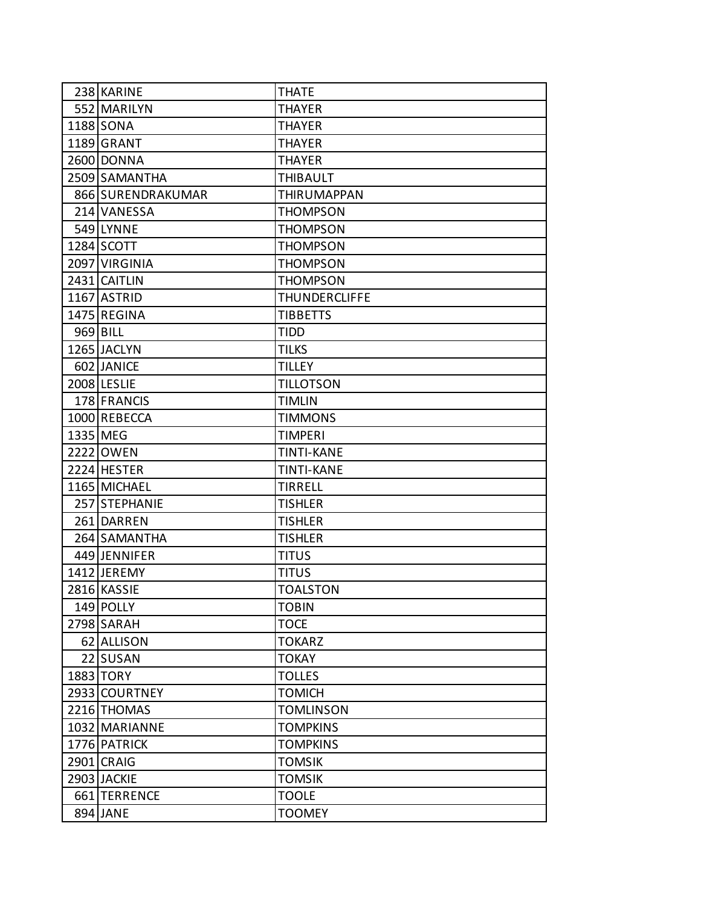| | | |
|---|---|---|
| 238 | KARINE | THATE |
| 552 | MARILYN | THAYER |
| 1188 | SONA | THAYER |
| 1189 | GRANT | THAYER |
| 2600 | DONNA | THAYER |
| 2509 | SAMANTHA | THIBAULT |
| 866 | SURENDRAKUMAR | THIRUMAPPAN |
| 214 | VANESSA | THOMPSON |
| 549 | LYNNE | THOMPSON |
| 1284 | SCOTT | THOMPSON |
| 2097 | VIRGINIA | THOMPSON |
| 2431 | CAITLIN | THOMPSON |
| 1167 | ASTRID | THUNDERCLIFFE |
| 1475 | REGINA | TIBBETTS |
| 969 | BILL | TIDD |
| 1265 | JACLYN | TILKS |
| 602 | JANICE | TILLEY |
| 2008 | LESLIE | TILLOTSON |
| 178 | FRANCIS | TIMLIN |
| 1000 | REBECCA | TIMMONS |
| 1335 | MEG | TIMPERI |
| 2222 | OWEN | TINTI-KANE |
| 2224 | HESTER | TINTI-KANE |
| 1165 | MICHAEL | TIRRELL |
| 257 | STEPHANIE | TISHLER |
| 261 | DARREN | TISHLER |
| 264 | SAMANTHA | TISHLER |
| 449 | JENNIFER | TITUS |
| 1412 | JEREMY | TITUS |
| 2816 | KASSIE | TOALSTON |
| 149 | POLLY | TOBIN |
| 2798 | SARAH | TOCE |
| 62 | ALLISON | TOKARZ |
| 22 | SUSAN | TOKAY |
| 1883 | TORY | TOLLES |
| 2933 | COURTNEY | TOMICH |
| 2216 | THOMAS | TOMLINSON |
| 1032 | MARIANNE | TOMPKINS |
| 1776 | PATRICK | TOMPKINS |
| 2901 | CRAIG | TOMSIK |
| 2903 | JACKIE | TOMSIK |
| 661 | TERRENCE | TOOLE |
| 894 | JANE | TOOMEY |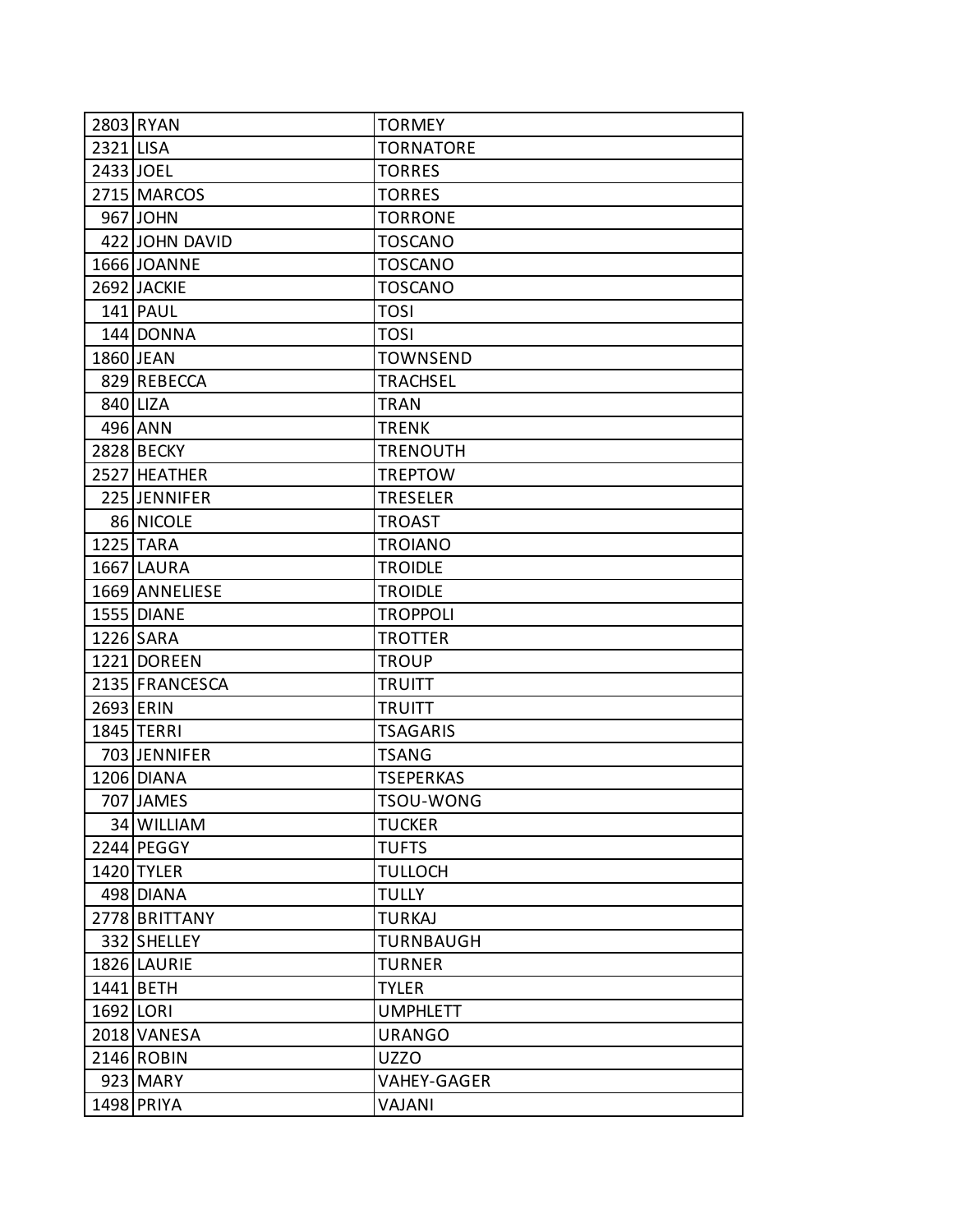| | | |
|---|---|---|
| 2803 | RYAN | TORMEY |
| 2321 | LISA | TORNATORE |
| 2433 | JOEL | TORRES |
| 2715 | MARCOS | TORRES |
| 967 | JOHN | TORRONE |
| 422 | JOHN DAVID | TOSCANO |
| 1666 | JOANNE | TOSCANO |
| 2692 | JACKIE | TOSCANO |
| 141 | PAUL | TOSI |
| 144 | DONNA | TOSI |
| 1860 | JEAN | TOWNSEND |
| 829 | REBECCA | TRACHSEL |
| 840 | LIZA | TRAN |
| 496 | ANN | TRENK |
| 2828 | BECKY | TRENOUTH |
| 2527 | HEATHER | TREPTOW |
| 225 | JENNIFER | TRESELER |
| 86 | NICOLE | TROAST |
| 1225 | TARA | TROIANO |
| 1667 | LAURA | TROIDLE |
| 1669 | ANNELIESE | TROIDLE |
| 1555 | DIANE | TROPPOLI |
| 1226 | SARA | TROTTER |
| 1221 | DOREEN | TROUP |
| 2135 | FRANCESCA | TRUITT |
| 2693 | ERIN | TRUITT |
| 1845 | TERRI | TSAGARIS |
| 703 | JENNIFER | TSANG |
| 1206 | DIANA | TSEPERKAS |
| 707 | JAMES | TSOU-WONG |
| 34 | WILLIAM | TUCKER |
| 2244 | PEGGY | TUFTS |
| 1420 | TYLER | TULLOCH |
| 498 | DIANA | TULLY |
| 2778 | BRITTANY | TURKAJ |
| 332 | SHELLEY | TURNBAUGH |
| 1826 | LAURIE | TURNER |
| 1441 | BETH | TYLER |
| 1692 | LORI | UMPHLETT |
| 2018 | VANESA | URANGO |
| 2146 | ROBIN | UZZO |
| 923 | MARY | VAHEY-GAGER |
| 1498 | PRIYA | VAJANI |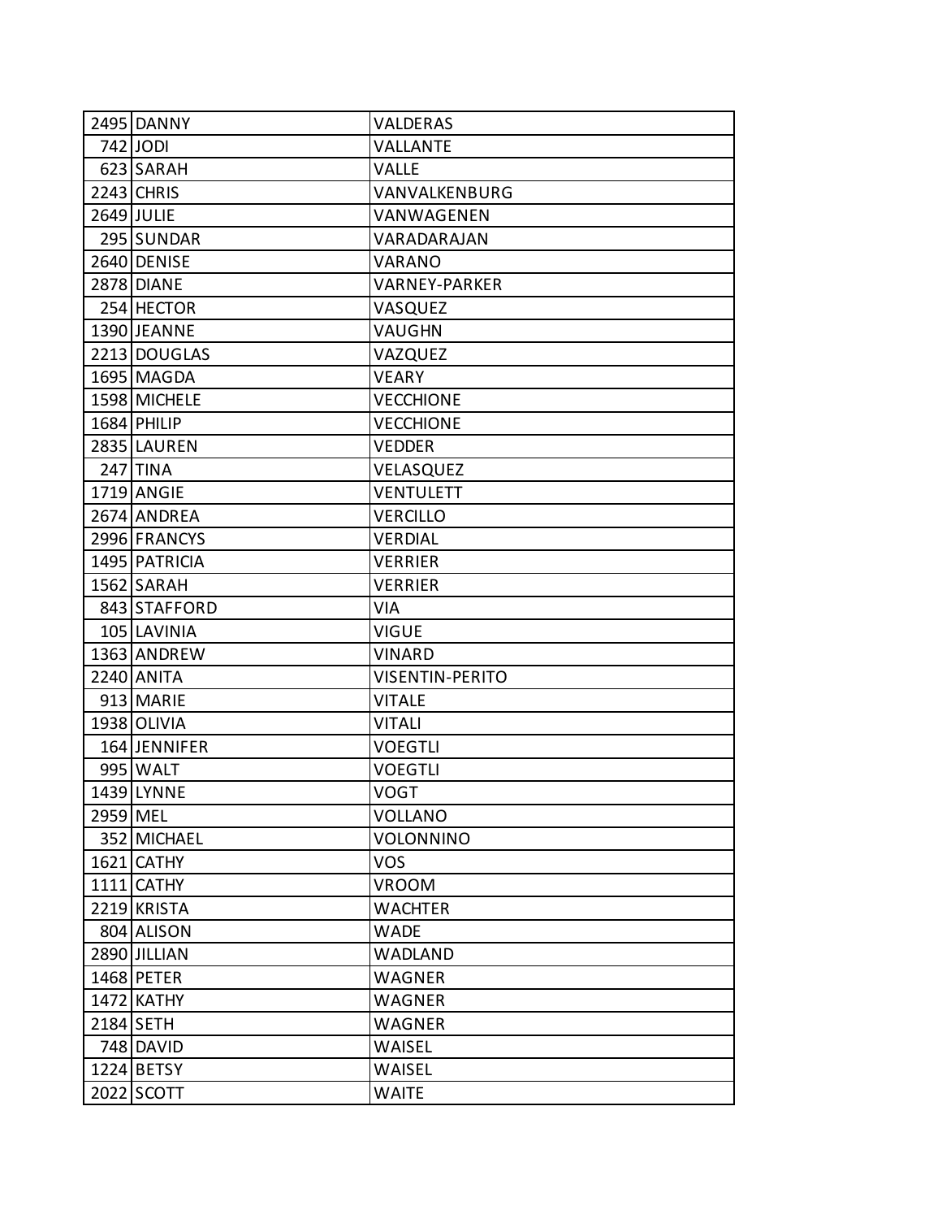| | | |
|---|---|---|
| 2495 | DANNY | VALDERAS |
| 742 | JODI | VALLANTE |
| 623 | SARAH | VALLE |
| 2243 | CHRIS | VANVALKENBURG |
| 2649 | JULIE | VANWAGENEN |
| 295 | SUNDAR | VARADARAJAN |
| 2640 | DENISE | VARANO |
| 2878 | DIANE | VARNEY-PARKER |
| 254 | HECTOR | VASQUEZ |
| 1390 | JEANNE | VAUGHN |
| 2213 | DOUGLAS | VAZQUEZ |
| 1695 | MAGDA | VEARY |
| 1598 | MICHELE | VECCHIONE |
| 1684 | PHILIP | VECCHIONE |
| 2835 | LAUREN | VEDDER |
| 247 | TINA | VELASQUEZ |
| 1719 | ANGIE | VENTULETT |
| 2674 | ANDREA | VERCILLO |
| 2996 | FRANCYS | VERDIAL |
| 1495 | PATRICIA | VERRIER |
| 1562 | SARAH | VERRIER |
| 843 | STAFFORD | VIA |
| 105 | LAVINIA | VIGUE |
| 1363 | ANDREW | VINARD |
| 2240 | ANITA | VISENTIN-PERITO |
| 913 | MARIE | VITALE |
| 1938 | OLIVIA | VITALI |
| 164 | JENNIFER | VOEGTLI |
| 995 | WALT | VOEGTLI |
| 1439 | LYNNE | VOGT |
| 2959 | MEL | VOLLANO |
| 352 | MICHAEL | VOLONNINO |
| 1621 | CATHY | VOS |
| 1111 | CATHY | VROOM |
| 2219 | KRISTA | WACHTER |
| 804 | ALISON | WADE |
| 2890 | JILLIAN | WADLAND |
| 1468 | PETER | WAGNER |
| 1472 | KATHY | WAGNER |
| 2184 | SETH | WAGNER |
| 748 | DAVID | WAISEL |
| 1224 | BETSY | WAISEL |
| 2022 | SCOTT | WAITE |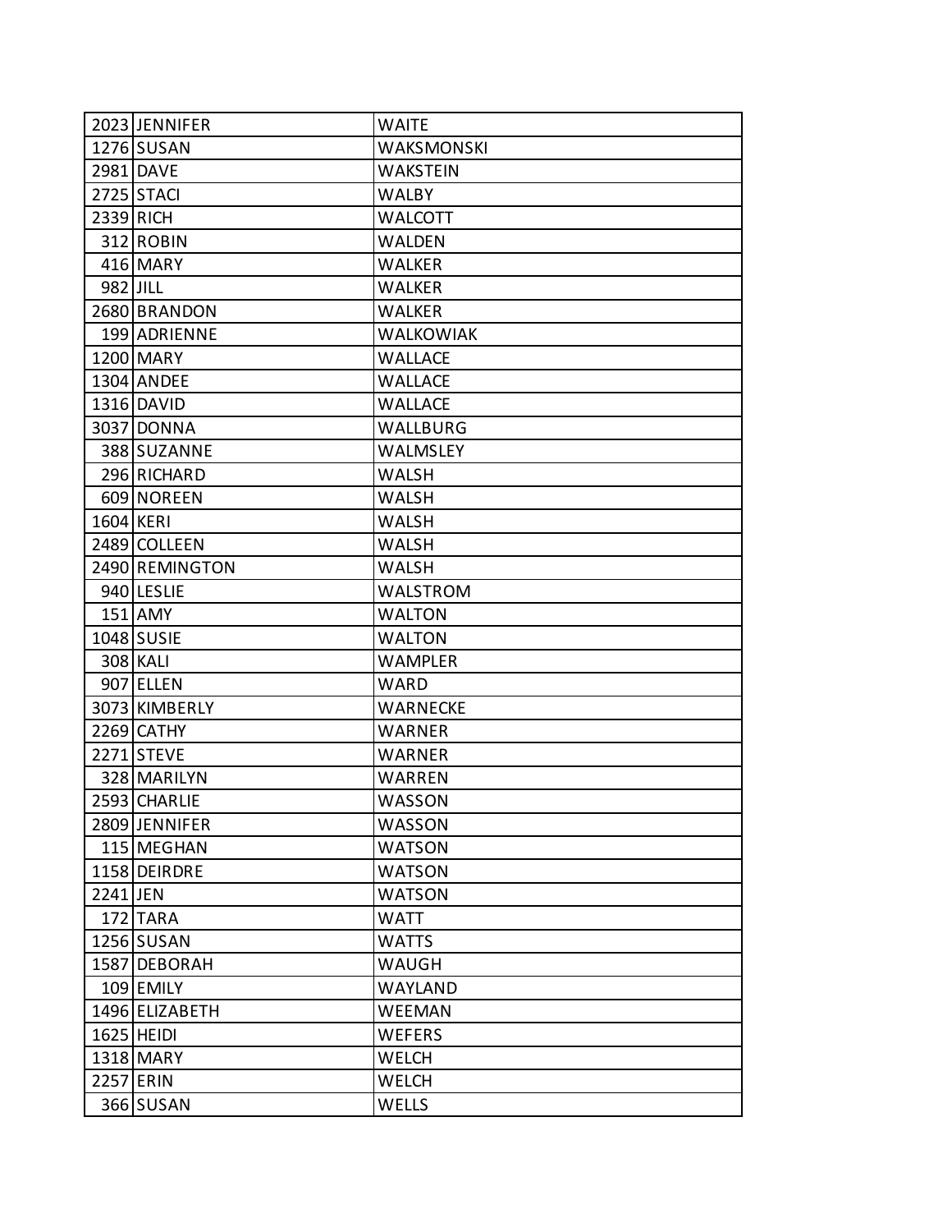| | | |
|---|---|---|
| 2023 | JENNIFER | WAITE |
| 1276 | SUSAN | WAKSMONSKI |
| 2981 | DAVE | WAKSTEIN |
| 2725 | STACI | WALBY |
| 2339 | RICH | WALCOTT |
| 312 | ROBIN | WALDEN |
| 416 | MARY | WALKER |
| 982 | JILL | WALKER |
| 2680 | BRANDON | WALKER |
| 199 | ADRIENNE | WALKOWIAK |
| 1200 | MARY | WALLACE |
| 1304 | ANDEE | WALLACE |
| 1316 | DAVID | WALLACE |
| 3037 | DONNA | WALLBURG |
| 388 | SUZANNE | WALMSLEY |
| 296 | RICHARD | WALSH |
| 609 | NOREEN | WALSH |
| 1604 | KERI | WALSH |
| 2489 | COLLEEN | WALSH |
| 2490 | REMINGTON | WALSH |
| 940 | LESLIE | WALSTROM |
| 151 | AMY | WALTON |
| 1048 | SUSIE | WALTON |
| 308 | KALI | WAMPLER |
| 907 | ELLEN | WARD |
| 3073 | KIMBERLY | WARNECKE |
| 2269 | CATHY | WARNER |
| 2271 | STEVE | WARNER |
| 328 | MARILYN | WARREN |
| 2593 | CHARLIE | WASSON |
| 2809 | JENNIFER | WASSON |
| 115 | MEGHAN | WATSON |
| 1158 | DEIRDRE | WATSON |
| 2241 | JEN | WATSON |
| 172 | TARA | WATT |
| 1256 | SUSAN | WATTS |
| 1587 | DEBORAH | WAUGH |
| 109 | EMILY | WAYLAND |
| 1496 | ELIZABETH | WEEMAN |
| 1625 | HEIDI | WEFERS |
| 1318 | MARY | WELCH |
| 2257 | ERIN | WELCH |
| 366 | SUSAN | WELLS |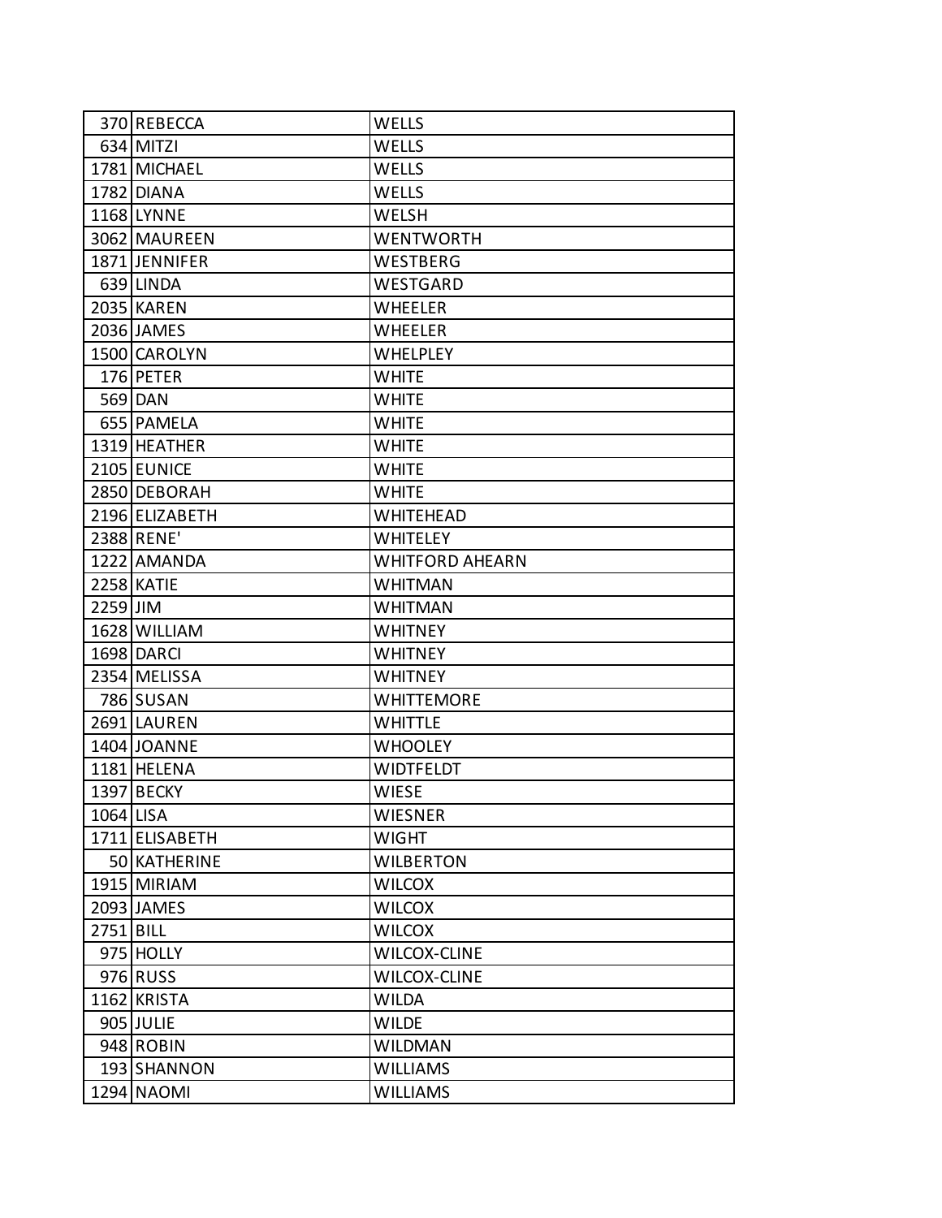| | | |
|---|---|---|
| 370 | REBECCA | WELLS |
| 634 | MITZI | WELLS |
| 1781 | MICHAEL | WELLS |
| 1782 | DIANA | WELLS |
| 1168 | LYNNE | WELSH |
| 3062 | MAUREEN | WENTWORTH |
| 1871 | JENNIFER | WESTBERG |
| 639 | LINDA | WESTGARD |
| 2035 | KAREN | WHEELER |
| 2036 | JAMES | WHEELER |
| 1500 | CAROLYN | WHELPLEY |
| 176 | PETER | WHITE |
| 569 | DAN | WHITE |
| 655 | PAMELA | WHITE |
| 1319 | HEATHER | WHITE |
| 2105 | EUNICE | WHITE |
| 2850 | DEBORAH | WHITE |
| 2196 | ELIZABETH | WHITEHEAD |
| 2388 | RENE' | WHITELEY |
| 1222 | AMANDA | WHITFORD AHEARN |
| 2258 | KATIE | WHITMAN |
| 2259 | JIM | WHITMAN |
| 1628 | WILLIAM | WHITNEY |
| 1698 | DARCI | WHITNEY |
| 2354 | MELISSA | WHITNEY |
| 786 | SUSAN | WHITTEMORE |
| 2691 | LAUREN | WHITTLE |
| 1404 | JOANNE | WHOOLEY |
| 1181 | HELENA | WIDTFELDT |
| 1397 | BECKY | WIESE |
| 1064 | LISA | WIESNER |
| 1711 | ELISABETH | WIGHT |
| 50 | KATHERINE | WILBERTON |
| 1915 | MIRIAM | WILCOX |
| 2093 | JAMES | WILCOX |
| 2751 | BILL | WILCOX |
| 975 | HOLLY | WILCOX-CLINE |
| 976 | RUSS | WILCOX-CLINE |
| 1162 | KRISTA | WILDA |
| 905 | JULIE | WILDE |
| 948 | ROBIN | WILDMAN |
| 193 | SHANNON | WILLIAMS |
| 1294 | NAOMI | WILLIAMS |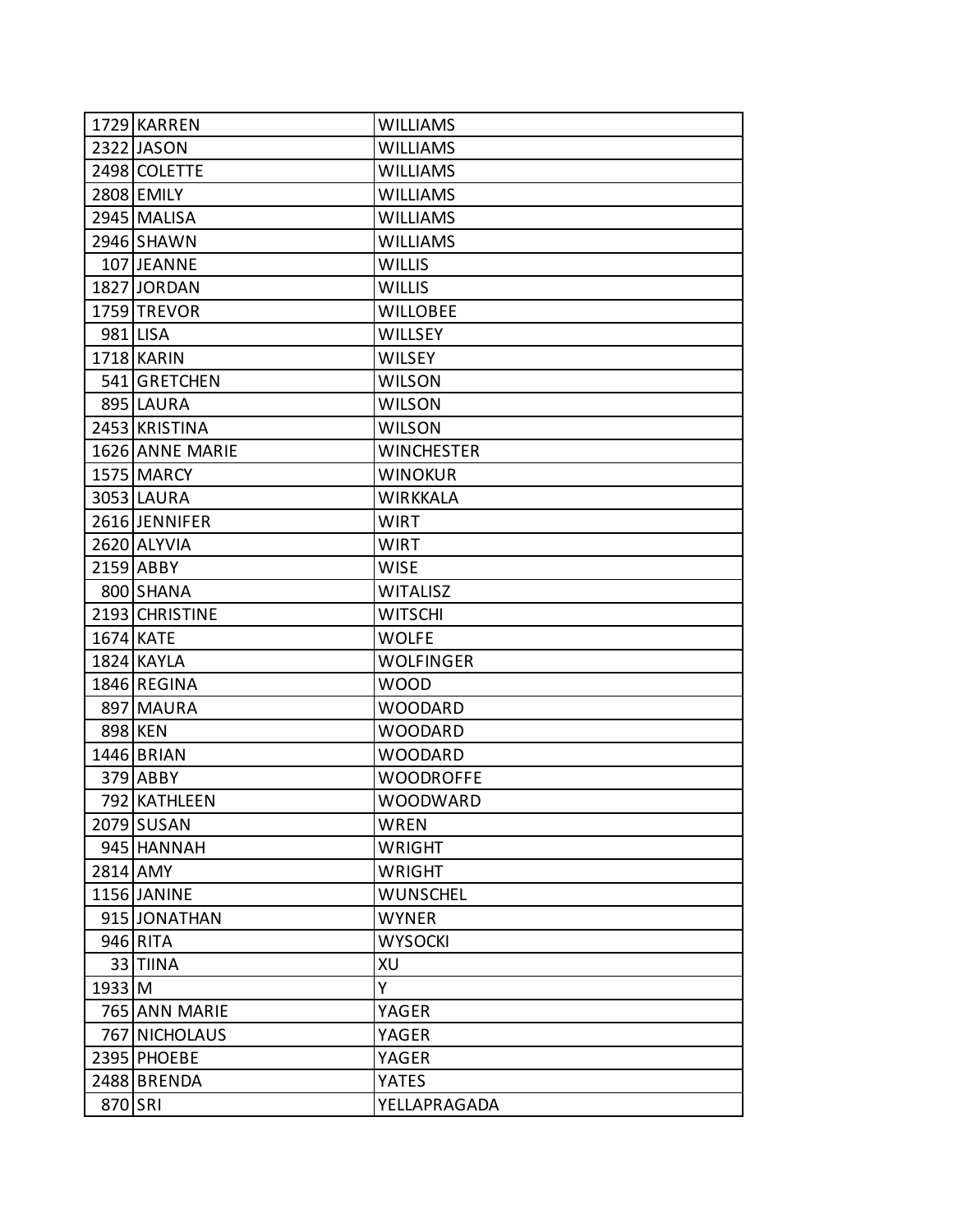| | | |
|---|---|---|
| 1729 | KARREN | WILLIAMS |
| 2322 | JASON | WILLIAMS |
| 2498 | COLETTE | WILLIAMS |
| 2808 | EMILY | WILLIAMS |
| 2945 | MALISA | WILLIAMS |
| 2946 | SHAWN | WILLIAMS |
| 107 | JEANNE | WILLIS |
| 1827 | JORDAN | WILLIS |
| 1759 | TREVOR | WILLOBEE |
| 981 | LISA | WILLSEY |
| 1718 | KARIN | WILSEY |
| 541 | GRETCHEN | WILSON |
| 895 | LAURA | WILSON |
| 2453 | KRISTINA | WILSON |
| 1626 | ANNE MARIE | WINCHESTER |
| 1575 | MARCY | WINOKUR |
| 3053 | LAURA | WIRKKALA |
| 2616 | JENNIFER | WIRT |
| 2620 | ALYVIA | WIRT |
| 2159 | ABBY | WISE |
| 800 | SHANA | WITALISZ |
| 2193 | CHRISTINE | WITSCHI |
| 1674 | KATE | WOLFE |
| 1824 | KAYLA | WOLFINGER |
| 1846 | REGINA | WOOD |
| 897 | MAURA | WOODARD |
| 898 | KEN | WOODARD |
| 1446 | BRIAN | WOODARD |
| 379 | ABBY | WOODROFFE |
| 792 | KATHLEEN | WOODWARD |
| 2079 | SUSAN | WREN |
| 945 | HANNAH | WRIGHT |
| 2814 | AMY | WRIGHT |
| 1156 | JANINE | WUNSCHEL |
| 915 | JONATHAN | WYNER |
| 946 | RITA | WYSOCKI |
| 33 | TIINA | XU |
| 1933 | M | Y |
| 765 | ANN MARIE | YAGER |
| 767 | NICHOLAUS | YAGER |
| 2395 | PHOEBE | YAGER |
| 2488 | BRENDA | YATES |
| 870 | SRI | YELLAPRAGADA |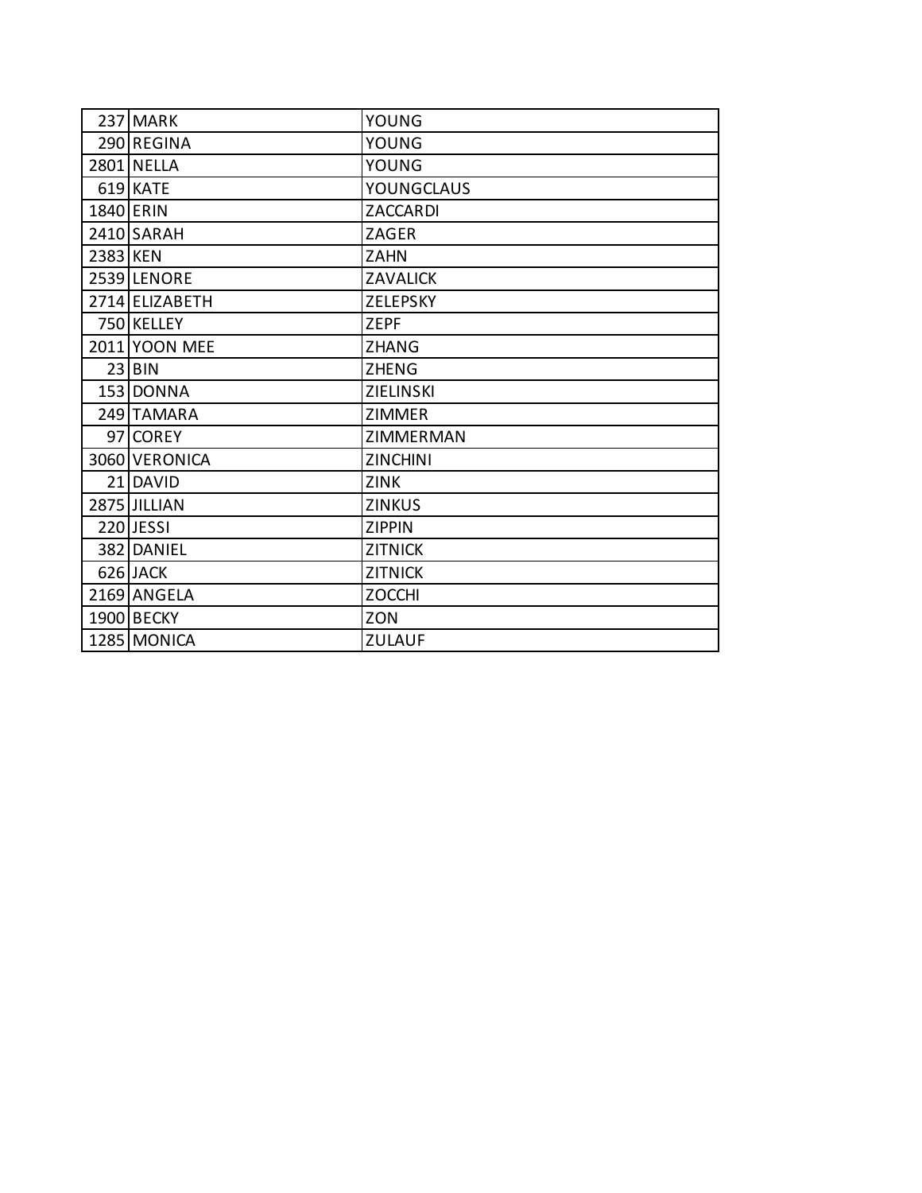| | | |
|---|---|---|
| 237 | MARK | YOUNG |
| 290 | REGINA | YOUNG |
| 2801 | NELLA | YOUNG |
| 619 | KATE | YOUNGCLAUS |
| 1840 | ERIN | ZACCARDI |
| 2410 | SARAH | ZAGER |
| 2383 | KEN | ZAHN |
| 2539 | LENORE | ZAVALICK |
| 2714 | ELIZABETH | ZELEPSKY |
| 750 | KELLEY | ZEPF |
| 2011 | YOON MEE | ZHANG |
| 23 | BIN | ZHENG |
| 153 | DONNA | ZIELINSKI |
| 249 | TAMARA | ZIMMER |
| 97 | COREY | ZIMMERMAN |
| 3060 | VERONICA | ZINCHINI |
| 21 | DAVID | ZINK |
| 2875 | JILLIAN | ZINKUS |
| 220 | JESSI | ZIPPIN |
| 382 | DANIEL | ZITNICK |
| 626 | JACK | ZITNICK |
| 2169 | ANGELA | ZOCCHI |
| 1900 | BECKY | ZON |
| 1285 | MONICA | ZULAUF |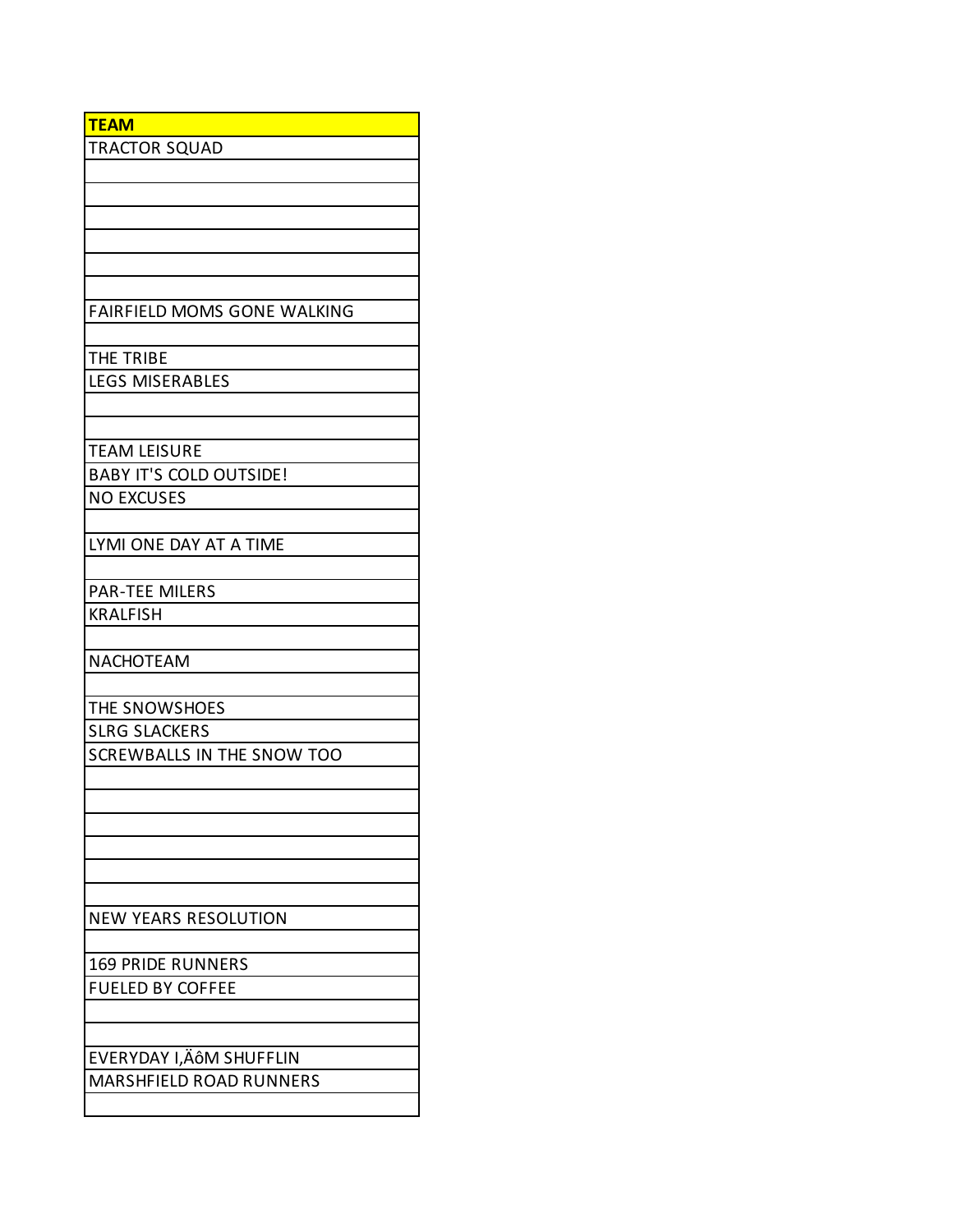| TEAM |
|---|
| TRACTOR SQUAD |
| |
| |
| |
| |
| |
| |
| FAIRFIELD MOMS GONE WALKING |
| |
| THE TRIBE |
| LEGS MISERABLES |
| |
| |
| TEAM LEISURE |
| BABY IT'S COLD OUTSIDE! |
| NO EXCUSES |
| |
| LYMI ONE DAY AT A TIME |
| |
| PAR-TEE MILERS |
| KRALFISH |
| |
| NACHOTEAM |
| |
| THE SNOWSHOES |
| SLRG SLACKERS |
| SCREWBALLS IN THE SNOW TOO |
| |
| |
| |
| |
| |
| |
| NEW YEARS RESOLUTION |
| |
| 169 PRIDE RUNNERS |
| FUELED BY COFFEE |
| |
| |
| EVERYDAY I,ÄôM SHUFFLIN |
| MARSHFIELD ROAD RUNNERS |
| |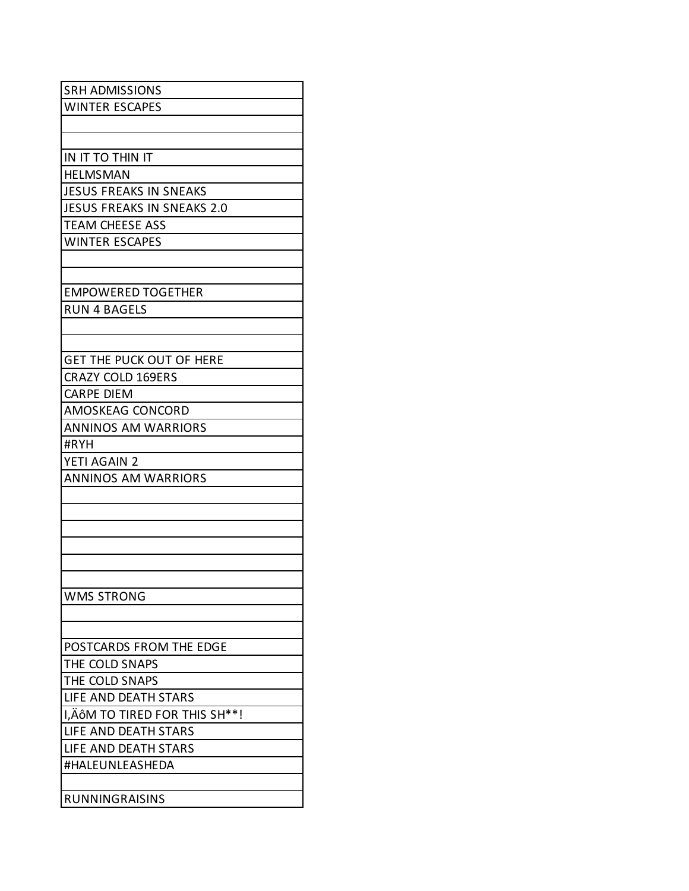| SRH ADMISSIONS |
| --- |
| WINTER ESCAPES |
| |
| |
| IN IT TO THIN IT |
| HELMSMAN |
| JESUS FREAKS IN SNEAKS |
| JESUS FREAKS IN SNEAKS 2.0 |
| TEAM CHEESE ASS |
| WINTER ESCAPES |
| |
| |
| EMPOWERED TOGETHER |
| RUN 4 BAGELS |
| |
| |
| GET THE PUCK OUT OF HERE |
| CRAZY COLD 169ERS |
| CARPE DIEM |
| AMOSKEAG CONCORD |
| ANNINOS AM WARRIORS |
| #RYH |
| YETI AGAIN 2 |
| ANNINOS AM WARRIORS |
| |
| |
| |
| |
| |
| |
| WMS STRONG |
| |
| |
| POSTCARDS FROM THE EDGE |
| THE COLD SNAPS |
| THE COLD SNAPS |
| LIFE AND DEATH STARS |
| I,ÄôM TO TIRED FOR THIS SH**! |
| LIFE AND DEATH STARS |
| LIFE AND DEATH STARS |
| #HALEUNLEASHEDA |
| |
| RUNNINGRAISINS |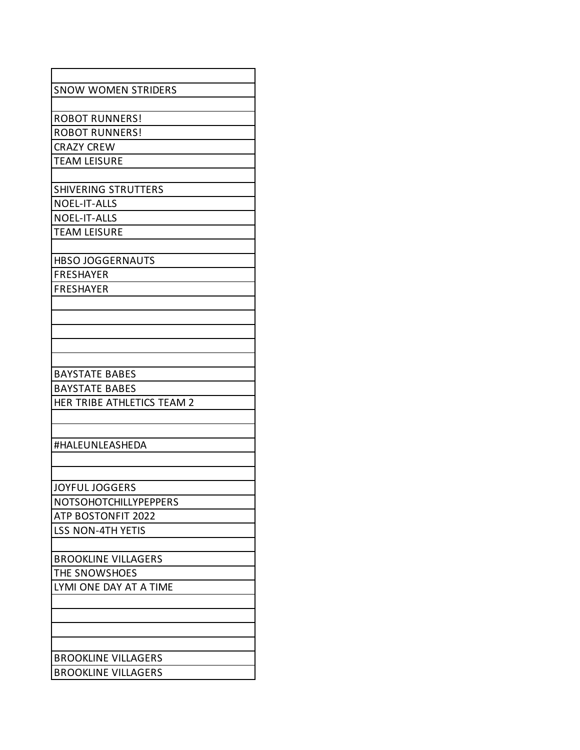| |
|---|
| SNOW WOMEN STRIDERS |
| |
| ROBOT RUNNERS! |
| ROBOT RUNNERS! |
| CRAZY CREW |
| TEAM LEISURE |
| |
| SHIVERING STRUTTERS |
| NOEL-IT-ALLS |
| NOEL-IT-ALLS |
| TEAM LEISURE |
| |
| HBSO JOGGERNAUTS |
| FRESHAYER |
| FRESHAYER |
| |
| |
| |
| |
| |
| BAYSTATE BABES |
| BAYSTATE BABES |
| HER TRIBE ATHLETICS TEAM 2 |
| |
| |
| #HALEUNLEASHEDA |
| |
| |
| JOYFUL JOGGERS |
| NOTSOHOTCHILLYPEPPERS |
| ATP BOSTONFIT 2022 |
| LSS NON-4TH YETIS |
| |
| BROOKLINE VILLAGERS |
| THE SNOWSHOES |
| LYMI ONE DAY AT A TIME |
| |
| |
| |
| |
| BROOKLINE VILLAGERS |
| BROOKLINE VILLAGERS |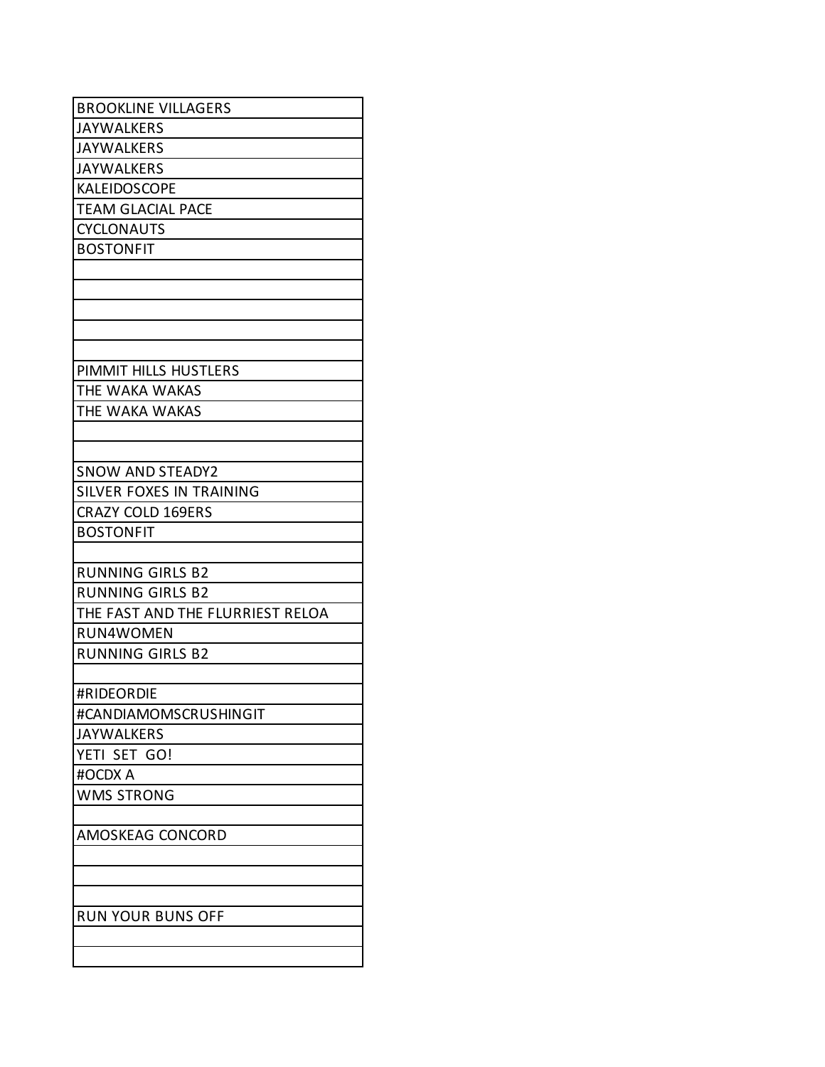| |
|---|
| BROOKLINE VILLAGERS |
| JAYWALKERS |
| JAYWALKERS |
| JAYWALKERS |
| KALEIDOSCOPE |
| TEAM GLACIAL PACE |
| CYCLONAUTS |
| BOSTONFIT |
| |
| |
| |
| |
| |
| PIMMIT HILLS HUSTLERS |
| THE WAKA WAKAS |
| THE WAKA WAKAS |
| |
| |
| SNOW AND STEADY2 |
| SILVER FOXES IN TRAINING |
| CRAZY COLD 169ERS |
| BOSTONFIT |
| |
| RUNNING GIRLS B2 |
| RUNNING GIRLS B2 |
| THE FAST AND THE FLURRIEST RELOA |
| RUN4WOMEN |
| RUNNING GIRLS B2 |
| |
| #RIDEORDIE |
| #CANDIAMOMSCRUSHINGIT |
| JAYWALKERS |
| YETI SET GO! |
| #OCDX A |
| WMS STRONG |
| |
| AMOSKEAG CONCORD |
| |
| |
| |
| RUN YOUR BUNS OFF |
| |
| |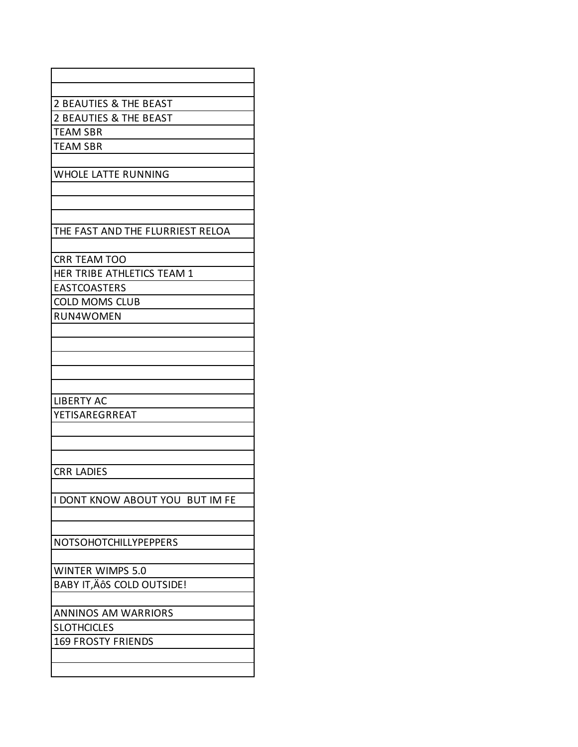| |
|---|
| |
| 2 BEAUTIES & THE BEAST |
| 2 BEAUTIES & THE BEAST |
| TEAM SBR |
| TEAM SBR |
| |
| WHOLE LATTE RUNNING |
| |
| |
| |
| THE FAST AND THE FLURRIEST RELOA |
| |
| CRR TEAM TOO |
| HER TRIBE ATHLETICS TEAM 1 |
| EASTCOASTERS |
| COLD MOMS CLUB |
| RUN4WOMEN |
| |
| |
| |
| |
| |
| LIBERTY AC |
| YETISAREGRREAT |
| |
| |
| |
| CRR LADIES |
| |
| I DONT KNOW ABOUT YOU BUT IM FE |
| |
| |
| NOTSOHOTCHILLYPEPPERS |
| |
| WINTER WIMPS 5.0 |
| BABY IT,ÄôS COLD OUTSIDE! |
| |
| ANNINOS AM WARRIORS |
| SLOTHCICLES |
| 169 FROSTY FRIENDS |
| |
| |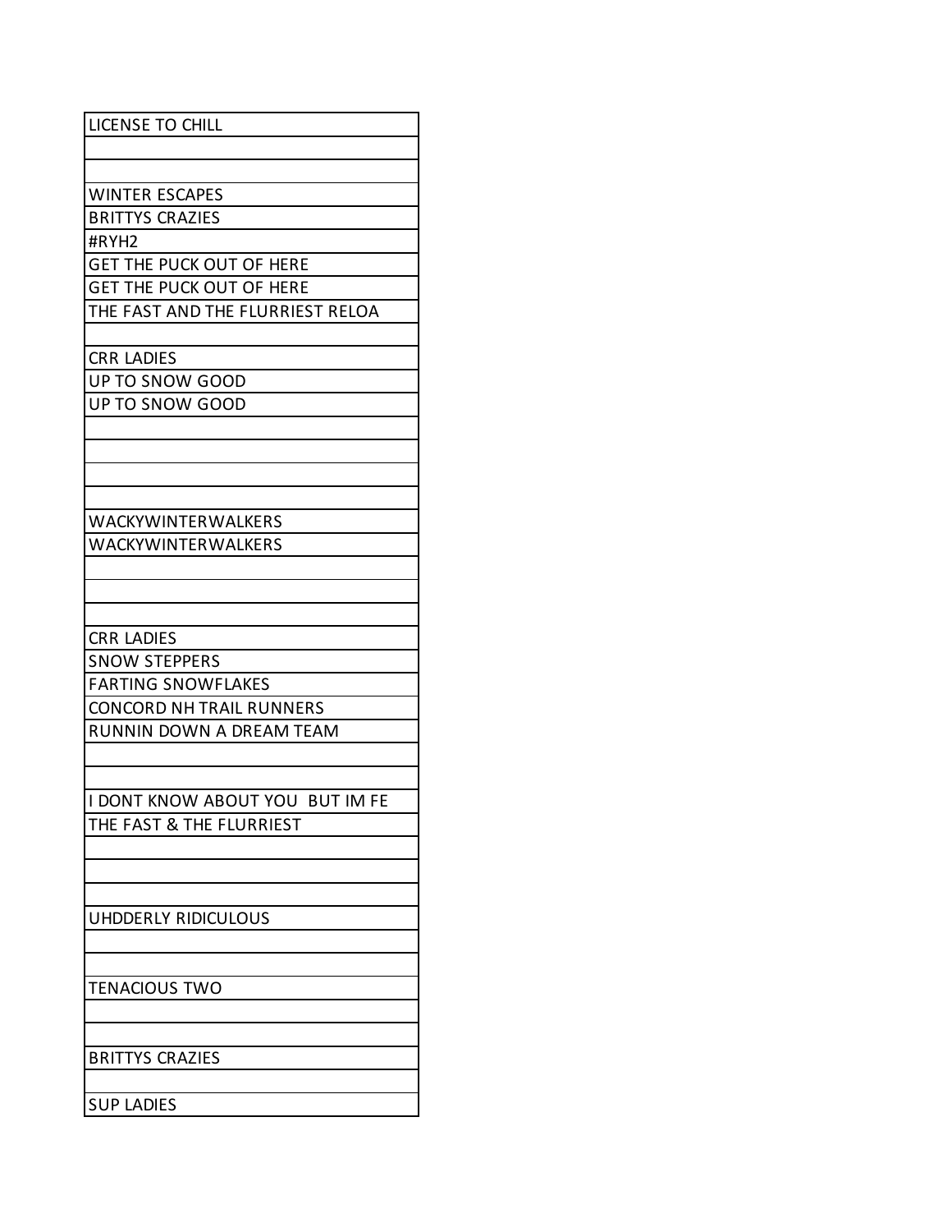| LICENSE TO CHILL |
|---|
| |
| |
| WINTER ESCAPES |
| BRITTYS CRAZIES |
| #RYH2 |
| GET THE PUCK OUT OF HERE |
| GET THE PUCK OUT OF HERE |
| THE FAST AND THE FLURRIEST RELOA |
| |
| CRR LADIES |
| UP TO SNOW GOOD |
| UP TO SNOW GOOD |
| |
| |
| |
| |
| WACKYWINTERWALKERS |
| WACKYWINTERWALKERS |
| |
| |
| |
| CRR LADIES |
| SNOW STEPPERS |
| FARTING SNOWFLAKES |
| CONCORD NH TRAIL RUNNERS |
| RUNNIN DOWN A DREAM TEAM |
| |
| |
| I DONT KNOW ABOUT YOU BUT IM FE |
| THE FAST & THE FLURRIEST |
| |
| |
| |
| UHDDERLY RIDICULOUS |
| |
| |
| TENACIOUS TWO |
| |
| |
| BRITTYS CRAZIES |
| |
| SUP LADIES |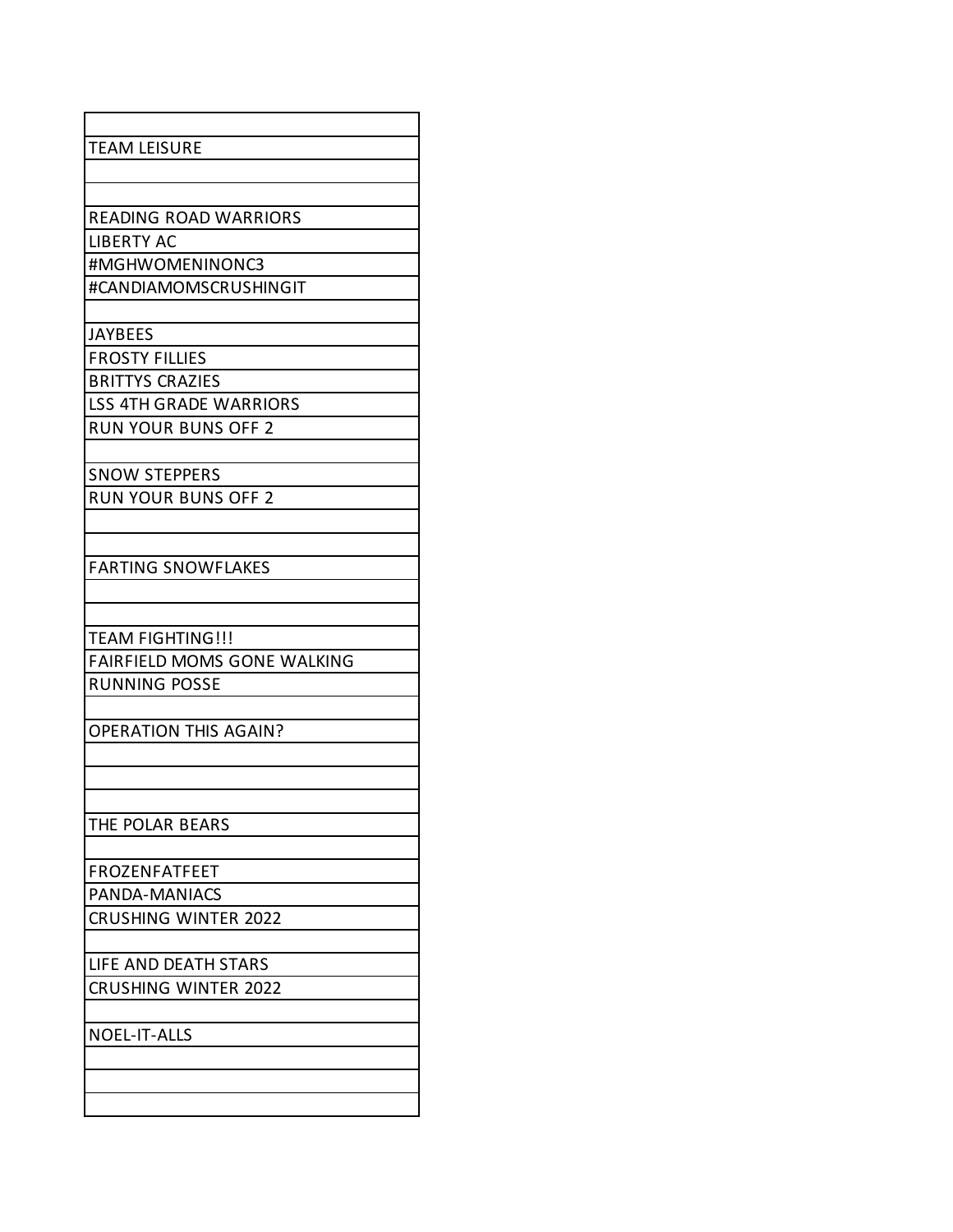| |
|---|
| TEAM LEISURE |
| |
| |
| READING ROAD WARRIORS |
| LIBERTY AC |
| #MGHWOMENINONC3 |
| #CANDIAMOMSCRUSHINGIT |
| |
| JAYBEES |
| FROSTY FILLIES |
| BRITTYS CRAZIES |
| LSS 4TH GRADE WARRIORS |
| RUN YOUR BUNS OFF 2 |
| |
| SNOW STEPPERS |
| RUN YOUR BUNS OFF 2 |
| |
| |
| FARTING SNOWFLAKES |
| |
| |
| TEAM FIGHTING!!! |
| FAIRFIELD MOMS GONE WALKING |
| RUNNING POSSE |
| |
| OPERATION THIS AGAIN? |
| |
| |
| |
| THE POLAR BEARS |
| |
| FROZENFATFEET |
| PANDA-MANIACS |
| CRUSHING WINTER 2022 |
| |
| LIFE AND DEATH STARS |
| CRUSHING WINTER 2022 |
| |
| NOEL-IT-ALLS |
| |
| |
| |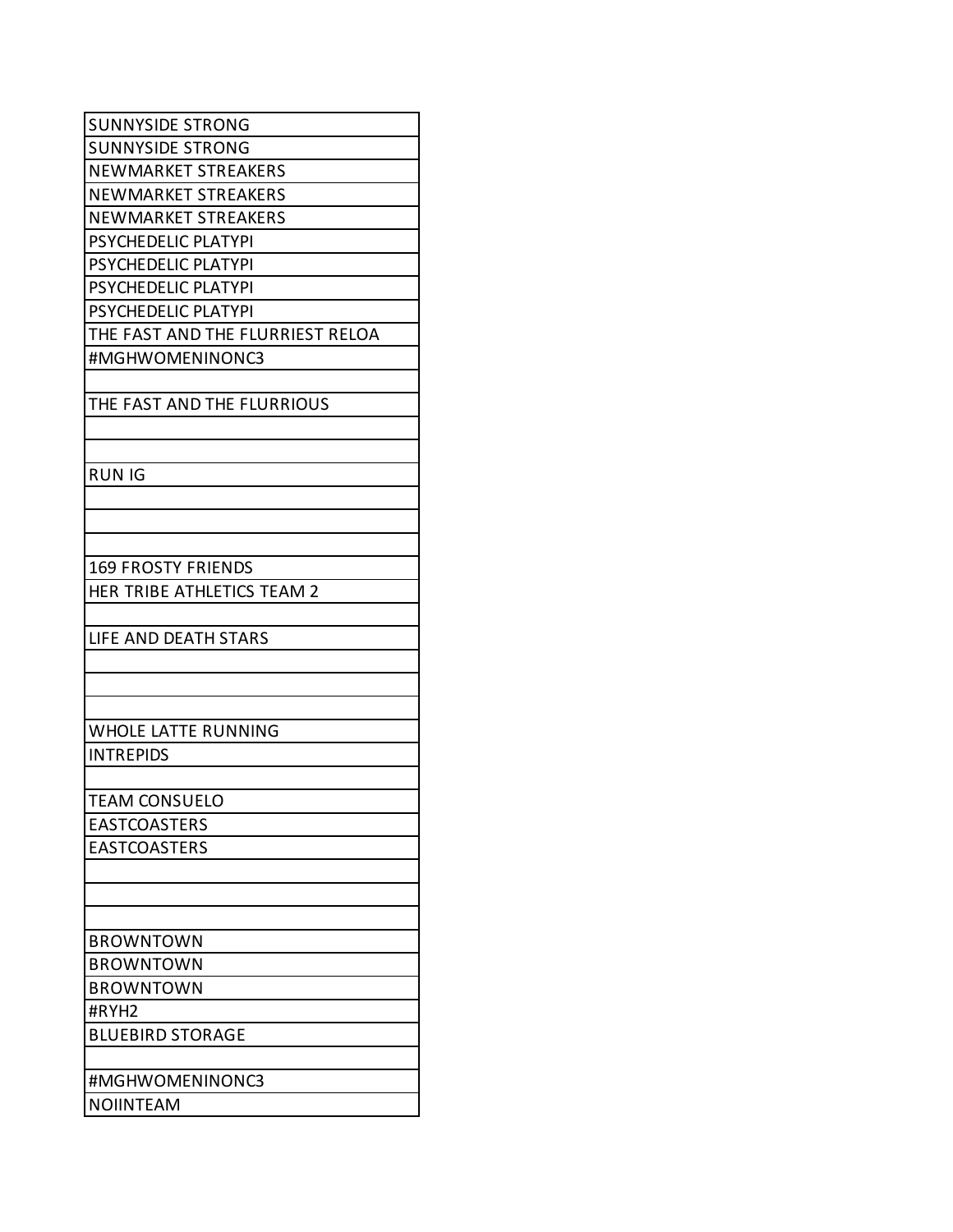| SUNNYSIDE STRONG |
|---|
| SUNNYSIDE STRONG |
| NEWMARKET STREAKERS |
| NEWMARKET STREAKERS |
| NEWMARKET STREAKERS |
| PSYCHEDELIC PLATYPI |
| PSYCHEDELIC PLATYPI |
| PSYCHEDELIC PLATYPI |
| PSYCHEDELIC PLATYPI |
| THE FAST AND THE FLURRIEST RELOA |
| #MGHWOMENINONC3 |
| |
| THE FAST AND THE FLURRIOUS |
| |
| |
| RUN IG |
| |
| |
| |
| 169 FROSTY FRIENDS |
| HER TRIBE ATHLETICS TEAM 2 |
| |
| LIFE AND DEATH STARS |
| |
| |
| |
| WHOLE LATTE RUNNING |
| INTREPIDS |
| |
| TEAM CONSUELO |
| EASTCOASTERS |
| EASTCOASTERS |
| |
| |
| |
| BROWNTOWN |
| BROWNTOWN |
| BROWNTOWN |
| #RYH2 |
| BLUEBIRD STORAGE |
| |
| #MGHWOMENINONC3 |
| NOIINTEAM |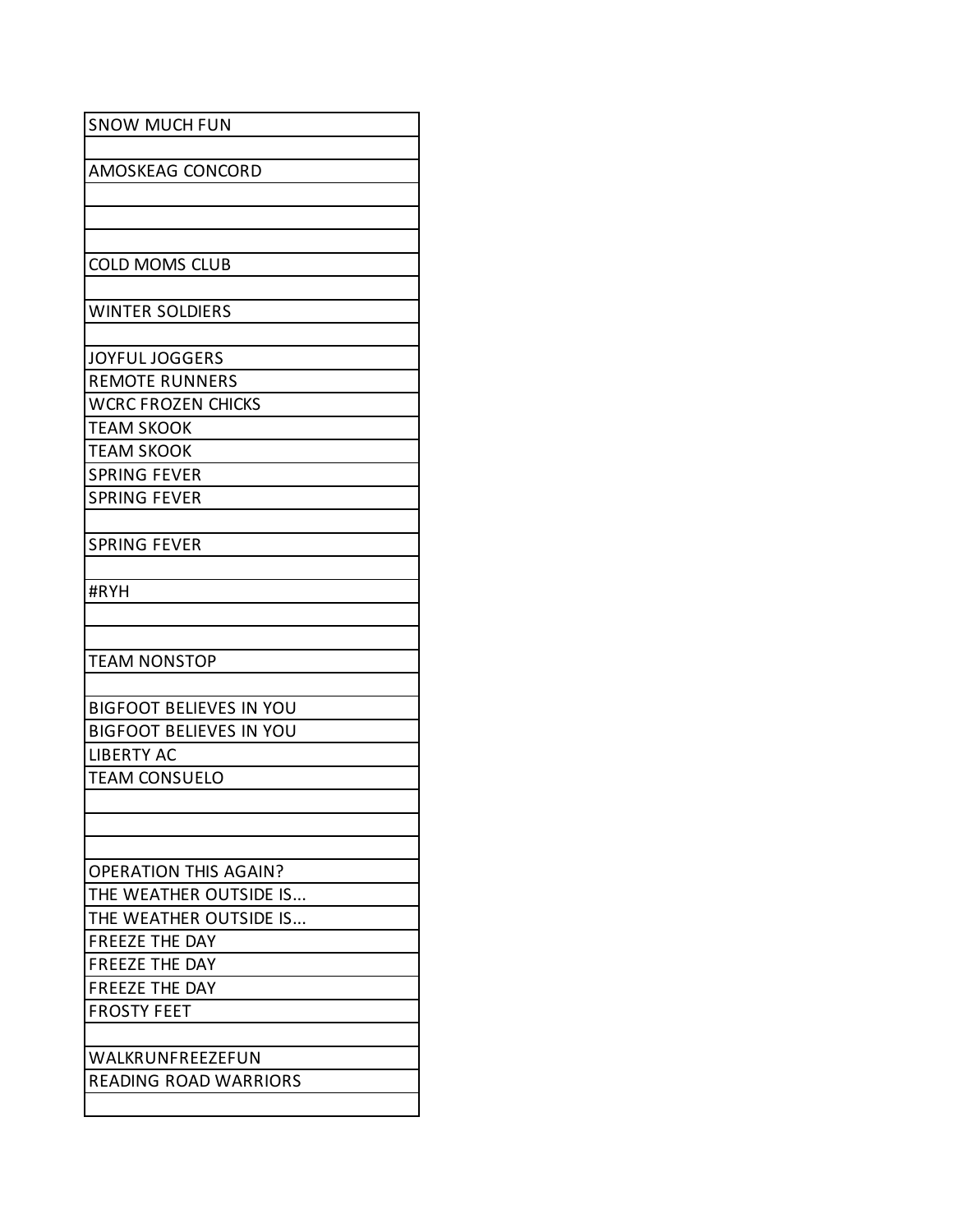| SNOW MUCH FUN |
| --- |
| |
| AMOSKEAG CONCORD |
| |
| |
| |
| COLD MOMS CLUB |
| |
| WINTER SOLDIERS |
| |
| JOYFUL JOGGERS |
| REMOTE RUNNERS |
| WCRC FROZEN CHICKS |
| TEAM SKOOK |
| TEAM SKOOK |
| SPRING FEVER |
| SPRING FEVER |
| |
| SPRING FEVER |
| |
| #RYH |
| |
| |
| TEAM NONSTOP |
| |
| BIGFOOT BELIEVES IN YOU |
| BIGFOOT BELIEVES IN YOU |
| LIBERTY AC |
| TEAM CONSUELO |
| |
| |
| |
| OPERATION THIS AGAIN? |
| THE WEATHER OUTSIDE IS... |
| THE WEATHER OUTSIDE IS... |
| FREEZE THE DAY |
| FREEZE THE DAY |
| FREEZE THE DAY |
| FROSTY FEET |
| |
| WALKRUNFREEZEFUN |
| READING ROAD WARRIORS |
| |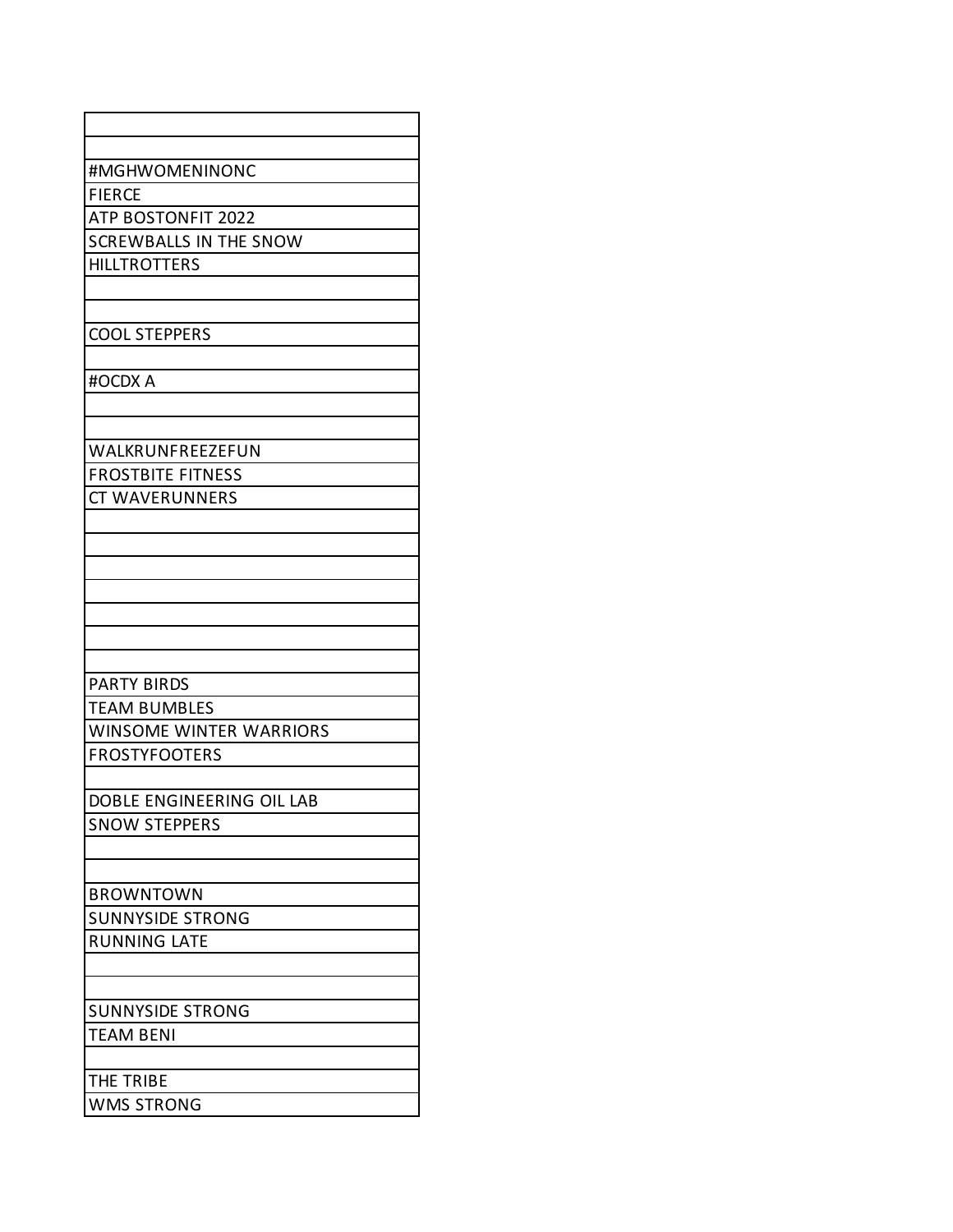| |
|---|
| |
| #MGHWOMENINONC |
| FIERCE |
| ATP BOSTONFIT 2022 |
| SCREWBALLS IN THE SNOW |
| HILLTROTTERS |
| |
| |
| COOL STEPPERS |
| |
| #OCDX A |
| |
| |
| WALKRUNFREEZEFUN |
| FROSTBITE FITNESS |
| CT WAVERUNNERS |
| |
| |
| |
| |
| |
| |
| |
| PARTY BIRDS |
| TEAM BUMBLES |
| WINSOME WINTER WARRIORS |
| FROSTYFOOTERS |
| |
| DOBLE ENGINEERING OIL LAB |
| SNOW STEPPERS |
| |
| |
| BROWNTOWN |
| SUNNYSIDE STRONG |
| RUNNING LATE |
| |
| |
| SUNNYSIDE STRONG |
| TEAM BENI |
| |
| THE TRIBE |
| WMS STRONG |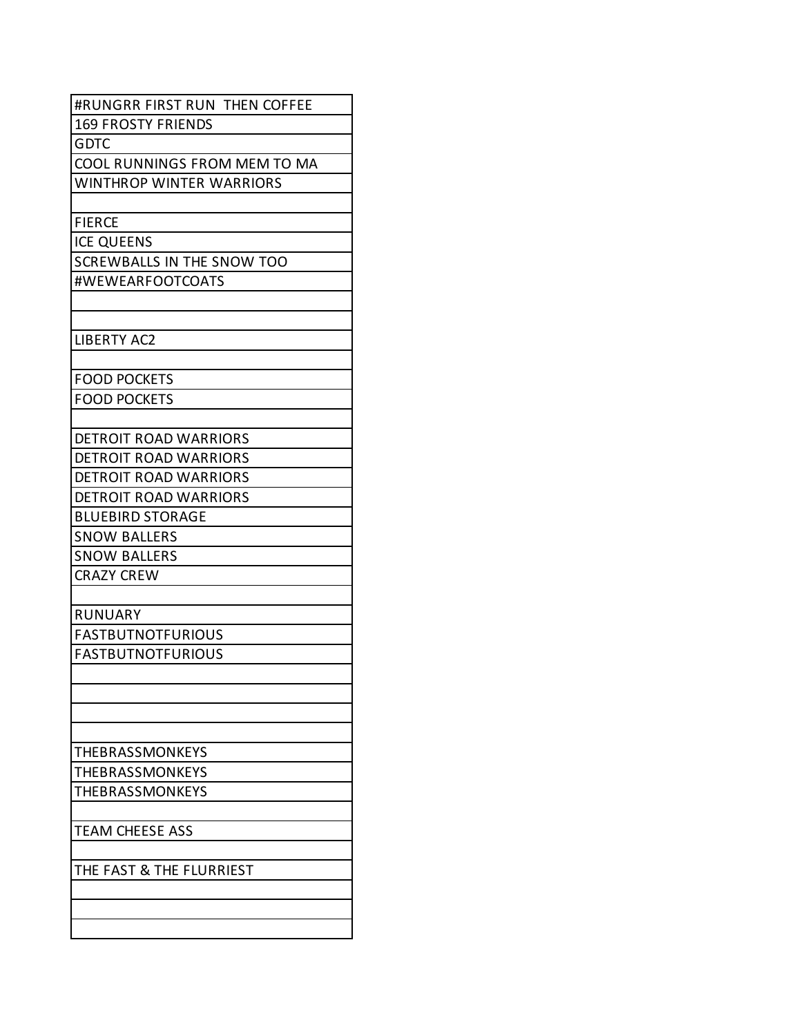| #RUNGRR FIRST RUN THEN COFFEE |
| --- |
| 169 FROSTY FRIENDS |
| GDTC |
| COOL RUNNINGS FROM MEM TO MA |
| WINTHROP WINTER WARRIORS |
| |
| FIERCE |
| ICE QUEENS |
| SCREWBALLS IN THE SNOW TOO |
| #WEWEARFOOTCOATS |
| |
| |
| LIBERTY AC2 |
| |
| FOOD POCKETS |
| FOOD POCKETS |
| |
| DETROIT ROAD WARRIORS |
| DETROIT ROAD WARRIORS |
| DETROIT ROAD WARRIORS |
| DETROIT ROAD WARRIORS |
| BLUEBIRD STORAGE |
| SNOW BALLERS |
| SNOW BALLERS |
| CRAZY CREW |
| |
| RUNUARY |
| FASTBUTNOTFURIOUS |
| FASTBUTNOTFURIOUS |
| |
| |
| |
| |
| THEBRASSMONKEYS |
| THEBRASSMONKEYS |
| THEBRASSMONKEYS |
| |
| TEAM CHEESE ASS |
| |
| THE FAST & THE FLURRIEST |
| |
| |
| |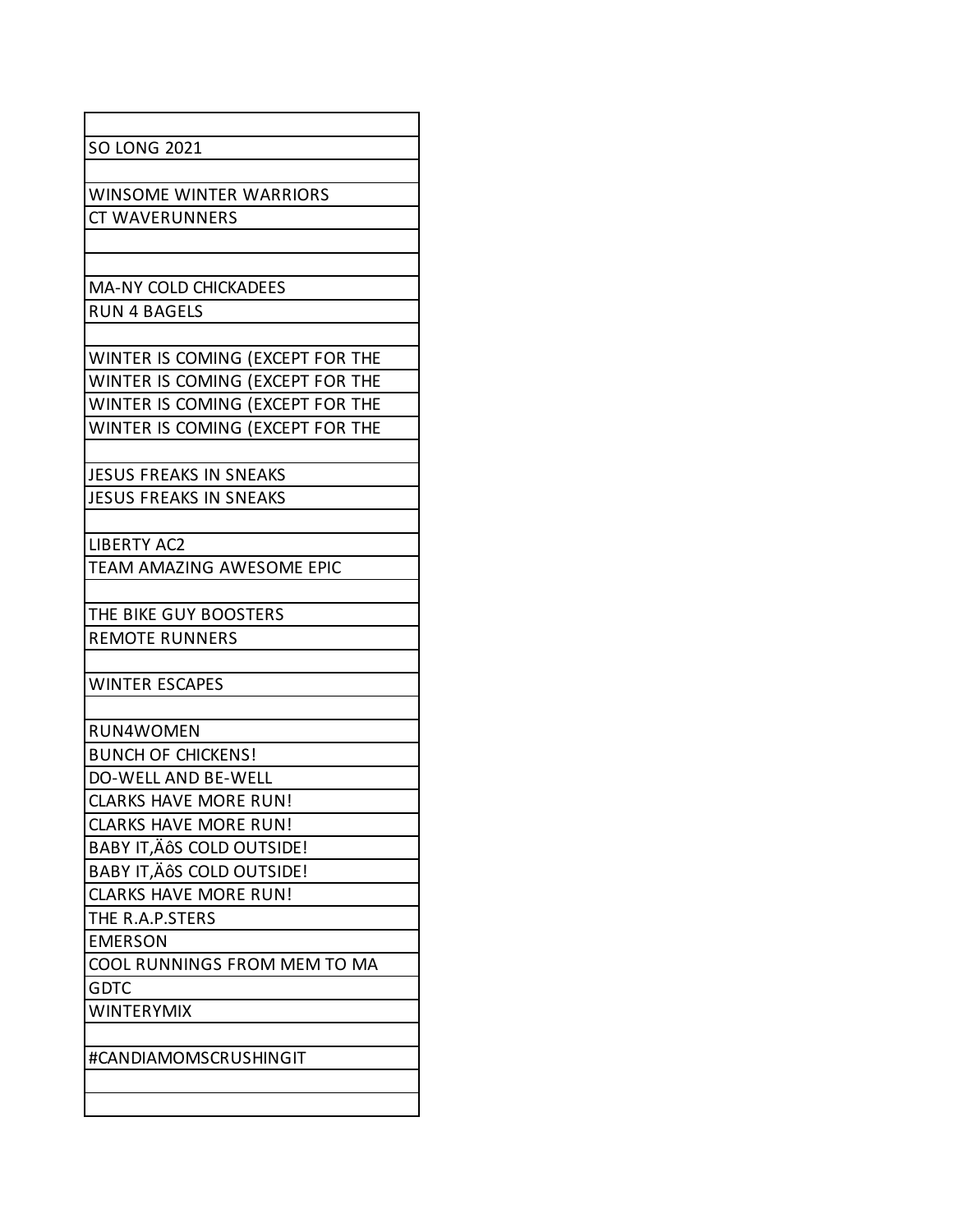| |
|---|
| SO LONG 2021 |
| |
| WINSOME WINTER WARRIORS |
| CT WAVERUNNERS |
| |
| |
| MA-NY COLD CHICKADEES |
| RUN 4 BAGELS |
| |
| WINTER IS COMING (EXCEPT FOR THE |
| WINTER IS COMING (EXCEPT FOR THE |
| WINTER IS COMING (EXCEPT FOR THE |
| WINTER IS COMING (EXCEPT FOR THE |
| |
| JESUS FREAKS IN SNEAKS |
| JESUS FREAKS IN SNEAKS |
| |
| LIBERTY AC2 |
| TEAM AMAZING AWESOME EPIC |
| |
| THE BIKE GUY BOOSTERS |
| REMOTE RUNNERS |
| |
| WINTER ESCAPES |
| |
| RUN4WOMEN |
| BUNCH OF CHICKENS! |
| DO-WELL AND BE-WELL |
| CLARKS HAVE MORE RUN! |
| CLARKS HAVE MORE RUN! |
| BABY IT‚ÄôS COLD OUTSIDE! |
| BABY IT‚ÄôS COLD OUTSIDE! |
| CLARKS HAVE MORE RUN! |
| THE R.A.P.STERS |
| EMERSON |
| COOL RUNNINGS FROM MEM TO MA |
| GDTC |
| WINTERYMIX |
| |
| #CANDIAMOMSCRUSHINGIT |
| |
| |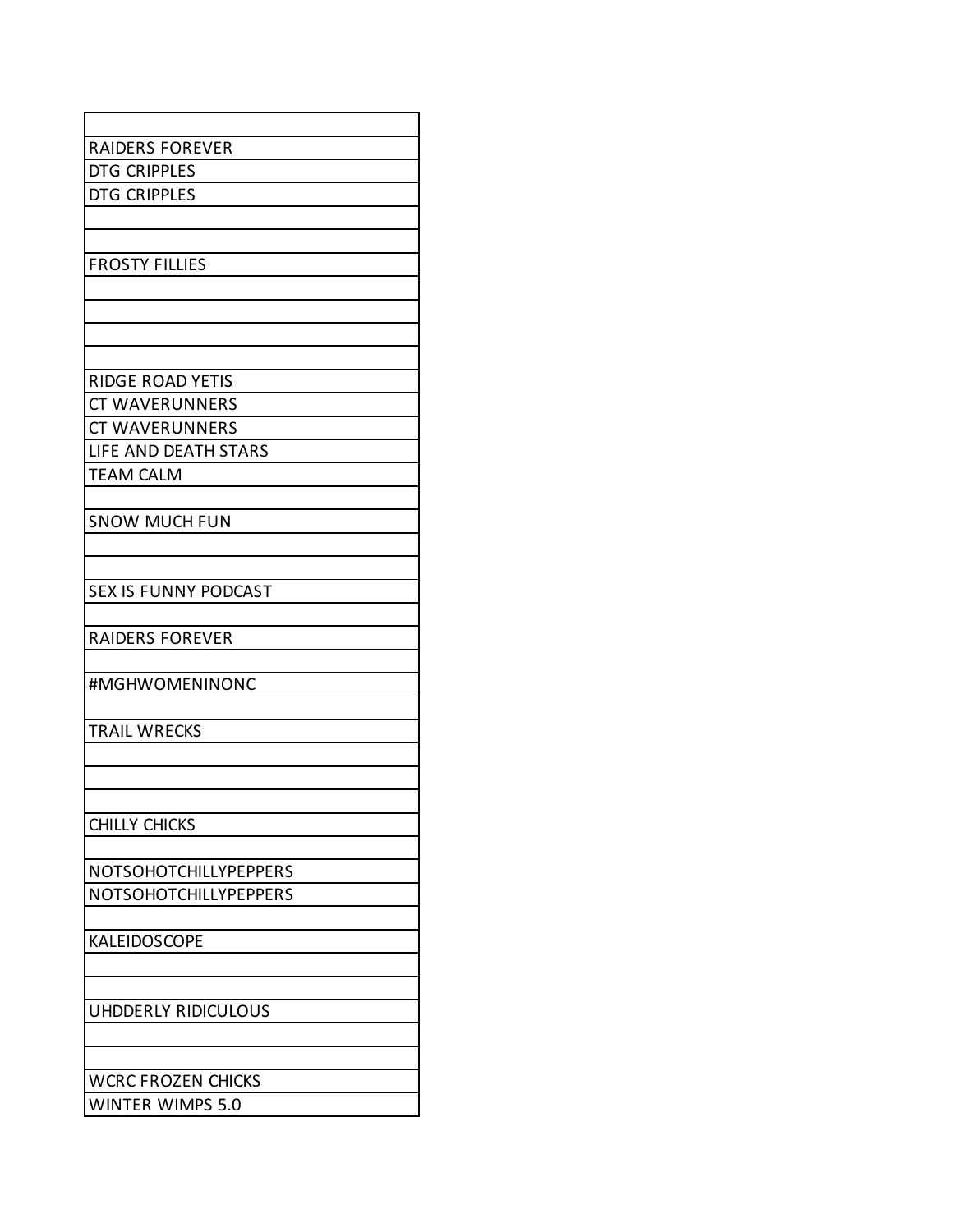| |
|---|
| RAIDERS FOREVER |
| DTG CRIPPLES |
| DTG CRIPPLES |
| |
| |
| FROSTY FILLIES |
| |
| |
| |
| |
| RIDGE ROAD YETIS |
| CT WAVERUNNERS |
| CT WAVERUNNERS |
| LIFE AND DEATH STARS |
| TEAM CALM |
| |
| SNOW MUCH FUN |
| |
| |
| SEX IS FUNNY PODCAST |
| |
| RAIDERS FOREVER |
| |
| #MGHWOMENINONC |
| |
| TRAIL WRECKS |
| |
| |
| |
| CHILLY CHICKS |
| |
| NOTSOHOTCHILLYPEPPERS |
| NOTSOHOTCHILLYPEPPERS |
| |
| KALEIDOSCOPE |
| |
| |
| UHDDERLY RIDICULOUS |
| |
| |
| WCRC FROZEN CHICKS |
| WINTER WIMPS 5.0 |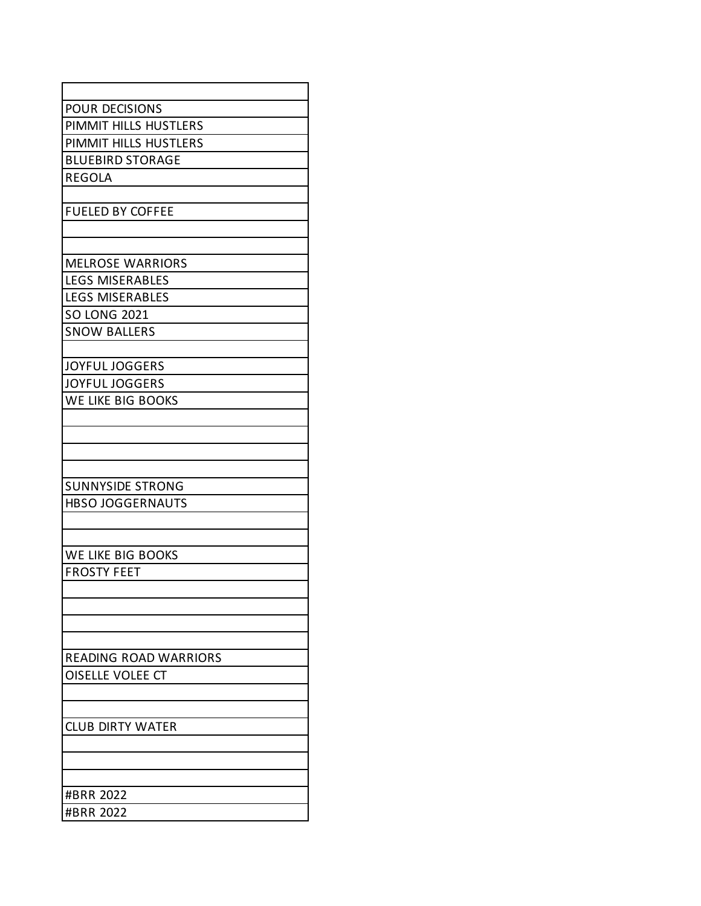| |
|---|
| POUR DECISIONS |
| PIMMIT HILLS HUSTLERS |
| PIMMIT HILLS HUSTLERS |
| BLUEBIRD STORAGE |
| REGOLA |
| |
| FUELED BY COFFEE |
| |
| |
| MELROSE WARRIORS |
| LEGS MISERABLES |
| LEGS MISERABLES |
| SO LONG 2021 |
| SNOW BALLERS |
| |
| JOYFUL JOGGERS |
| JOYFUL JOGGERS |
| WE LIKE BIG BOOKS |
| |
| |
| |
| |
| SUNNYSIDE STRONG |
| HBSO JOGGERNAUTS |
| |
| |
| WE LIKE BIG BOOKS |
| FROSTY FEET |
| |
| |
| |
| |
| READING ROAD WARRIORS |
| OISELLE VOLEE CT |
| |
| |
| CLUB DIRTY WATER |
| |
| |
| |
| #BRR 2022 |
| #BRR 2022 |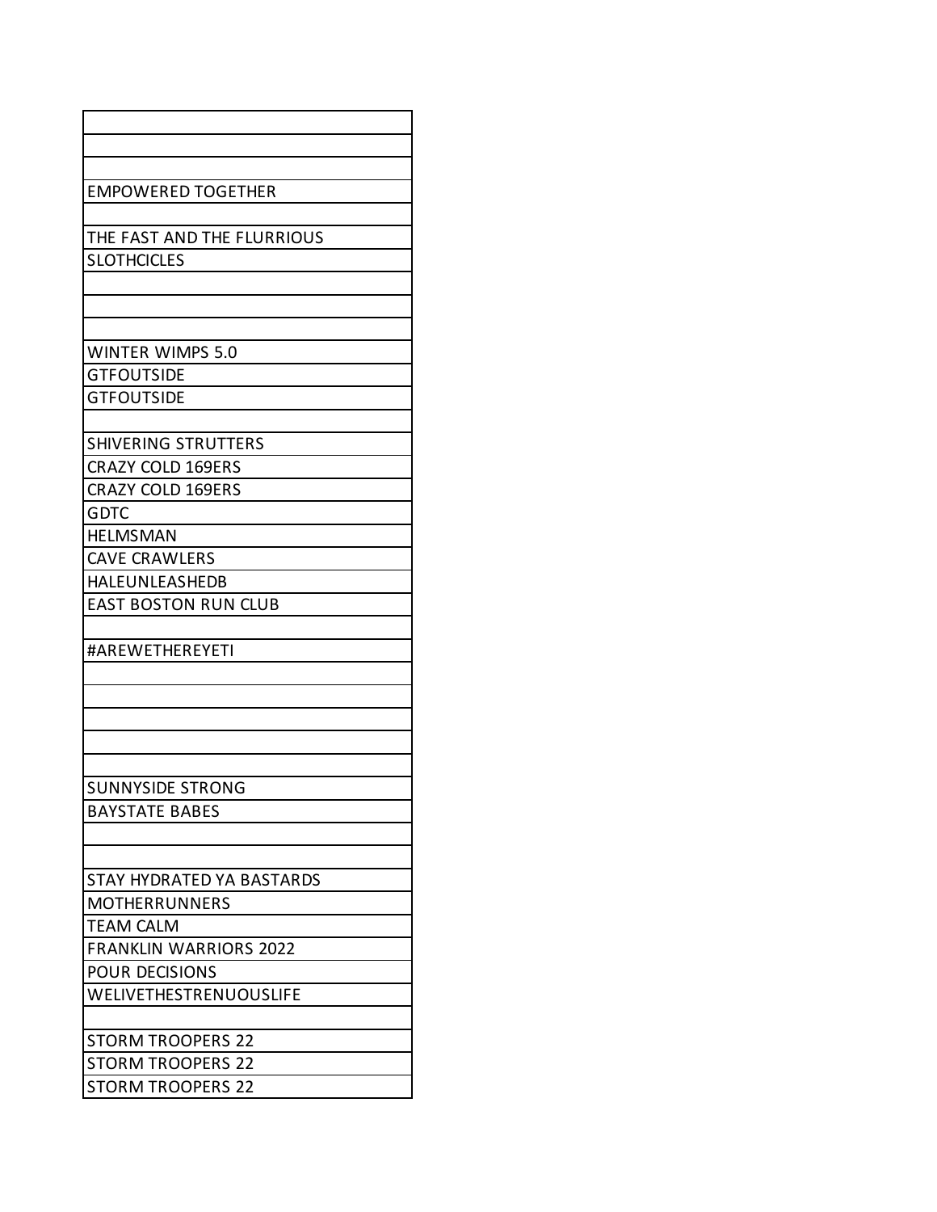| |
|---|
| |
| |
| EMPOWERED TOGETHER |
| |
| THE FAST AND THE FLURRIOUS |
| SLOTHCICLES |
| |
| |
| |
| WINTER WIMPS 5.0 |
| GTFOUTSIDE |
| GTFOUTSIDE |
| |
| SHIVERING STRUTTERS |
| CRAZY COLD 169ERS |
| CRAZY COLD 169ERS |
| GDTC |
| HELMSMAN |
| CAVE CRAWLERS |
| HALEUNLEASHEDB |
| EAST BOSTON RUN CLUB |
| |
| #AREWETHEREYETI |
| |
| |
| |
| |
| |
| SUNNYSIDE STRONG |
| BAYSTATE BABES |
| |
| |
| STAY HYDRATED YA BASTARDS |
| MOTHERRUNNERS |
| TEAM CALM |
| FRANKLIN WARRIORS 2022 |
| POUR DECISIONS |
| WELIVETHESTRENUOUSLIFE |
| |
| STORM TROOPERS 22 |
| STORM TROOPERS 22 |
| STORM TROOPERS 22 |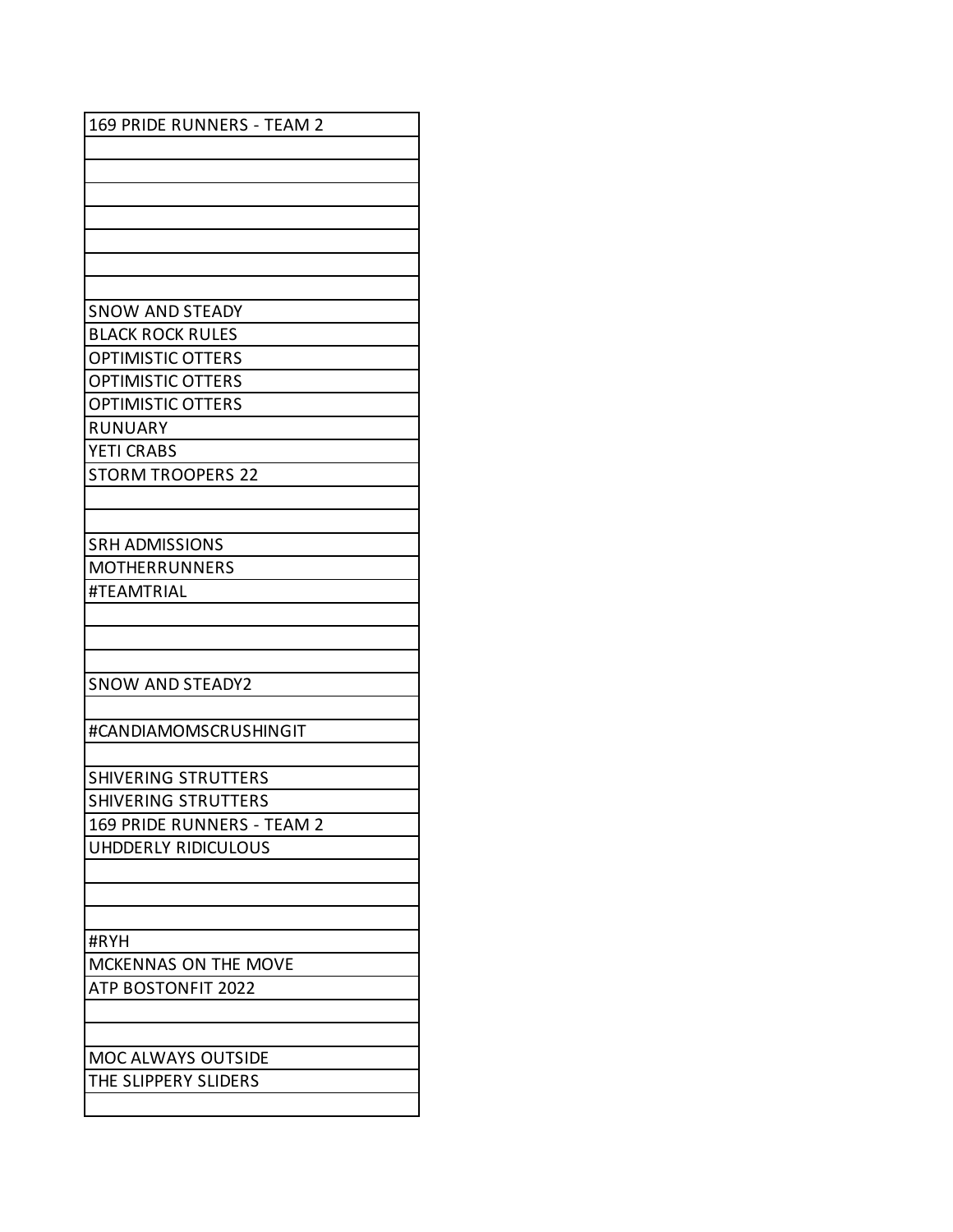| 169 PRIDE RUNNERS - TEAM 2 |
|---|
| |
| |
| |
| |
| |
| |
| |
| SNOW AND STEADY |
| BLACK ROCK RULES |
| OPTIMISTIC OTTERS |
| OPTIMISTIC OTTERS |
| OPTIMISTIC OTTERS |
| RUNUARY |
| YETI CRABS |
| STORM TROOPERS 22 |
| |
| |
| SRH ADMISSIONS |
| MOTHERRUNNERS |
| #TEAMTRIAL |
| |
| |
| |
| SNOW AND STEADY2 |
| |
| #CANDIAMOMSCRUSHINGIT |
| |
| SHIVERING STRUTTERS |
| SHIVERING STRUTTERS |
| 169 PRIDE RUNNERS - TEAM 2 |
| UHDDERLY RIDICULOUS |
| |
| |
| |
| #RYH |
| MCKENNAS ON THE MOVE |
| ATP BOSTONFIT 2022 |
| |
| |
| MOC ALWAYS OUTSIDE |
| THE SLIPPERY SLIDERS |
| |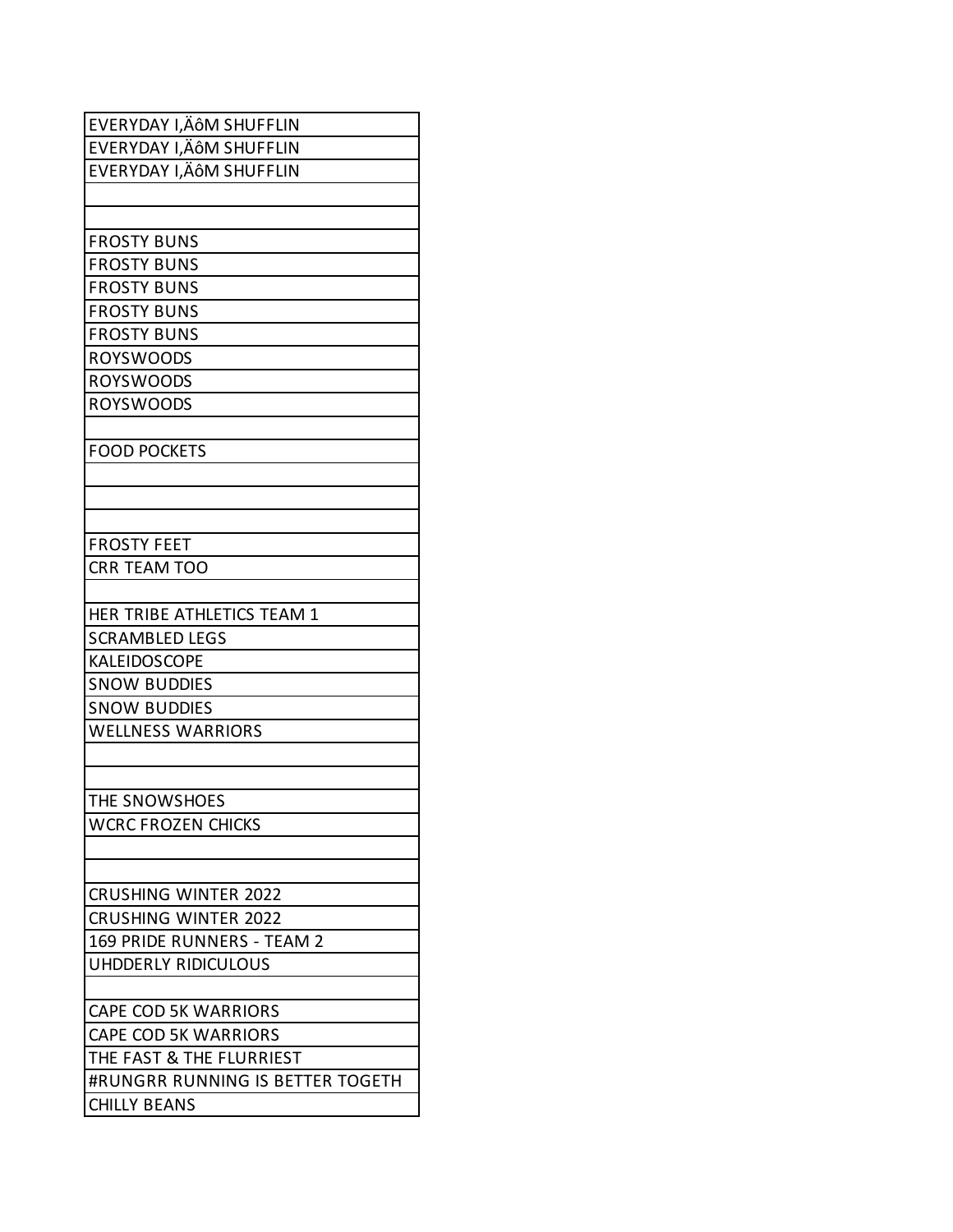| |
|---|
| EVERYDAY I,ÄôM SHUFFLIN |
| EVERYDAY I,ÄôM SHUFFLIN |
| EVERYDAY I,ÄôM SHUFFLIN |
| |
| |
| FROSTY BUNS |
| FROSTY BUNS |
| FROSTY BUNS |
| FROSTY BUNS |
| FROSTY BUNS |
| ROYSWOODS |
| ROYSWOODS |
| ROYSWOODS |
| |
| FOOD POCKETS |
| |
| |
| |
| FROSTY FEET |
| CRR TEAM TOO |
| |
| HER TRIBE ATHLETICS TEAM 1 |
| SCRAMBLED LEGS |
| KALEIDOSCOPE |
| SNOW BUDDIES |
| SNOW BUDDIES |
| WELLNESS WARRIORS |
| |
| |
| THE SNOWSHOES |
| WCRC FROZEN CHICKS |
| |
| |
| CRUSHING WINTER 2022 |
| CRUSHING WINTER 2022 |
| 169 PRIDE RUNNERS - TEAM 2 |
| UHDDERLY RIDICULOUS |
| |
| CAPE COD 5K WARRIORS |
| CAPE COD 5K WARRIORS |
| THE FAST & THE FLURRIEST |
| #RUNGRR RUNNING IS BETTER TOGETH |
| CHILLY BEANS |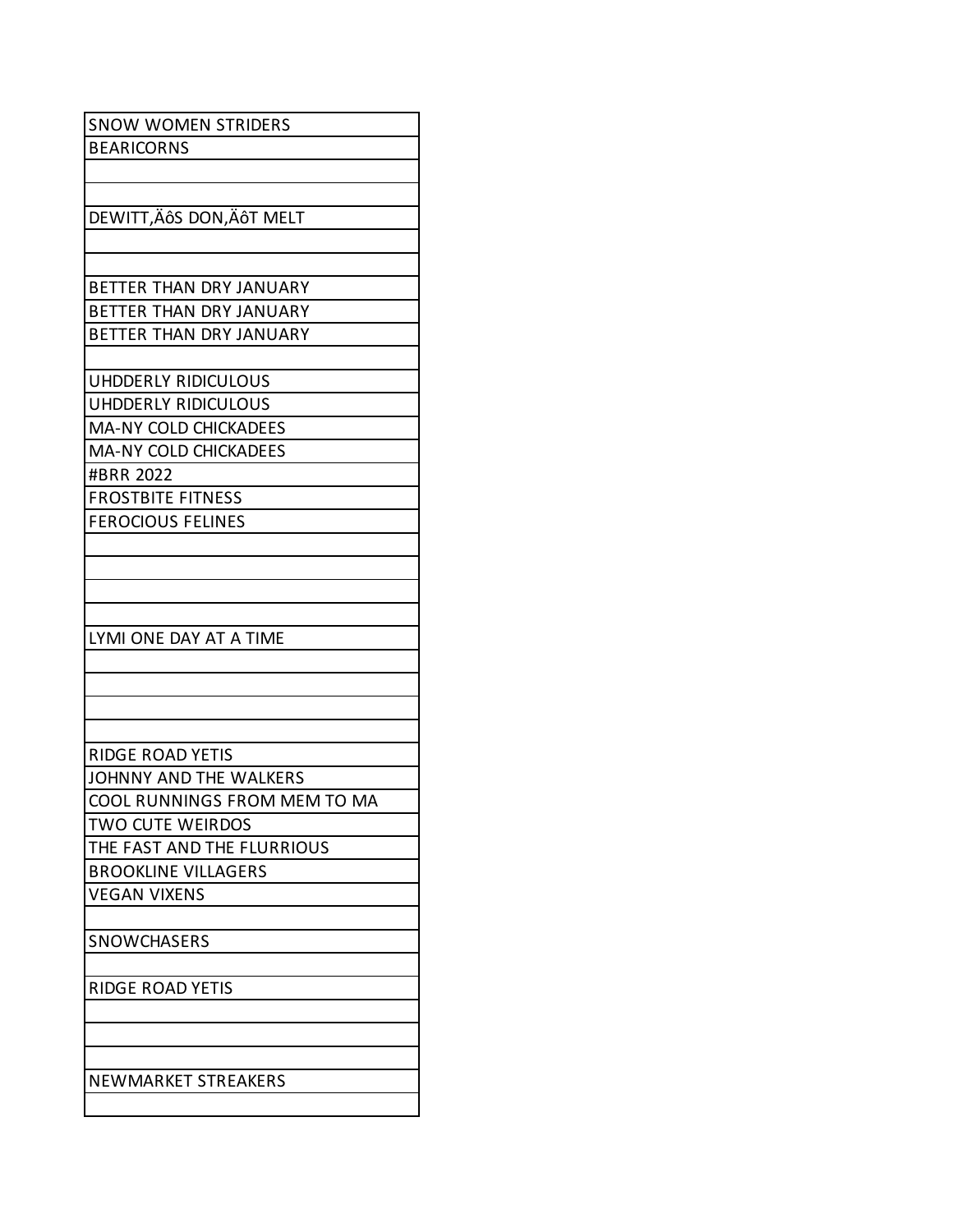| SNOW WOMEN STRIDERS |
| --- |
| BEARICORNS |
| |
| |
| DEWITT‚ÄôS DON‚ÄôT MELT |
| |
| |
| BETTER THAN DRY JANUARY |
| BETTER THAN DRY JANUARY |
| BETTER THAN DRY JANUARY |
| |
| UHDDERLY RIDICULOUS |
| UHDDERLY RIDICULOUS |
| MA-NY COLD CHICKADEES |
| MA-NY COLD CHICKADEES |
| #BRR 2022 |
| FROSTBITE FITNESS |
| FEROCIOUS FELINES |
| |
| |
| |
| |
| LYMI ONE DAY AT A TIME |
| |
| |
| |
| |
| RIDGE ROAD YETIS |
| JOHNNY AND THE WALKERS |
| COOL RUNNINGS FROM MEM TO MA |
| TWO CUTE WEIRDOS |
| THE FAST AND THE FLURRIOUS |
| BROOKLINE VILLAGERS |
| VEGAN VIXENS |
| |
| SNOWCHASERS |
| |
| RIDGE ROAD YETIS |
| |
| |
| |
| NEWMARKET STREAKERS |
| |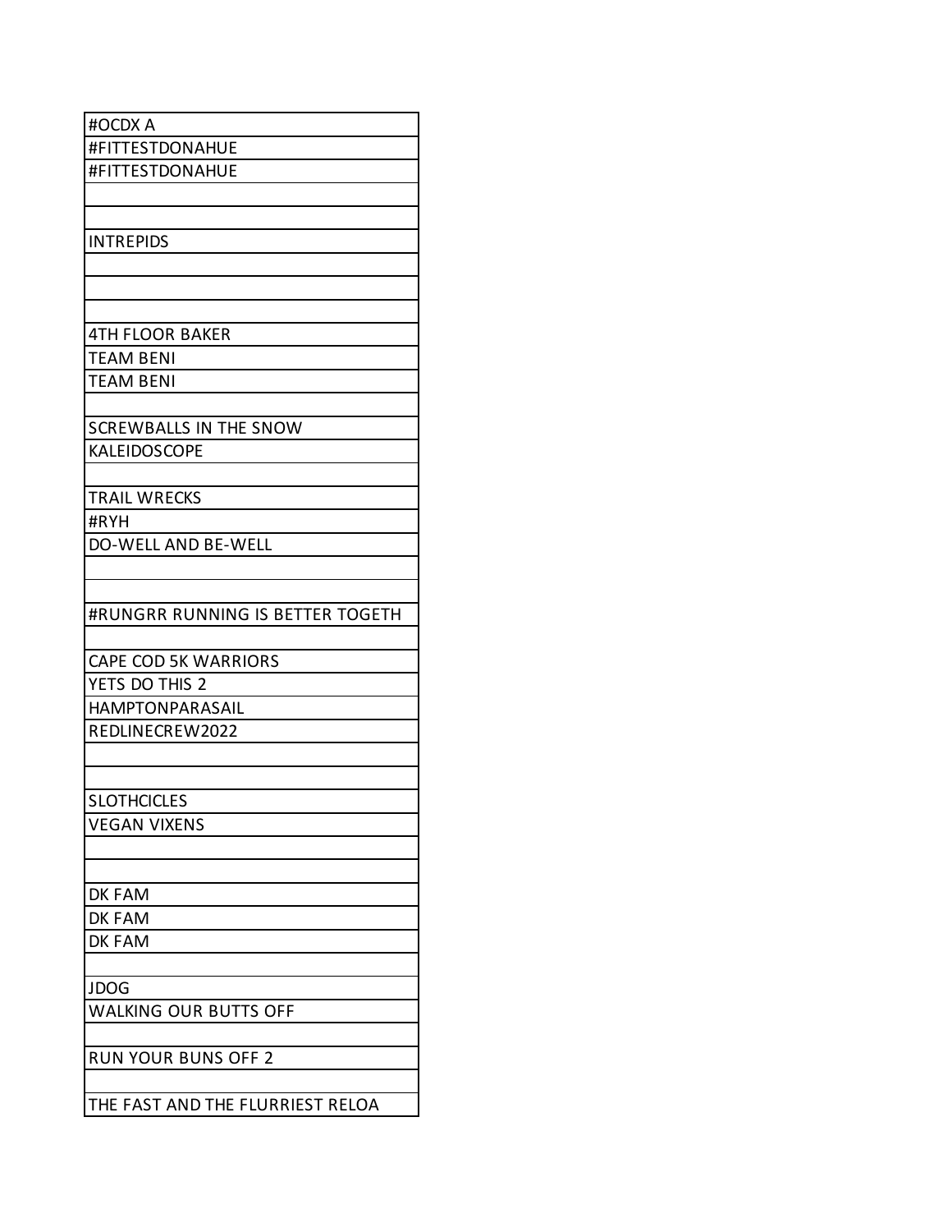| #OCDX A |
| --- |
| #FITTESTDONAHUE |
| #FITTESTDONAHUE |
| |
| |
| INTREPIDS |
| |
| |
| |
| 4TH FLOOR BAKER |
| TEAM BENI |
| TEAM BENI |
| |
| SCREWBALLS IN THE SNOW |
| KALEIDOSCOPE |
| |
| TRAIL WRECKS |
| #RYH |
| DO-WELL AND BE-WELL |
| |
| |
| #RUNGRR RUNNING IS BETTER TOGETH |
| |
| CAPE COD 5K WARRIORS |
| YETS DO THIS 2 |
| HAMPTONPARASAIL |
| REDLINECREW2022 |
| |
| |
| SLOTHCICLES |
| VEGAN VIXENS |
| |
| |
| DK FAM |
| DK FAM |
| DK FAM |
| |
| JDOG |
| WALKING OUR BUTTS OFF |
| |
| RUN YOUR BUNS OFF 2 |
| |
| THE FAST AND THE FLURRIEST RELOA |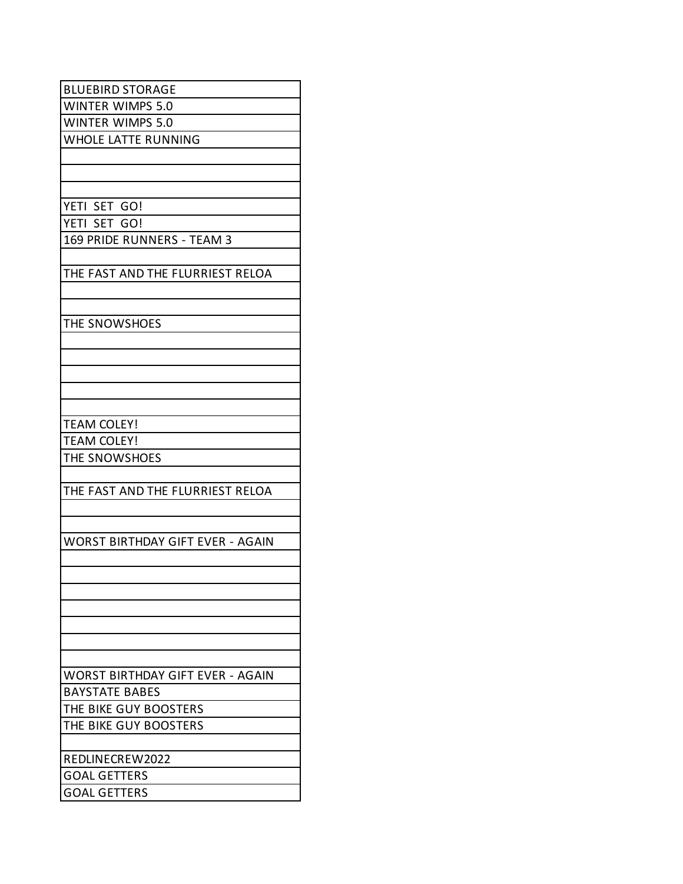| |
|---|
| BLUEBIRD STORAGE |
| WINTER WIMPS 5.0 |
| WINTER WIMPS 5.0 |
| WHOLE LATTE RUNNING |
| |
| |
| |
| YETI  SET  GO! |
| YETI  SET  GO! |
| 169 PRIDE RUNNERS - TEAM 3 |
| |
| THE FAST AND THE FLURRIEST RELOA |
| |
| |
| THE SNOWSHOES |
| |
| |
| |
| |
| |
| TEAM COLEY! |
| TEAM COLEY! |
| THE SNOWSHOES |
| |
| THE FAST AND THE FLURRIEST RELOA |
| |
| |
| WORST BIRTHDAY GIFT EVER - AGAIN |
| |
| |
| |
| |
| |
| |
| |
| WORST BIRTHDAY GIFT EVER - AGAIN |
| BAYSTATE BABES |
| THE BIKE GUY BOOSTERS |
| THE BIKE GUY BOOSTERS |
| |
| REDLINECREW2022 |
| GOAL GETTERS |
| GOAL GETTERS |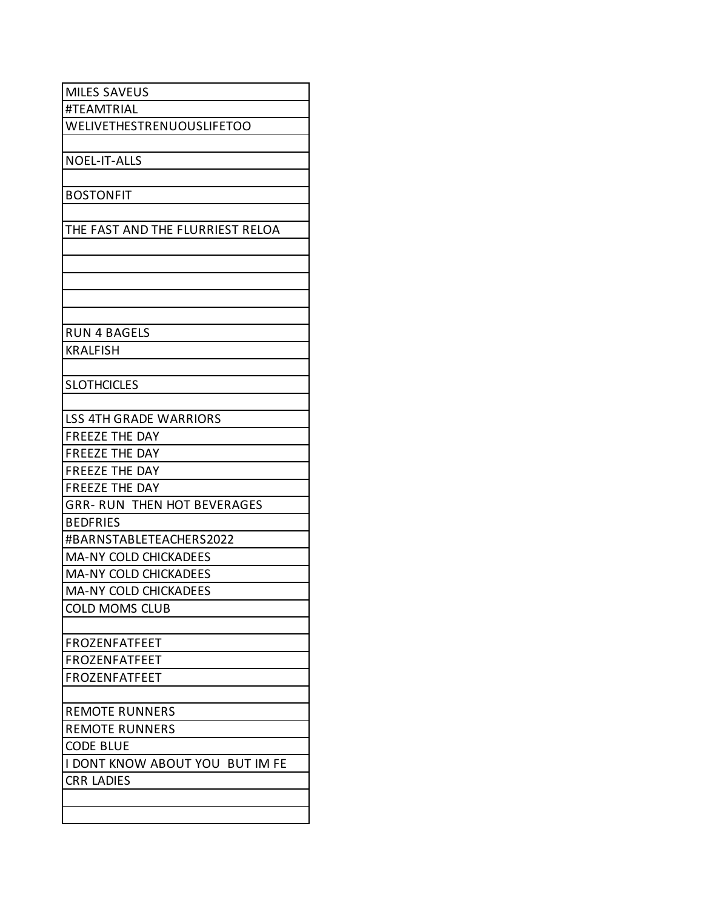| |
|---|
| MILES SAVEUS |
| #TEAMTRIAL |
| WELIVETHESTRENUOUSLIFETOO |
| |
| NOEL-IT-ALLS |
| |
| BOSTONFIT |
| |
| THE FAST AND THE FLURRIEST RELOA |
| |
| |
| |
| |
| |
| RUN 4 BAGELS |
| KRALFISH |
| |
| SLOTHCICLES |
| |
| LSS 4TH GRADE WARRIORS |
| FREEZE THE DAY |
| FREEZE THE DAY |
| FREEZE THE DAY |
| FREEZE THE DAY |
| GRR- RUN THEN HOT BEVERAGES |
| BEDFRIES |
| #BARNSTABLETEACHERS2022 |
| MA-NY COLD CHICKADEES |
| MA-NY COLD CHICKADEES |
| MA-NY COLD CHICKADEES |
| COLD MOMS CLUB |
| |
| FROZENFATFEET |
| FROZENFATFEET |
| FROZENFATFEET |
| |
| REMOTE RUNNERS |
| REMOTE RUNNERS |
| CODE BLUE |
| I DONT KNOW ABOUT YOU BUT IM FE |
| CRR LADIES |
| |
| |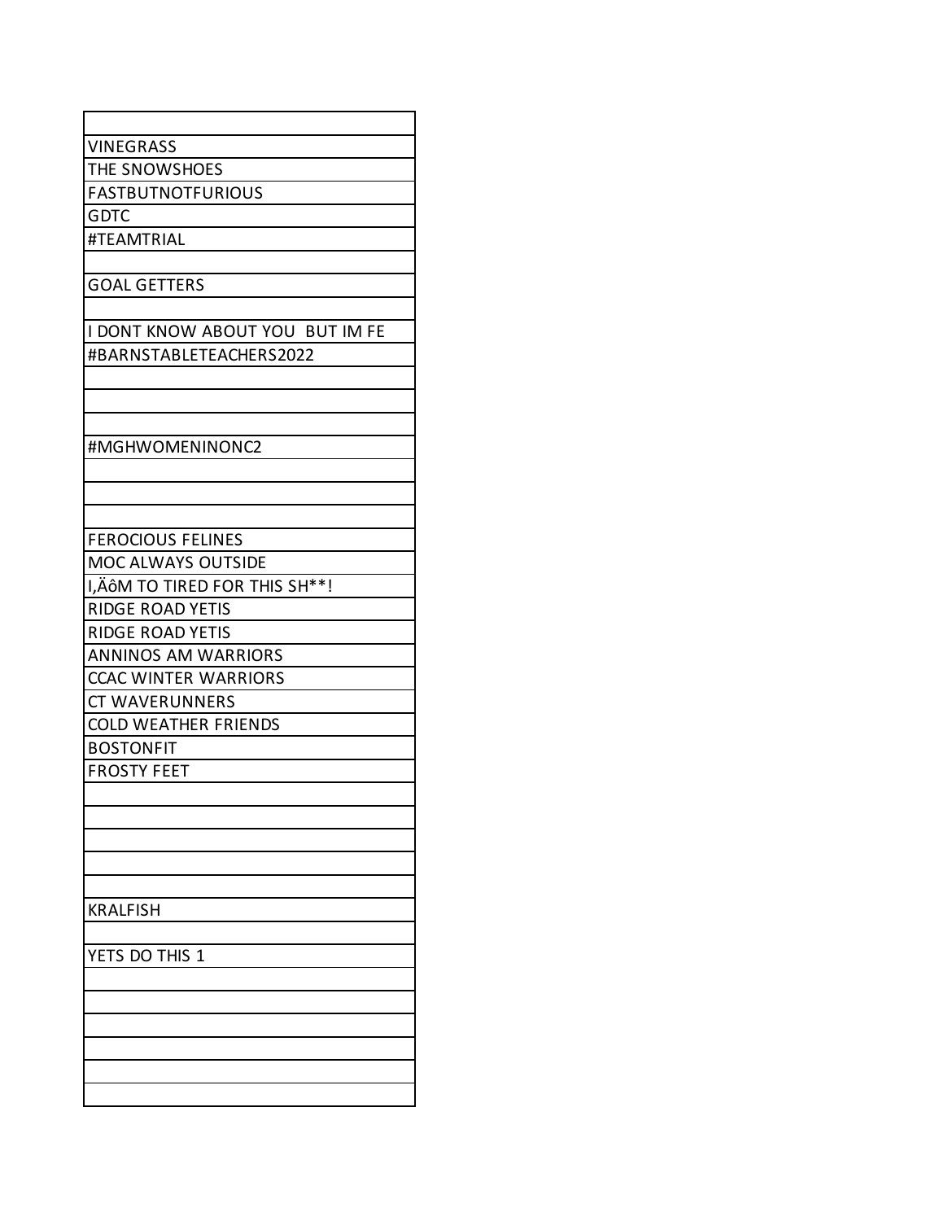| |
|---|
| VINEGRASS |
| THE SNOWSHOES |
| FASTBUTNOTFURIOUS |
| GDTC |
| #TEAMTRIAL |
| |
| GOAL GETTERS |
| |
| I DONT KNOW ABOUT YOU  BUT IM FE |
| #BARNSTABLETEACHERS2022 |
| |
| |
| |
| #MGHWOMENINONC2 |
| |
| |
| |
| FEROCIOUS FELINES |
| MOC ALWAYS OUTSIDE |
| I,ÄôM TO TIRED FOR THIS SH**! |
| RIDGE ROAD YETIS |
| RIDGE ROAD YETIS |
| ANNINOS AM WARRIORS |
| CCAC WINTER WARRIORS |
| CT WAVERUNNERS |
| COLD WEATHER FRIENDS |
| BOSTONFIT |
| FROSTY FEET |
| |
| |
| |
| |
| |
| KRALFISH |
| |
| YETS DO THIS 1 |
| |
| |
| |
| |
| |
| |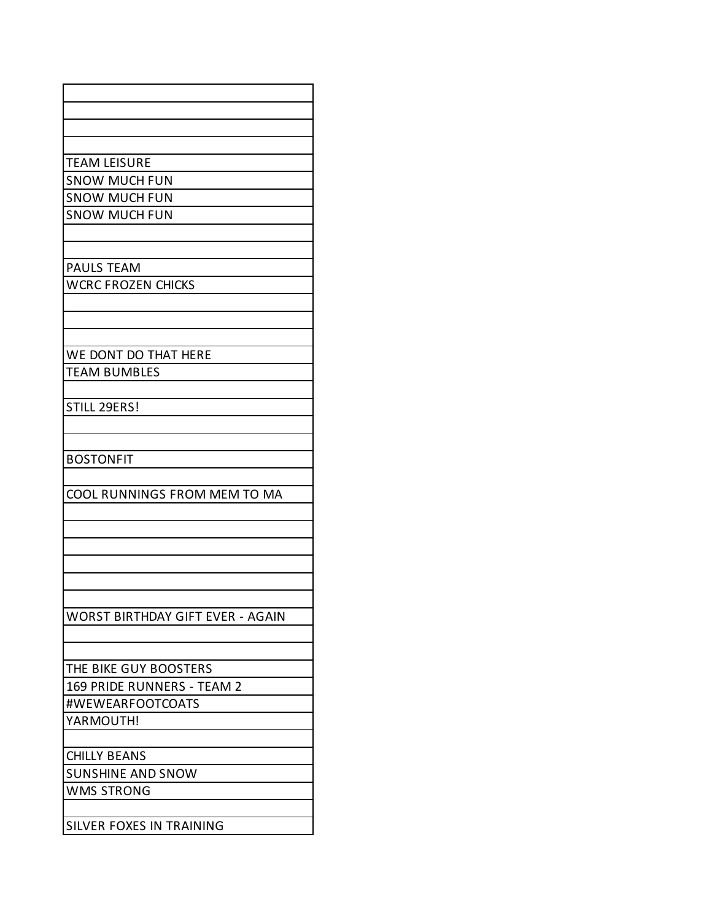| |
|---|
| |
| |
| |
| TEAM LEISURE |
| SNOW MUCH FUN |
| SNOW MUCH FUN |
| SNOW MUCH FUN |
| |
| |
| PAULS TEAM |
| WCRC FROZEN CHICKS |
| |
| |
| |
| WE DONT DO THAT HERE |
| TEAM BUMBLES |
| |
| STILL 29ERS! |
| |
| |
| BOSTONFIT |
| |
| COOL RUNNINGS FROM MEM TO MA |
| |
| |
| |
| |
| |
| |
| WORST BIRTHDAY GIFT EVER - AGAIN |
| |
| |
| THE BIKE GUY BOOSTERS |
| 169 PRIDE RUNNERS - TEAM 2 |
| #WEWEARFOOTCOATS |
| YARMOUTH! |
| |
| CHILLY BEANS |
| SUNSHINE AND SNOW |
| WMS STRONG |
| |
| SILVER FOXES IN TRAINING |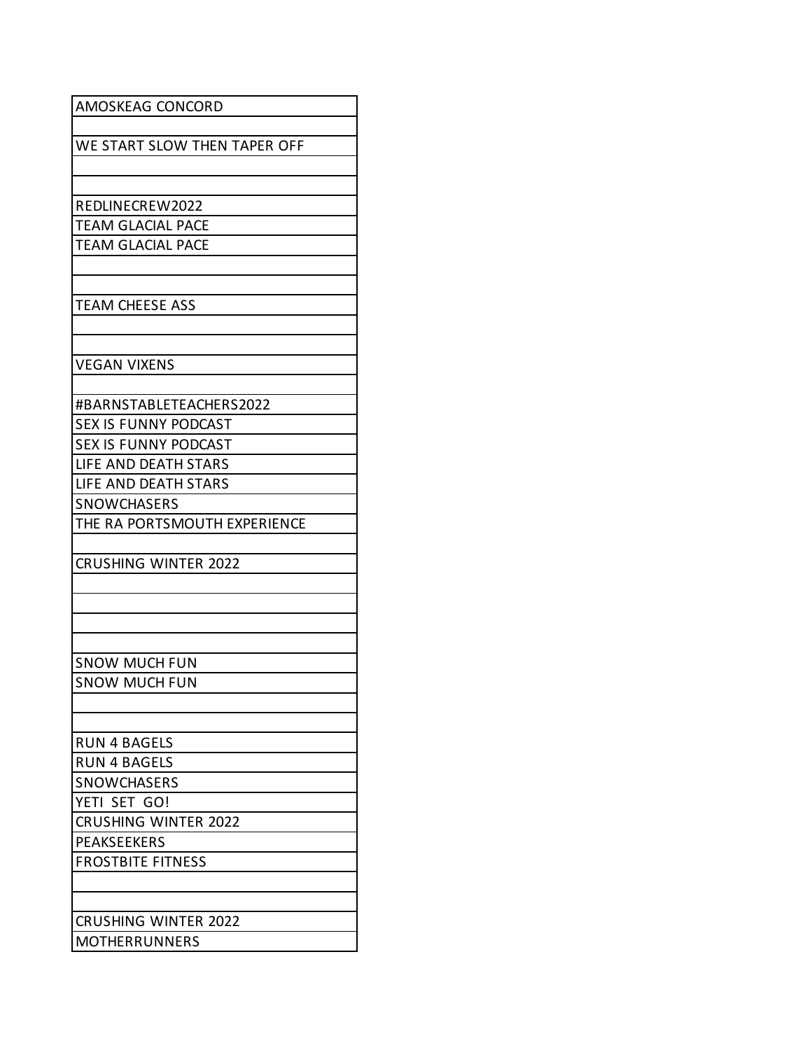| AMOSKEAG CONCORD |
| --- |
| |
| WE START SLOW THEN TAPER OFF |
| |
| |
| REDLINECREW2022 |
| TEAM GLACIAL PACE |
| TEAM GLACIAL PACE |
| |
| |
| TEAM CHEESE ASS |
| |
| |
| VEGAN VIXENS |
| |
| #BARNSTABLETEACHERS2022 |
| SEX IS FUNNY PODCAST |
| SEX IS FUNNY PODCAST |
| LIFE AND DEATH STARS |
| LIFE AND DEATH STARS |
| SNOWCHASERS |
| THE RA PORTSMOUTH EXPERIENCE |
| |
| CRUSHING WINTER 2022 |
| |
| |
| |
| |
| SNOW MUCH FUN |
| SNOW MUCH FUN |
| |
| |
| RUN 4 BAGELS |
| RUN 4 BAGELS |
| SNOWCHASERS |
| YETI SET GO! |
| CRUSHING WINTER 2022 |
| PEAKSEEKERS |
| FROSTBITE FITNESS |
| |
| |
| CRUSHING WINTER 2022 |
| MOTHERRUNNERS |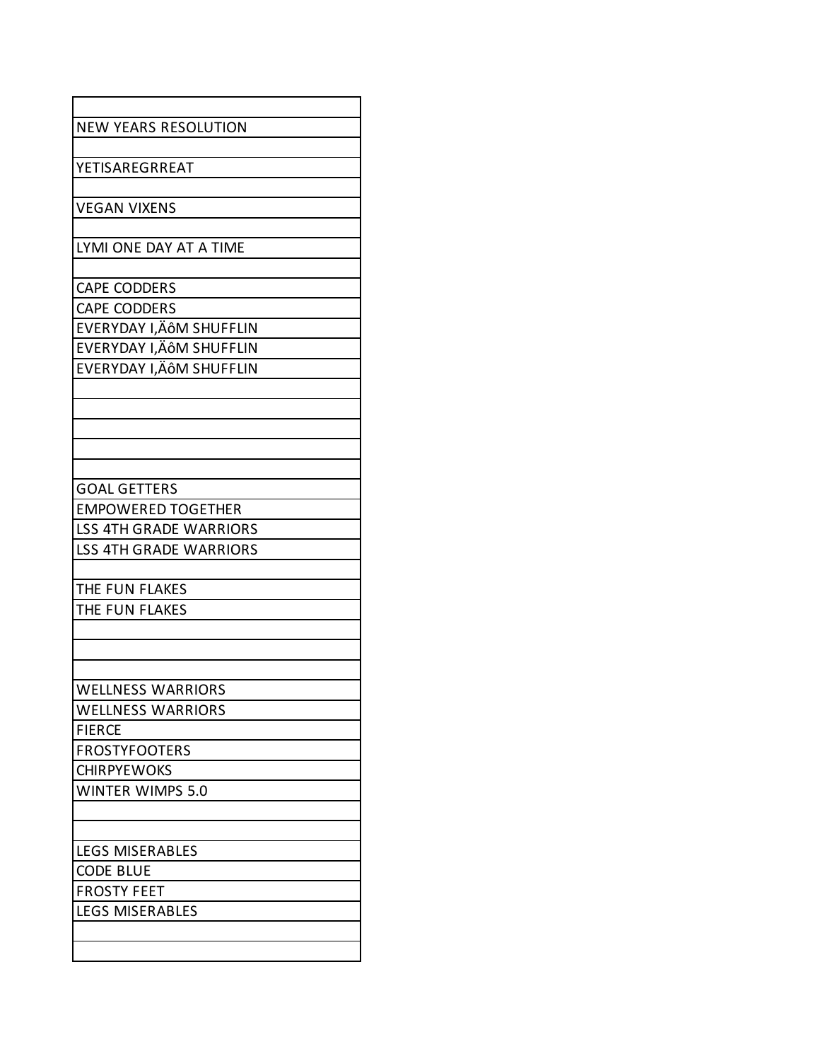| |
|---|
| NEW YEARS RESOLUTION |
| |
| YETISAREGRREAT |
| |
| VEGAN VIXENS |
| |
| LYMI ONE DAY AT A TIME |
| |
| CAPE CODDERS |
| CAPE CODDERS |
| EVERYDAY I‚ÄôM SHUFFLIN |
| EVERYDAY I‚ÄôM SHUFFLIN |
| EVERYDAY I‚ÄôM SHUFFLIN |
| |
| |
| |
| |
| |
| GOAL GETTERS |
| EMPOWERED TOGETHER |
| LSS 4TH GRADE WARRIORS |
| LSS 4TH GRADE WARRIORS |
| |
| THE FUN FLAKES |
| THE FUN FLAKES |
| |
| |
| |
| WELLNESS WARRIORS |
| WELLNESS WARRIORS |
| FIERCE |
| FROSTYFOOTERS |
| CHIRPYEWOKS |
| WINTER WIMPS 5.0 |
| |
| |
| LEGS MISERABLES |
| CODE BLUE |
| FROSTY FEET |
| LEGS MISERABLES |
| |
| |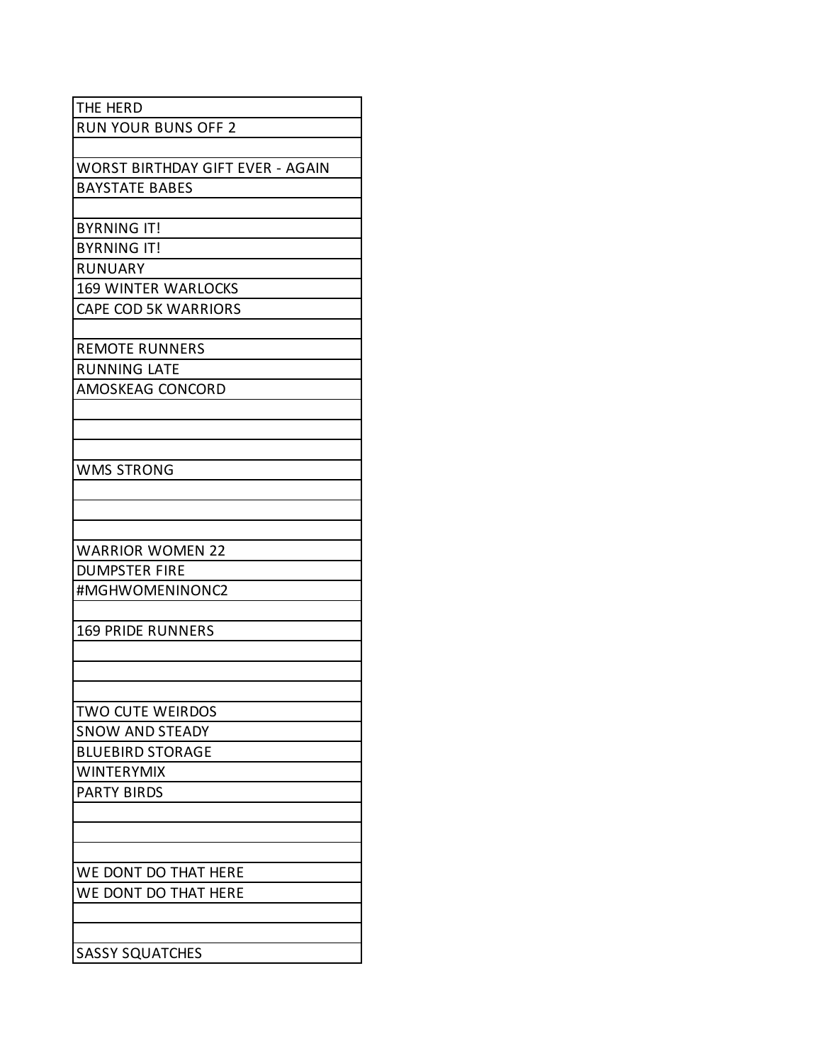| THE HERD |
|---|
| RUN YOUR BUNS OFF 2 |
| |
| WORST BIRTHDAY GIFT EVER - AGAIN |
| BAYSTATE BABES |
| |
| BYRNING IT! |
| BYRNING IT! |
| RUNUARY |
| 169 WINTER WARLOCKS |
| CAPE COD 5K WARRIORS |
| |
| REMOTE RUNNERS |
| RUNNING LATE |
| AMOSKEAG CONCORD |
| |
| |
| |
| WMS STRONG |
| |
| |
| |
| WARRIOR WOMEN 22 |
| DUMPSTER FIRE |
| #MGHWOMENINONC2 |
| |
| 169 PRIDE RUNNERS |
| |
| |
| |
| TWO CUTE WEIRDOS |
| SNOW AND STEADY |
| BLUEBIRD STORAGE |
| WINTERYMIX |
| PARTY BIRDS |
| |
| |
| |
| WE DONT DO THAT HERE |
| WE DONT DO THAT HERE |
| |
| |
| SASSY SQUATCHES |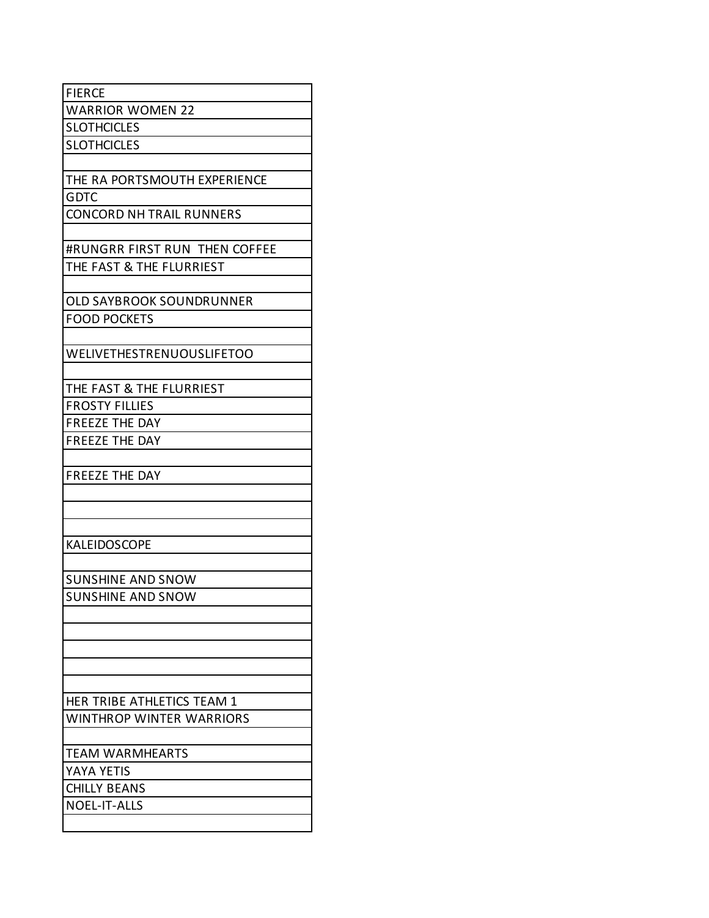| |
|---|
| FIERCE |
| WARRIOR WOMEN 22 |
| SLOTHCICLES |
| SLOTHCICLES |
| |
| THE RA PORTSMOUTH EXPERIENCE |
| GDTC |
| CONCORD NH TRAIL RUNNERS |
| |
| #RUNGRR FIRST RUN THEN COFFEE |
| THE FAST & THE FLURRIEST |
| |
| OLD SAYBROOK SOUNDRUNNER |
| FOOD POCKETS |
| |
| WELIVETHESTRENUOUSLIFETOO |
| |
| THE FAST & THE FLURRIEST |
| FROSTY FILLIES |
| FREEZE THE DAY |
| FREEZE THE DAY |
| |
| FREEZE THE DAY |
| |
| |
| |
| KALEIDOSCOPE |
| |
| SUNSHINE AND SNOW |
| SUNSHINE AND SNOW |
| |
| |
| |
| |
| |
| HER TRIBE ATHLETICS TEAM 1 |
| WINTHROP WINTER WARRIORS |
| |
| TEAM WARMHEARTS |
| YAYA YETIS |
| CHILLY BEANS |
| NOEL-IT-ALLS |
| |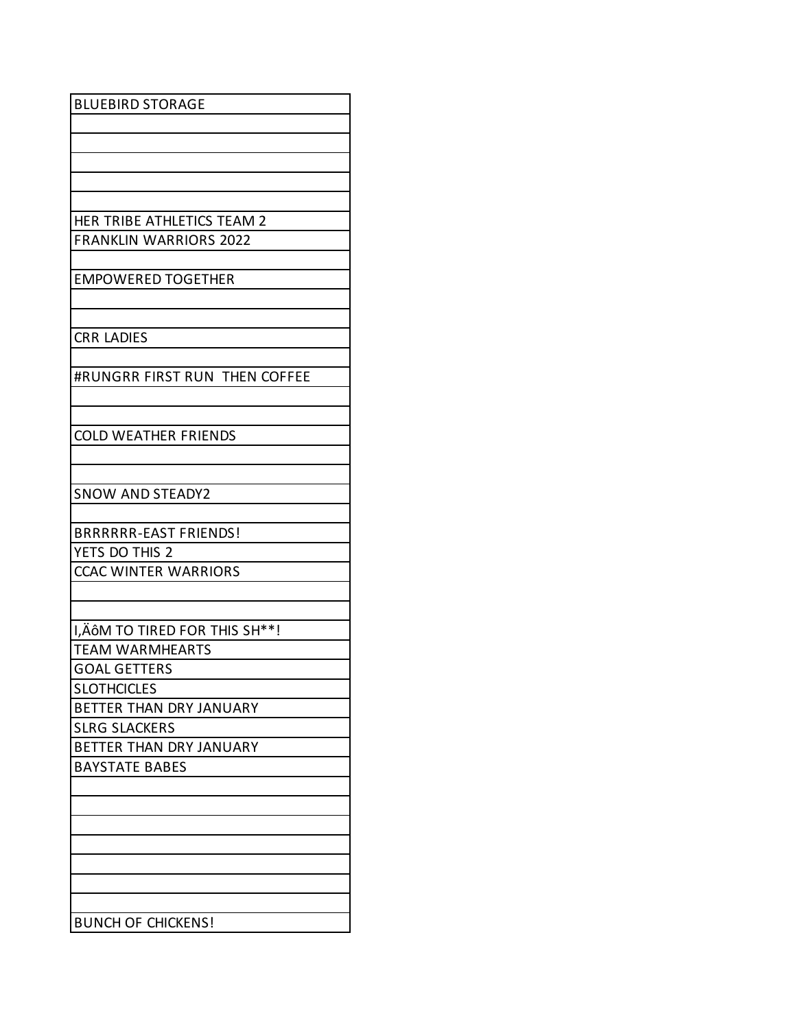| BLUEBIRD STORAGE |
| --- |
| |
| |
| |
| |
| |
| HER TRIBE ATHLETICS TEAM 2 |
| FRANKLIN WARRIORS 2022 |
| |
| EMPOWERED TOGETHER |
| |
| |
| CRR LADIES |
| |
| #RUNGRR FIRST RUN  THEN COFFEE |
| |
| |
| COLD WEATHER FRIENDS |
| |
| |
| SNOW AND STEADY2 |
| |
| BRRRRRR-EAST FRIENDS! |
| YETS DO THIS 2 |
| CCAC WINTER WARRIORS |
| |
| |
| I‚ÄôM TO TIRED FOR THIS SH**! |
| TEAM WARMHEARTS |
| GOAL GETTERS |
| SLOTHCICLES |
| BETTER THAN DRY JANUARY |
| SLRG SLACKERS |
| BETTER THAN DRY JANUARY |
| BAYSTATE BABES |
| |
| |
| |
| |
| |
| |
| |
| BUNCH OF CHICKENS! |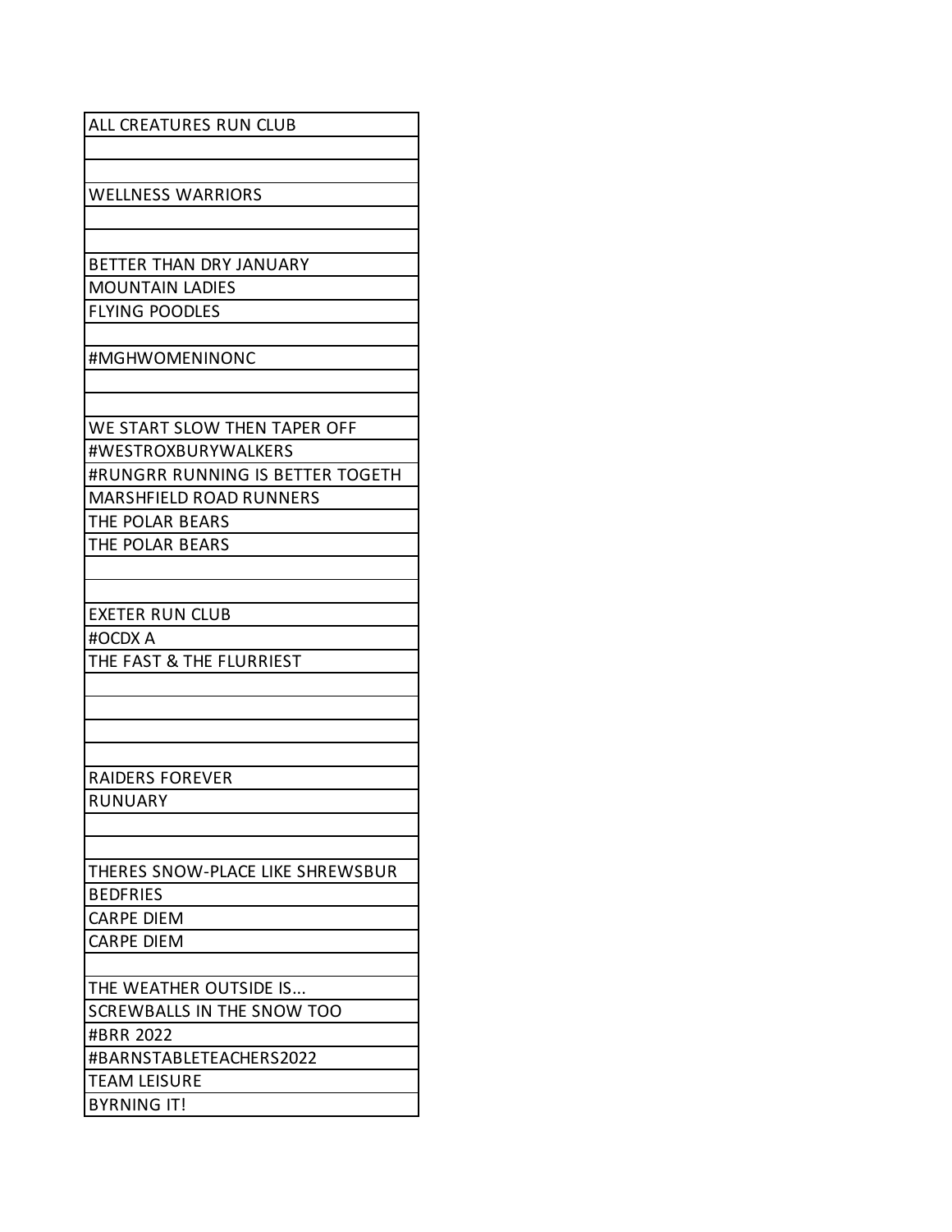| ALL CREATURES RUN CLUB |
| --- |
| |
| |
| WELLNESS WARRIORS |
| |
| |
| BETTER THAN DRY JANUARY |
| MOUNTAIN LADIES |
| FLYING POODLES |
| |
| #MGHWOMENINONC |
| |
| |
| WE START SLOW THEN TAPER OFF |
| #WESTROXBURYWALKERS |
| #RUNGRR RUNNING IS BETTER TOGETH |
| MARSHFIELD ROAD RUNNERS |
| THE POLAR BEARS |
| THE POLAR BEARS |
| |
| |
| EXETER RUN CLUB |
| #OCDX A |
| THE FAST & THE FLURRIEST |
| |
| |
| |
| |
| RAIDERS FOREVER |
| RUNUARY |
| |
| |
| THERES SNOW-PLACE LIKE SHREWSBUR |
| BEDFRIES |
| CARPE DIEM |
| CARPE DIEM |
| |
| THE WEATHER OUTSIDE IS... |
| SCREWBALLS IN THE SNOW TOO |
| #BRR 2022 |
| #BARNSTABLETEACHERS2022 |
| TEAM LEISURE |
| BYRNING IT! |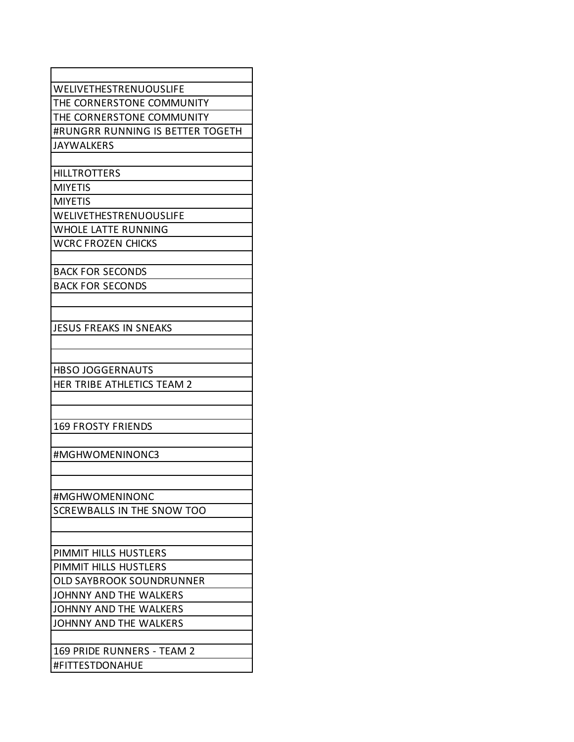| |
|---|
| WELIVETHESTRENUOUSLIFE |
| THE CORNERSTONE COMMUNITY |
| THE CORNERSTONE COMMUNITY |
| #RUNGRR RUNNING IS BETTER TOGETH |
| JAYWALKERS |
| |
| HILLTROTTERS |
| MIYETIS |
| MIYETIS |
| WELIVETHESTRENUOUSLIFE |
| WHOLE LATTE RUNNING |
| WCRC FROZEN CHICKS |
| |
| BACK FOR SECONDS |
| BACK FOR SECONDS |
| |
| |
| JESUS FREAKS IN SNEAKS |
| |
| |
| HBSO JOGGERNAUTS |
| HER TRIBE ATHLETICS TEAM 2 |
| |
| |
| 169 FROSTY FRIENDS |
| |
| #MGHWOMENINONC3 |
| |
| |
| #MGHWOMENINONC |
| SCREWBALLS IN THE SNOW TOO |
| |
| |
| PIMMIT HILLS HUSTLERS |
| PIMMIT HILLS HUSTLERS |
| OLD SAYBROOK SOUNDRUNNER |
| JOHNNY AND THE WALKERS |
| JOHNNY AND THE WALKERS |
| JOHNNY AND THE WALKERS |
| |
| 169 PRIDE RUNNERS - TEAM 2 |
| #FITTESTDONAHUE |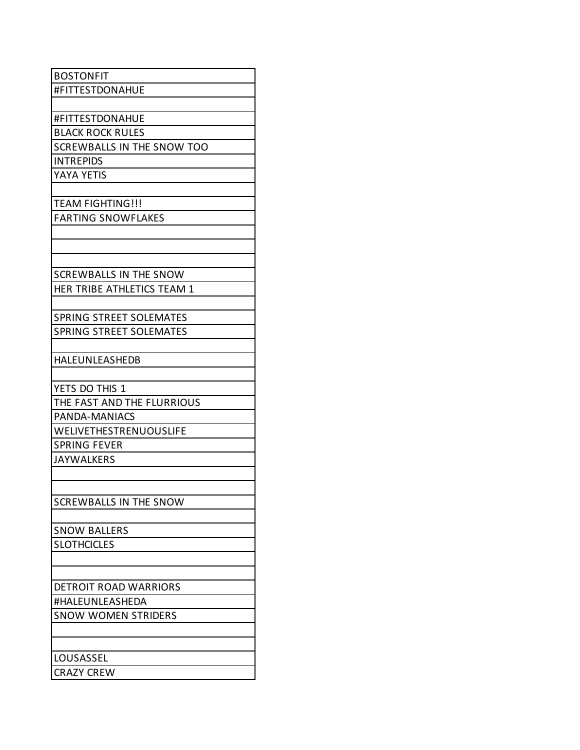| BOSTONFIT |
| --- |
| #FITTESTDONAHUE |
| |
| #FITTESTDONAHUE |
| BLACK ROCK RULES |
| SCREWBALLS IN THE SNOW TOO |
| INTREPIDS |
| YAYA YETIS |
| |
| TEAM FIGHTING!!! |
| FARTING SNOWFLAKES |
| |
| |
| |
| SCREWBALLS IN THE SNOW |
| HER TRIBE ATHLETICS TEAM 1 |
| |
| SPRING STREET SOLEMATES |
| SPRING STREET SOLEMATES |
| |
| HALEUNLEASHEDB |
| |
| YETS DO THIS 1 |
| THE FAST AND THE FLURRIOUS |
| PANDA-MANIACS |
| WELIVETHESTRENUOUSLIFE |
| SPRING FEVER |
| JAYWALKERS |
| |
| |
| SCREWBALLS IN THE SNOW |
| |
| SNOW BALLERS |
| SLOTHCICLES |
| |
| |
| DETROIT ROAD WARRIORS |
| #HALEUNLEASHEDA |
| SNOW WOMEN STRIDERS |
| |
| |
| LOUSASSEL |
| CRAZY CREW |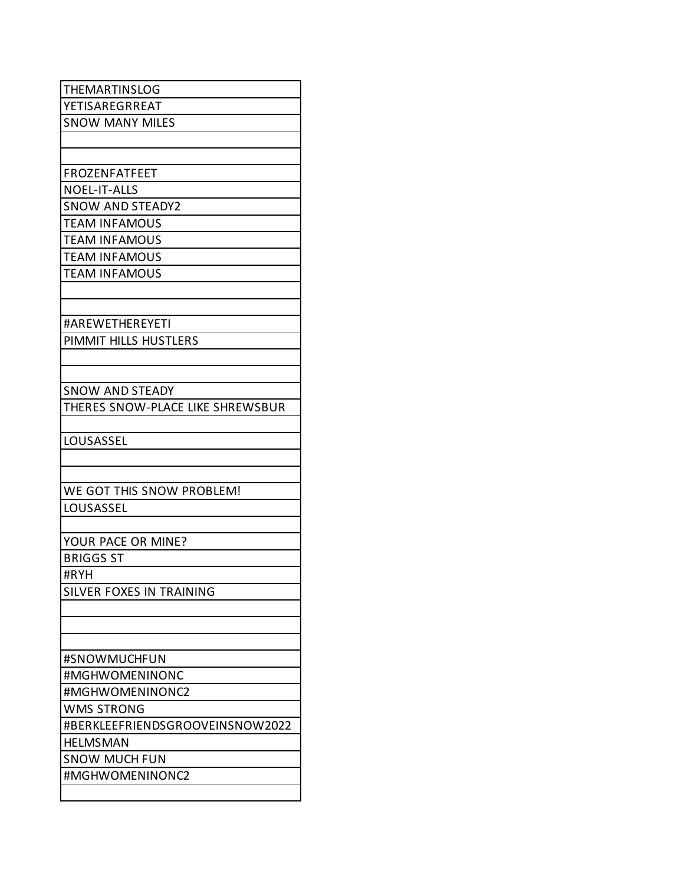| |
|---|
| THEMARTINSLOG |
| YETISAREGRREAT |
| SNOW MANY MILES |
| |
| |
| FROZENFATFEET |
| NOEL-IT-ALLS |
| SNOW AND STEADY2 |
| TEAM INFAMOUS |
| TEAM INFAMOUS |
| TEAM INFAMOUS |
| TEAM INFAMOUS |
| |
| |
| #AREWETHEREYETI |
| PIMMIT HILLS HUSTLERS |
| |
| |
| SNOW AND STEADY |
| THERES SNOW-PLACE LIKE SHREWSBUR |
| |
| LOUSASSEL |
| |
| |
| WE GOT THIS SNOW PROBLEM! |
| LOUSASSEL |
| |
| YOUR PACE OR MINE? |
| BRIGGS ST |
| #RYH |
| SILVER FOXES IN TRAINING |
| |
| |
| |
| #SNOWMUCHFUN |
| #MGHWOMENINONC |
| #MGHWOMENINONC2 |
| WMS STRONG |
| #BERKLEEFRIENDSGROOVEINSNOW2022 |
| HELMSMAN |
| SNOW MUCH FUN |
| #MGHWOMENINONC2 |
| |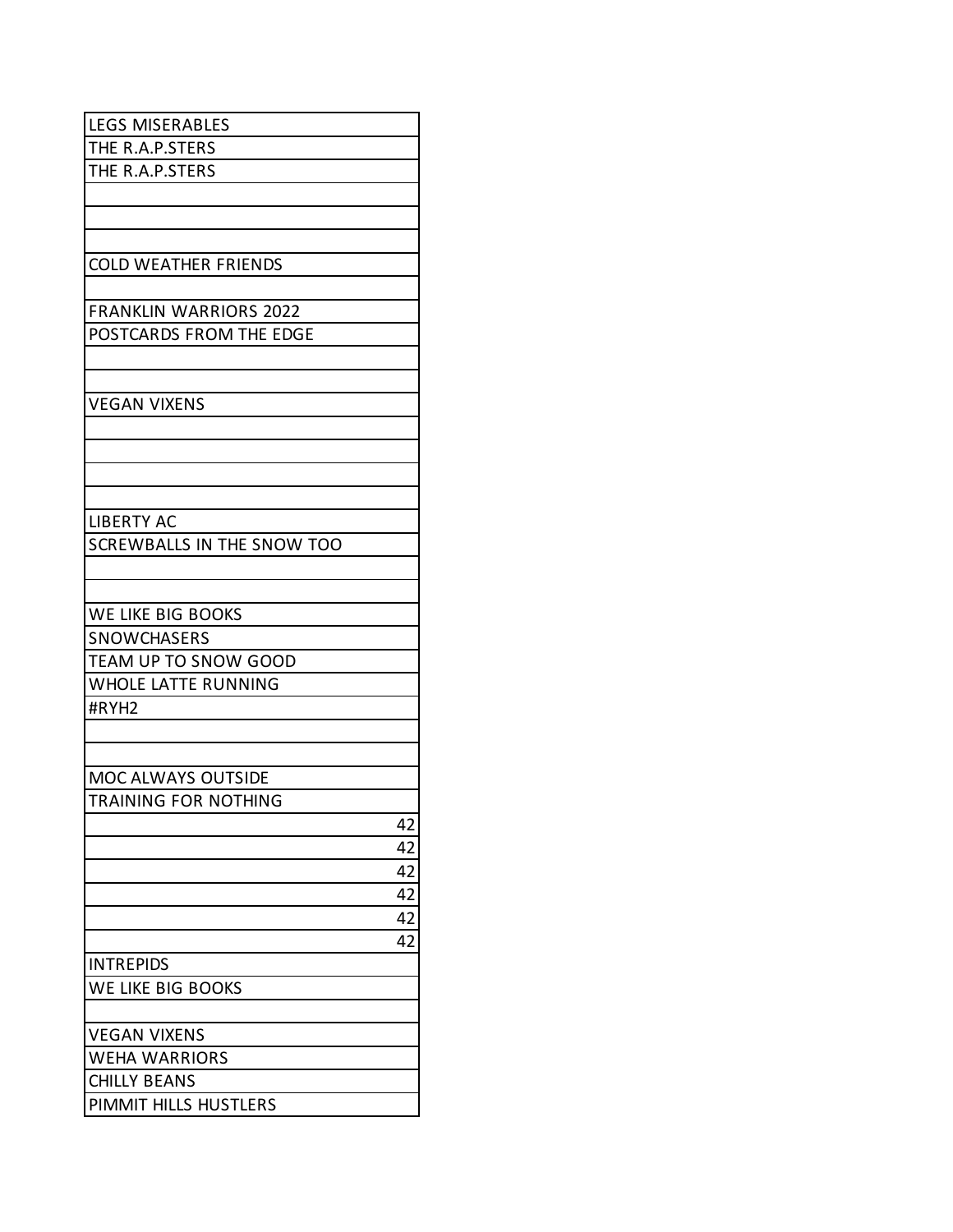| |
|---|
| LEGS MISERABLES |
| THE R.A.P.STERS |
| THE R.A.P.STERS |
| |
| |
| |
| COLD WEATHER FRIENDS |
| |
| FRANKLIN WARRIORS 2022 |
| POSTCARDS FROM THE EDGE |
| |
| |
| VEGAN VIXENS |
| |
| |
| |
| |
| LIBERTY AC |
| SCREWBALLS IN THE SNOW TOO |
| |
| |
| WE LIKE BIG BOOKS |
| SNOWCHASERS |
| TEAM UP TO SNOW GOOD |
| WHOLE LATTE RUNNING |
| #RYH2 |
| |
| |
| MOC ALWAYS OUTSIDE |
| TRAINING FOR NOTHING |
| 42 |
| 42 |
| 42 |
| 42 |
| 42 |
| 42 |
| INTREPIDS |
| WE LIKE BIG BOOKS |
| |
| VEGAN VIXENS |
| WEHA WARRIORS |
| CHILLY BEANS |
| PIMMIT HILLS HUSTLERS |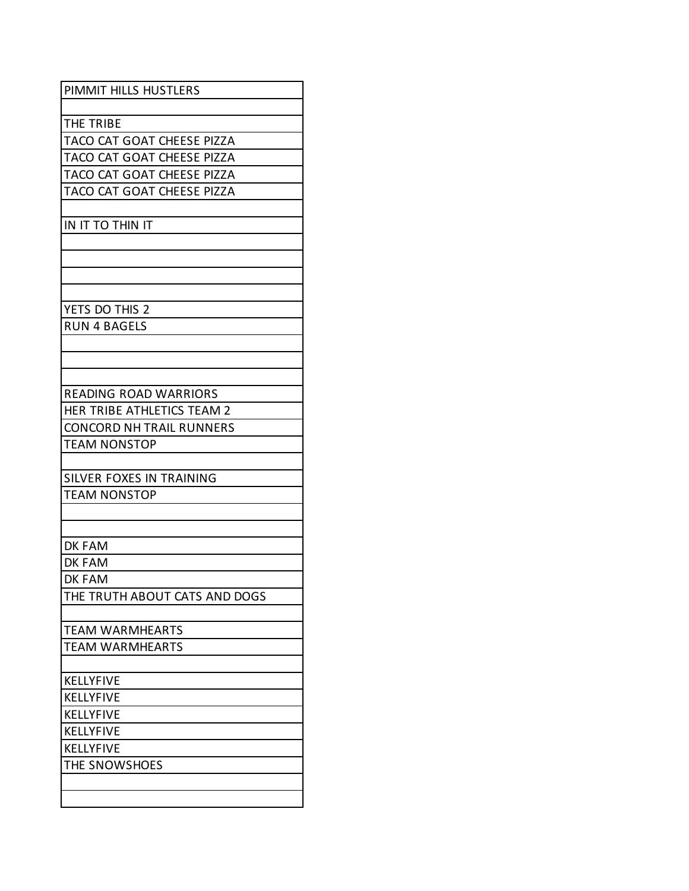| PIMMIT HILLS HUSTLERS |
| --- |
| |
| THE TRIBE |
| TACO CAT GOAT CHEESE PIZZA |
| TACO CAT GOAT CHEESE PIZZA |
| TACO CAT GOAT CHEESE PIZZA |
| TACO CAT GOAT CHEESE PIZZA |
| |
| IN IT TO THIN IT |
| |
| |
| |
| |
| YETS DO THIS 2 |
| RUN 4 BAGELS |
| |
| |
| |
| READING ROAD WARRIORS |
| HER TRIBE ATHLETICS TEAM 2 |
| CONCORD NH TRAIL RUNNERS |
| TEAM NONSTOP |
| |
| SILVER FOXES IN TRAINING |
| TEAM NONSTOP |
| |
| |
| DK FAM |
| DK FAM |
| DK FAM |
| THE TRUTH ABOUT CATS AND DOGS |
| |
| TEAM WARMHEARTS |
| TEAM WARMHEARTS |
| |
| KELLYFIVE |
| KELLYFIVE |
| KELLYFIVE |
| KELLYFIVE |
| KELLYFIVE |
| THE SNOWSHOES |
| |
| |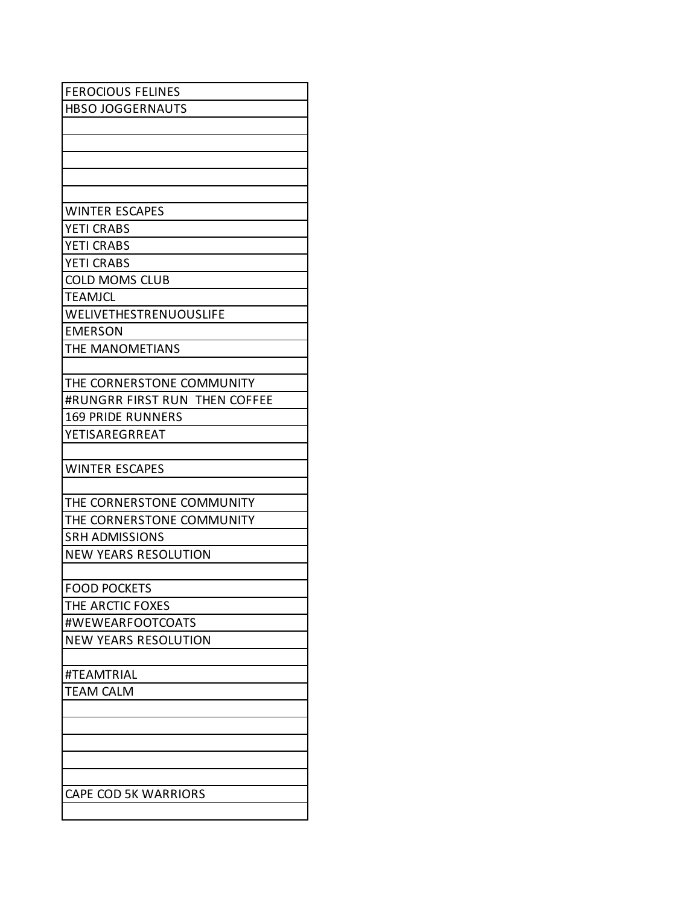| FEROCIOUS FELINES |
|---|
| HBSO JOGGERNAUTS |
| |
| |
| |
| |
| |
| WINTER ESCAPES |
| YETI CRABS |
| YETI CRABS |
| YETI CRABS |
| COLD MOMS CLUB |
| TEAMJCL |
| WELIVETHESTRENUOUSLIFE |
| EMERSON |
| THE MANOMETIANS |
| |
| THE CORNERSTONE COMMUNITY |
| #RUNGRR FIRST RUN THEN COFFEE |
| 169 PRIDE RUNNERS |
| YETISAREGRREAT |
| |
| WINTER ESCAPES |
| |
| THE CORNERSTONE COMMUNITY |
| THE CORNERSTONE COMMUNITY |
| SRH ADMISSIONS |
| NEW YEARS RESOLUTION |
| |
| FOOD POCKETS |
| THE ARCTIC FOXES |
| #WEWEARFOOTCOATS |
| NEW YEARS RESOLUTION |
| |
| #TEAMTRIAL |
| TEAM CALM |
| |
| |
| |
| |
| |
| CAPE COD 5K WARRIORS |
| |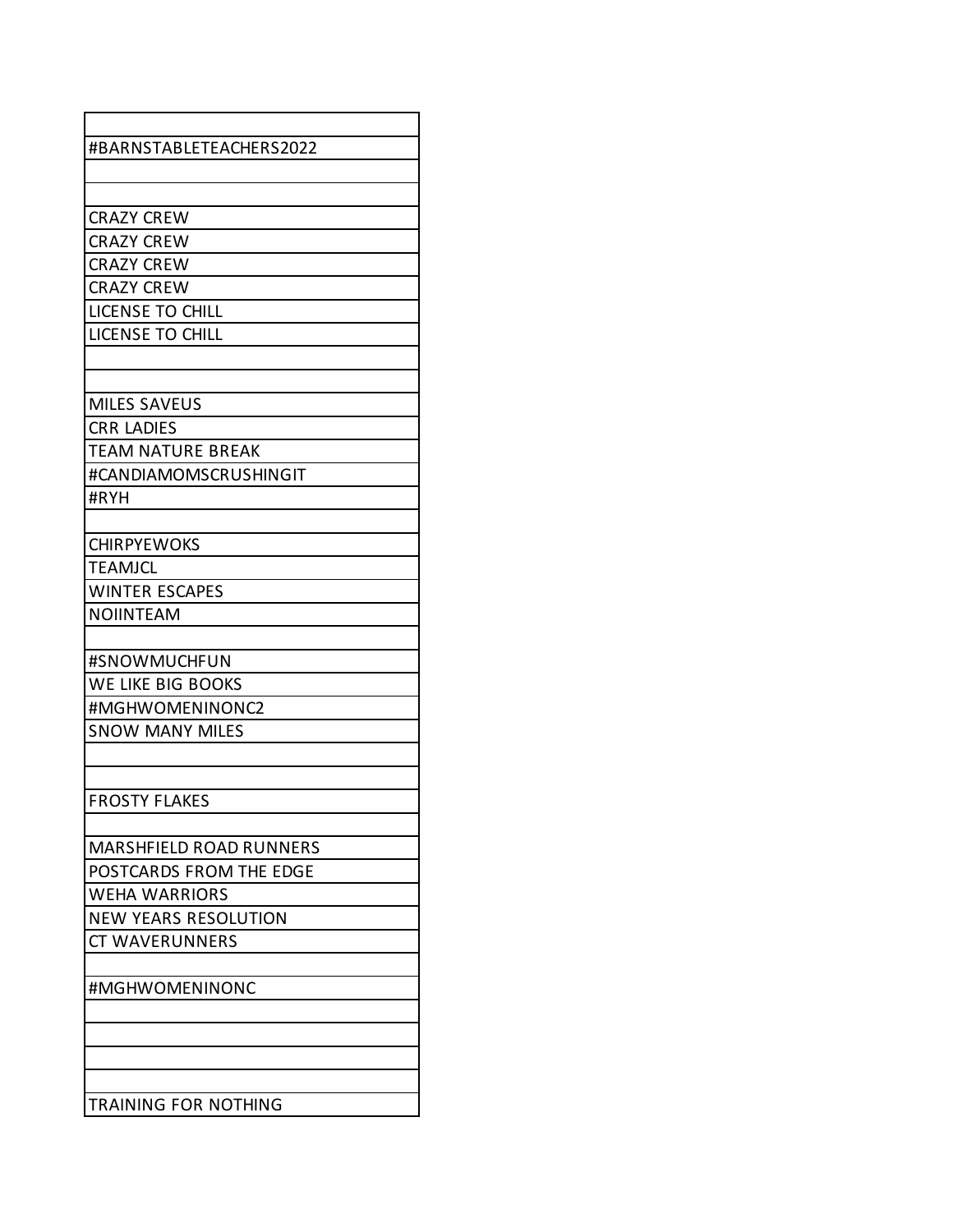| |
|---|
| #BARNSTABLETEACHERS2022 |
| |
| |
| CRAZY CREW |
| CRAZY CREW |
| CRAZY CREW |
| CRAZY CREW |
| LICENSE TO CHILL |
| LICENSE TO CHILL |
| |
| |
| MILES SAVEUS |
| CRR LADIES |
| TEAM NATURE BREAK |
| #CANDIAMOMSCRUSHINGIT |
| #RYH |
| |
| CHIRPYEWOKS |
| TEAMJCL |
| WINTER ESCAPES |
| NOIINTEAM |
| |
| #SNOWMUCHFUN |
| WE LIKE BIG BOOKS |
| #MGHWOMENINONC2 |
| SNOW MANY MILES |
| |
| |
| FROSTY FLAKES |
| |
| MARSHFIELD ROAD RUNNERS |
| POSTCARDS FROM THE EDGE |
| WEHA WARRIORS |
| NEW YEARS RESOLUTION |
| CT WAVERUNNERS |
| |
| #MGHWOMENINONC |
| |
| |
| |
| |
| TRAINING FOR NOTHING |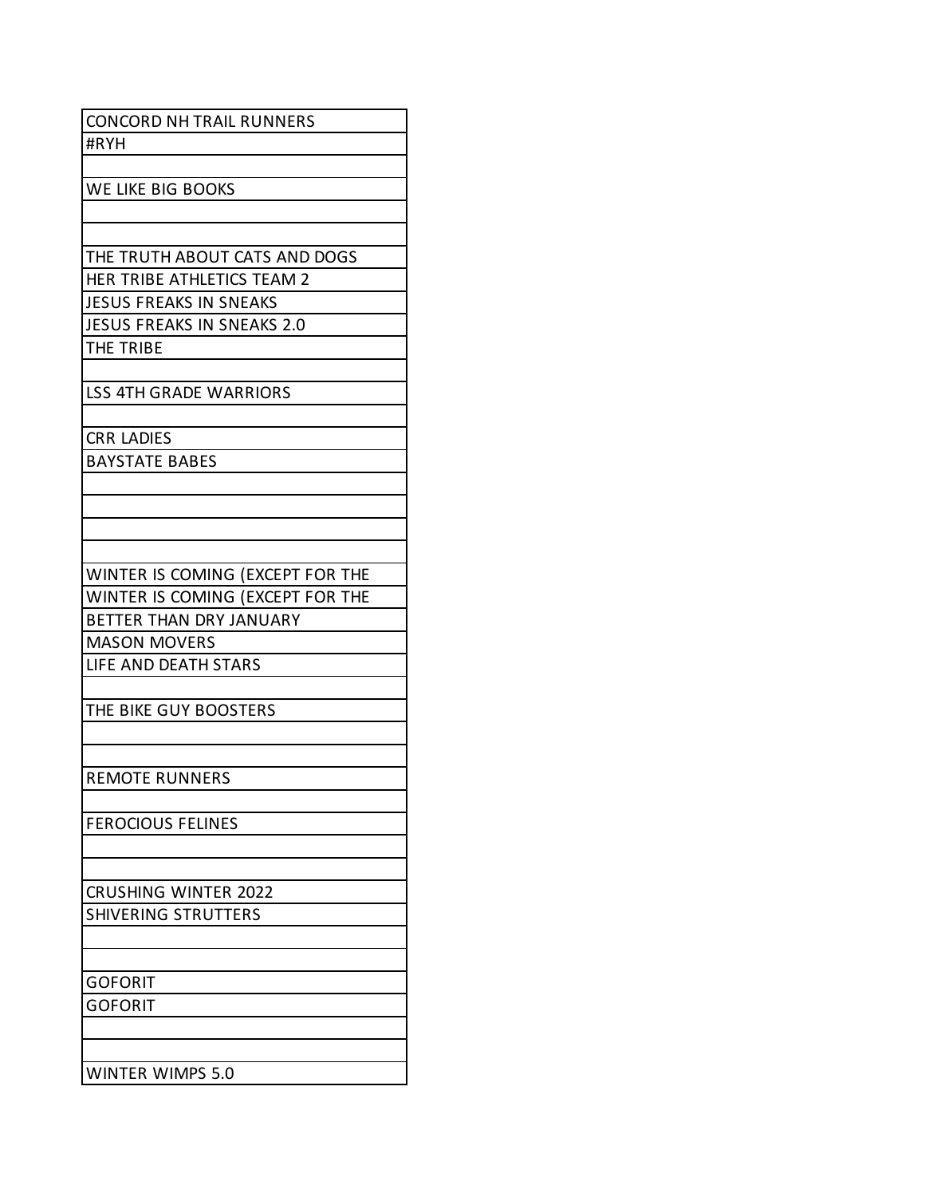| |
|---|
| CONCORD NH TRAIL RUNNERS |
| #RYH |
| |
| WE LIKE BIG BOOKS |
| |
| |
| THE TRUTH ABOUT CATS AND DOGS |
| HER TRIBE ATHLETICS TEAM 2 |
| JESUS FREAKS IN SNEAKS |
| JESUS FREAKS IN SNEAKS 2.0 |
| THE TRIBE |
| |
| LSS 4TH GRADE WARRIORS |
| |
| CRR LADIES |
| BAYSTATE BABES |
| |
| |
| |
| |
| WINTER IS COMING (EXCEPT FOR THE |
| WINTER IS COMING (EXCEPT FOR THE |
| BETTER THAN DRY JANUARY |
| MASON MOVERS |
| LIFE AND DEATH STARS |
| |
| THE BIKE GUY BOOSTERS |
| |
| |
| REMOTE RUNNERS |
| |
| FEROCIOUS FELINES |
| |
| |
| CRUSHING WINTER 2022 |
| SHIVERING STRUTTERS |
| |
| |
| GOFORIT |
| GOFORIT |
| |
| |
| WINTER WIMPS 5.0 |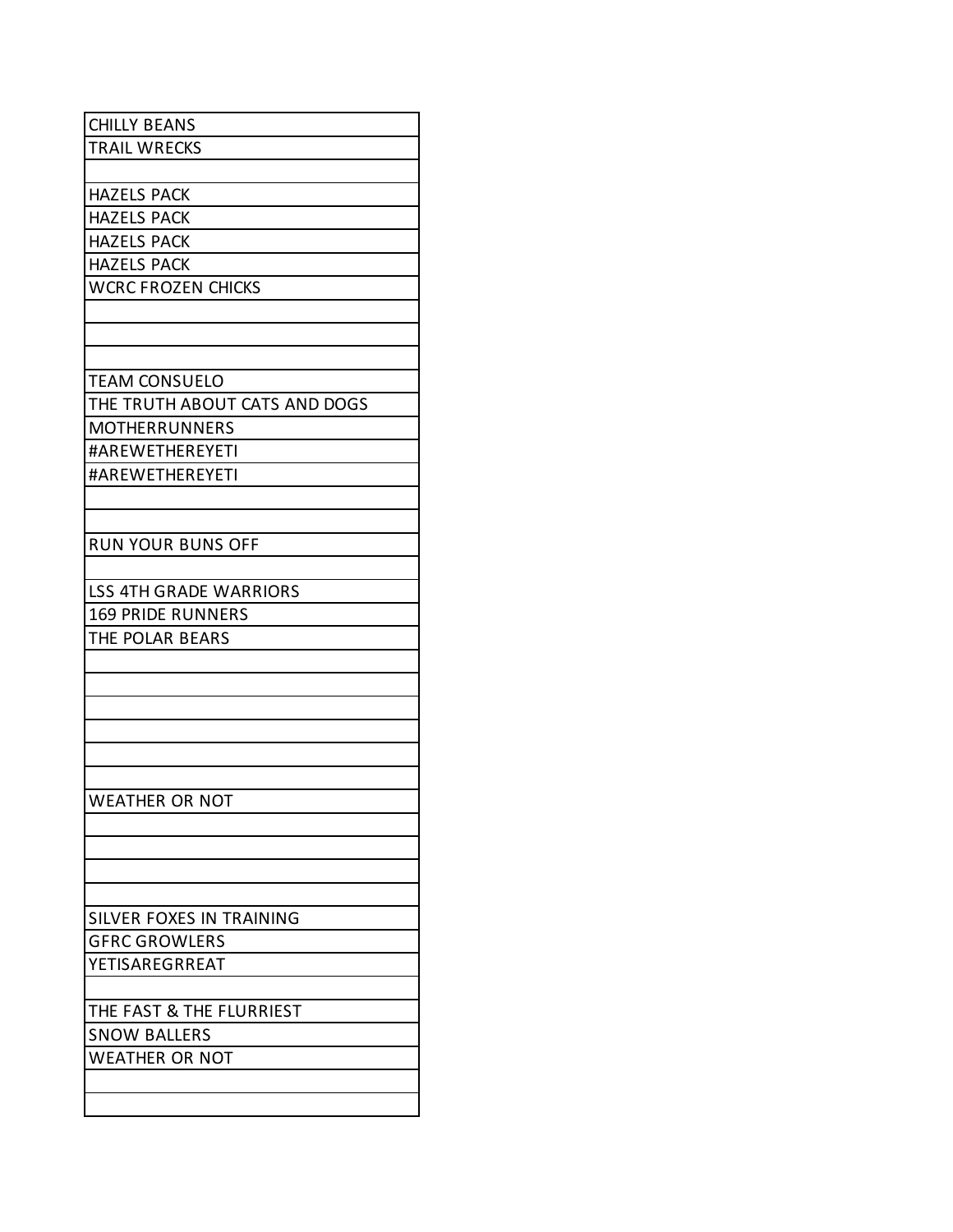| |
|---|
| CHILLY BEANS |
| TRAIL WRECKS |
| |
| HAZELS PACK |
| HAZELS PACK |
| HAZELS PACK |
| HAZELS PACK |
| WCRC FROZEN CHICKS |
| |
| |
| |
| TEAM CONSUELO |
| THE TRUTH ABOUT CATS AND DOGS |
| MOTHERRUNNERS |
| #AREWETHEREYETI |
| #AREWETHEREYETI |
| |
| |
| RUN YOUR BUNS OFF |
| |
| LSS 4TH GRADE WARRIORS |
| 169 PRIDE RUNNERS |
| THE POLAR BEARS |
| |
| |
| |
| |
| |
| |
| WEATHER OR NOT |
| |
| |
| |
| |
| SILVER FOXES IN TRAINING |
| GFRC GROWLERS |
| YETISAREGRREAT |
| |
| THE FAST & THE FLURRIEST |
| SNOW BALLERS |
| WEATHER OR NOT |
| |
| |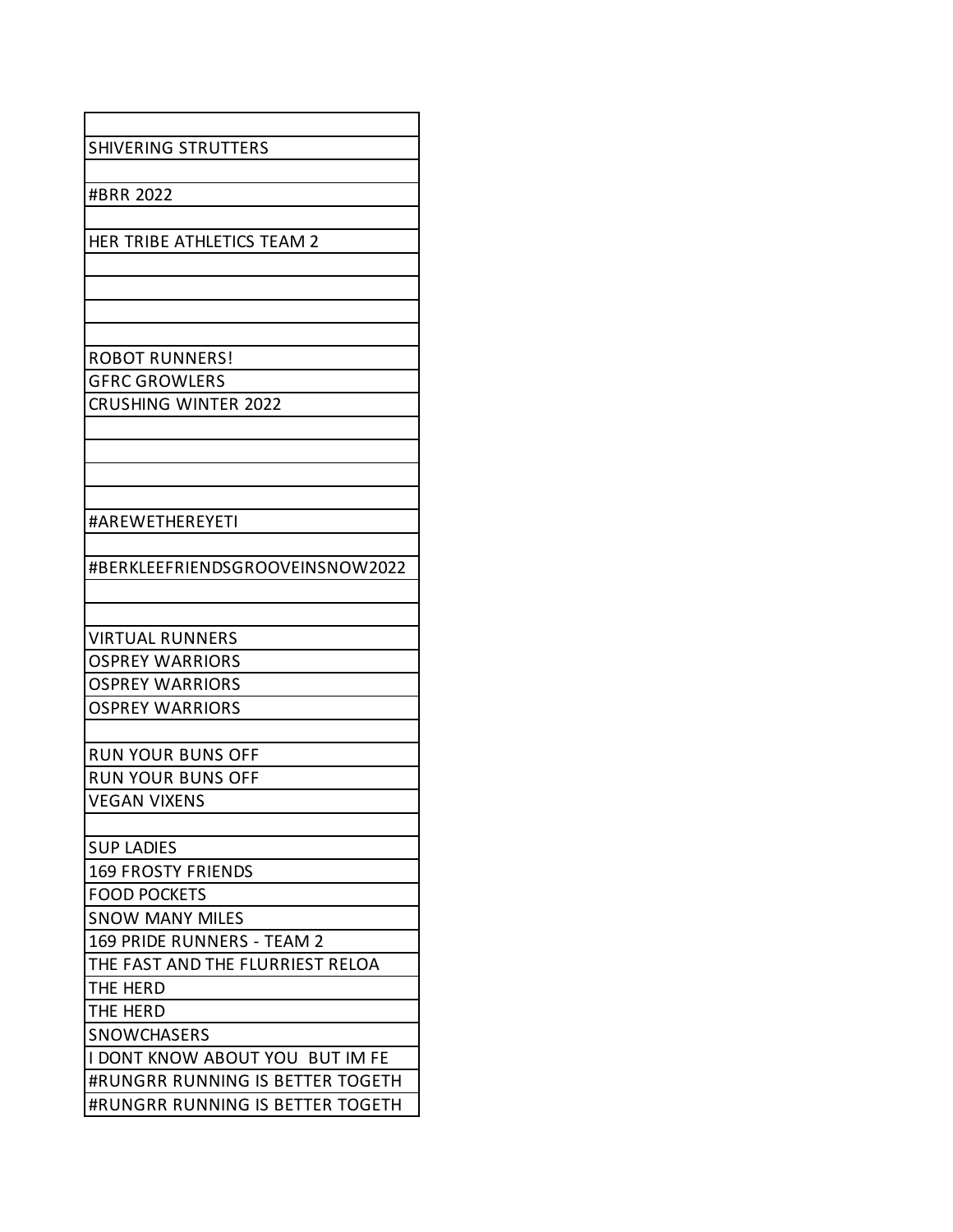| |
|---|
| SHIVERING STRUTTERS |
| |
| #BRR 2022 |
| |
| HER TRIBE ATHLETICS TEAM 2 |
| |
| |
| |
| |
| ROBOT RUNNERS! |
| GFRC GROWLERS |
| CRUSHING WINTER 2022 |
| |
| |
| |
| |
| #AREWETHEREYETI |
| |
| #BERKLEEFRIENDSGROOVEINSNOW2022 |
| |
| |
| VIRTUAL RUNNERS |
| OSPREY WARRIORS |
| OSPREY WARRIORS |
| OSPREY WARRIORS |
| |
| RUN YOUR BUNS OFF |
| RUN YOUR BUNS OFF |
| VEGAN VIXENS |
| |
| SUP LADIES |
| 169 FROSTY FRIENDS |
| FOOD POCKETS |
| SNOW MANY MILES |
| 169 PRIDE RUNNERS - TEAM 2 |
| THE FAST AND THE FLURRIEST RELOA |
| THE HERD |
| THE HERD |
| SNOWCHASERS |
| I DONT KNOW ABOUT YOU BUT IM FE |
| #RUNGRR RUNNING IS BETTER TOGETH |
| #RUNGRR RUNNING IS BETTER TOGETH |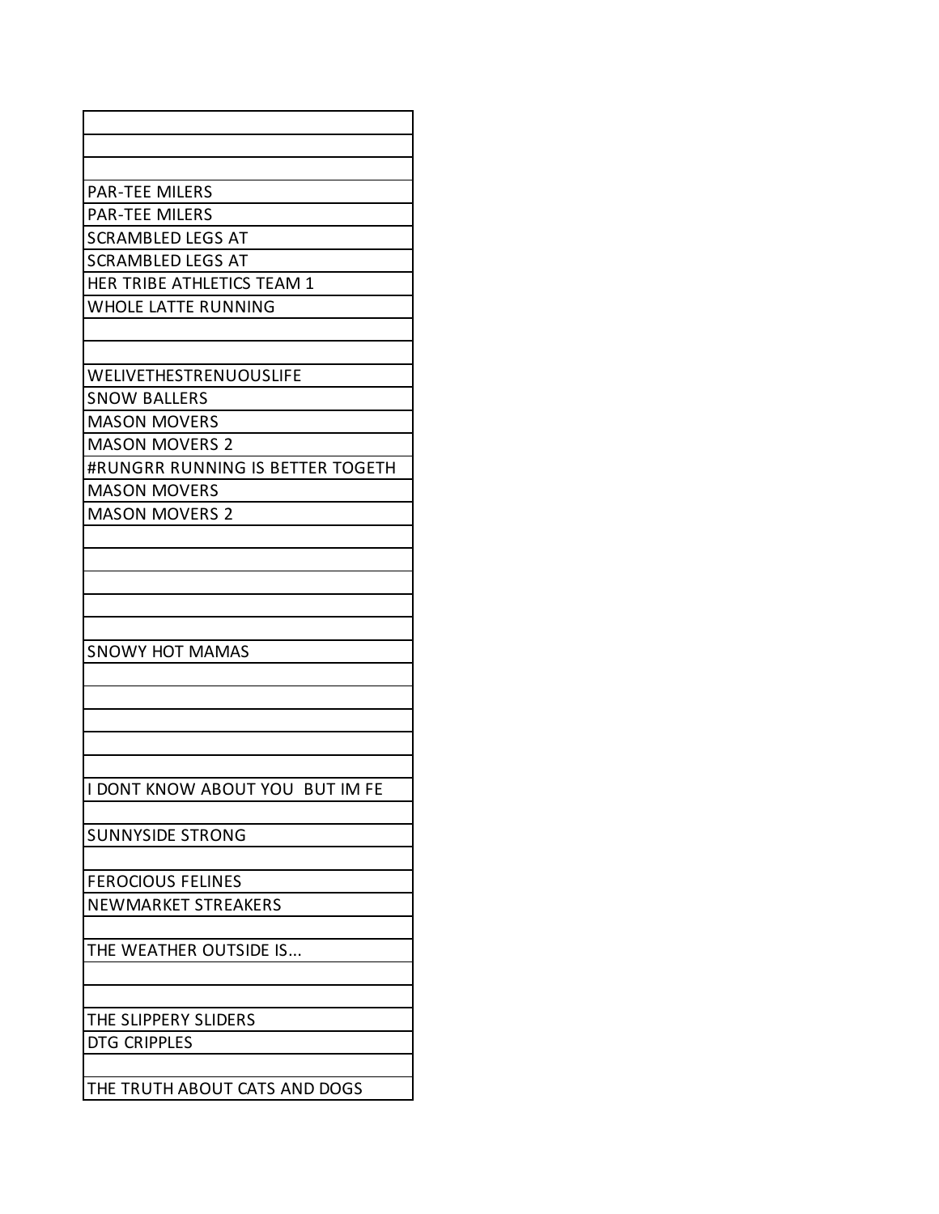| |
|---|
| |
| |
| |
| PAR-TEE MILERS |
| PAR-TEE MILERS |
| SCRAMBLED LEGS AT |
| SCRAMBLED LEGS AT |
| HER TRIBE ATHLETICS TEAM 1 |
| WHOLE LATTE RUNNING |
| |
| |
| WELIVETHESTRENUOUSLIFE |
| SNOW BALLERS |
| MASON MOVERS |
| MASON MOVERS 2 |
| #RUNGRR RUNNING IS BETTER TOGETH |
| MASON MOVERS |
| MASON MOVERS 2 |
| |
| |
| |
| |
| |
| SNOWY HOT MAMAS |
| |
| |
| |
| |
| |
| I DONT KNOW ABOUT YOU  BUT IM FE |
| |
| SUNNYSIDE STRONG |
| |
| FEROCIOUS FELINES |
| NEWMARKET STREAKERS |
| |
| THE WEATHER OUTSIDE IS... |
| |
| |
| THE SLIPPERY SLIDERS |
| DTG CRIPPLES |
| |
| THE TRUTH ABOUT CATS AND DOGS |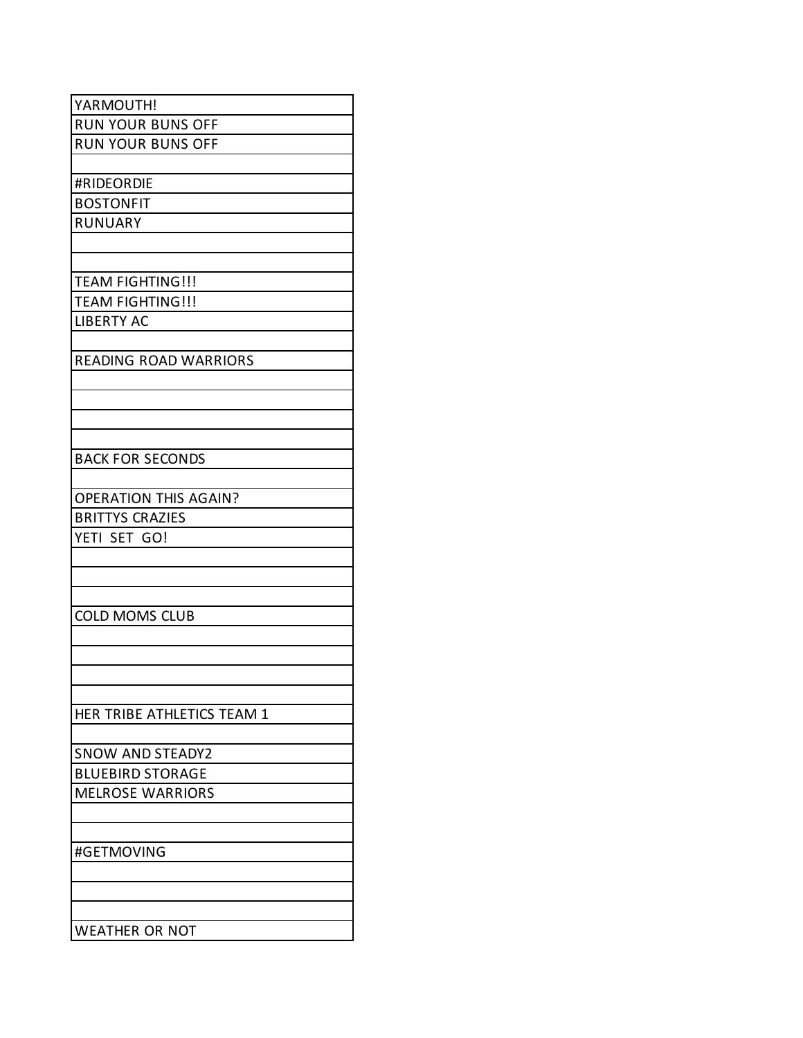| YARMOUTH! |
| --- |
| RUN YOUR BUNS OFF |
| RUN YOUR BUNS OFF |
| |
| #RIDEORDIE |
| BOSTONFIT |
| RUNUARY |
| |
| |
| TEAM FIGHTING!!! |
| TEAM FIGHTING!!! |
| LIBERTY AC |
| |
| READING ROAD WARRIORS |
| |
| |
| |
| |
| BACK FOR SECONDS |
| |
| OPERATION THIS AGAIN? |
| BRITTYS CRAZIES |
| YETI SET GO! |
| |
| |
| |
| COLD MOMS CLUB |
| |
| |
| |
| |
| HER TRIBE ATHLETICS TEAM 1 |
| |
| SNOW AND STEADY2 |
| BLUEBIRD STORAGE |
| MELROSE WARRIORS |
| |
| |
| #GETMOVING |
| |
| |
| |
| WEATHER OR NOT |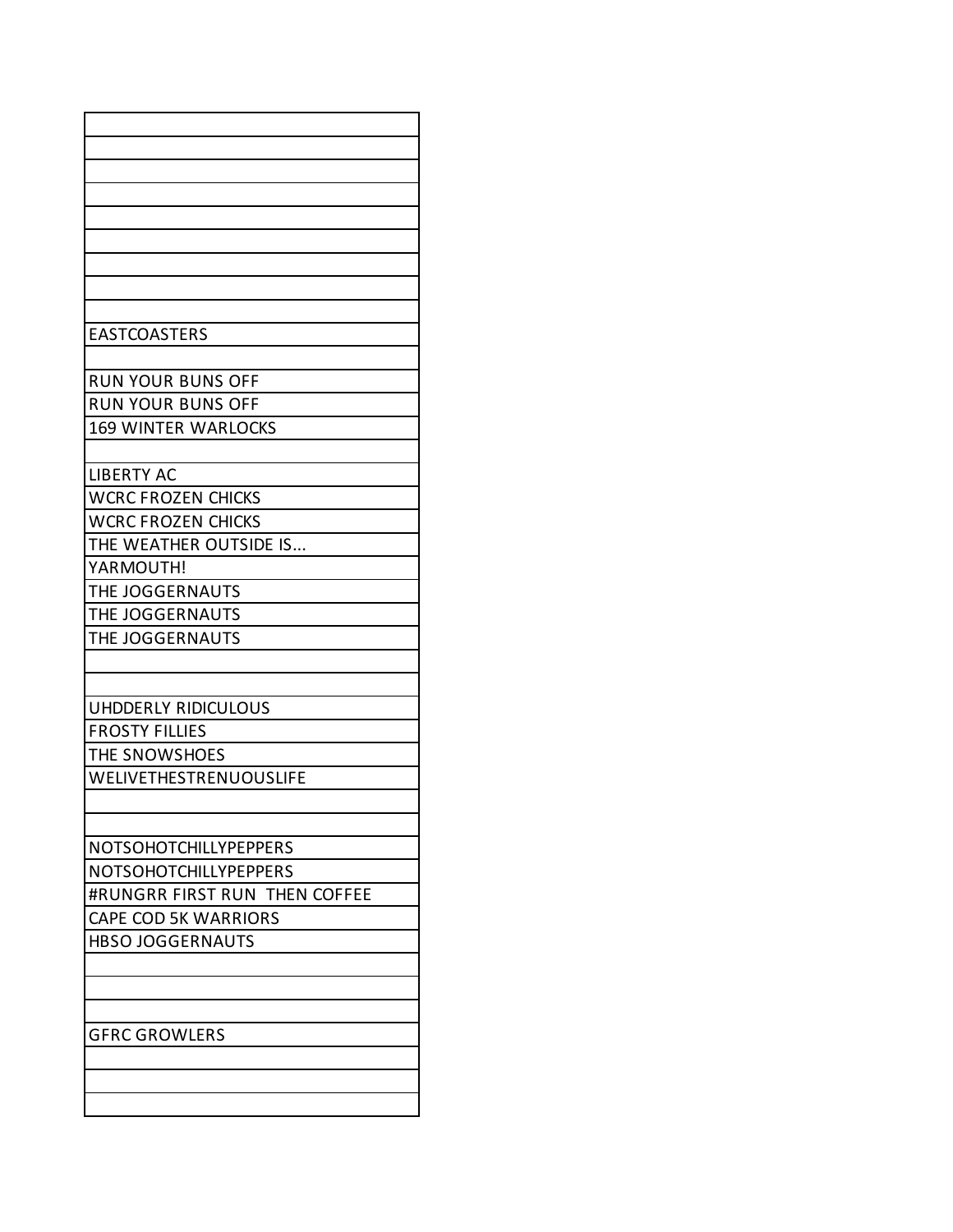| |
|---|
| |
| |
| |
| |
| |
| |
| |
| |
| EASTCOASTERS |
| |
| RUN YOUR BUNS OFF |
| RUN YOUR BUNS OFF |
| 169 WINTER WARLOCKS |
| |
| LIBERTY AC |
| WCRC FROZEN CHICKS |
| WCRC FROZEN CHICKS |
| THE WEATHER OUTSIDE IS... |
| YARMOUTH! |
| THE JOGGERNAUTS |
| THE JOGGERNAUTS |
| THE JOGGERNAUTS |
| |
| |
| UHDDERLY RIDICULOUS |
| FROSTY FILLIES |
| THE SNOWSHOES |
| WELIVETHESTRENUOUSLIFE |
| |
| |
| NOTSOHOTCHILLYPEPPERS |
| NOTSOHOTCHILLYPEPPERS |
| #RUNGRR FIRST RUN THEN COFFEE |
| CAPE COD 5K WARRIORS |
| HBSO JOGGERNAUTS |
| |
| |
| |
| GFRC GROWLERS |
| |
| |
| |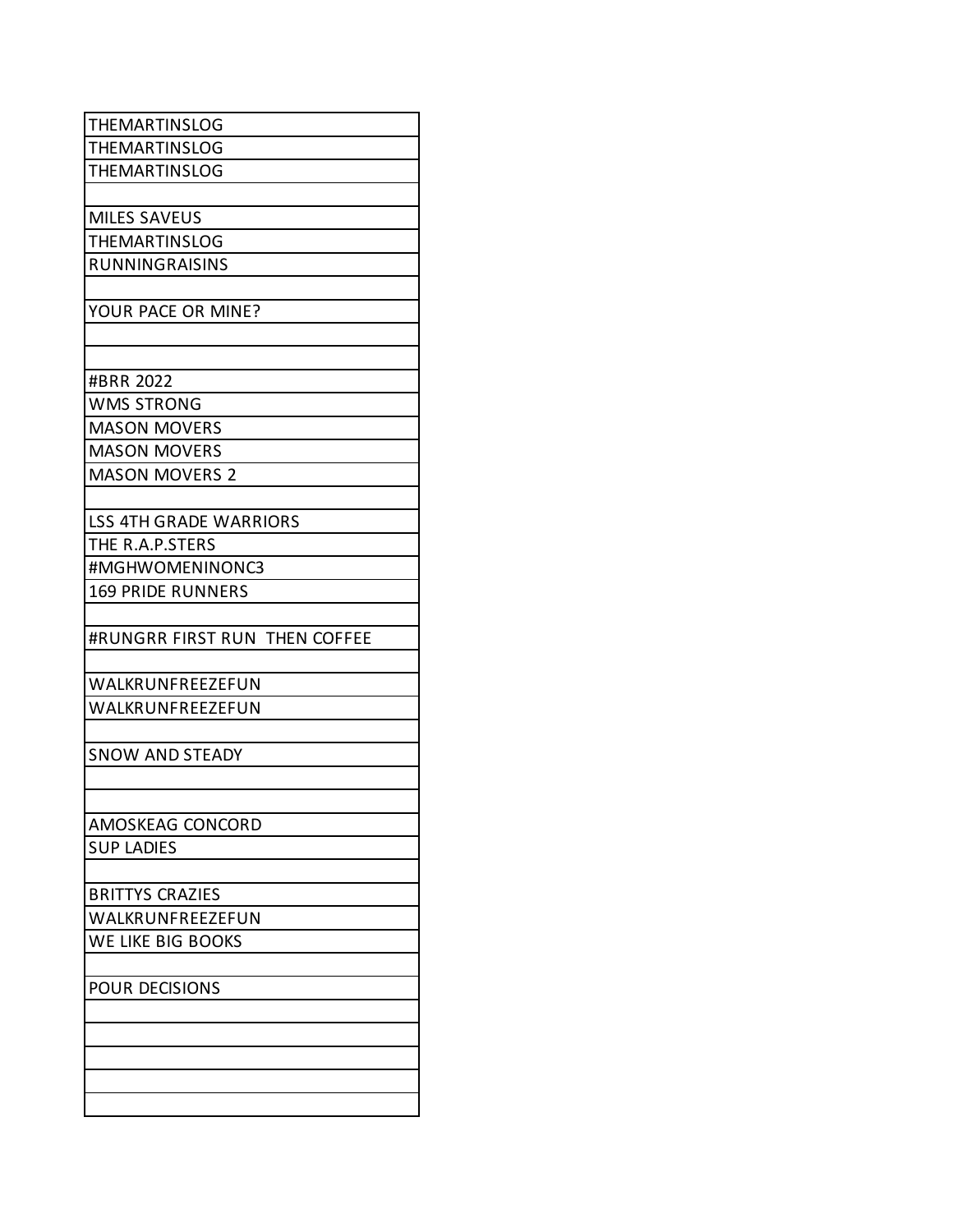| THEMARTINSLOG |
| --- |
| THEMARTINSLOG |
| THEMARTINSLOG |
| |
| MILES SAVEUS |
| THEMARTINSLOG |
| RUNNINGRAISINS |
| |
| YOUR PACE OR MINE? |
| |
| |
| #BRR 2022 |
| WMS STRONG |
| MASON MOVERS |
| MASON MOVERS |
| MASON MOVERS 2 |
| |
| LSS 4TH GRADE WARRIORS |
| THE R.A.P.STERS |
| #MGHWOMENINONC3 |
| 169 PRIDE RUNNERS |
| |
| #RUNGRR FIRST RUN  THEN COFFEE |
| |
| WALKRUNFREEZEFUN |
| WALKRUNFREEZEFUN |
| |
| SNOW AND STEADY |
| |
| |
| AMOSKEAG CONCORD |
| SUP LADIES |
| |
| BRITTYS CRAZIES |
| WALKRUNFREEZEFUN |
| WE LIKE BIG BOOKS |
| |
| POUR DECISIONS |
| |
| |
| |
| |
| |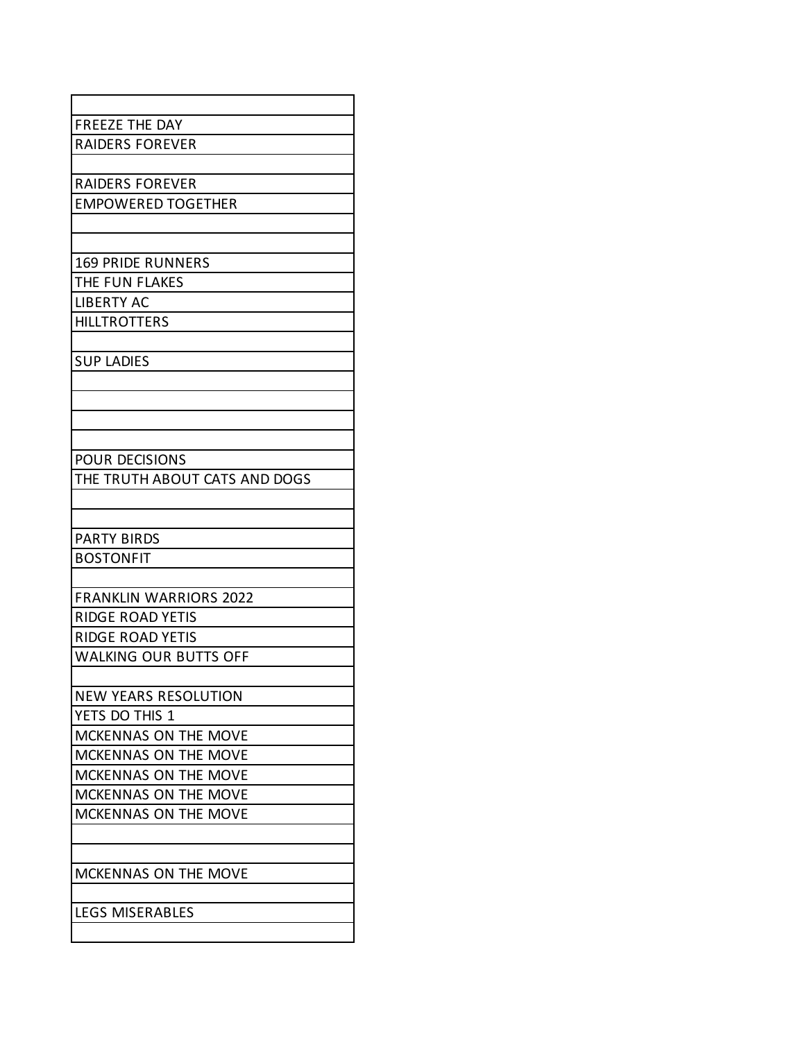| |
|---|
| FREEZE THE DAY |
| RAIDERS FOREVER |
| |
| RAIDERS FOREVER |
| EMPOWERED TOGETHER |
| |
| |
| 169 PRIDE RUNNERS |
| THE FUN FLAKES |
| LIBERTY AC |
| HILLTROTTERS |
| |
| SUP LADIES |
| |
| |
| |
| |
| POUR DECISIONS |
| THE TRUTH ABOUT CATS AND DOGS |
| |
| |
| PARTY BIRDS |
| BOSTONFIT |
| |
| FRANKLIN WARRIORS 2022 |
| RIDGE ROAD YETIS |
| RIDGE ROAD YETIS |
| WALKING OUR BUTTS OFF |
| |
| NEW YEARS RESOLUTION |
| YETS DO THIS 1 |
| MCKENNAS ON THE MOVE |
| MCKENNAS ON THE MOVE |
| MCKENNAS ON THE MOVE |
| MCKENNAS ON THE MOVE |
| MCKENNAS ON THE MOVE |
| |
| |
| MCKENNAS ON THE MOVE |
| |
| LEGS MISERABLES |
| |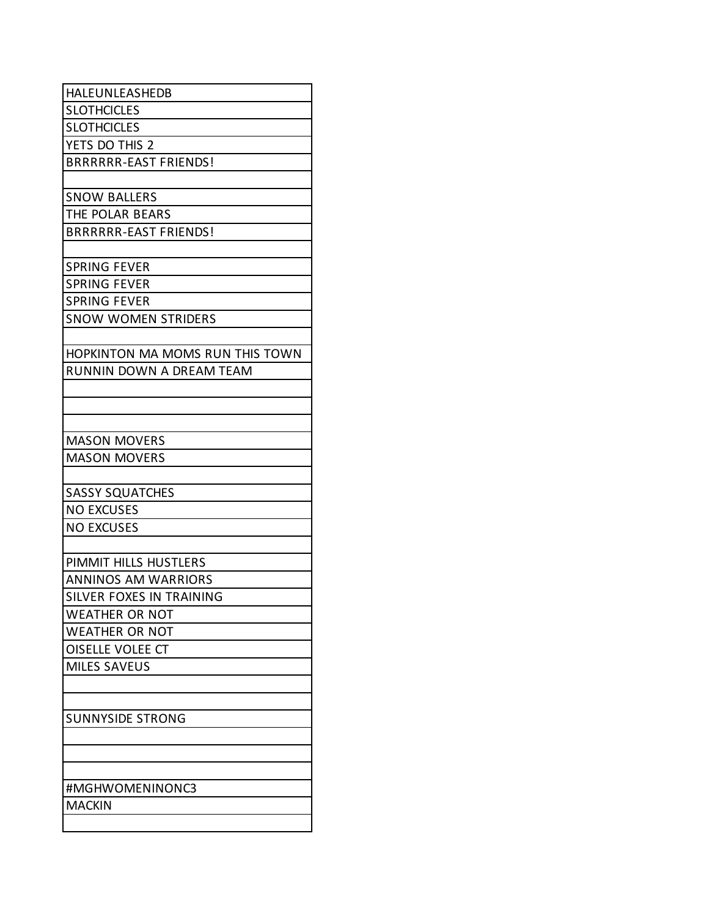| HALEUNLEASHEDB |
|---|
| SLOTHCICLES |
| SLOTHCICLES |
| YETS DO THIS 2 |
| BRRRRRR-EAST FRIENDS! |
| |
| SNOW BALLERS |
| THE POLAR BEARS |
| BRRRRRR-EAST FRIENDS! |
| |
| SPRING FEVER |
| SPRING FEVER |
| SPRING FEVER |
| SNOW WOMEN STRIDERS |
| |
| HOPKINTON MA MOMS RUN THIS TOWN |
| RUNNIN DOWN A DREAM TEAM |
| |
| |
| |
| MASON MOVERS |
| MASON MOVERS |
| |
| SASSY SQUATCHES |
| NO EXCUSES |
| NO EXCUSES |
| |
| PIMMIT HILLS HUSTLERS |
| ANNINOS AM WARRIORS |
| SILVER FOXES IN TRAINING |
| WEATHER OR NOT |
| WEATHER OR NOT |
| OISELLE VOLEE CT |
| MILES SAVEUS |
| |
| |
| SUNNYSIDE STRONG |
| |
| |
| |
| #MGHWOMENINONC3 |
| MACKIN |
| |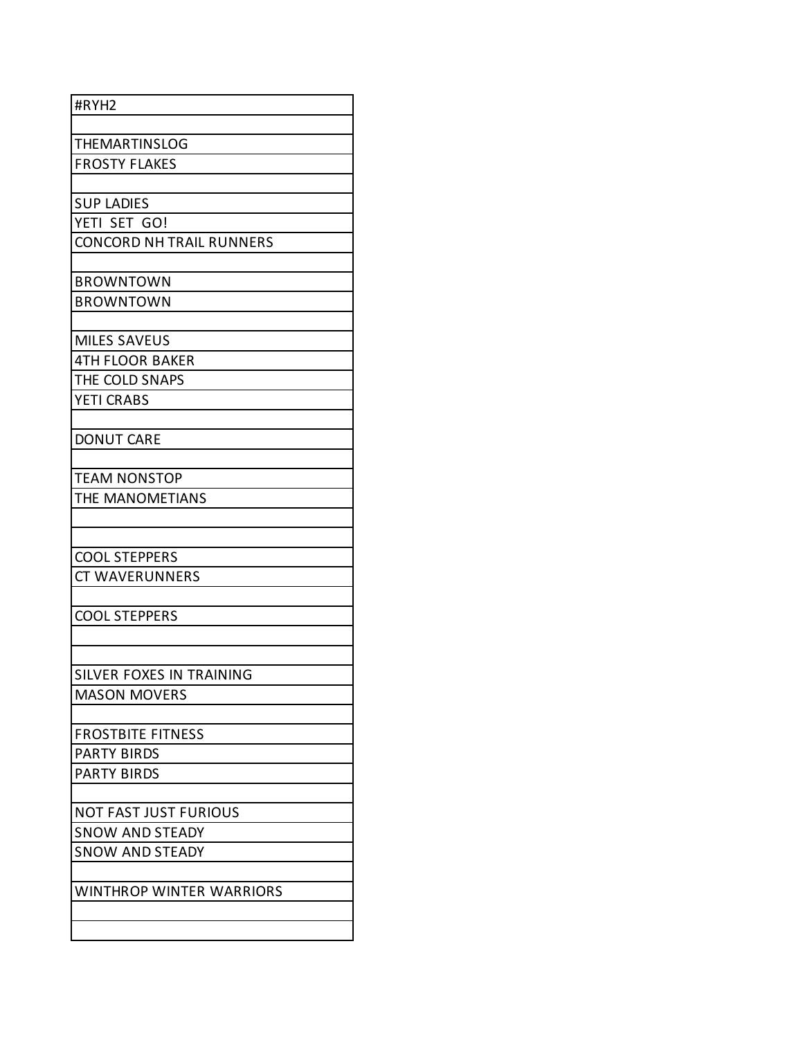| #RYH2 |
| --- |
| |
| THEMARTINSLOG |
| FROSTY FLAKES |
| |
| SUP LADIES |
| YETI SET GO! |
| CONCORD NH TRAIL RUNNERS |
| |
| BROWNTOWN |
| BROWNTOWN |
| |
| MILES SAVEUS |
| 4TH FLOOR BAKER |
| THE COLD SNAPS |
| YETI CRABS |
| |
| DONUT CARE |
| |
| TEAM NONSTOP |
| THE MANOMETIANS |
| |
| |
| COOL STEPPERS |
| CT WAVERUNNERS |
| |
| COOL STEPPERS |
| |
| |
| SILVER FOXES IN TRAINING |
| MASON MOVERS |
| |
| FROSTBITE FITNESS |
| PARTY BIRDS |
| PARTY BIRDS |
| |
| NOT FAST JUST FURIOUS |
| SNOW AND STEADY |
| SNOW AND STEADY |
| |
| WINTHROP WINTER WARRIORS |
| |
| |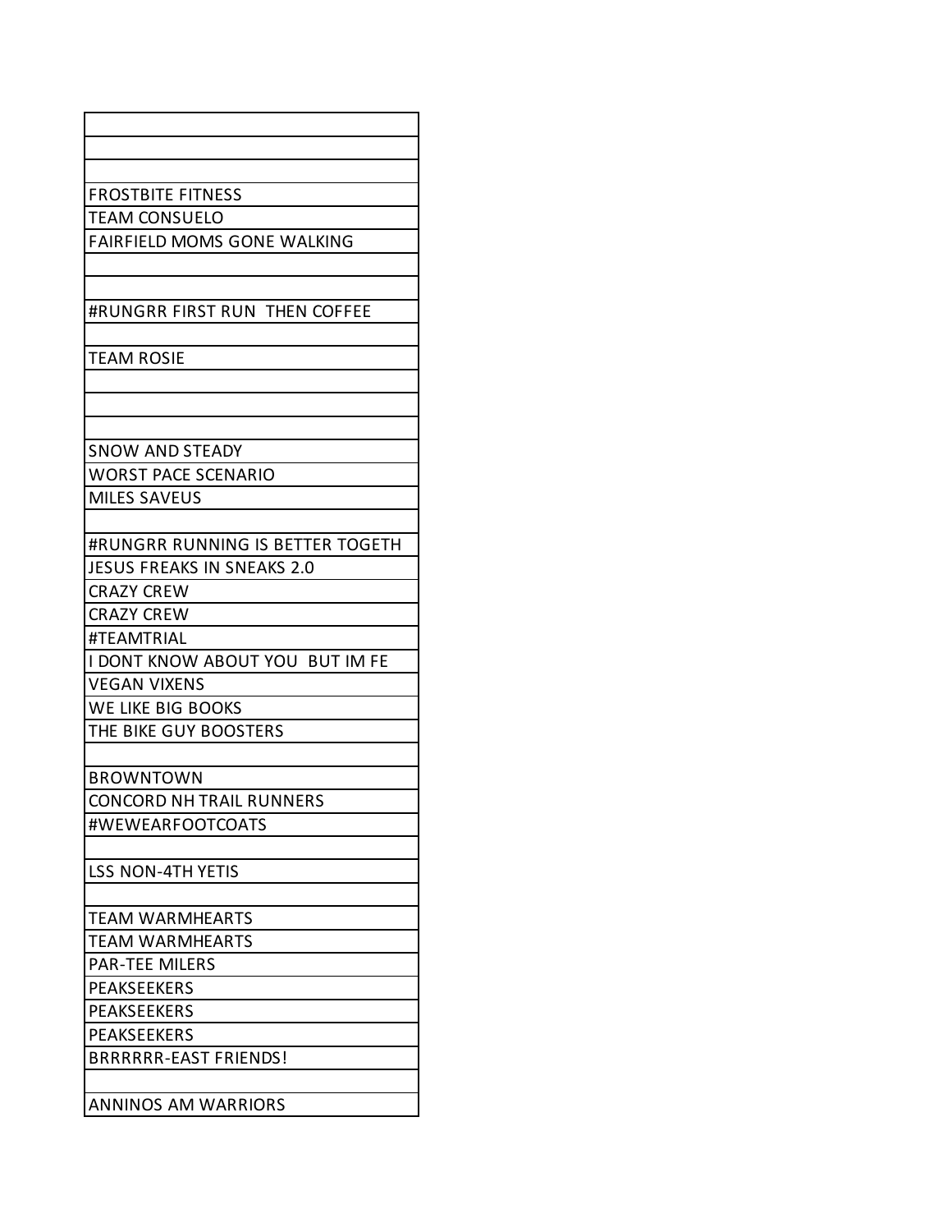| |
|---|
| |
| |
| |
| FROSTBITE FITNESS |
| TEAM CONSUELO |
| FAIRFIELD MOMS GONE WALKING |
| |
| |
| #RUNGRR FIRST RUN THEN COFFEE |
| |
| TEAM ROSIE |
| |
| |
| |
| SNOW AND STEADY |
| WORST PACE SCENARIO |
| MILES SAVEUS |
| |
| #RUNGRR RUNNING IS BETTER TOGETH |
| JESUS FREAKS IN SNEAKS 2.0 |
| CRAZY CREW |
| CRAZY CREW |
| #TEAMTRIAL |
| I DONT KNOW ABOUT YOU BUT IM FE |
| VEGAN VIXENS |
| WE LIKE BIG BOOKS |
| THE BIKE GUY BOOSTERS |
| |
| BROWNTOWN |
| CONCORD NH TRAIL RUNNERS |
| #WEWEARFOOTCOATS |
| |
| LSS NON-4TH YETIS |
| |
| TEAM WARMHEARTS |
| TEAM WARMHEARTS |
| PAR-TEE MILERS |
| PEAKSEEKERS |
| PEAKSEEKERS |
| PEAKSEEKERS |
| BRRRRRR-EAST FRIENDS! |
| |
| ANNINOS AM WARRIORS |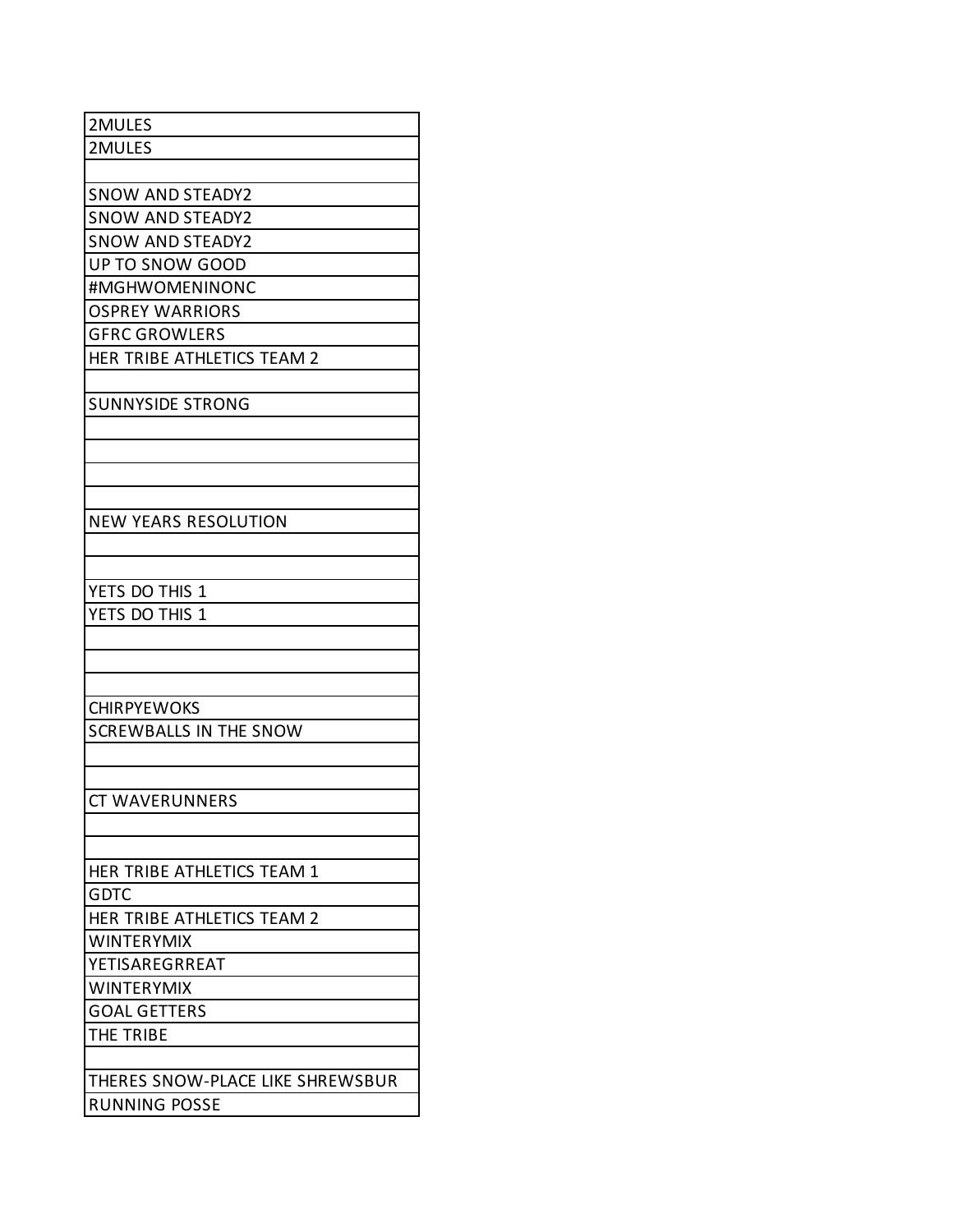| 2MULES |
| --- |
| 2MULES |
| |
| SNOW AND STEADY2 |
| SNOW AND STEADY2 |
| SNOW AND STEADY2 |
| UP TO SNOW GOOD |
| #MGHWOMENINONC |
| OSPREY WARRIORS |
| GFRC GROWLERS |
| HER TRIBE ATHLETICS TEAM 2 |
| |
| SUNNYSIDE STRONG |
| |
| |
| |
| |
| NEW YEARS RESOLUTION |
| |
| |
| YETS DO THIS 1 |
| YETS DO THIS 1 |
| |
| |
| |
| CHIRPYEWOKS |
| SCREWBALLS IN THE SNOW |
| |
| |
| CT WAVERUNNERS |
| |
| |
| HER TRIBE ATHLETICS TEAM 1 |
| GDTC |
| HER TRIBE ATHLETICS TEAM 2 |
| WINTERYMIX |
| YETISAREGRREAT |
| WINTERYMIX |
| GOAL GETTERS |
| THE TRIBE |
| |
| THERES SNOW-PLACE LIKE SHREWSBUR |
| RUNNING POSSE |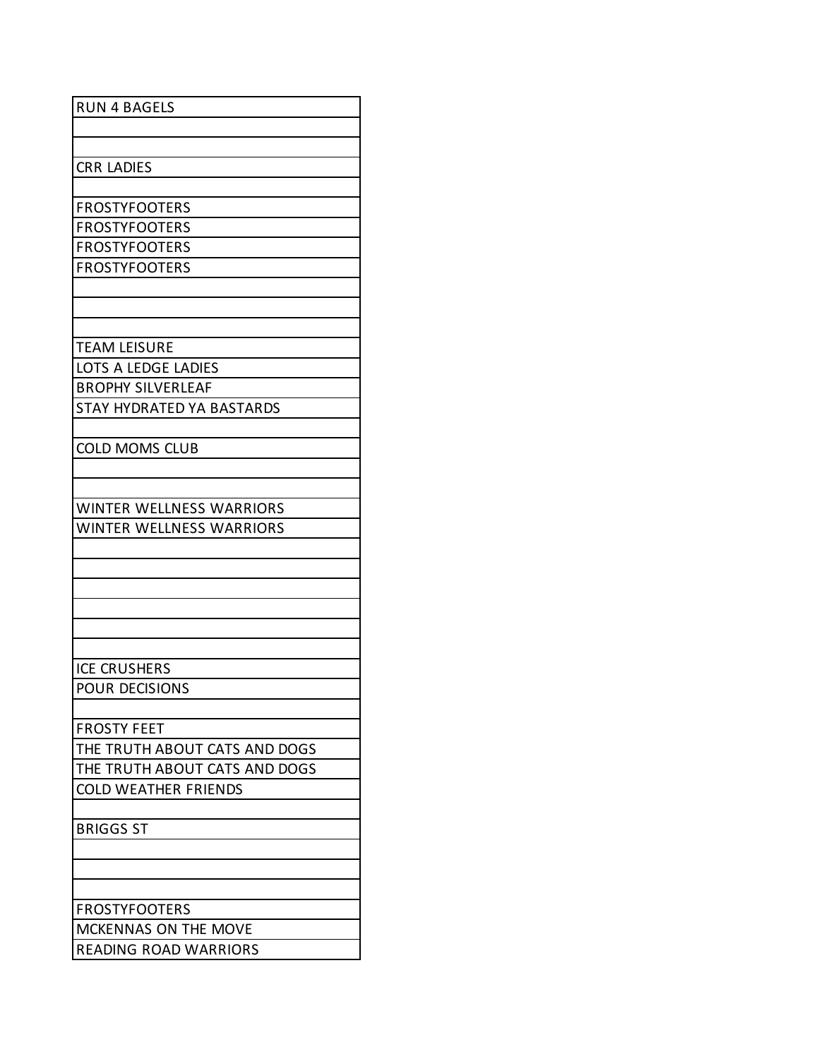| RUN 4 BAGELS |
| --- |
| |
| |
| CRR LADIES |
| |
| FROSTYFOOTERS |
| FROSTYFOOTERS |
| FROSTYFOOTERS |
| FROSTYFOOTERS |
| |
| |
| |
| TEAM LEISURE |
| LOTS A LEDGE LADIES |
| BROPHY SILVERLEAF |
| STAY HYDRATED YA BASTARDS |
| |
| COLD MOMS CLUB |
| |
| |
| WINTER WELLNESS WARRIORS |
| WINTER WELLNESS WARRIORS |
| |
| |
| |
| |
| |
| |
| ICE CRUSHERS |
| POUR DECISIONS |
| |
| FROSTY FEET |
| THE TRUTH ABOUT CATS AND DOGS |
| THE TRUTH ABOUT CATS AND DOGS |
| COLD WEATHER FRIENDS |
| |
| BRIGGS ST |
| |
| |
| |
| FROSTYFOOTERS |
| MCKENNAS ON THE MOVE |
| READING ROAD WARRIORS |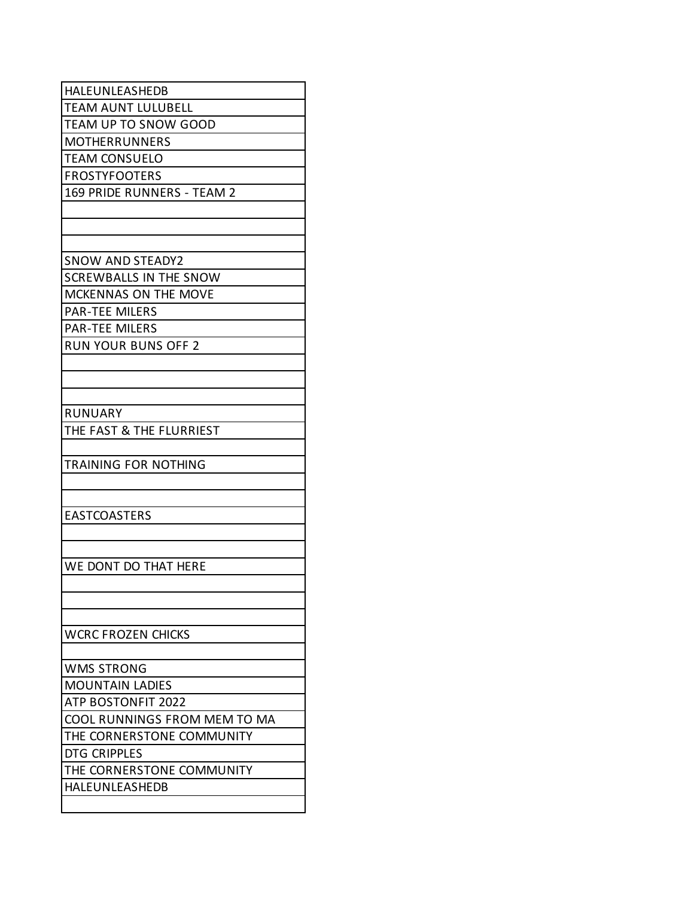| |
|---|
| HALEUNLEASHEDB |
| TEAM AUNT LULUBELL |
| TEAM UP TO SNOW GOOD |
| MOTHERRUNNERS |
| TEAM CONSUELO |
| FROSTYFOOTERS |
| 169 PRIDE RUNNERS - TEAM 2 |
| |
| |
| |
| SNOW AND STEADY2 |
| SCREWBALLS IN THE SNOW |
| MCKENNAS ON THE MOVE |
| PAR-TEE MILERS |
| PAR-TEE MILERS |
| RUN YOUR BUNS OFF 2 |
| |
| |
| |
| RUNUARY |
| THE FAST & THE FLURRIEST |
| |
| TRAINING FOR NOTHING |
| |
| |
| EASTCOASTERS |
| |
| |
| WE DONT DO THAT HERE |
| |
| |
| |
| WCRC FROZEN CHICKS |
| |
| WMS STRONG |
| MOUNTAIN LADIES |
| ATP BOSTONFIT 2022 |
| COOL RUNNINGS FROM MEM TO MA |
| THE CORNERSTONE COMMUNITY |
| DTG CRIPPLES |
| THE CORNERSTONE COMMUNITY |
| HALEUNLEASHEDB |
| |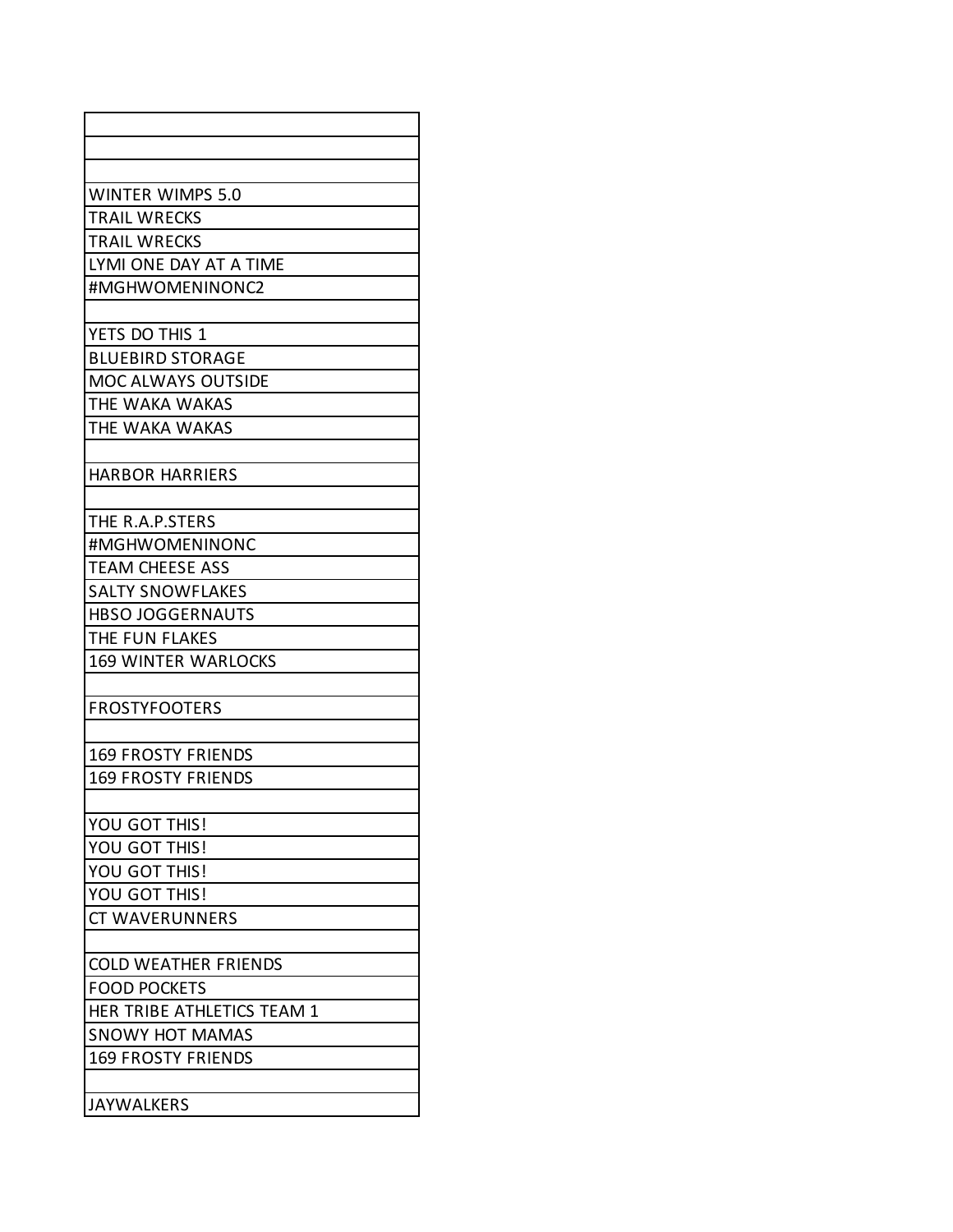| |
|---|
| |
| |
| WINTER WIMPS 5.0 |
| TRAIL WRECKS |
| TRAIL WRECKS |
| LYMI ONE DAY AT A TIME |
| #MGHWOMENINONC2 |
| |
| YETS DO THIS 1 |
| BLUEBIRD STORAGE |
| MOC ALWAYS OUTSIDE |
| THE WAKA WAKAS |
| THE WAKA WAKAS |
| |
| HARBOR HARRIERS |
| |
| THE R.A.P.STERS |
| #MGHWOMENINONC |
| TEAM CHEESE ASS |
| SALTY SNOWFLAKES |
| HBSO JOGGERNAUTS |
| THE FUN FLAKES |
| 169 WINTER WARLOCKS |
| |
| FROSTYFOOTERS |
| |
| 169 FROSTY FRIENDS |
| 169 FROSTY FRIENDS |
| |
| YOU GOT THIS! |
| YOU GOT THIS! |
| YOU GOT THIS! |
| YOU GOT THIS! |
| CT WAVERUNNERS |
| |
| COLD WEATHER FRIENDS |
| FOOD POCKETS |
| HER TRIBE ATHLETICS TEAM 1 |
| SNOWY HOT MAMAS |
| 169 FROSTY FRIENDS |
| |
| JAYWALKERS |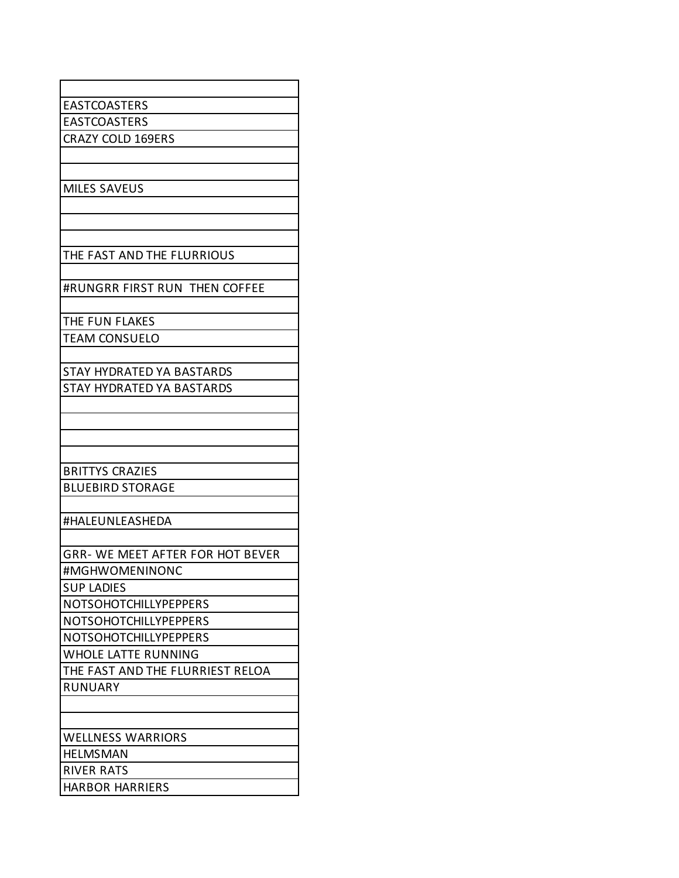| |
|---|
| EASTCOASTERS |
| EASTCOASTERS |
| CRAZY COLD 169ERS |
| |
| |
| MILES SAVEUS |
| |
| |
| |
| THE FAST AND THE FLURRIOUS |
| |
| #RUNGRR FIRST RUN THEN COFFEE |
| |
| THE FUN FLAKES |
| TEAM CONSUELO |
| |
| STAY HYDRATED YA BASTARDS |
| STAY HYDRATED YA BASTARDS |
| |
| |
| |
| |
| BRITTYS CRAZIES |
| BLUEBIRD STORAGE |
| |
| #HALEUNLEASHEDA |
| |
| GRR- WE MEET AFTER FOR HOT BEVER |
| #MGHWOMENINONC |
| SUP LADIES |
| NOTSOHOTCHILLYPEPPERS |
| NOTSOHOTCHILLYPEPPERS |
| NOTSOHOTCHILLYPEPPERS |
| WHOLE LATTE RUNNING |
| THE FAST AND THE FLURRIEST RELOA |
| RUNUARY |
| |
| |
| WELLNESS WARRIORS |
| HELMSMAN |
| RIVER RATS |
| HARBOR HARRIERS |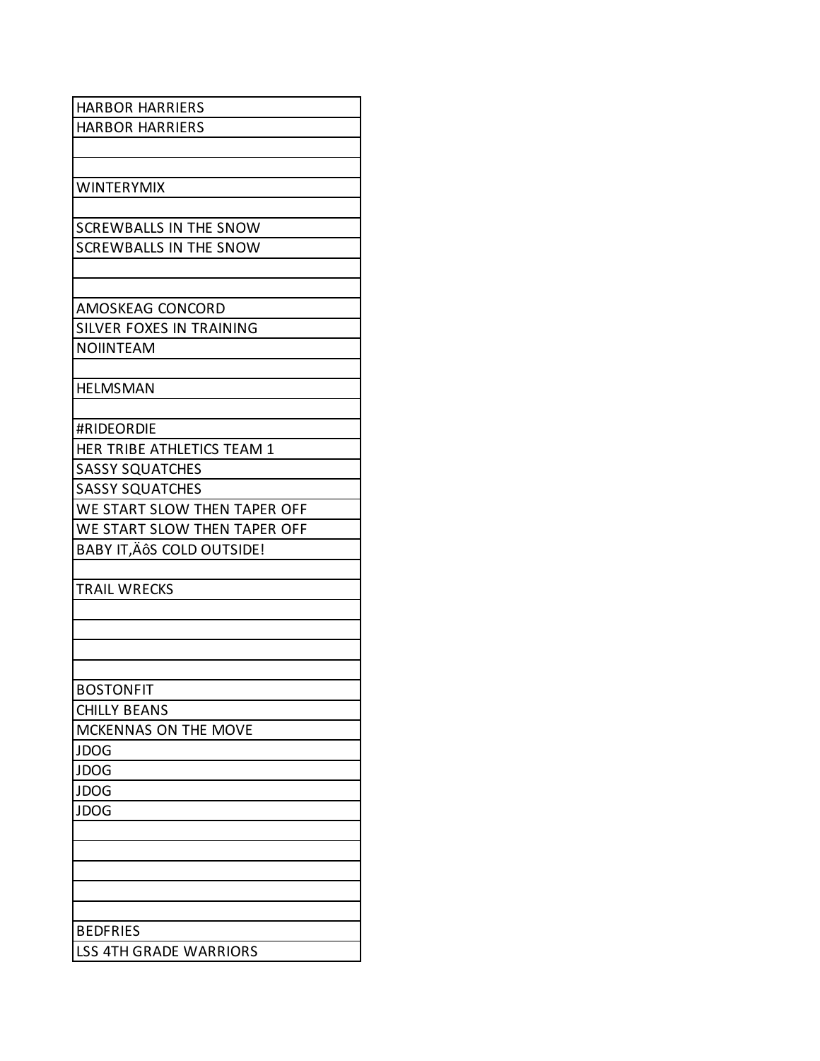| HARBOR HARRIERS |
| --- |
| HARBOR HARRIERS |
| |
| |
| WINTERYMIX |
| |
| SCREWBALLS IN THE SNOW |
| SCREWBALLS IN THE SNOW |
| |
| |
| AMOSKEAG CONCORD |
| SILVER FOXES IN TRAINING |
| NOIINTEAM |
| |
| HELMSMAN |
| |
| #RIDEORDIE |
| HER TRIBE ATHLETICS TEAM 1 |
| SASSY SQUATCHES |
| SASSY SQUATCHES |
| WE START SLOW THEN TAPER OFF |
| WE START SLOW THEN TAPER OFF |
| BABY IT,ÄôS COLD OUTSIDE! |
| |
| TRAIL WRECKS |
| |
| |
| |
| |
| BOSTONFIT |
| CHILLY BEANS |
| MCKENNAS ON THE MOVE |
| JDOG |
| JDOG |
| JDOG |
| JDOG |
| |
| |
| |
| |
| |
| BEDFRIES |
| LSS 4TH GRADE WARRIORS |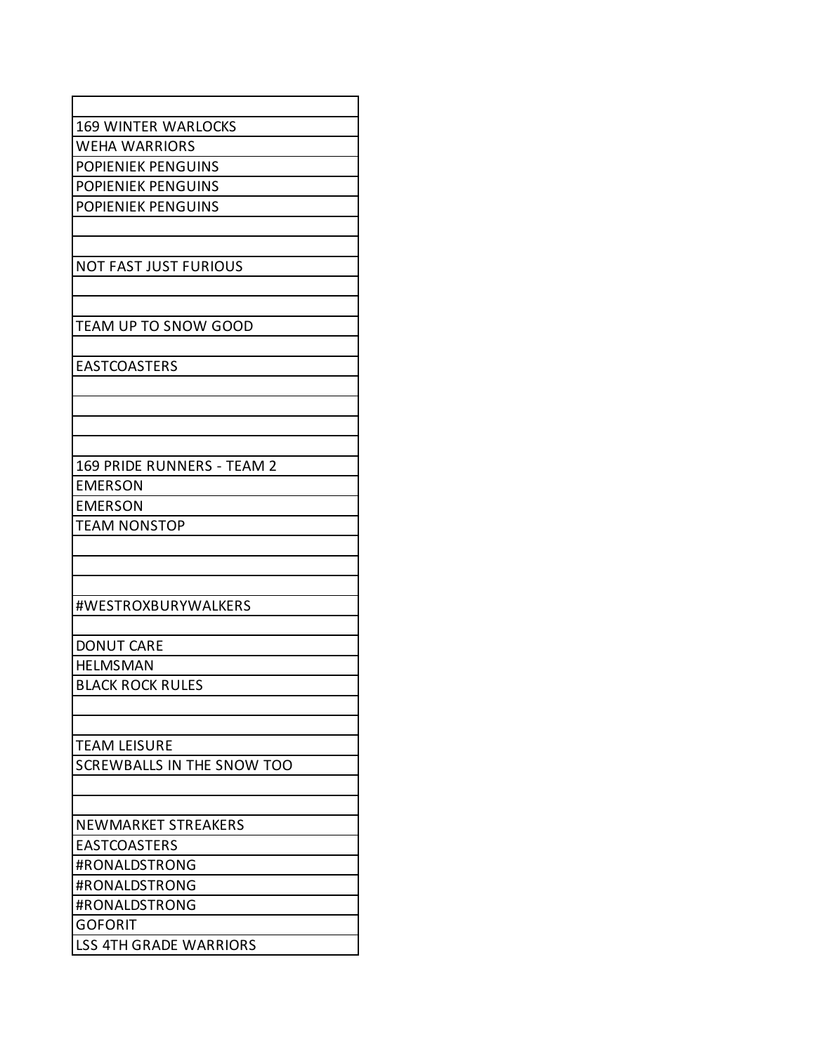| |
|---|
| 169 WINTER WARLOCKS |
| WEHA WARRIORS |
| POPIENIEK PENGUINS |
| POPIENIEK PENGUINS |
| POPIENIEK PENGUINS |
| |
| |
| NOT FAST JUST FURIOUS |
| |
| |
| TEAM UP TO SNOW GOOD |
| |
| EASTCOASTERS |
| |
| |
| |
| |
| 169 PRIDE RUNNERS - TEAM 2 |
| EMERSON |
| EMERSON |
| TEAM NONSTOP |
| |
| |
| |
| #WESTROXBURYWALKERS |
| |
| DONUT CARE |
| HELMSMAN |
| BLACK ROCK RULES |
| |
| |
| TEAM LEISURE |
| SCREWBALLS IN THE SNOW TOO |
| |
| |
| NEWMARKET STREAKERS |
| EASTCOASTERS |
| #RONALDSTRONG |
| #RONALDSTRONG |
| #RONALDSTRONG |
| GOFORIT |
| LSS 4TH GRADE WARRIORS |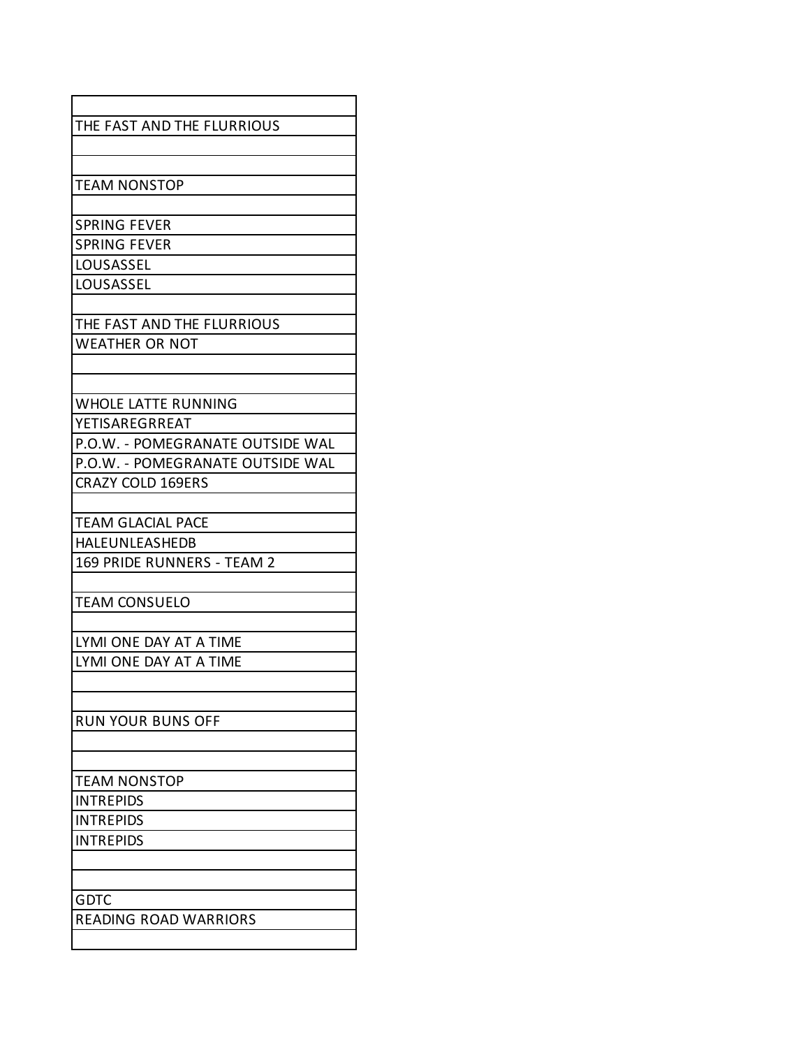| |
|---|
| THE FAST AND THE FLURRIOUS |
| |
| |
| TEAM NONSTOP |
| |
| SPRING FEVER |
| SPRING FEVER |
| LOUSASSEL |
| LOUSASSEL |
| |
| THE FAST AND THE FLURRIOUS |
| WEATHER OR NOT |
| |
| |
| WHOLE LATTE RUNNING |
| YETISAREGRREAT |
| P.O.W. - POMEGRANATE OUTSIDE WAL |
| P.O.W. - POMEGRANATE OUTSIDE WAL |
| CRAZY COLD 169ERS |
| |
| TEAM GLACIAL PACE |
| HALEUNLEASHEDB |
| 169 PRIDE RUNNERS - TEAM 2 |
| |
| TEAM CONSUELO |
| |
| LYMI ONE DAY AT A TIME |
| LYMI ONE DAY AT A TIME |
| |
| |
| RUN YOUR BUNS OFF |
| |
| |
| TEAM NONSTOP |
| INTREPIDS |
| INTREPIDS |
| INTREPIDS |
| |
| |
| GDTC |
| READING ROAD WARRIORS |
| |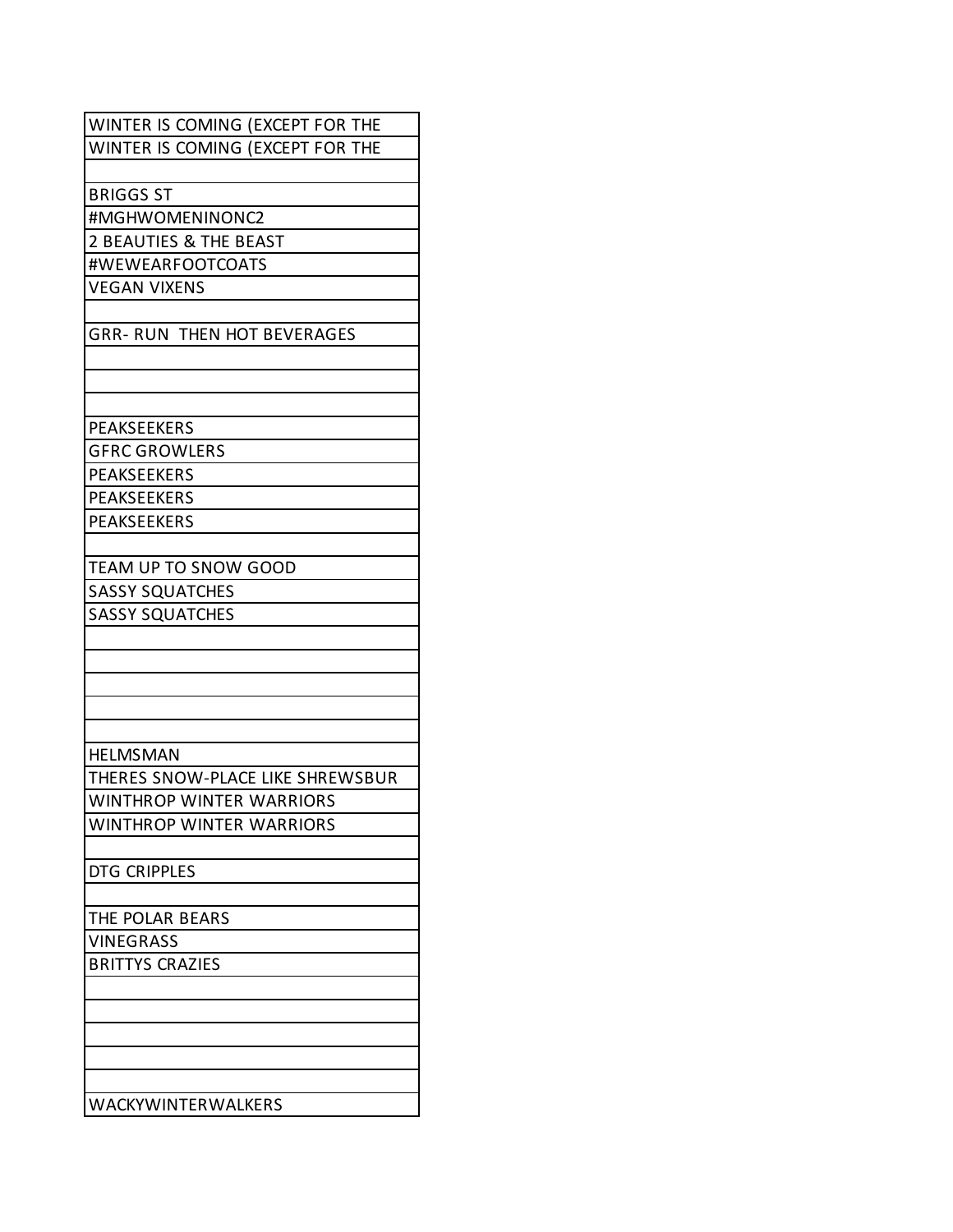| |
|---|
| WINTER IS COMING (EXCEPT FOR THE |
| WINTER IS COMING (EXCEPT FOR THE |
| |
| BRIGGS ST |
| #MGHWOMENINONC2 |
| 2 BEAUTIES & THE BEAST |
| #WEWEARFOOTCOATS |
| VEGAN VIXENS |
| |
| GRR- RUN THEN HOT BEVERAGES |
| |
| |
| |
| PEAKSEEKERS |
| GFRC GROWLERS |
| PEAKSEEKERS |
| PEAKSEEKERS |
| PEAKSEEKERS |
| |
| TEAM UP TO SNOW GOOD |
| SASSY SQUATCHES |
| SASSY SQUATCHES |
| |
| |
| |
| |
| |
| HELMSMAN |
| THERES SNOW-PLACE LIKE SHREWSBUR |
| WINTHROP WINTER WARRIORS |
| WINTHROP WINTER WARRIORS |
| |
| DTG CRIPPLES |
| |
| THE POLAR BEARS |
| VINEGRASS |
| BRITTYS CRAZIES |
| |
| |
| |
| |
| |
| WACKYWINTERWALKERS |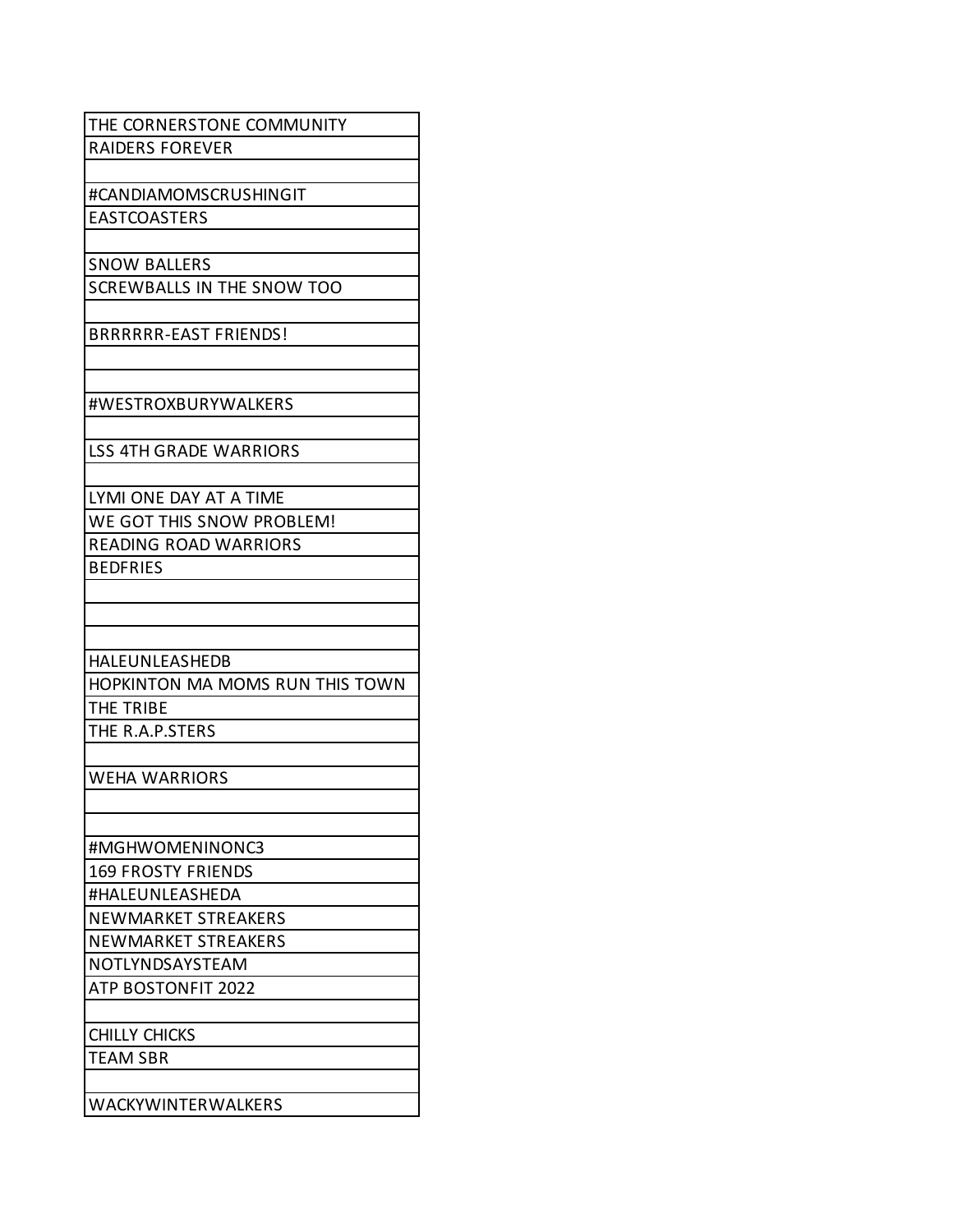| THE CORNERSTONE COMMUNITY |
|---|
| RAIDERS FOREVER |
| |
| #CANDIAMOMSCRUSHINGIT |
| EASTCOASTERS |
| |
| SNOW BALLERS |
| SCREWBALLS IN THE SNOW TOO |
| |
| BRRRRRR-EAST FRIENDS! |
| |
| |
| #WESTROXBURYWALKERS |
| |
| LSS 4TH GRADE WARRIORS |
| |
| LYMI ONE DAY AT A TIME |
| WE GOT THIS SNOW PROBLEM! |
| READING ROAD WARRIORS |
| BEDFRIES |
| |
| |
| |
| HALEUNLEASHEDB |
| HOPKINTON MA MOMS RUN THIS TOWN |
| THE TRIBE |
| THE R.A.P.STERS |
| |
| WEHA WARRIORS |
| |
| |
| #MGHWOMENINONC3 |
| 169 FROSTY FRIENDS |
| #HALEUNLEASHEDA |
| NEWMARKET STREAKERS |
| NEWMARKET STREAKERS |
| NOTLYNDSAYSTEAM |
| ATP BOSTONFIT 2022 |
| |
| CHILLY CHICKS |
| TEAM SBR |
| |
| WACKYWINTERWALKERS |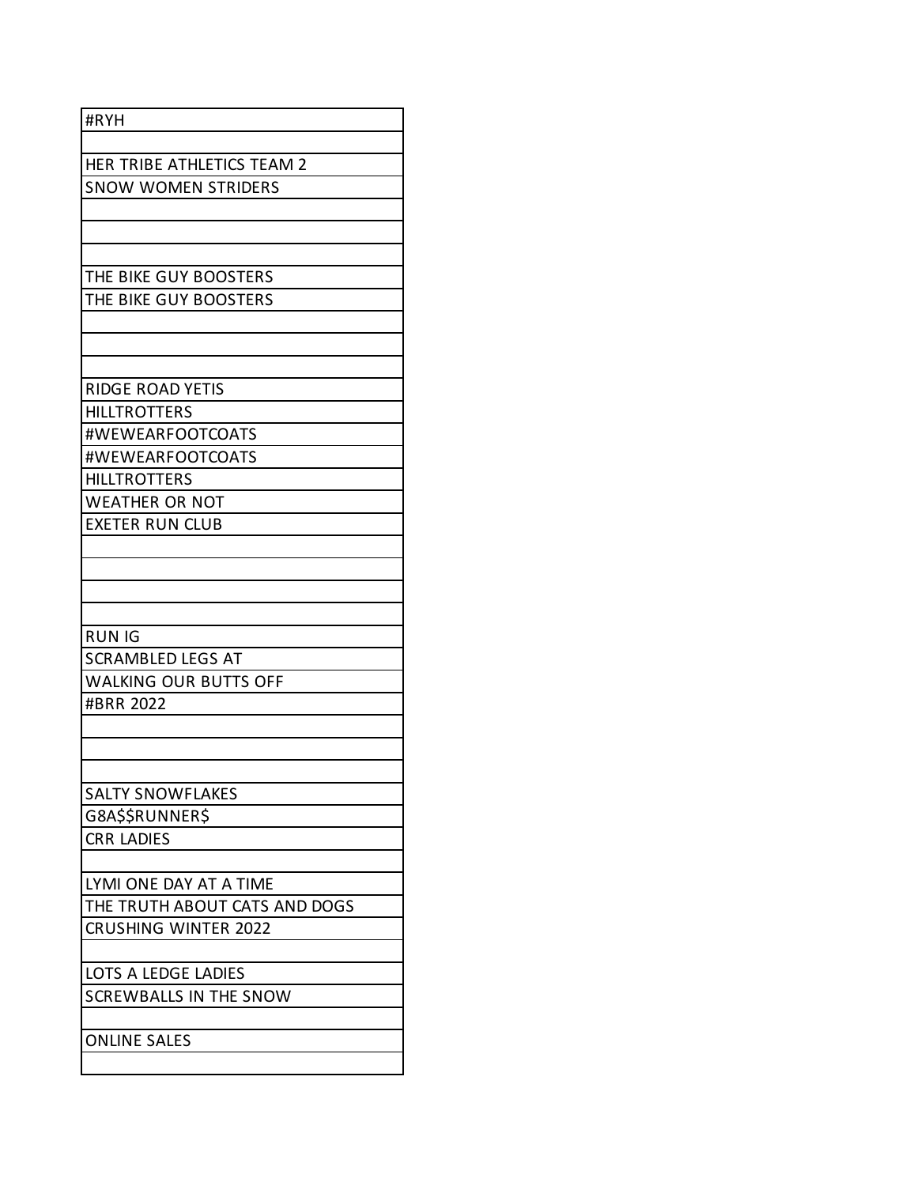| |
|---|
| #RYH |
| |
| HER TRIBE ATHLETICS TEAM 2 |
| SNOW WOMEN STRIDERS |
| |
| |
| |
| THE BIKE GUY BOOSTERS |
| THE BIKE GUY BOOSTERS |
| |
| |
| |
| RIDGE ROAD YETIS |
| HILLTROTTERS |
| #WEWEARFOOTCOATS |
| #WEWEARFOOTCOATS |
| HILLTROTTERS |
| WEATHER OR NOT |
| EXETER RUN CLUB |
| |
| |
| |
| |
| RUN IG |
| SCRAMBLED LEGS AT |
| WALKING OUR BUTTS OFF |
| #BRR 2022 |
| |
| |
| |
| SALTY SNOWFLAKES |
| G8A$$RUNNER$ |
| CRR LADIES |
| |
| LYMI ONE DAY AT A TIME |
| THE TRUTH ABOUT CATS AND DOGS |
| CRUSHING WINTER 2022 |
| |
| LOTS A LEDGE LADIES |
| SCREWBALLS IN THE SNOW |
| |
| ONLINE SALES |
| |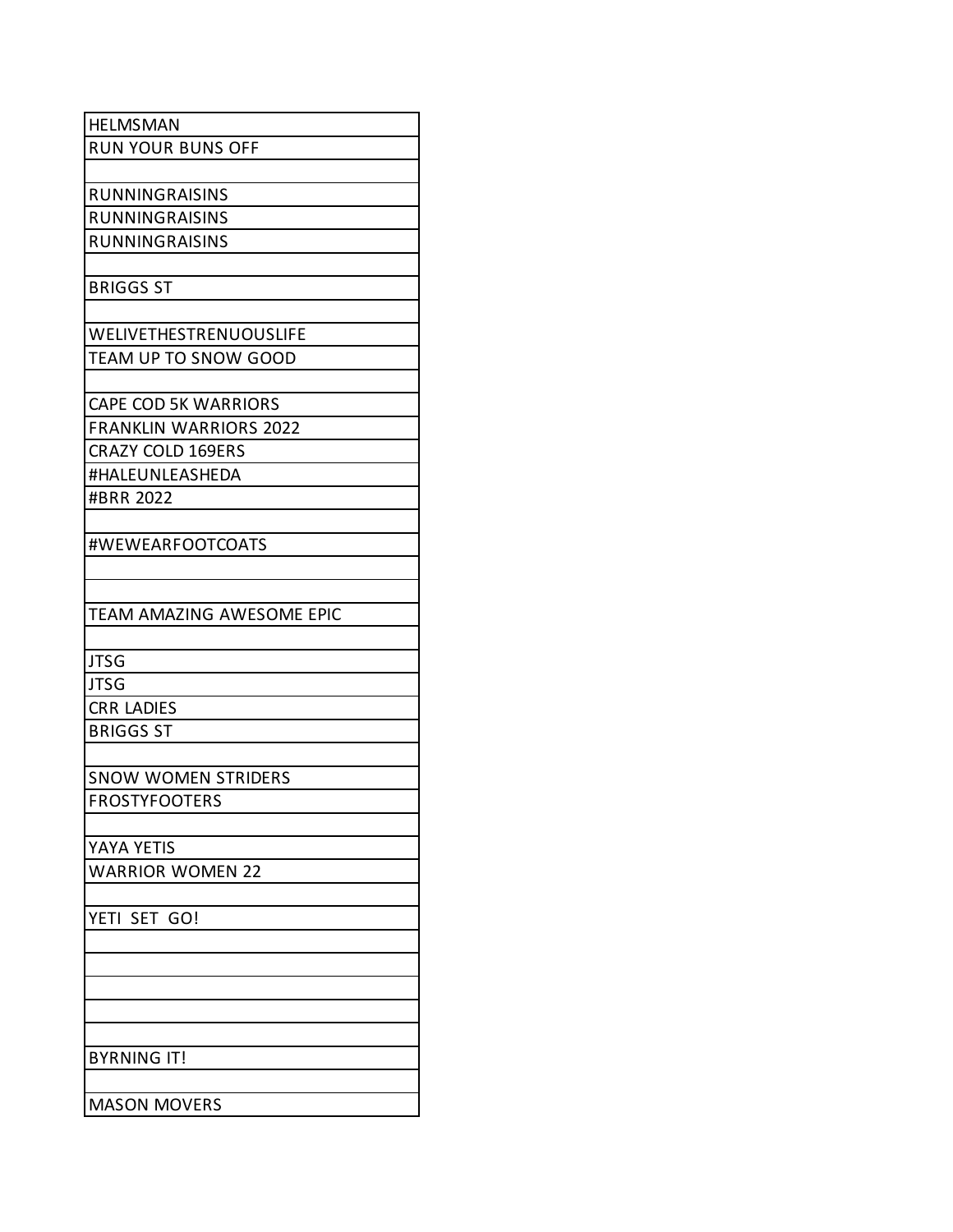| HELMSMAN |
|---|
| RUN YOUR BUNS OFF |
| |
| RUNNINGRAISINS |
| RUNNINGRAISINS |
| RUNNINGRAISINS |
| |
| BRIGGS ST |
| |
| WELIVETHESTRENUOUSLIFE |
| TEAM UP TO SNOW GOOD |
| |
| CAPE COD 5K WARRIORS |
| FRANKLIN WARRIORS 2022 |
| CRAZY COLD 169ERS |
| #HALEUNLEASHEDA |
| #BRR 2022 |
| |
| #WEWEARFOOTCOATS |
| |
| |
| TEAM AMAZING AWESOME EPIC |
| |
| JTSG |
| JTSG |
| CRR LADIES |
| BRIGGS ST |
| |
| SNOW WOMEN STRIDERS |
| FROSTYFOOTERS |
| |
| YAYA YETIS |
| WARRIOR WOMEN 22 |
| |
| YETI SET GO! |
| |
| |
| |
| |
| |
| BYRNING IT! |
| |
| MASON MOVERS |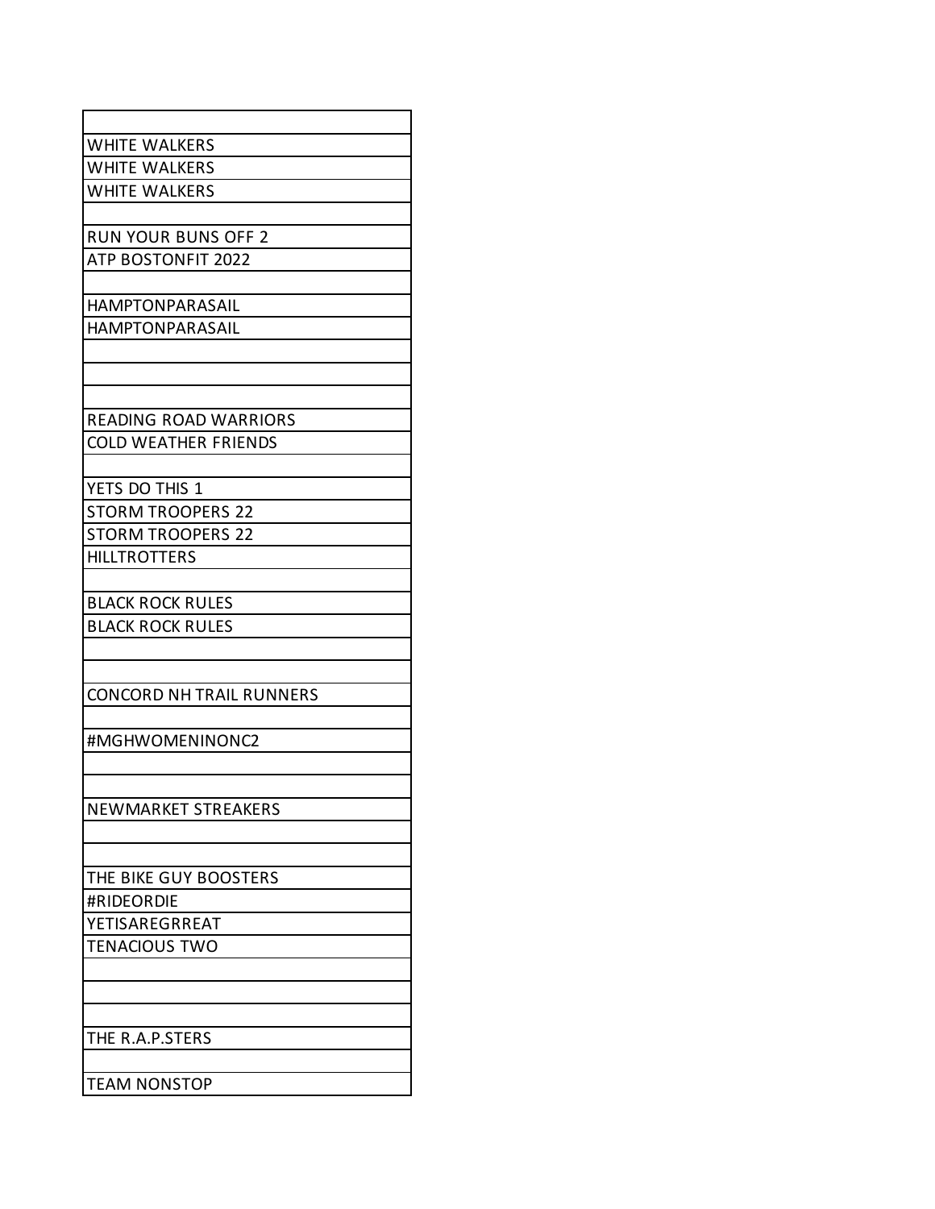| |
|---|
| WHITE WALKERS |
| WHITE WALKERS |
| WHITE WALKERS |
| |
| RUN YOUR BUNS OFF 2 |
| ATP BOSTONFIT 2022 |
| |
| HAMPTONPARASAIL |
| HAMPTONPARASAIL |
| |
| |
| |
| READING ROAD WARRIORS |
| COLD WEATHER FRIENDS |
| |
| YETS DO THIS 1 |
| STORM TROOPERS 22 |
| STORM TROOPERS 22 |
| HILLTROTTERS |
| |
| BLACK ROCK RULES |
| BLACK ROCK RULES |
| |
| |
| CONCORD NH TRAIL RUNNERS |
| |
| #MGHWOMENINONC2 |
| |
| |
| NEWMARKET STREAKERS |
| |
| |
| THE BIKE GUY BOOSTERS |
| #RIDEORDIE |
| YETISAREGRREAT |
| TENACIOUS TWO |
| |
| |
| |
| THE R.A.P.STERS |
| |
| TEAM NONSTOP |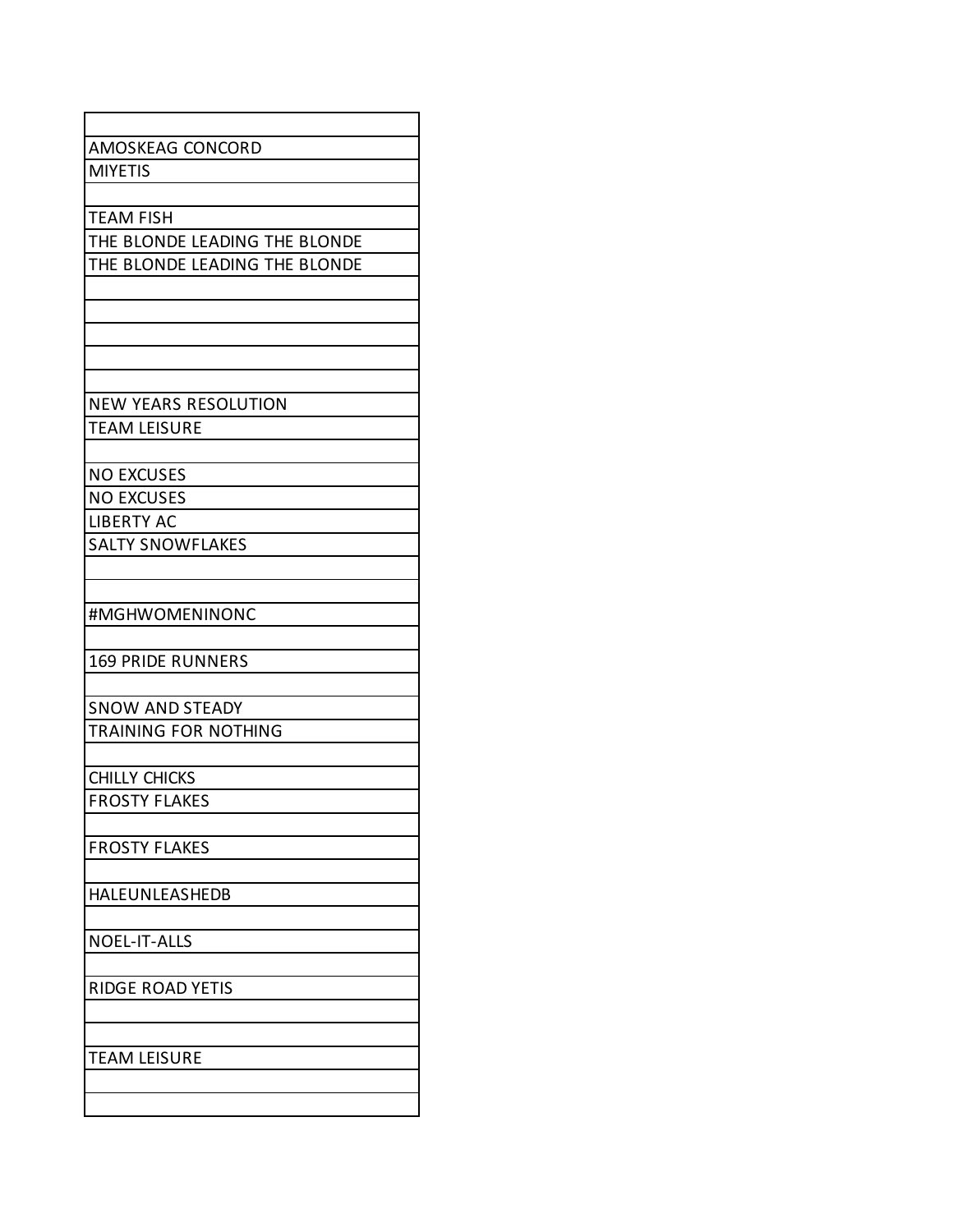| |
|---|
| AMOSKEAG CONCORD |
| MIYETIS |
| |
| TEAM FISH |
| THE BLONDE LEADING THE BLONDE |
| THE BLONDE LEADING THE BLONDE |
| |
| |
| |
| |
| |
| NEW YEARS RESOLUTION |
| TEAM LEISURE |
| |
| NO EXCUSES |
| NO EXCUSES |
| LIBERTY AC |
| SALTY SNOWFLAKES |
| |
| |
| #MGHWOMENINONC |
| |
| 169 PRIDE RUNNERS |
| |
| SNOW AND STEADY |
| TRAINING FOR NOTHING |
| |
| CHILLY CHICKS |
| FROSTY FLAKES |
| |
| FROSTY FLAKES |
| |
| HALEUNLEASHEDB |
| |
| NOEL-IT-ALLS |
| |
| RIDGE ROAD YETIS |
| |
| |
| TEAM LEISURE |
| |
| |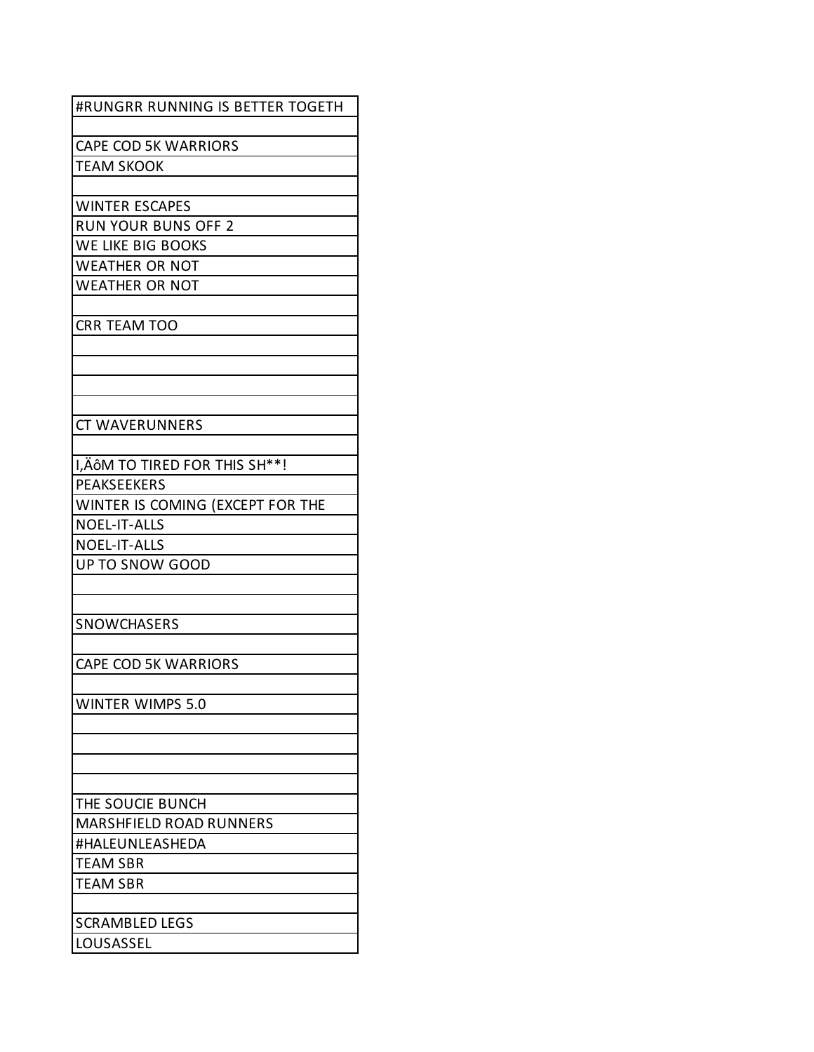| |
|---|
| #RUNGRR RUNNING IS BETTER TOGETH |
| |
| CAPE COD 5K WARRIORS |
| TEAM SKOOK |
| |
| WINTER ESCAPES |
| RUN YOUR BUNS OFF 2 |
| WE LIKE BIG BOOKS |
| WEATHER OR NOT |
| WEATHER OR NOT |
| |
| CRR TEAM TOO |
| |
| |
| |
| |
| CT WAVERUNNERS |
| |
| I‚ÄôM TO TIRED FOR THIS SH**! |
| PEAKSEEKERS |
| WINTER IS COMING (EXCEPT FOR THE |
| NOEL-IT-ALLS |
| NOEL-IT-ALLS |
| UP TO SNOW GOOD |
| |
| |
| SNOWCHASERS |
| |
| CAPE COD 5K WARRIORS |
| |
| WINTER WIMPS 5.0 |
| |
| |
| |
| |
| THE SOUCIE BUNCH |
| MARSHFIELD ROAD RUNNERS |
| #HALEUNLEASHEDA |
| TEAM SBR |
| TEAM SBR |
| |
| SCRAMBLED LEGS |
| LOUSASSEL |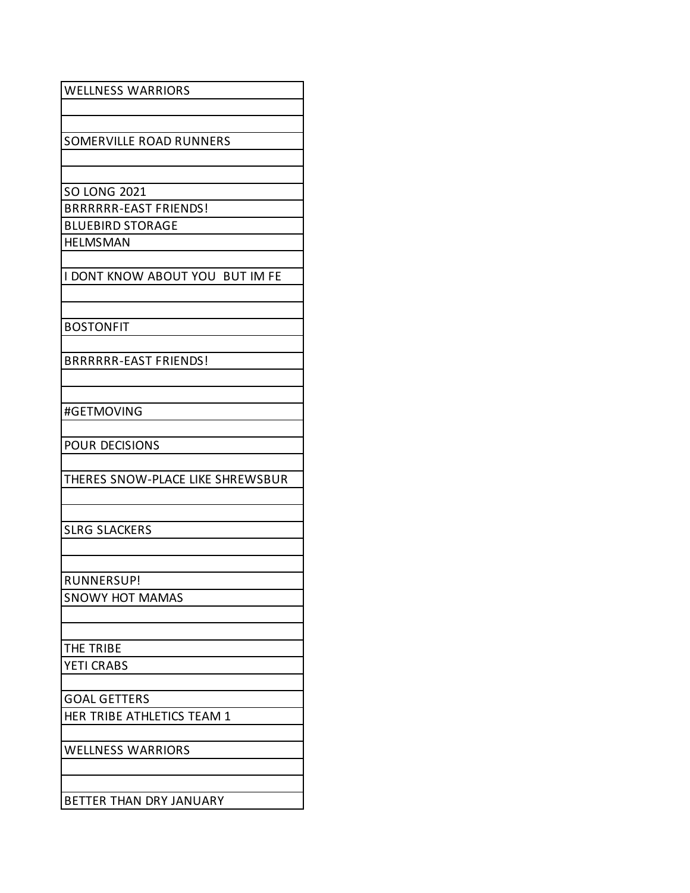| WELLNESS WARRIORS |
| --- |
| |
| |
| SOMERVILLE ROAD RUNNERS |
| |
| |
| SO LONG 2021 |
| BRRRRRR-EAST FRIENDS! |
| BLUEBIRD STORAGE |
| HELMSMAN |
| |
| I DONT KNOW ABOUT YOU  BUT IM FE |
| |
| |
| BOSTONFIT |
| |
| BRRRRRR-EAST FRIENDS! |
| |
| |
| #GETMOVING |
| |
| POUR DECISIONS |
| |
| THERES SNOW-PLACE LIKE SHREWSBUR |
| |
| |
| SLRG SLACKERS |
| |
| |
| RUNNERSUP! |
| SNOWY HOT MAMAS |
| |
| |
| THE TRIBE |
| YETI CRABS |
| |
| GOAL GETTERS |
| HER TRIBE ATHLETICS TEAM 1 |
| |
| WELLNESS WARRIORS |
| |
| |
| BETTER THAN DRY JANUARY |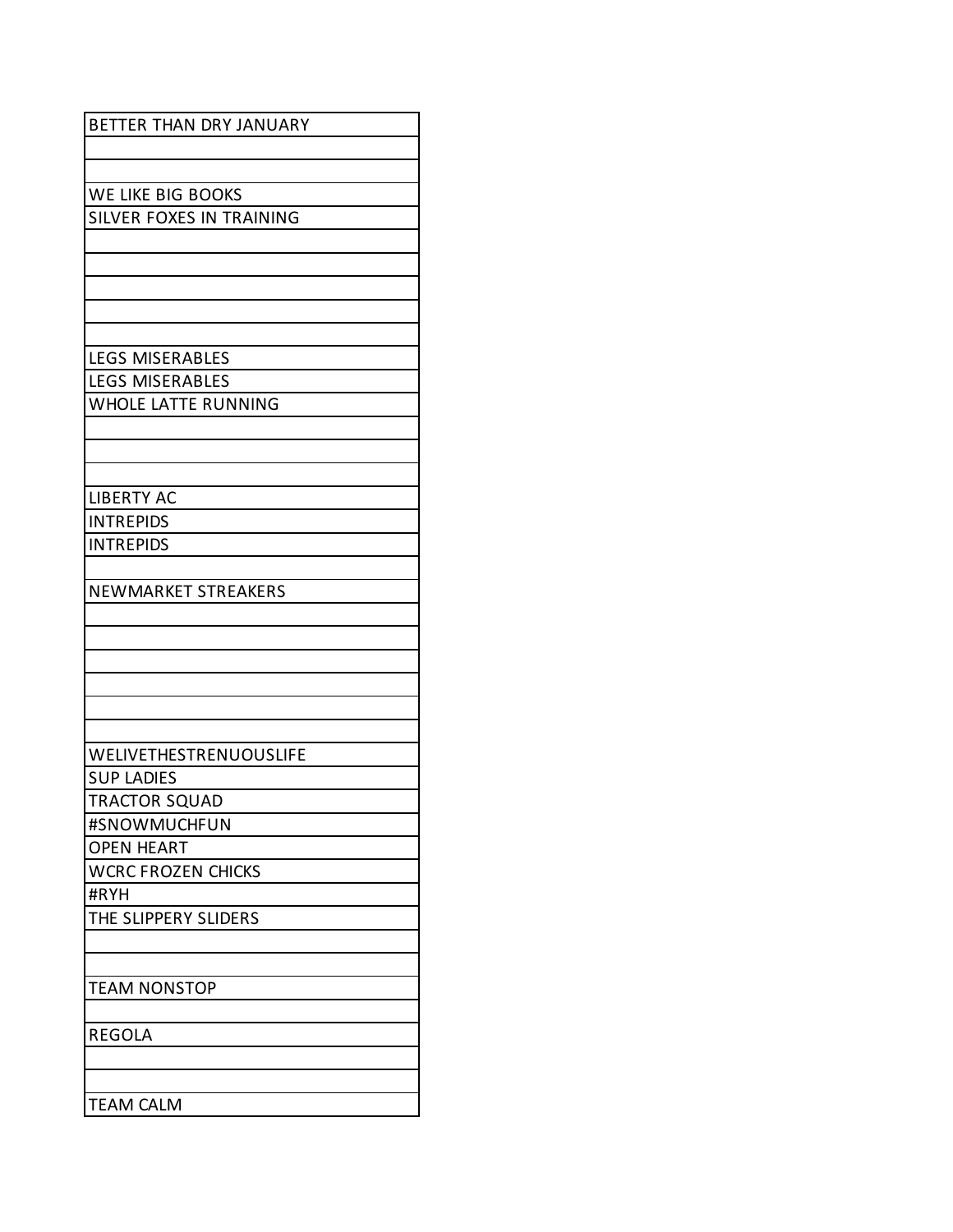| BETTER THAN DRY JANUARY |
|---|
| |
| |
| WE LIKE BIG BOOKS |
| SILVER FOXES IN TRAINING |
| |
| |
| |
| |
| |
| LEGS MISERABLES |
| LEGS MISERABLES |
| WHOLE LATTE RUNNING |
| |
| |
| |
| LIBERTY AC |
| INTREPIDS |
| INTREPIDS |
| |
| NEWMARKET STREAKERS |
| |
| |
| |
| |
| |
| |
| WELIVETHESTRENUOUSLIFE |
| SUP LADIES |
| TRACTOR SQUAD |
| #SNOWMUCHFUN |
| OPEN HEART |
| WCRC FROZEN CHICKS |
| #RYH |
| THE SLIPPERY SLIDERS |
| |
| |
| TEAM NONSTOP |
| |
| REGOLA |
| |
| |
| TEAM CALM |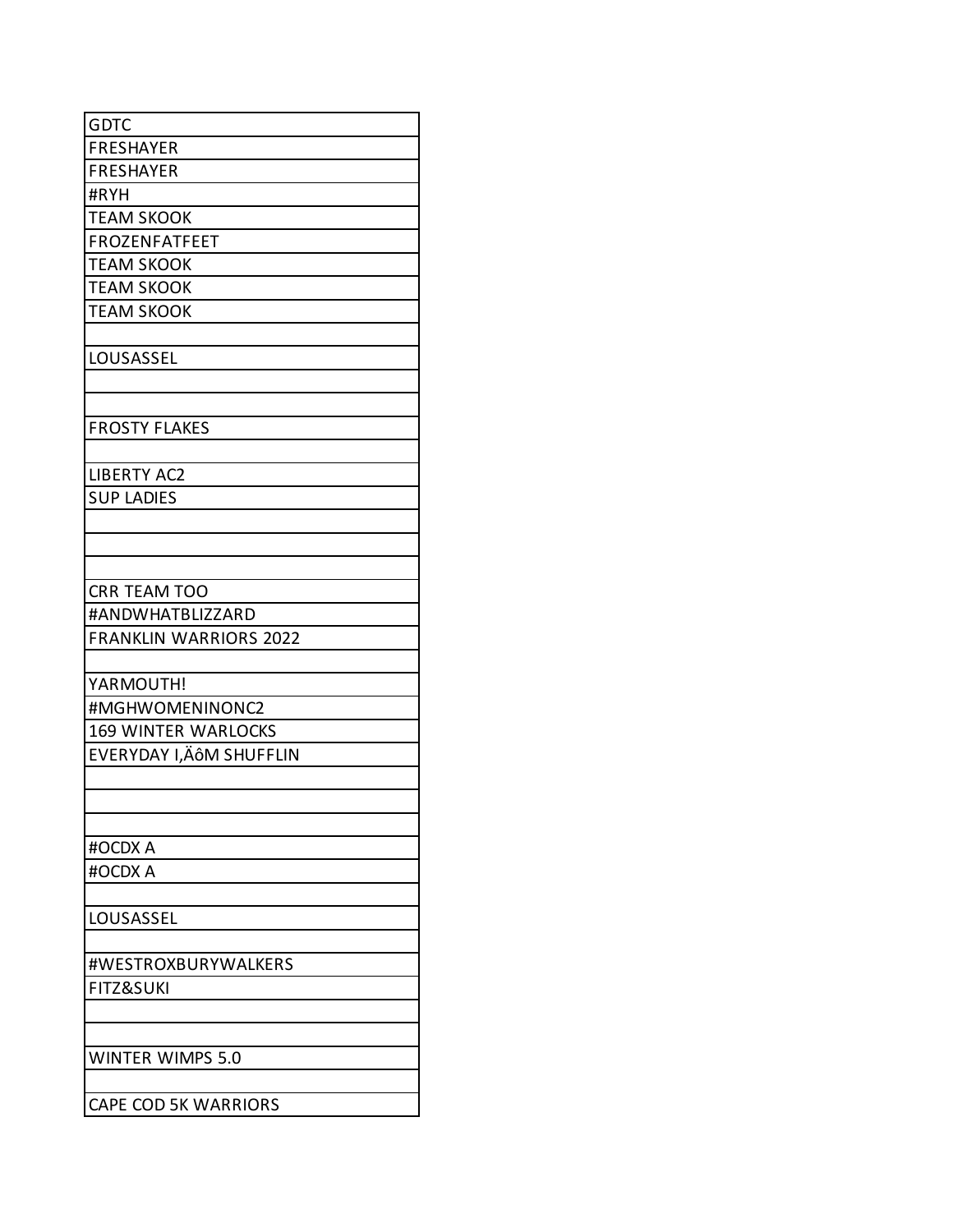| GDTC |
|---|
| FRESHAYER |
| FRESHAYER |
| #RYH |
| TEAM SKOOK |
| FROZENFATFEET |
| TEAM SKOOK |
| TEAM SKOOK |
| TEAM SKOOK |
| |
| LOUSASSEL |
| |
| |
| FROSTY FLAKES |
| |
| LIBERTY AC2 |
| SUP LADIES |
| |
| |
| |
| CRR TEAM TOO |
| #ANDWHATBLIZZARD |
| FRANKLIN WARRIORS 2022 |
| |
| YARMOUTH! |
| #MGHWOMENINONC2 |
| 169 WINTER WARLOCKS |
| EVERYDAY I‚ÄôM SHUFFLIN |
| |
| |
| |
| #OCDX A |
| #OCDX A |
| |
| LOUSASSEL |
| |
| #WESTROXBURYWALKERS |
| FITZ&SUKI |
| |
| |
| WINTER WIMPS 5.0 |
| |
| CAPE COD 5K WARRIORS |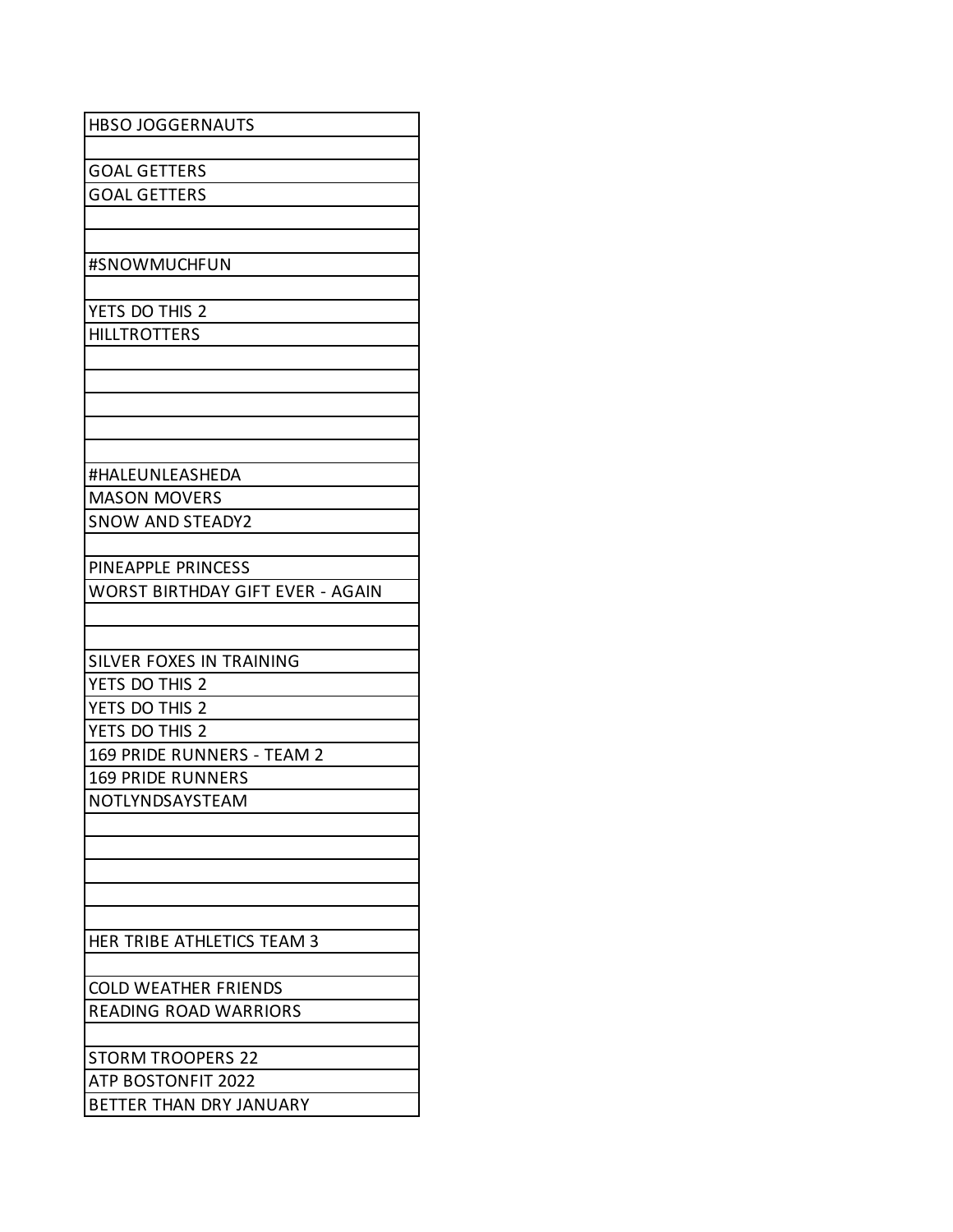| HBSO JOGGERNAUTS |
| --- |
| |
| GOAL GETTERS |
| GOAL GETTERS |
| |
| |
| #SNOWMUCHFUN |
| |
| YETS DO THIS 2 |
| HILLTROTTERS |
| |
| |
| |
| |
| |
| #HALEUNLEASHEDA |
| MASON MOVERS |
| SNOW AND STEADY2 |
| |
| PINEAPPLE PRINCESS |
| WORST BIRTHDAY GIFT EVER - AGAIN |
| |
| |
| SILVER FOXES IN TRAINING |
| YETS DO THIS 2 |
| YETS DO THIS 2 |
| YETS DO THIS 2 |
| 169 PRIDE RUNNERS - TEAM 2 |
| 169 PRIDE RUNNERS |
| NOTLYNDSAYSTEAM |
| |
| |
| |
| |
| |
| HER TRIBE ATHLETICS TEAM 3 |
| |
| COLD WEATHER FRIENDS |
| READING ROAD WARRIORS |
| |
| STORM TROOPERS 22 |
| ATP BOSTONFIT 2022 |
| BETTER THAN DRY JANUARY |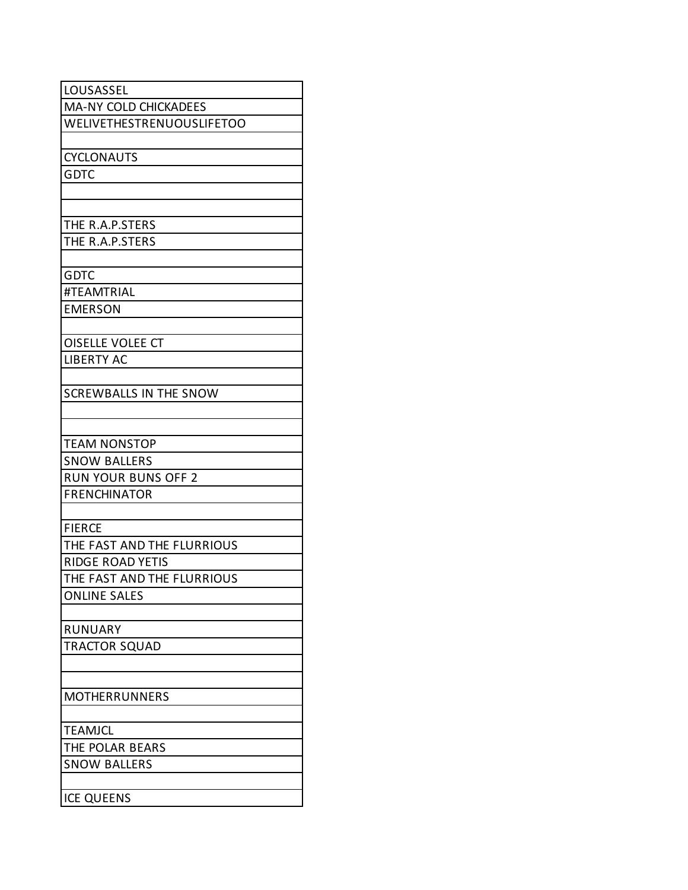| LOUSASSEL |
|---|
| MA-NY COLD CHICKADEES |
| WELIVETHESTRENUOUSLIFETOO |
| |
| CYCLONAUTS |
| GDTC |
| |
| |
| THE R.A.P.STERS |
| THE R.A.P.STERS |
| |
| GDTC |
| #TEAMTRIAL |
| EMERSON |
| |
| OISELLE VOLEE CT |
| LIBERTY AC |
| |
| SCREWBALLS IN THE SNOW |
| |
| |
| TEAM NONSTOP |
| SNOW BALLERS |
| RUN YOUR BUNS OFF 2 |
| FRENCHINATOR |
| |
| FIERCE |
| THE FAST AND THE FLURRIOUS |
| RIDGE ROAD YETIS |
| THE FAST AND THE FLURRIOUS |
| ONLINE SALES |
| |
| RUNUARY |
| TRACTOR SQUAD |
| |
| |
| MOTHERRUNNERS |
| |
| TEAMJCL |
| THE POLAR BEARS |
| SNOW BALLERS |
| |
| ICE QUEENS |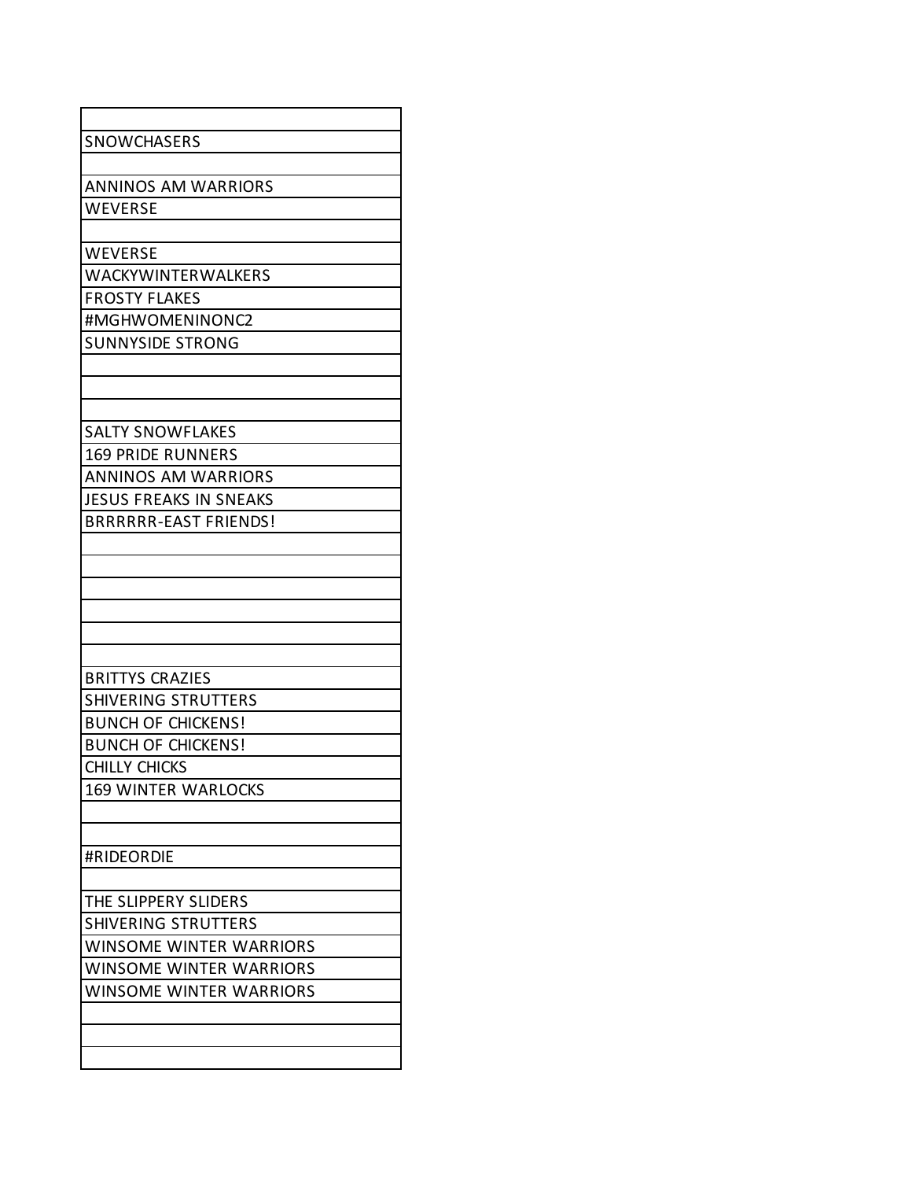| |
|---|
| SNOWCHASERS |
| |
| ANNINOS AM WARRIORS |
| WEVERSE |
| |
| WEVERSE |
| WACKYWINTERWALKERS |
| FROSTY FLAKES |
| #MGHWOMENINONC2 |
| SUNNYSIDE STRONG |
| |
| |
| |
| SALTY SNOWFLAKES |
| 169 PRIDE RUNNERS |
| ANNINOS AM WARRIORS |
| JESUS FREAKS IN SNEAKS |
| BRRRRRR-EAST FRIENDS! |
| |
| |
| |
| |
| |
| |
| BRITTYS CRAZIES |
| SHIVERING STRUTTERS |
| BUNCH OF CHICKENS! |
| BUNCH OF CHICKENS! |
| CHILLY CHICKS |
| 169 WINTER WARLOCKS |
| |
| |
| #RIDEORDIE |
| |
| THE SLIPPERY SLIDERS |
| SHIVERING STRUTTERS |
| WINSOME WINTER WARRIORS |
| WINSOME WINTER WARRIORS |
| WINSOME WINTER WARRIORS |
| |
| |
| |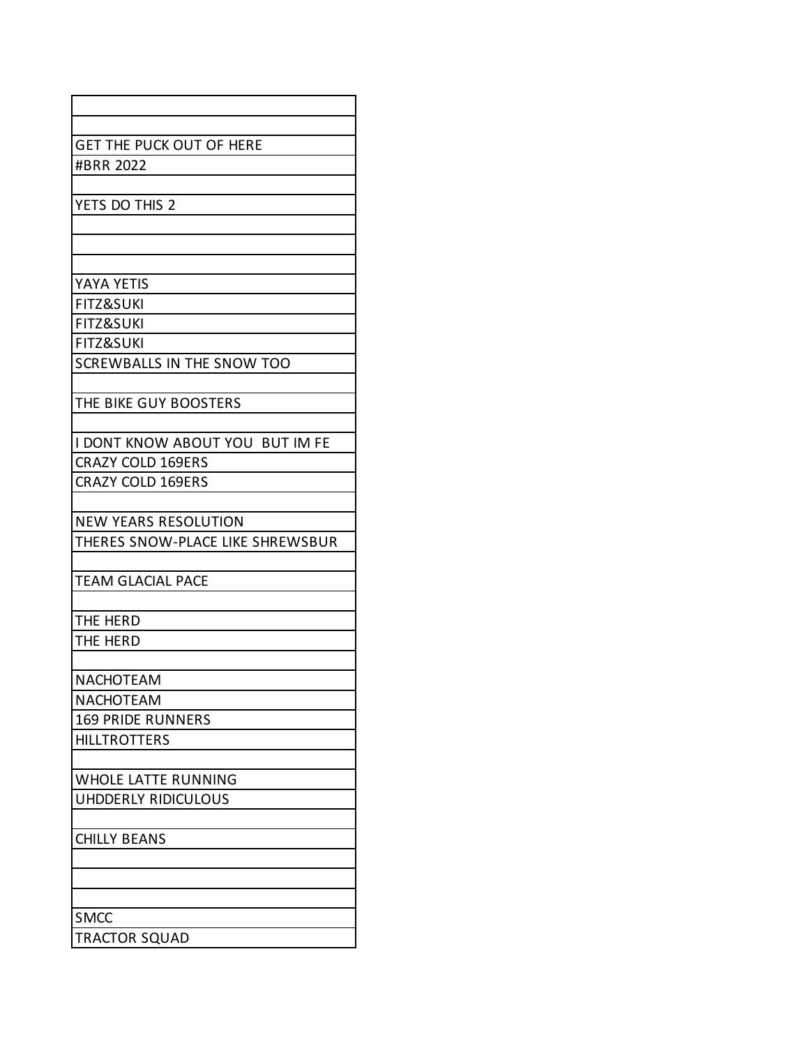| |
|---|
| |
| GET THE PUCK OUT OF HERE |
| #BRR 2022 |
| |
| YETS DO THIS 2 |
| |
| |
| |
| YAYA YETIS |
| FITZ&SUKI |
| FITZ&SUKI |
| FITZ&SUKI |
| SCREWBALLS IN THE SNOW TOO |
| |
| THE BIKE GUY BOOSTERS |
| |
| I DONT KNOW ABOUT YOU  BUT IM FE |
| CRAZY COLD 169ERS |
| CRAZY COLD 169ERS |
| |
| NEW YEARS RESOLUTION |
| THERES SNOW-PLACE LIKE SHREWSBUR |
| |
| TEAM GLACIAL PACE |
| |
| THE HERD |
| THE HERD |
| |
| NACHOTEAM |
| NACHOTEAM |
| 169 PRIDE RUNNERS |
| HILLTROTTERS |
| |
| WHOLE LATTE RUNNING |
| UHDDERLY RIDICULOUS |
| |
| CHILLY BEANS |
| |
| |
| |
| SMCC |
| TRACTOR SQUAD |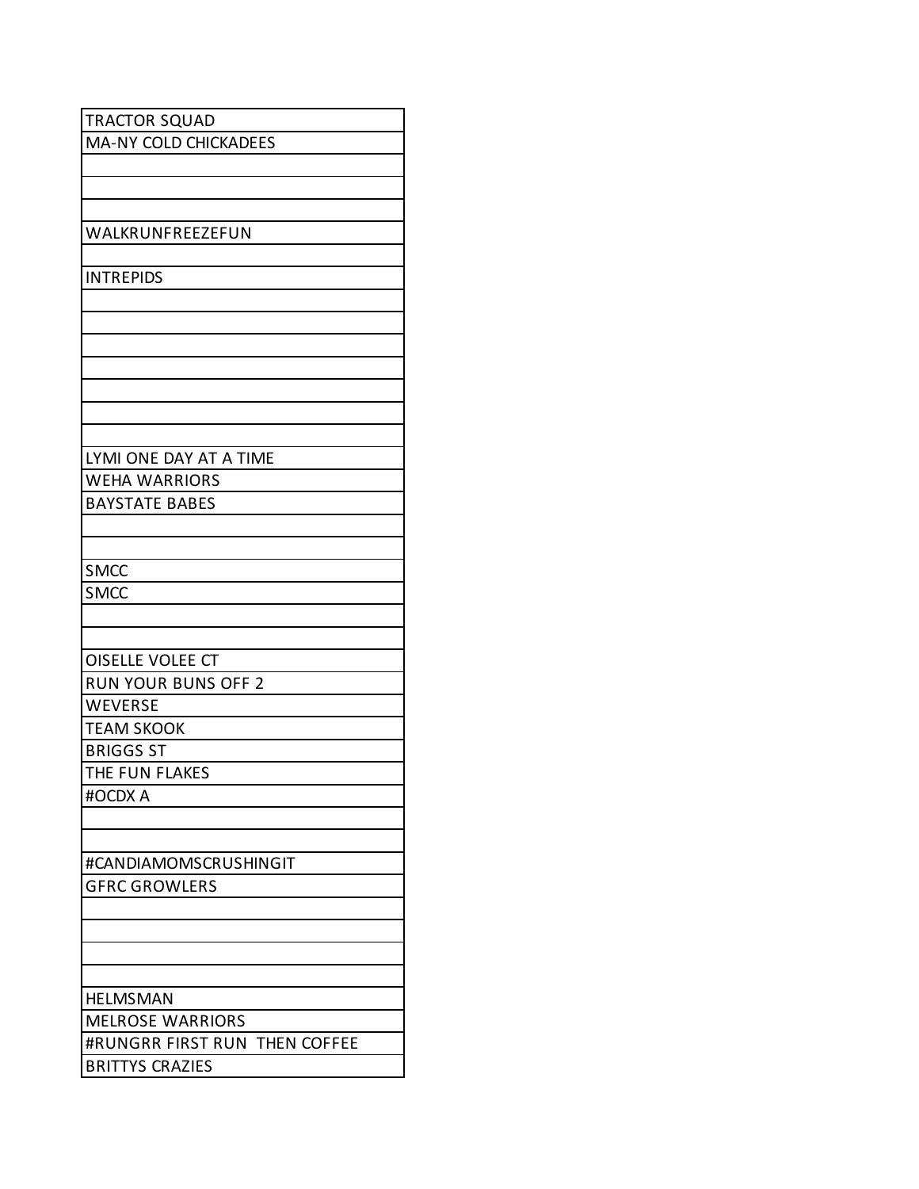| TRACTOR SQUAD |
|---|
| MA-NY COLD CHICKADEES |
| |
| |
| |
| WALKRUNFREEZEFUN |
| |
| INTREPIDS |
| |
| |
| |
| |
| |
| |
| |
| LYMI ONE DAY AT A TIME |
| WEHA WARRIORS |
| BAYSTATE BABES |
| |
| |
| SMCC |
| SMCC |
| |
| |
| OISELLE VOLEE CT |
| RUN YOUR BUNS OFF 2 |
| WEVERSE |
| TEAM SKOOK |
| BRIGGS ST |
| THE FUN FLAKES |
| #OCDX A |
| |
| |
| #CANDIAMOMSCRUSHINGIT |
| GFRC GROWLERS |
| |
| |
| |
| |
| HELMSMAN |
| MELROSE WARRIORS |
| #RUNGRR FIRST RUN  THEN COFFEE |
| BRITTYS CRAZIES |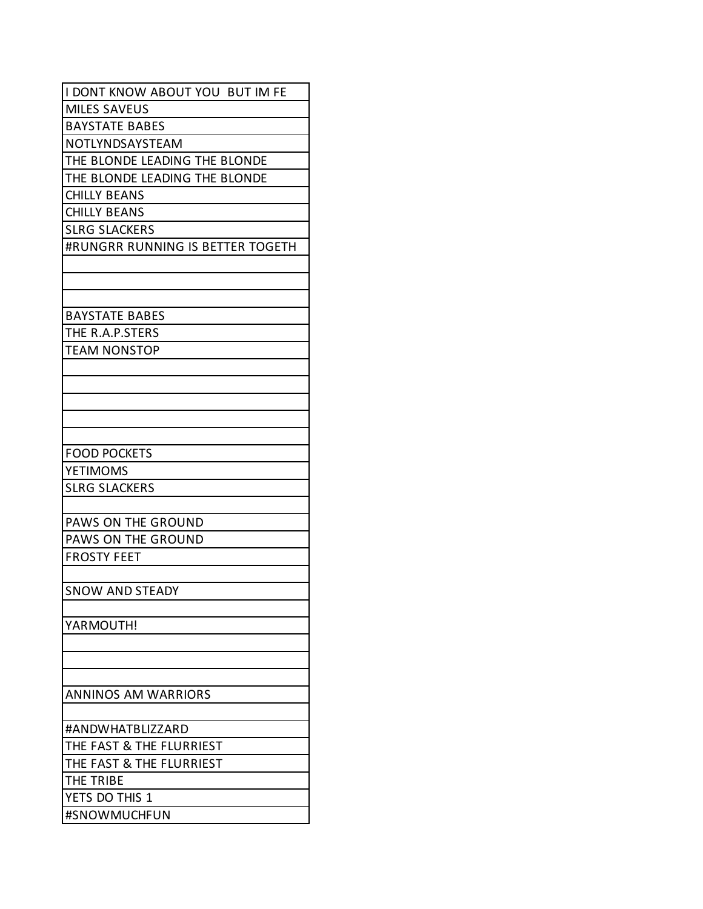| I DONT KNOW ABOUT YOU BUT IM FE |
| --- |
| MILES SAVEUS |
| BAYSTATE BABES |
| NOTLYNDSAYSTEAM |
| THE BLONDE LEADING THE BLONDE |
| THE BLONDE LEADING THE BLONDE |
| CHILLY BEANS |
| CHILLY BEANS |
| SLRG SLACKERS |
| #RUNGRR RUNNING IS BETTER TOGETH |
| |
| |
| |
| BAYSTATE BABES |
| THE R.A.P.STERS |
| TEAM NONSTOP |
| |
| |
| |
| |
| |
| FOOD POCKETS |
| YETIMOMS |
| SLRG SLACKERS |
| |
| PAWS ON THE GROUND |
| PAWS ON THE GROUND |
| FROSTY FEET |
| |
| SNOW AND STEADY |
| |
| YARMOUTH! |
| |
| |
| |
| ANNINOS AM WARRIORS |
| |
| #ANDWHATBLIZZARD |
| THE FAST & THE FLURRIEST |
| THE FAST & THE FLURRIEST |
| THE TRIBE |
| YETS DO THIS 1 |
| #SNOWMUCHFUN |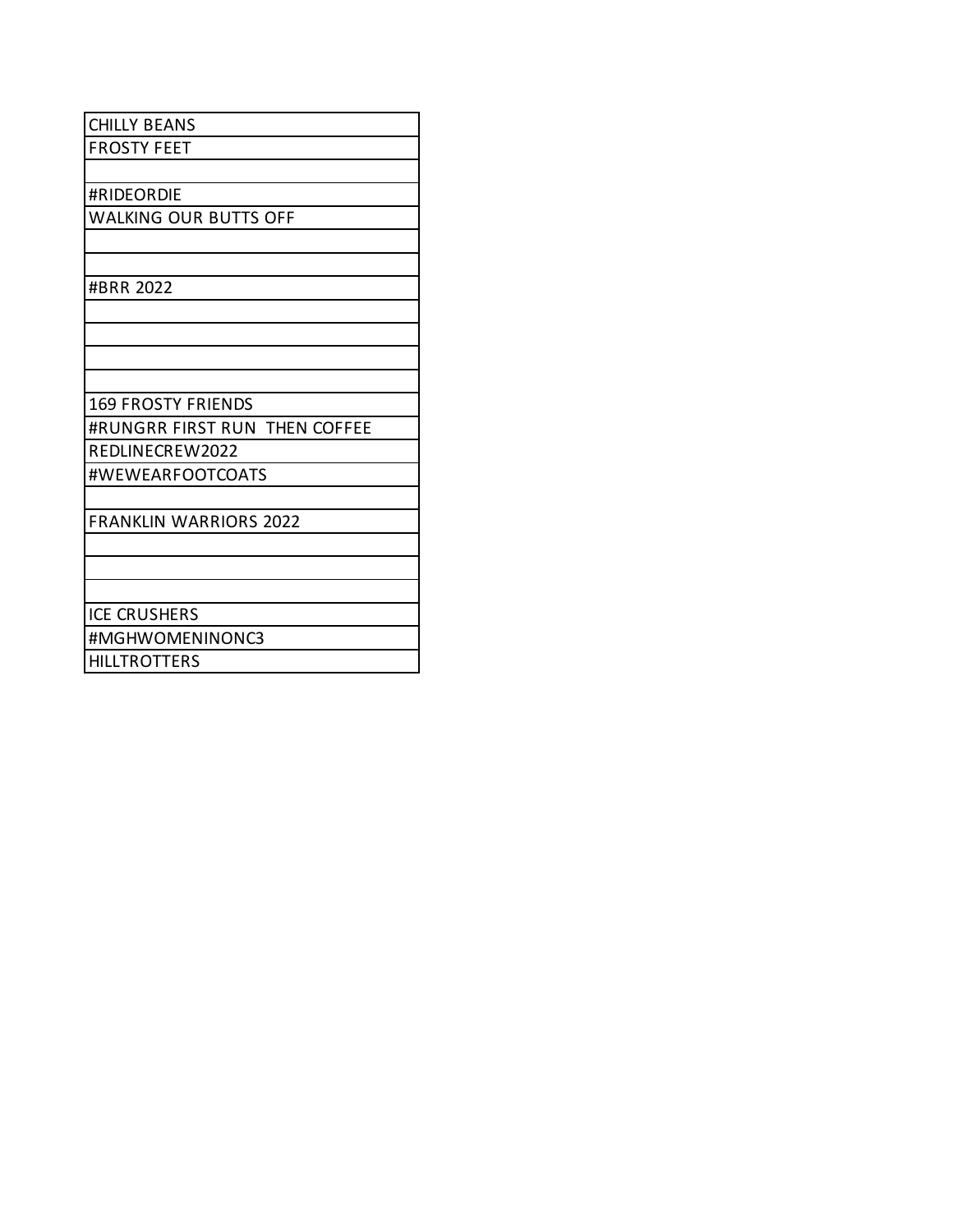| |
|---|
| CHILLY BEANS |
| FROSTY FEET |
| |
| #RIDEORDIE |
| WALKING OUR BUTTS OFF |
| |
| |
| #BRR 2022 |
| |
| |
| |
| |
| 169 FROSTY FRIENDS |
| #RUNGRR FIRST RUN THEN COFFEE |
| REDLINECREW2022 |
| #WEWEARFOOTCOATS |
| |
| FRANKLIN WARRIORS 2022 |
| |
| |
| |
| ICE CRUSHERS |
| #MGHWOMENINONC3 |
| HILLTROTTERS |